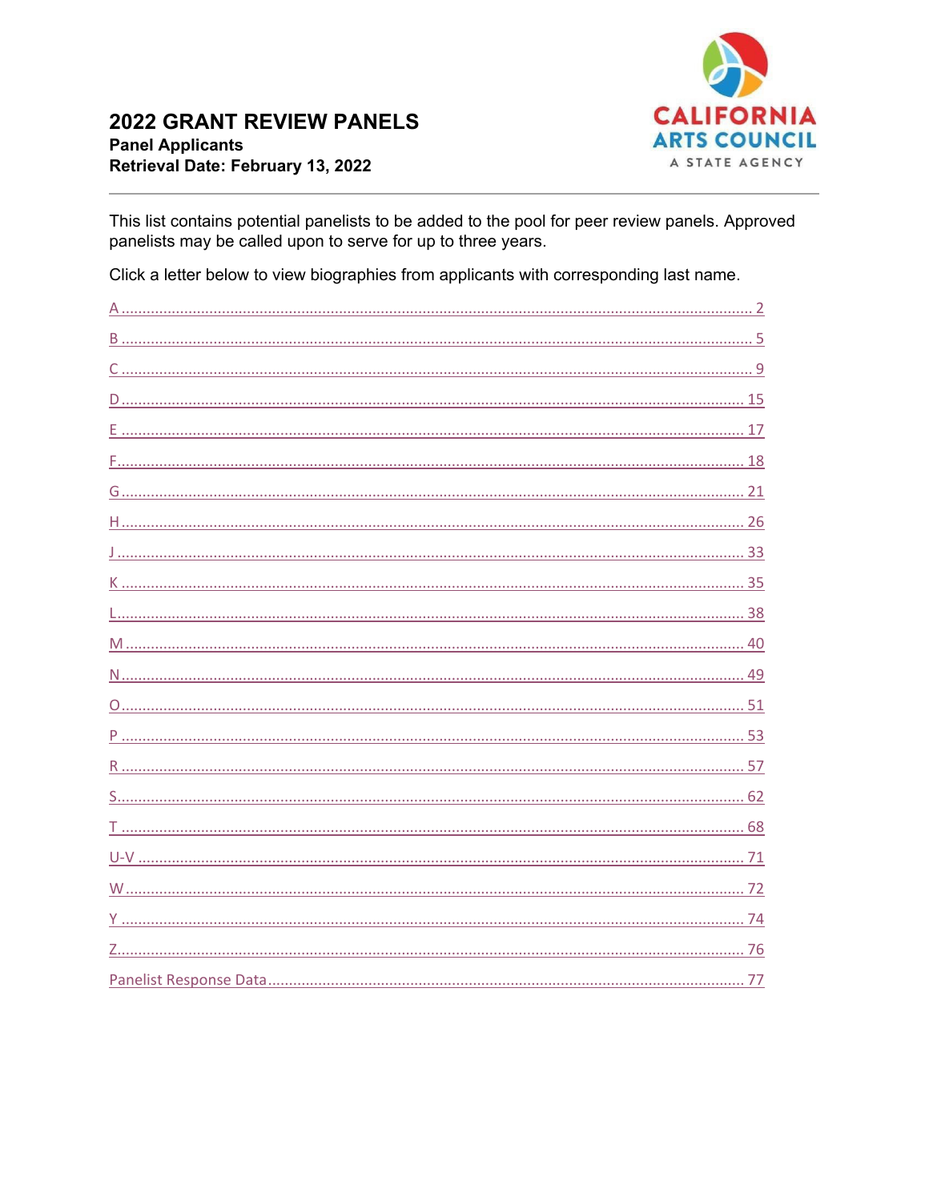# 2022 GRANT REVIEW PANELS

**Panel Applicants**
**Retrieval Date: February 13, 2022**

CALIFORNIA ARTS COUNCIL
A STATE AGENCY

This list contains potential panelists to be added to the pool for peer review panels. Approved panelists may be called upon to serve for up to three years.

Click a letter below to view biographies from applicants with corresponding last name.

- A .......... 2
- B .......... 5
- C .......... 9
- D .......... 15
- E .......... 17
- F .......... 18
- G .......... 21
- H .......... 26
- J .......... 33
- K .......... 35
- L .......... 38
- M .......... 40
- N .......... 49
- O .......... 51
- P .......... 53
- R .......... 57
- S .......... 62
- T .......... 68
- U-V .......... 71
- W .......... 72
- Y .......... 74
- Z .......... 76
- Panelist Response Data .......... 77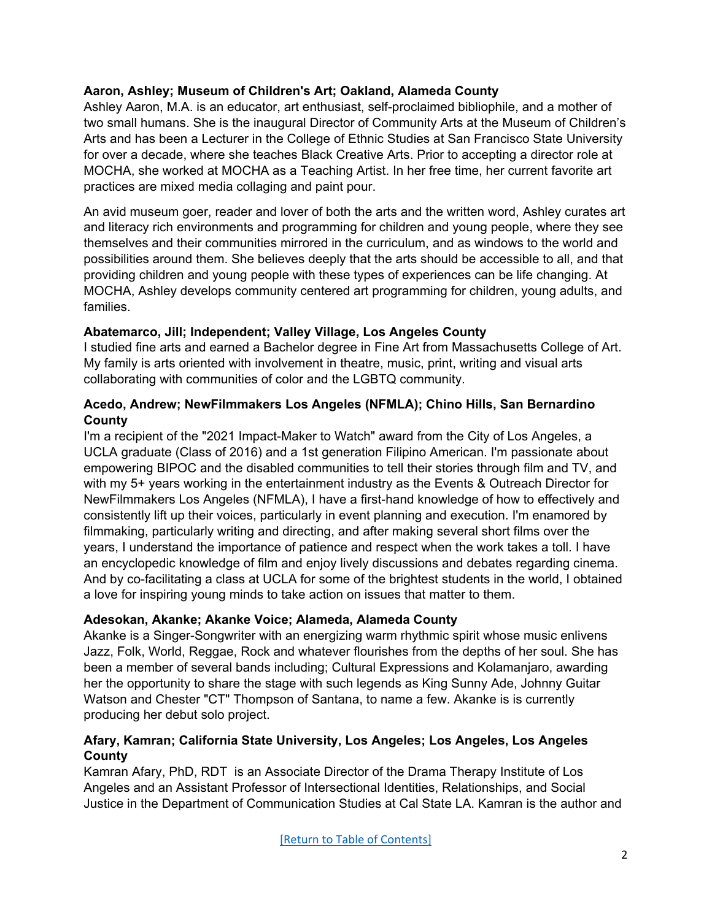**Aaron, Ashley; Museum of Children's Art; Oakland, Alameda County**

Ashley Aaron, M.A. is an educator, art enthusiast, self-proclaimed bibliophile, and a mother of two small humans. She is the inaugural Director of Community Arts at the Museum of Children's Arts and has been a Lecturer in the College of Ethnic Studies at San Francisco State University for over a decade, where she teaches Black Creative Arts. Prior to accepting a director role at MOCHA, she worked at MOCHA as a Teaching Artist. In her free time, her current favorite art practices are mixed media collaging and paint pour.

An avid museum goer, reader and lover of both the arts and the written word, Ashley curates art and literacy rich environments and programming for children and young people, where they see themselves and their communities mirrored in the curriculum, and as windows to the world and possibilities around them. She believes deeply that the arts should be accessible to all, and that providing children and young people with these types of experiences can be life changing. At MOCHA, Ashley develops community centered art programming for children, young adults, and families.

**Abatemarco, Jill; Independent; Valley Village, Los Angeles County**

I studied fine arts and earned a Bachelor degree in Fine Art from Massachusetts College of Art. My family is arts oriented with involvement in theatre, music, print, writing and visual arts collaborating with communities of color and the LGBTQ community.

**Acedo, Andrew; NewFilmmakers Los Angeles (NFMLA); Chino Hills, San Bernardino County**

I'm a recipient of the "2021 Impact-Maker to Watch" award from the City of Los Angeles, a UCLA graduate (Class of 2016) and a 1st generation Filipino American. I'm passionate about empowering BIPOC and the disabled communities to tell their stories through film and TV, and with my 5+ years working in the entertainment industry as the Events & Outreach Director for NewFilmmakers Los Angeles (NFMLA), I have a first-hand knowledge of how to effectively and consistently lift up their voices, particularly in event planning and execution. I'm enamored by filmmaking, particularly writing and directing, and after making several short films over the years, I understand the importance of patience and respect when the work takes a toll. I have an encyclopedic knowledge of film and enjoy lively discussions and debates regarding cinema. And by co-facilitating a class at UCLA for some of the brightest students in the world, I obtained a love for inspiring young minds to take action on issues that matter to them.

**Adesokan, Akanke; Akanke Voice; Alameda, Alameda County**

Akanke is a Singer-Songwriter with an energizing warm rhythmic spirit whose music enlivens Jazz, Folk, World, Reggae, Rock and whatever flourishes from the depths of her soul. She has been a member of several bands including; Cultural Expressions and Kolamanjaro, awarding her the opportunity to share the stage with such legends as King Sunny Ade, Johnny Guitar Watson and Chester "CT" Thompson of Santana, to name a few. Akanke is is currently producing her debut solo project.

**Afary, Kamran; California State University, Los Angeles; Los Angeles, Los Angeles County**

Kamran Afary, PhD, RDT is an Associate Director of the Drama Therapy Institute of Los Angeles and an Assistant Professor of Intersectional Identities, Relationships, and Social Justice in the Department of Communication Studies at Cal State LA. Kamran is the author and

[Return to Table of Contents]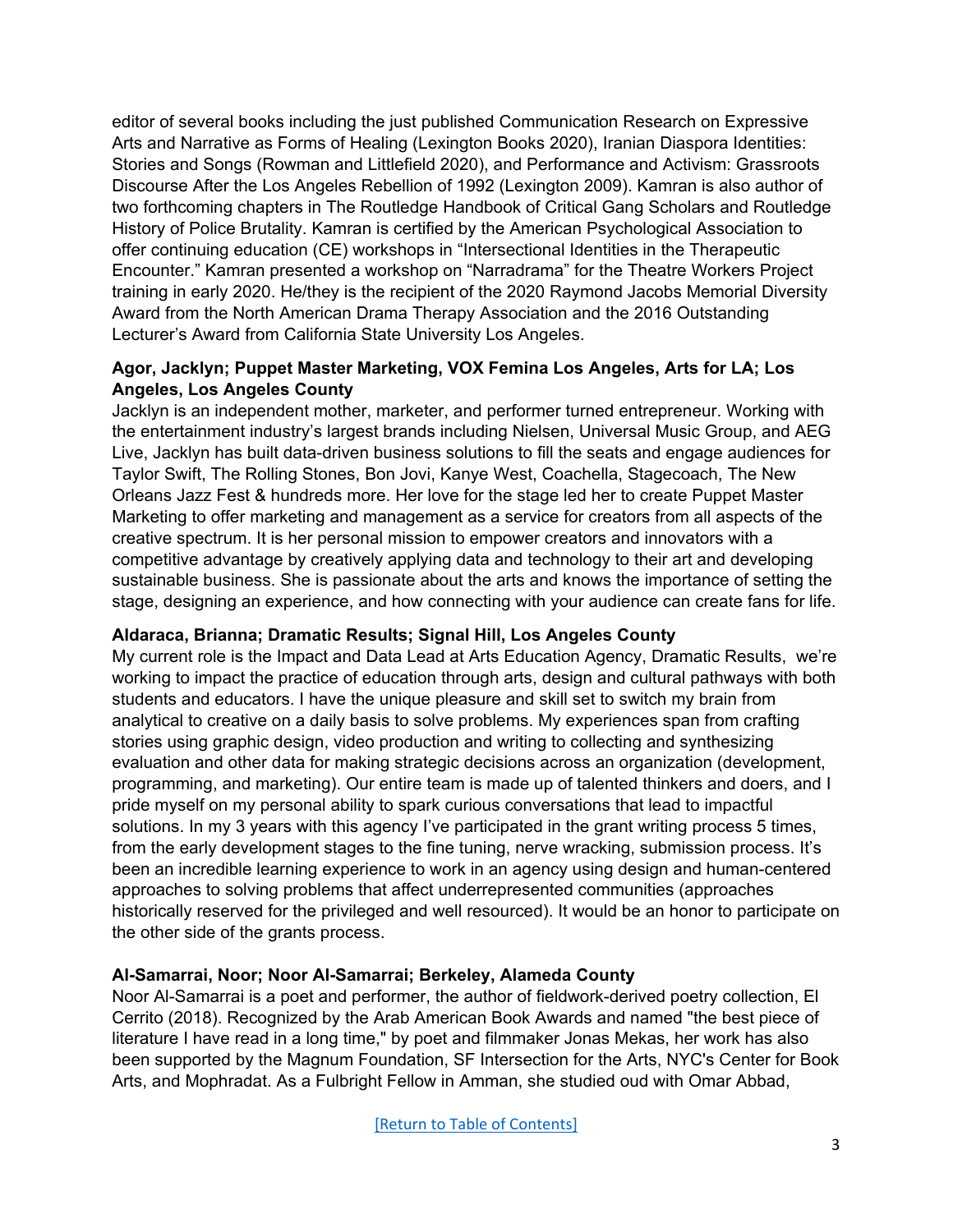editor of several books including the just published Communication Research on Expressive Arts and Narrative as Forms of Healing (Lexington Books 2020), Iranian Diaspora Identities: Stories and Songs (Rowman and Littlefield 2020), and Performance and Activism: Grassroots Discourse After the Los Angeles Rebellion of 1992 (Lexington 2009). Kamran is also author of two forthcoming chapters in The Routledge Handbook of Critical Gang Scholars and Routledge History of Police Brutality. Kamran is certified by the American Psychological Association to offer continuing education (CE) workshops in "Intersectional Identities in the Therapeutic Encounter." Kamran presented a workshop on "Narradrama" for the Theatre Workers Project training in early 2020. He/they is the recipient of the 2020 Raymond Jacobs Memorial Diversity Award from the North American Drama Therapy Association and the 2016 Outstanding Lecturer's Award from California State University Los Angeles.

**Agor, Jacklyn; Puppet Master Marketing, VOX Femina Los Angeles, Arts for LA; Los Angeles, Los Angeles County**

Jacklyn is an independent mother, marketer, and performer turned entrepreneur. Working with the entertainment industry's largest brands including Nielsen, Universal Music Group, and AEG Live, Jacklyn has built data-driven business solutions to fill the seats and engage audiences for Taylor Swift, The Rolling Stones, Bon Jovi, Kanye West, Coachella, Stagecoach, The New Orleans Jazz Fest & hundreds more. Her love for the stage led her to create Puppet Master Marketing to offer marketing and management as a service for creators from all aspects of the creative spectrum. It is her personal mission to empower creators and innovators with a competitive advantage by creatively applying data and technology to their art and developing sustainable business. She is passionate about the arts and knows the importance of setting the stage, designing an experience, and how connecting with your audience can create fans for life.

**Aldaraca, Brianna; Dramatic Results; Signal Hill, Los Angeles County**

My current role is the Impact and Data Lead at Arts Education Agency, Dramatic Results, we're working to impact the practice of education through arts, design and cultural pathways with both students and educators. I have the unique pleasure and skill set to switch my brain from analytical to creative on a daily basis to solve problems. My experiences span from crafting stories using graphic design, video production and writing to collecting and synthesizing evaluation and other data for making strategic decisions across an organization (development, programming, and marketing). Our entire team is made up of talented thinkers and doers, and I pride myself on my personal ability to spark curious conversations that lead to impactful solutions. In my 3 years with this agency I've participated in the grant writing process 5 times, from the early development stages to the fine tuning, nerve wracking, submission process. It's been an incredible learning experience to work in an agency using design and human-centered approaches to solving problems that affect underrepresented communities (approaches historically reserved for the privileged and well resourced). It would be an honor to participate on the other side of the grants process.

**Al-Samarrai, Noor; Noor Al-Samarrai; Berkeley, Alameda County**

Noor Al-Samarrai is a poet and performer, the author of fieldwork-derived poetry collection, El Cerrito (2018). Recognized by the Arab American Book Awards and named "the best piece of literature I have read in a long time," by poet and filmmaker Jonas Mekas, her work has also been supported by the Magnum Foundation, SF Intersection for the Arts, NYC's Center for Book Arts, and Mophradat. As a Fulbright Fellow in Amman, she studied oud with Omar Abbad,

[Return to Table of Contents]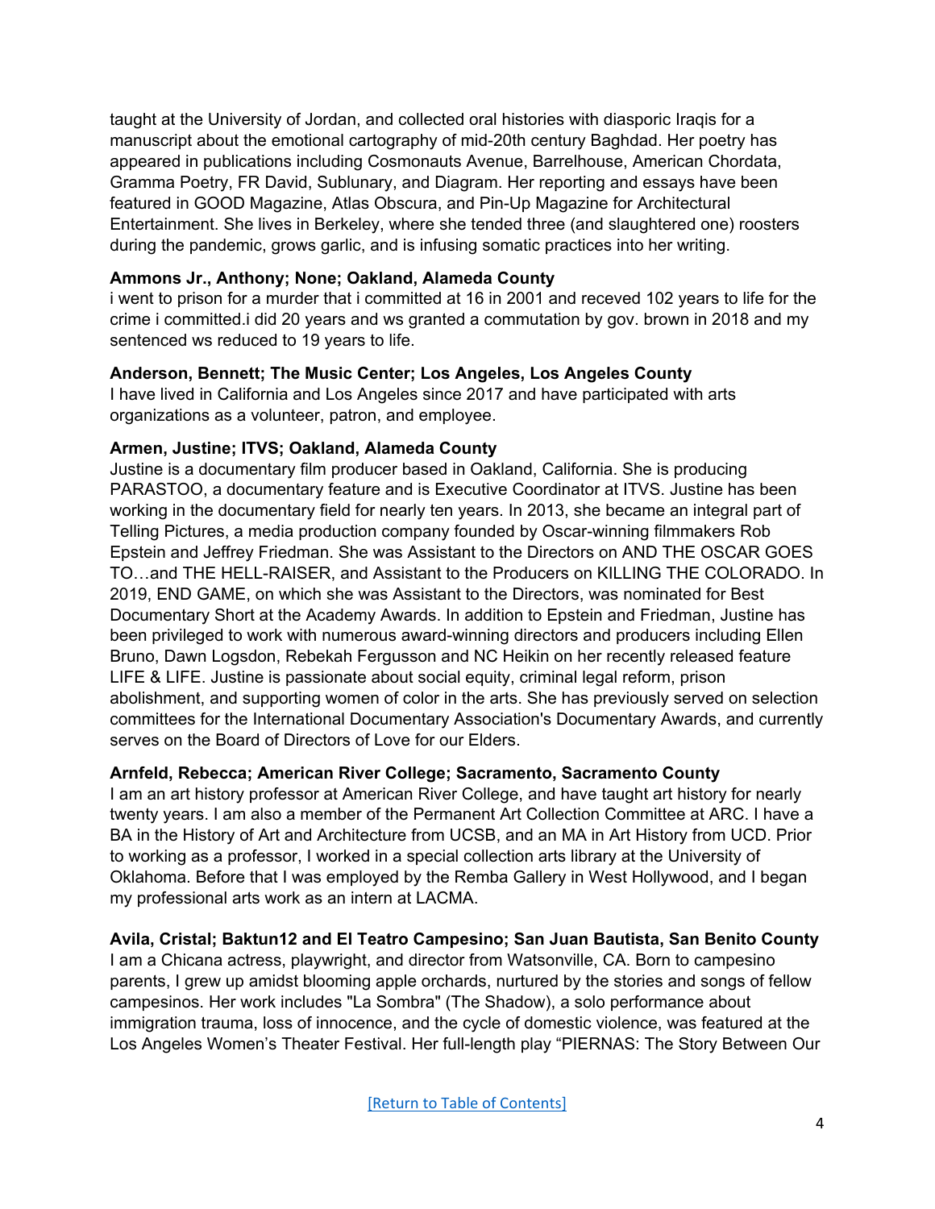taught at the University of Jordan, and collected oral histories with diasporic Iraqis for a manuscript about the emotional cartography of mid-20th century Baghdad. Her poetry has appeared in publications including Cosmonauts Avenue, Barrelhouse, American Chordata, Gramma Poetry, FR David, Sublunary, and Diagram. Her reporting and essays have been featured in GOOD Magazine, Atlas Obscura, and Pin-Up Magazine for Architectural Entertainment. She lives in Berkeley, where she tended three (and slaughtered one) roosters during the pandemic, grows garlic, and is infusing somatic practices into her writing.

**Ammons Jr., Anthony; None; Oakland, Alameda County**

i went to prison for a murder that i committed at 16 in 2001 and receved 102 years to life for the crime i committed.i did 20 years and ws granted a commutation by gov. brown in 2018 and my sentenced ws reduced to 19 years to life.

**Anderson, Bennett; The Music Center; Los Angeles, Los Angeles County**

I have lived in California and Los Angeles since 2017 and have participated with arts organizations as a volunteer, patron, and employee.

**Armen, Justine; ITVS; Oakland, Alameda County**

Justine is a documentary film producer based in Oakland, California. She is producing PARASTOO, a documentary feature and is Executive Coordinator at ITVS. Justine has been working in the documentary field for nearly ten years. In 2013, she became an integral part of Telling Pictures, a media production company founded by Oscar-winning filmmakers Rob Epstein and Jeffrey Friedman. She was Assistant to the Directors on AND THE OSCAR GOES TO…and THE HELL-RAISER, and Assistant to the Producers on KILLING THE COLORADO. In 2019, END GAME, on which she was Assistant to the Directors, was nominated for Best Documentary Short at the Academy Awards. In addition to Epstein and Friedman, Justine has been privileged to work with numerous award-winning directors and producers including Ellen Bruno, Dawn Logsdon, Rebekah Fergusson and NC Heikin on her recently released feature LIFE & LIFE. Justine is passionate about social equity, criminal legal reform, prison abolishment, and supporting women of color in the arts. She has previously served on selection committees for the International Documentary Association's Documentary Awards, and currently serves on the Board of Directors of Love for our Elders.

**Arnfeld, Rebecca; American River College; Sacramento, Sacramento County**

I am an art history professor at American River College, and have taught art history for nearly twenty years. I am also a member of the Permanent Art Collection Committee at ARC. I have a BA in the History of Art and Architecture from UCSB, and an MA in Art History from UCD. Prior to working as a professor, I worked in a special collection arts library at the University of Oklahoma. Before that I was employed by the Remba Gallery in West Hollywood, and I began my professional arts work as an intern at LACMA.

**Avila, Cristal; Baktun12 and El Teatro Campesino; San Juan Bautista, San Benito County**

I am a Chicana actress, playwright, and director from Watsonville, CA. Born to campesino parents, I grew up amidst blooming apple orchards, nurtured by the stories and songs of fellow campesinos. Her work includes "La Sombra" (The Shadow), a solo performance about immigration trauma, loss of innocence, and the cycle of domestic violence, was featured at the Los Angeles Women's Theater Festival. Her full-length play "PIERNAS: The Story Between Our

[Return to Table of Contents]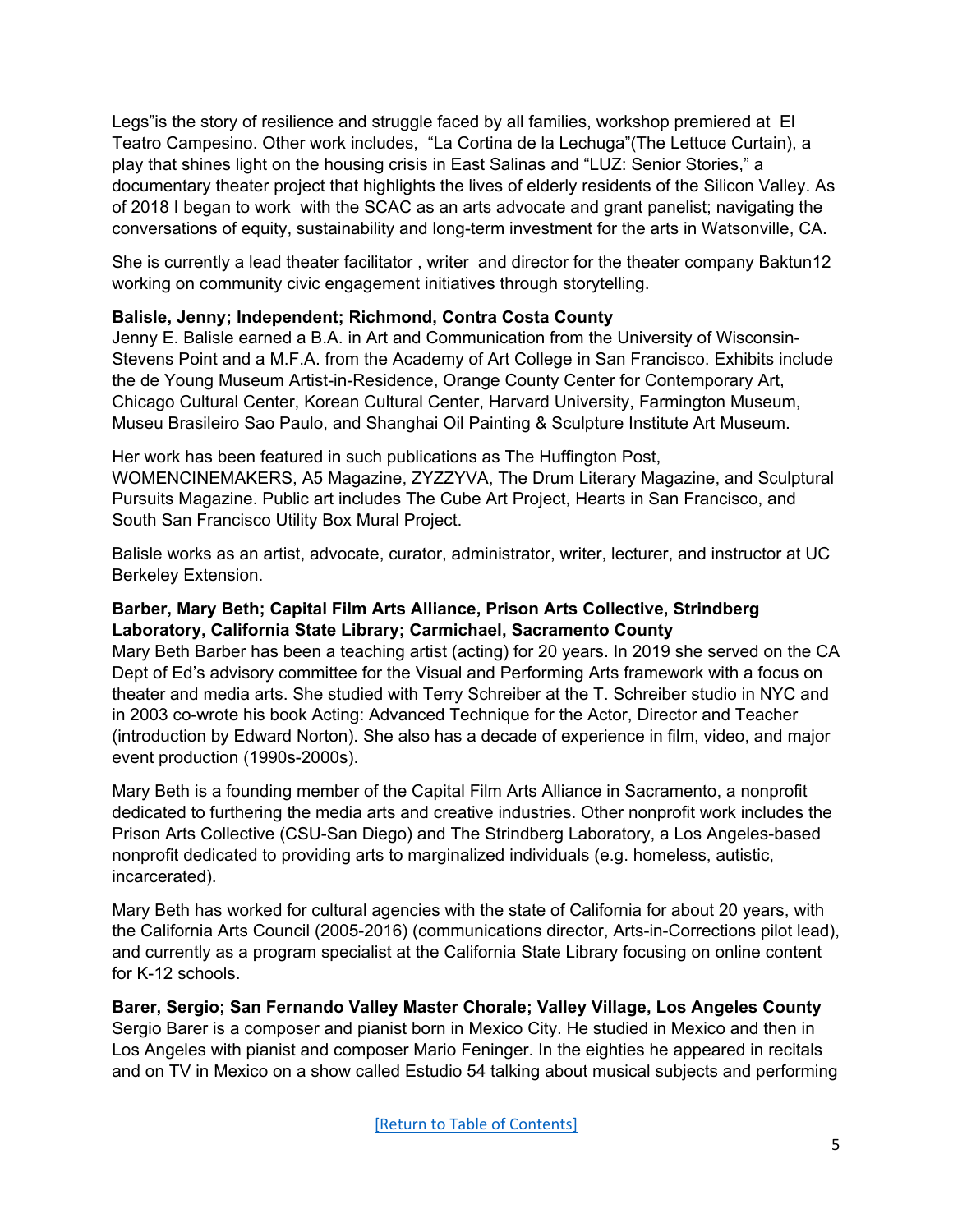Legs"is the story of resilience and struggle faced by all families, workshop premiered at El Teatro Campesino. Other work includes, "La Cortina de la Lechuga"(The Lettuce Curtain), a play that shines light on the housing crisis in East Salinas and "LUZ: Senior Stories," a documentary theater project that highlights the lives of elderly residents of the Silicon Valley. As of 2018 I began to work with the SCAC as an arts advocate and grant panelist; navigating the conversations of equity, sustainability and long-term investment for the arts in Watsonville, CA.

She is currently a lead theater facilitator , writer and director for the theater company Baktun12 working on community civic engagement initiatives through storytelling.

**Balisle, Jenny; Independent; Richmond, Contra Costa County**
Jenny E. Balisle earned a B.A. in Art and Communication from the University of Wisconsin-Stevens Point and a M.F.A. from the Academy of Art College in San Francisco. Exhibits include the de Young Museum Artist-in-Residence, Orange County Center for Contemporary Art, Chicago Cultural Center, Korean Cultural Center, Harvard University, Farmington Museum, Museu Brasileiro Sao Paulo, and Shanghai Oil Painting & Sculpture Institute Art Museum.

Her work has been featured in such publications as The Huffington Post, WOMENCINEMAKERS, A5 Magazine, ZYZZYVA, The Drum Literary Magazine, and Sculptural Pursuits Magazine. Public art includes The Cube Art Project, Hearts in San Francisco, and South San Francisco Utility Box Mural Project.

Balisle works as an artist, advocate, curator, administrator, writer, lecturer, and instructor at UC Berkeley Extension.

**Barber, Mary Beth; Capital Film Arts Alliance, Prison Arts Collective, Strindberg Laboratory, California State Library; Carmichael, Sacramento County**
Mary Beth Barber has been a teaching artist (acting) for 20 years. In 2019 she served on the CA Dept of Ed's advisory committee for the Visual and Performing Arts framework with a focus on theater and media arts. She studied with Terry Schreiber at the T. Schreiber studio in NYC and in 2003 co-wrote his book Acting: Advanced Technique for the Actor, Director and Teacher (introduction by Edward Norton). She also has a decade of experience in film, video, and major event production (1990s-2000s).

Mary Beth is a founding member of the Capital Film Arts Alliance in Sacramento, a nonprofit dedicated to furthering the media arts and creative industries. Other nonprofit work includes the Prison Arts Collective (CSU-San Diego) and The Strindberg Laboratory, a Los Angeles-based nonprofit dedicated to providing arts to marginalized individuals (e.g. homeless, autistic, incarcerated).

Mary Beth has worked for cultural agencies with the state of California for about 20 years, with the California Arts Council (2005-2016) (communications director, Arts-in-Corrections pilot lead), and currently as a program specialist at the California State Library focusing on online content for K-12 schools.

**Barer, Sergio; San Fernando Valley Master Chorale; Valley Village, Los Angeles County**
Sergio Barer is a composer and pianist born in Mexico City. He studied in Mexico and then in Los Angeles with pianist and composer Mario Feninger. In the eighties he appeared in recitals and on TV in Mexico on a show called Estudio 54 talking about musical subjects and performing

[Return to Table of Contents]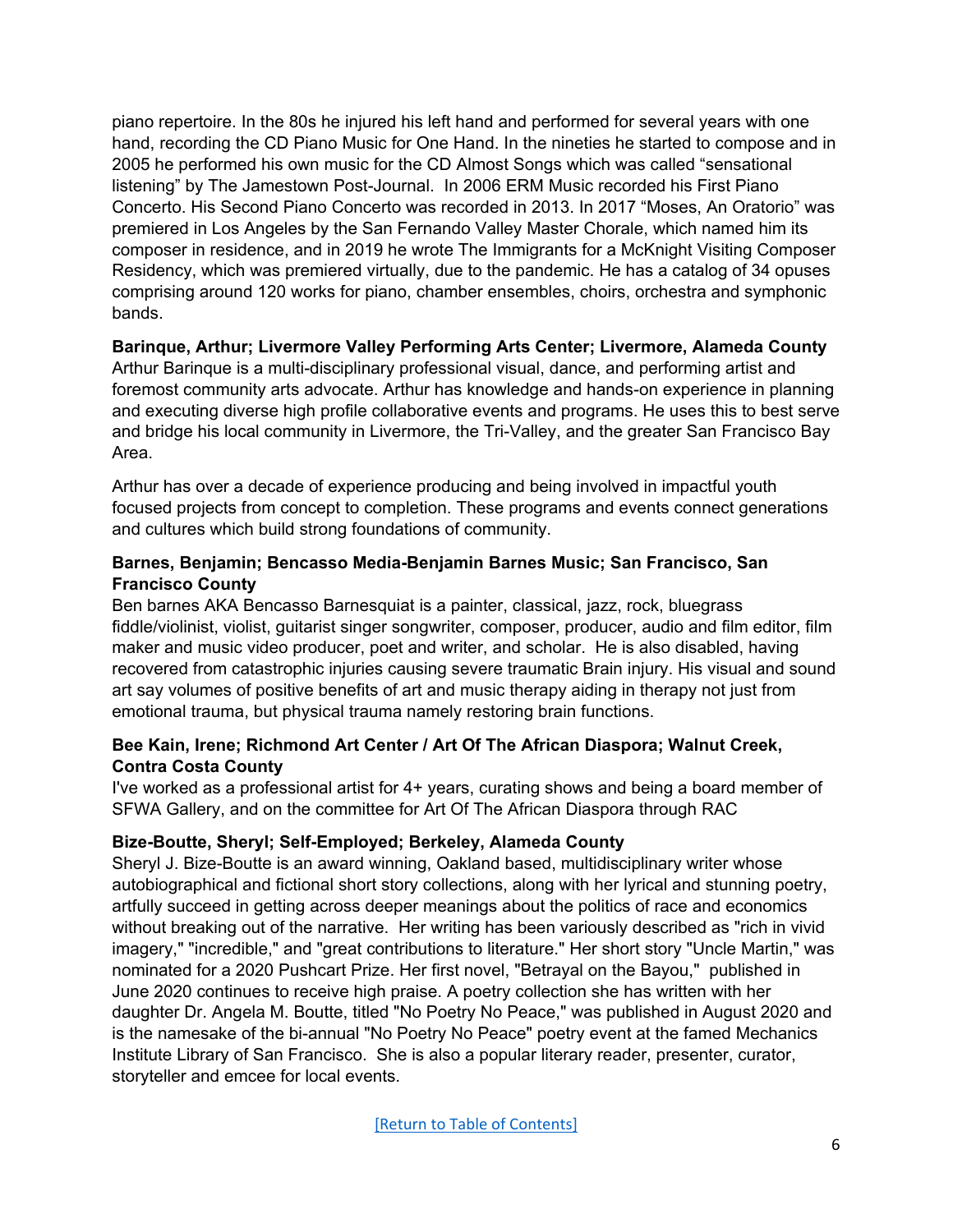piano repertoire. In the 80s he injured his left hand and performed for several years with one hand, recording the CD Piano Music for One Hand. In the nineties he started to compose and in 2005 he performed his own music for the CD Almost Songs which was called "sensational listening" by The Jamestown Post-Journal. In 2006 ERM Music recorded his First Piano Concerto. His Second Piano Concerto was recorded in 2013. In 2017 "Moses, An Oratorio" was premiered in Los Angeles by the San Fernando Valley Master Chorale, which named him its composer in residence, and in 2019 he wrote The Immigrants for a McKnight Visiting Composer Residency, which was premiered virtually, due to the pandemic. He has a catalog of 34 opuses comprising around 120 works for piano, chamber ensembles, choirs, orchestra and symphonic bands.

**Barinque, Arthur; Livermore Valley Performing Arts Center; Livermore, Alameda County**
Arthur Barinque is a multi-disciplinary professional visual, dance, and performing artist and foremost community arts advocate. Arthur has knowledge and hands-on experience in planning and executing diverse high profile collaborative events and programs. He uses this to best serve and bridge his local community in Livermore, the Tri-Valley, and the greater San Francisco Bay Area.

Arthur has over a decade of experience producing and being involved in impactful youth focused projects from concept to completion. These programs and events connect generations and cultures which build strong foundations of community.

**Barnes, Benjamin; Bencasso Media-Benjamin Barnes Music; San Francisco, San Francisco County**
Ben barnes AKA Bencasso Barnesquiat is a painter, classical, jazz, rock, bluegrass fiddle/violinist, violist, guitarist singer songwriter, composer, producer, audio and film editor, film maker and music video producer, poet and writer, and scholar. He is also disabled, having recovered from catastrophic injuries causing severe traumatic Brain injury. His visual and sound art say volumes of positive benefits of art and music therapy aiding in therapy not just from emotional trauma, but physical trauma namely restoring brain functions.

**Bee Kain, Irene; Richmond Art Center / Art Of The African Diaspora; Walnut Creek, Contra Costa County**
I've worked as a professional artist for 4+ years, curating shows and being a board member of SFWA Gallery, and on the committee for Art Of The African Diaspora through RAC

**Bize-Boutte, Sheryl; Self-Employed; Berkeley, Alameda County**
Sheryl J. Bize-Boutte is an award winning, Oakland based, multidisciplinary writer whose autobiographical and fictional short story collections, along with her lyrical and stunning poetry, artfully succeed in getting across deeper meanings about the politics of race and economics without breaking out of the narrative. Her writing has been variously described as "rich in vivid imagery," "incredible," and "great contributions to literature." Her short story "Uncle Martin," was nominated for a 2020 Pushcart Prize. Her first novel, "Betrayal on the Bayou," published in June 2020 continues to receive high praise. A poetry collection she has written with her daughter Dr. Angela M. Boutte, titled "No Poetry No Peace," was published in August 2020 and is the namesake of the bi-annual "No Poetry No Peace" poetry event at the famed Mechanics Institute Library of San Francisco. She is also a popular literary reader, presenter, curator, storyteller and emcee for local events.

[Return to Table of Contents]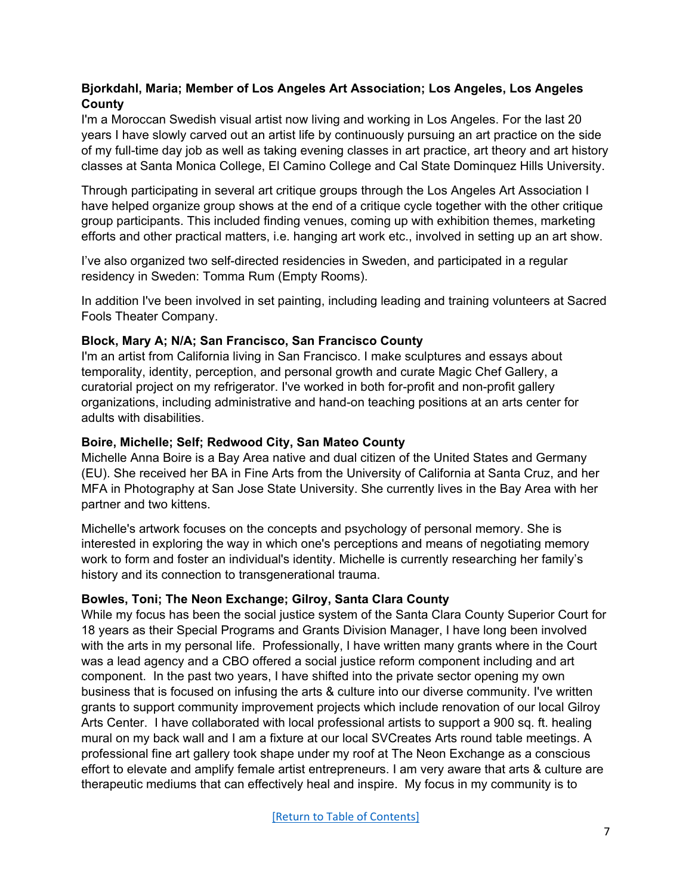**Bjorkdahl, Maria; Member of Los Angeles Art Association; Los Angeles, Los Angeles County**

I'm a Moroccan Swedish visual artist now living and working in Los Angeles. For the last 20 years I have slowly carved out an artist life by continuously pursuing an art practice on the side of my full-time day job as well as taking evening classes in art practice, art theory and art history classes at Santa Monica College, El Camino College and Cal State Dominquez Hills University.

Through participating in several art critique groups through the Los Angeles Art Association I have helped organize group shows at the end of a critique cycle together with the other critique group participants. This included finding venues, coming up with exhibition themes, marketing efforts and other practical matters, i.e. hanging art work etc., involved in setting up an art show.

I've also organized two self-directed residencies in Sweden, and participated in a regular residency in Sweden: Tomma Rum (Empty Rooms).

In addition I've been involved in set painting, including leading and training volunteers at Sacred Fools Theater Company.

**Block, Mary A; N/A; San Francisco, San Francisco County**

I'm an artist from California living in San Francisco. I make sculptures and essays about temporality, identity, perception, and personal growth and curate Magic Chef Gallery, a curatorial project on my refrigerator. I've worked in both for-profit and non-profit gallery organizations, including administrative and hand-on teaching positions at an arts center for adults with disabilities.

**Boire, Michelle; Self; Redwood City, San Mateo County**

Michelle Anna Boire is a Bay Area native and dual citizen of the United States and Germany (EU). She received her BA in Fine Arts from the University of California at Santa Cruz, and her MFA in Photography at San Jose State University. She currently lives in the Bay Area with her partner and two kittens.

Michelle's artwork focuses on the concepts and psychology of personal memory. She is interested in exploring the way in which one's perceptions and means of negotiating memory work to form and foster an individual's identity. Michelle is currently researching her family's history and its connection to transgenerational trauma.

**Bowles, Toni; The Neon Exchange; Gilroy, Santa Clara County**

While my focus has been the social justice system of the Santa Clara County Superior Court for 18 years as their Special Programs and Grants Division Manager, I have long been involved with the arts in my personal life. Professionally, I have written many grants where in the Court was a lead agency and a CBO offered a social justice reform component including and art component. In the past two years, I have shifted into the private sector opening my own business that is focused on infusing the arts & culture into our diverse community. I've written grants to support community improvement projects which include renovation of our local Gilroy Arts Center. I have collaborated with local professional artists to support a 900 sq. ft. healing mural on my back wall and I am a fixture at our local SVCreates Arts round table meetings. A professional fine art gallery took shape under my roof at The Neon Exchange as a conscious effort to elevate and amplify female artist entrepreneurs. I am very aware that arts & culture are therapeutic mediums that can effectively heal and inspire. My focus in my community is to

[Return to Table of Contents]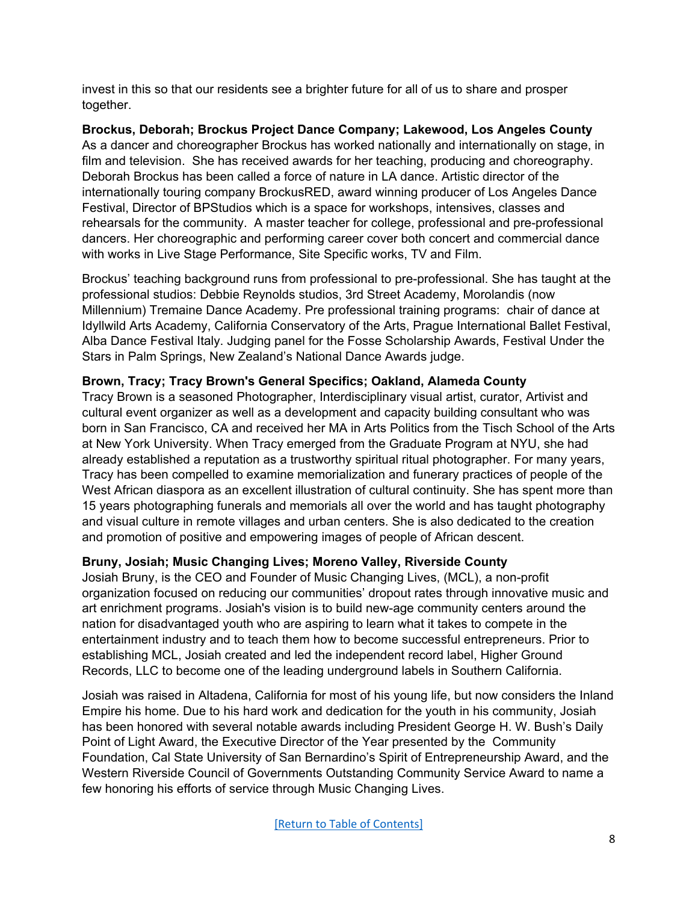invest in this so that our residents see a brighter future for all of us to share and prosper together.

**Brockus, Deborah; Brockus Project Dance Company; Lakewood, Los Angeles County**
As a dancer and choreographer Brockus has worked nationally and internationally on stage, in film and television. She has received awards for her teaching, producing and choreography. Deborah Brockus has been called a force of nature in LA dance. Artistic director of the internationally touring company BrockusRED, award winning producer of Los Angeles Dance Festival, Director of BPStudios which is a space for workshops, intensives, classes and rehearsals for the community. A master teacher for college, professional and pre-professional dancers. Her choreographic and performing career cover both concert and commercial dance with works in Live Stage Performance, Site Specific works, TV and Film.

Brockus' teaching background runs from professional to pre-professional. She has taught at the professional studios: Debbie Reynolds studios, 3rd Street Academy, Morolandis (now Millennium) Tremaine Dance Academy. Pre professional training programs: chair of dance at Idyllwild Arts Academy, California Conservatory of the Arts, Prague International Ballet Festival, Alba Dance Festival Italy. Judging panel for the Fosse Scholarship Awards, Festival Under the Stars in Palm Springs, New Zealand's National Dance Awards judge.

**Brown, Tracy; Tracy Brown's General Specifics; Oakland, Alameda County**
Tracy Brown is a seasoned Photographer, Interdisciplinary visual artist, curator, Artivist and cultural event organizer as well as a development and capacity building consultant who was born in San Francisco, CA and received her MA in Arts Politics from the Tisch School of the Arts at New York University. When Tracy emerged from the Graduate Program at NYU, she had already established a reputation as a trustworthy spiritual ritual photographer. For many years, Tracy has been compelled to examine memorialization and funerary practices of people of the West African diaspora as an excellent illustration of cultural continuity. She has spent more than 15 years photographing funerals and memorials all over the world and has taught photography and visual culture in remote villages and urban centers. She is also dedicated to the creation and promotion of positive and empowering images of people of African descent.

**Bruny, Josiah; Music Changing Lives; Moreno Valley, Riverside County**
Josiah Bruny, is the CEO and Founder of Music Changing Lives, (MCL), a non-profit organization focused on reducing our communities' dropout rates through innovative music and art enrichment programs. Josiah's vision is to build new-age community centers around the nation for disadvantaged youth who are aspiring to learn what it takes to compete in the entertainment industry and to teach them how to become successful entrepreneurs. Prior to establishing MCL, Josiah created and led the independent record label, Higher Ground Records, LLC to become one of the leading underground labels in Southern California.

Josiah was raised in Altadena, California for most of his young life, but now considers the Inland Empire his home. Due to his hard work and dedication for the youth in his community, Josiah has been honored with several notable awards including President George H. W. Bush's Daily Point of Light Award, the Executive Director of the Year presented by the Community Foundation, Cal State University of San Bernardino's Spirit of Entrepreneurship Award, and the Western Riverside Council of Governments Outstanding Community Service Award to name a few honoring his efforts of service through Music Changing Lives.

[Return to Table of Contents]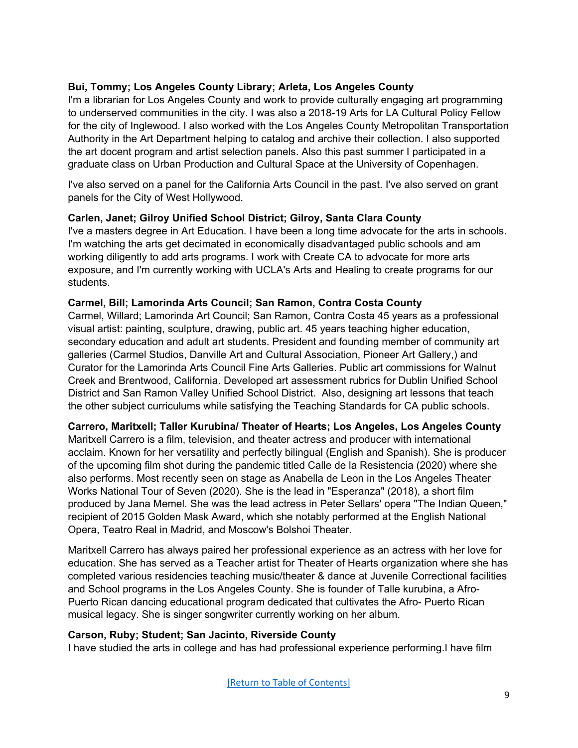**Bui, Tommy; Los Angeles County Library; Arleta, Los Angeles County**

I'm a librarian for Los Angeles County and work to provide culturally engaging art programming to underserved communities in the city. I was also a 2018-19 Arts for LA Cultural Policy Fellow for the city of Inglewood. I also worked with the Los Angeles County Metropolitan Transportation Authority in the Art Department helping to catalog and archive their collection. I also supported the art docent program and artist selection panels. Also this past summer I participated in a graduate class on Urban Production and Cultural Space at the University of Copenhagen.

I've also served on a panel for the California Arts Council in the past. I've also served on grant panels for the City of West Hollywood.

**Carlen, Janet; Gilroy Unified School District; Gilroy, Santa Clara County**

I've a masters degree in Art Education. I have been a long time advocate for the arts in schools. I'm watching the arts get decimated in economically disadvantaged public schools and am working diligently to add arts programs. I work with Create CA to advocate for more arts exposure, and I'm currently working with UCLA's Arts and Healing to create programs for our students.

**Carmel, Bill; Lamorinda Arts Council; San Ramon, Contra Costa County**

Carmel, Willard; Lamorinda Art Council; San Ramon, Contra Costa 45 years as a professional visual artist: painting, sculpture, drawing, public art. 45 years teaching higher education, secondary education and adult art students. President and founding member of community art galleries (Carmel Studios, Danville Art and Cultural Association, Pioneer Art Gallery,) and Curator for the Lamorinda Arts Council Fine Arts Galleries. Public art commissions for Walnut Creek and Brentwood, California. Developed art assessment rubrics for Dublin Unified School District and San Ramon Valley Unified School District. Also, designing art lessons that teach the other subject curriculums while satisfying the Teaching Standards for CA public schools.

**Carrero, Maritxell; Taller Kurubina/ Theater of Hearts; Los Angeles, Los Angeles County**

Maritxell Carrero is a film, television, and theater actress and producer with international acclaim. Known for her versatility and perfectly bilingual (English and Spanish). She is producer of the upcoming film shot during the pandemic titled Calle de la Resistencia (2020) where she also performs. Most recently seen on stage as Anabella de Leon in the Los Angeles Theater Works National Tour of Seven (2020). She is the lead in "Esperanza" (2018), a short film produced by Jana Memel. She was the lead actress in Peter Sellars' opera "The Indian Queen," recipient of 2015 Golden Mask Award, which she notably performed at the English National Opera, Teatro Real in Madrid, and Moscow's Bolshoi Theater.

Maritxell Carrero has always paired her professional experience as an actress with her love for education. She has served as a Teacher artist for Theater of Hearts organization where she has completed various residencies teaching music/theater & dance at Juvenile Correctional facilities and School programs in the Los Angeles County. She is founder of Talle kurubina, a Afro-Puerto Rican dancing educational program dedicated that cultivates the Afro- Puerto Rican musical legacy. She is singer songwriter currently working on her album.

**Carson, Ruby; Student; San Jacinto, Riverside County**

I have studied the arts in college and has had professional experience performing.I have film

[Return to Table of Contents]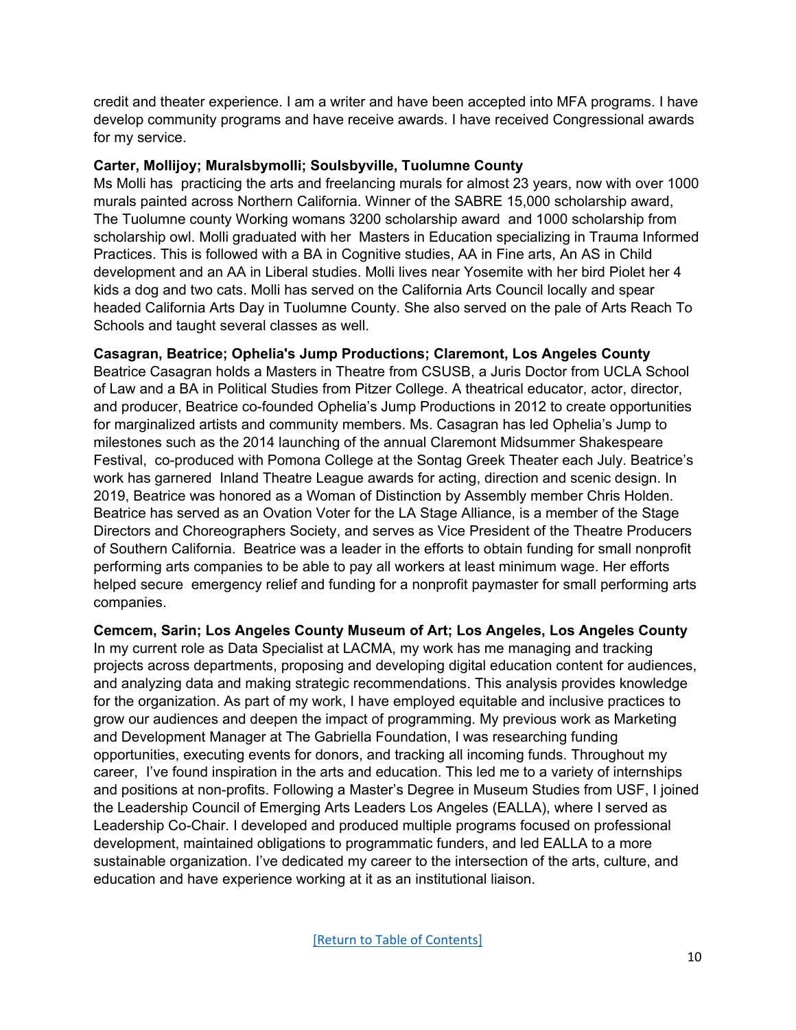credit and theater experience. I am a writer and have been accepted into MFA programs. I have develop community programs and have receive awards. I have received Congressional awards for my service.

**Carter, Mollijoy; Muralsbymolli; Soulsbyville, Tuolumne County**

Ms Molli has practicing the arts and freelancing murals for almost 23 years, now with over 1000 murals painted across Northern California. Winner of the SABRE 15,000 scholarship award, The Tuolumne county Working womans 3200 scholarship award and 1000 scholarship from scholarship owl. Molli graduated with her Masters in Education specializing in Trauma Informed Practices. This is followed with a BA in Cognitive studies, AA in Fine arts, An AS in Child development and an AA in Liberal studies. Molli lives near Yosemite with her bird Piolet her 4 kids a dog and two cats. Molli has served on the California Arts Council locally and spear headed California Arts Day in Tuolumne County. She also served on the pale of Arts Reach To Schools and taught several classes as well.

**Casagran, Beatrice; Ophelia's Jump Productions; Claremont, Los Angeles County**

Beatrice Casagran holds a Masters in Theatre from CSUSB, a Juris Doctor from UCLA School of Law and a BA in Political Studies from Pitzer College. A theatrical educator, actor, director, and producer, Beatrice co-founded Ophelia's Jump Productions in 2012 to create opportunities for marginalized artists and community members. Ms. Casagran has led Ophelia's Jump to milestones such as the 2014 launching of the annual Claremont Midsummer Shakespeare Festival, co-produced with Pomona College at the Sontag Greek Theater each July. Beatrice's work has garnered Inland Theatre League awards for acting, direction and scenic design. In 2019, Beatrice was honored as a Woman of Distinction by Assembly member Chris Holden. Beatrice has served as an Ovation Voter for the LA Stage Alliance, is a member of the Stage Directors and Choreographers Society, and serves as Vice President of the Theatre Producers of Southern California. Beatrice was a leader in the efforts to obtain funding for small nonprofit performing arts companies to be able to pay all workers at least minimum wage. Her efforts helped secure emergency relief and funding for a nonprofit paymaster for small performing arts companies.

**Cemcem, Sarin; Los Angeles County Museum of Art; Los Angeles, Los Angeles County**

In my current role as Data Specialist at LACMA, my work has me managing and tracking projects across departments, proposing and developing digital education content for audiences, and analyzing data and making strategic recommendations. This analysis provides knowledge for the organization. As part of my work, I have employed equitable and inclusive practices to grow our audiences and deepen the impact of programming. My previous work as Marketing and Development Manager at The Gabriella Foundation, I was researching funding opportunities, executing events for donors, and tracking all incoming funds. Throughout my career, I've found inspiration in the arts and education. This led me to a variety of internships and positions at non-profits. Following a Master's Degree in Museum Studies from USF, I joined the Leadership Council of Emerging Arts Leaders Los Angeles (EALLA), where I served as Leadership Co-Chair. I developed and produced multiple programs focused on professional development, maintained obligations to programmatic funders, and led EALLA to a more sustainable organization. I've dedicated my career to the intersection of the arts, culture, and education and have experience working at it as an institutional liaison.

[Return to Table of Contents]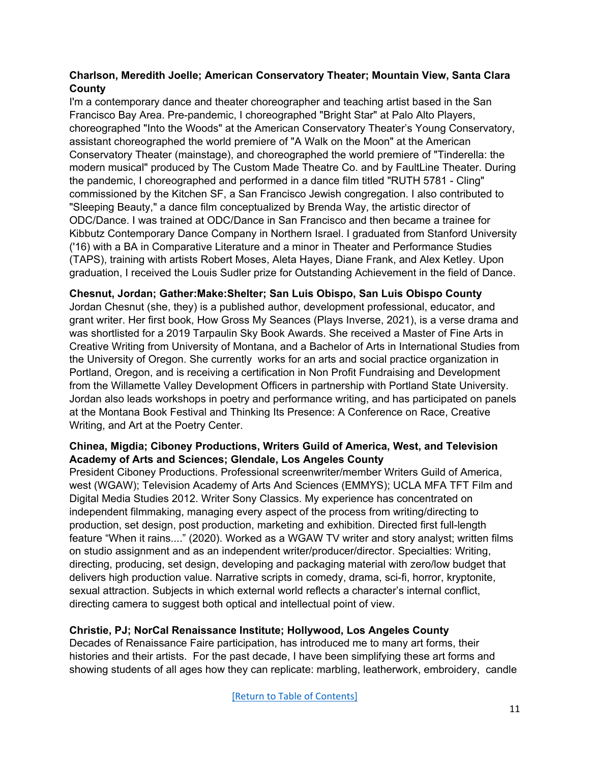**Charlson, Meredith Joelle; American Conservatory Theater; Mountain View, Santa Clara County**
I'm a contemporary dance and theater choreographer and teaching artist based in the San Francisco Bay Area. Pre-pandemic, I choreographed "Bright Star" at Palo Alto Players, choreographed "Into the Woods" at the American Conservatory Theater's Young Conservatory, assistant choreographed the world premiere of "A Walk on the Moon" at the American Conservatory Theater (mainstage), and choreographed the world premiere of "Tinderella: the modern musical" produced by The Custom Made Theatre Co. and by FaultLine Theater. During the pandemic, I choreographed and performed in a dance film titled "RUTH 5781 - Cling" commissioned by the Kitchen SF, a San Francisco Jewish congregation. I also contributed to "Sleeping Beauty," a dance film conceptualized by Brenda Way, the artistic director of ODC/Dance. I was trained at ODC/Dance in San Francisco and then became a trainee for Kibbutz Contemporary Dance Company in Northern Israel. I graduated from Stanford University ('16) with a BA in Comparative Literature and a minor in Theater and Performance Studies (TAPS), training with artists Robert Moses, Aleta Hayes, Diane Frank, and Alex Ketley. Upon graduation, I received the Louis Sudler prize for Outstanding Achievement in the field of Dance.

**Chesnut, Jordan; Gather:Make:Shelter; San Luis Obispo, San Luis Obispo County**
Jordan Chesnut (she, they) is a published author, development professional, educator, and grant writer. Her first book, How Gross My Seances (Plays Inverse, 2021), is a verse drama and was shortlisted for a 2019 Tarpaulin Sky Book Awards. She received a Master of Fine Arts in Creative Writing from University of Montana, and a Bachelor of Arts in International Studies from the University of Oregon. She currently works for an arts and social practice organization in Portland, Oregon, and is receiving a certification in Non Profit Fundraising and Development from the Willamette Valley Development Officers in partnership with Portland State University. Jordan also leads workshops in poetry and performance writing, and has participated on panels at the Montana Book Festival and Thinking Its Presence: A Conference on Race, Creative Writing, and Art at the Poetry Center.

**Chinea, Migdia; Ciboney Productions, Writers Guild of America, West, and Television Academy of Arts and Sciences; Glendale, Los Angeles County**
President Ciboney Productions. Professional screenwriter/member Writers Guild of America, west (WGAW); Television Academy of Arts And Sciences (EMMYS); UCLA MFA TFT Film and Digital Media Studies 2012. Writer Sony Classics. My experience has concentrated on independent filmmaking, managing every aspect of the process from writing/directing to production, set design, post production, marketing and exhibition. Directed first full-length feature "When it rains...." (2020). Worked as a WGAW TV writer and story analyst; written films on studio assignment and as an independent writer/producer/director. Specialties: Writing, directing, producing, set design, developing and packaging material with zero/low budget that delivers high production value. Narrative scripts in comedy, drama, sci-fi, horror, kryptonite, sexual attraction. Subjects in which external world reflects a character's internal conflict, directing camera to suggest both optical and intellectual point of view.

**Christie, PJ; NorCal Renaissance Institute; Hollywood, Los Angeles County**
Decades of Renaissance Faire participation, has introduced me to many art forms, their histories and their artists. For the past decade, I have been simplifying these art forms and showing students of all ages how they can replicate: marbling, leatherwork, embroidery, candle

[Return to Table of Contents]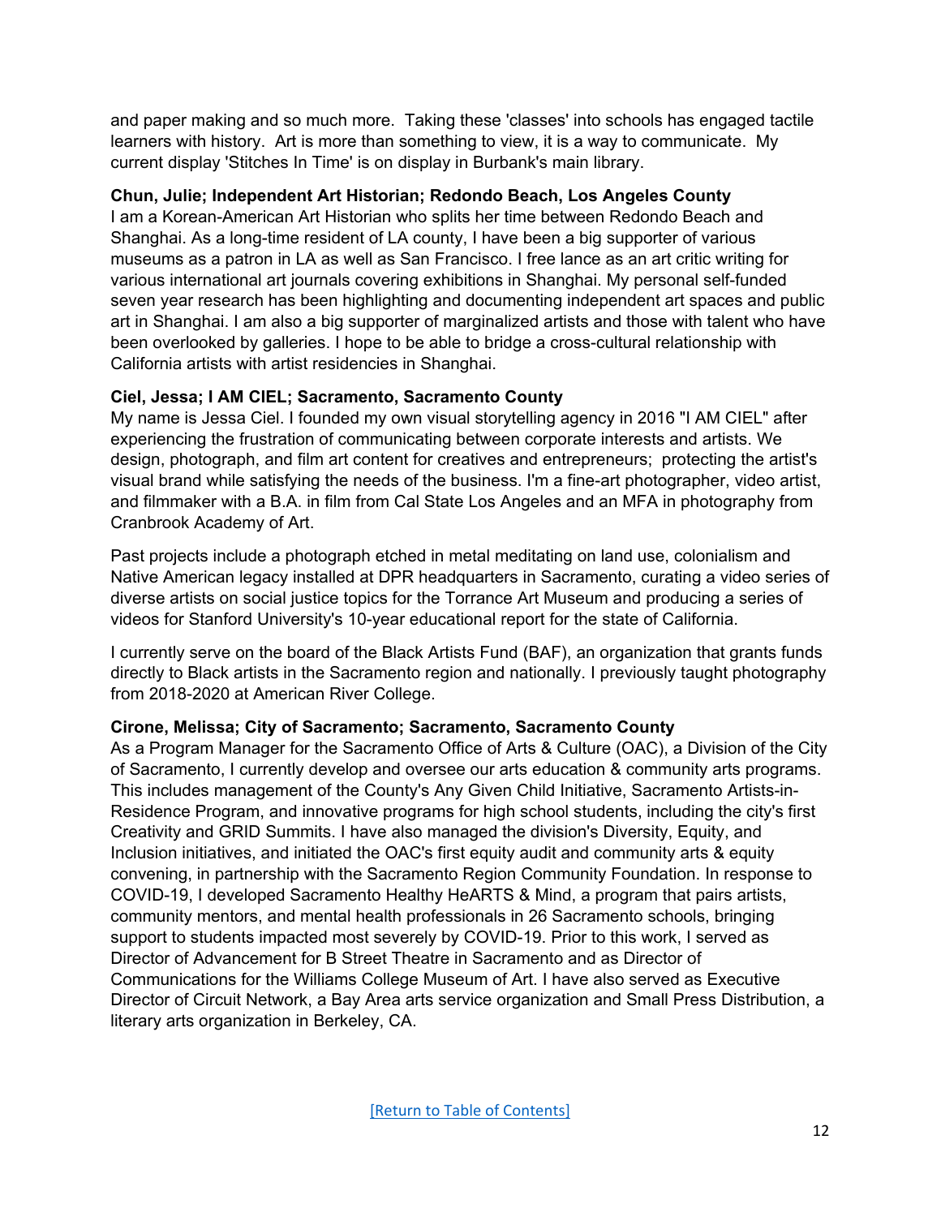and paper making and so much more.  Taking these 'classes' into schools has engaged tactile learners with history.  Art is more than something to view, it is a way to communicate.  My current display 'Stitches In Time' is on display in Burbank's main library.

**Chun, Julie; Independent Art Historian; Redondo Beach, Los Angeles County**

I am a Korean-American Art Historian who splits her time between Redondo Beach and Shanghai. As a long-time resident of LA county, I have been a big supporter of various museums as a patron in LA as well as San Francisco. I free lance as an art critic writing for various international art journals covering exhibitions in Shanghai. My personal self-funded seven year research has been highlighting and documenting independent art spaces and public art in Shanghai. I am also a big supporter of marginalized artists and those with talent who have been overlooked by galleries. I hope to be able to bridge a cross-cultural relationship with California artists with artist residencies in Shanghai.

**Ciel, Jessa; I AM CIEL; Sacramento, Sacramento County**

My name is Jessa Ciel. I founded my own visual storytelling agency in 2016 "I AM CIEL" after experiencing the frustration of communicating between corporate interests and artists. We design, photograph, and film art content for creatives and entrepreneurs;  protecting the artist's visual brand while satisfying the needs of the business. I'm a fine-art photographer, video artist, and filmmaker with a B.A. in film from Cal State Los Angeles and an MFA in photography from Cranbrook Academy of Art.

Past projects include a photograph etched in metal meditating on land use, colonialism and Native American legacy installed at DPR headquarters in Sacramento, curating a video series of diverse artists on social justice topics for the Torrance Art Museum and producing a series of videos for Stanford University's 10-year educational report for the state of California.

I currently serve on the board of the Black Artists Fund (BAF), an organization that grants funds directly to Black artists in the Sacramento region and nationally. I previously taught photography from 2018-2020 at American River College.

**Cirone, Melissa; City of Sacramento; Sacramento, Sacramento County**

As a Program Manager for the Sacramento Office of Arts & Culture (OAC), a Division of the City of Sacramento, I currently develop and oversee our arts education & community arts programs. This includes management of the County's Any Given Child Initiative, Sacramento Artists-in-Residence Program, and innovative programs for high school students, including the city's first Creativity and GRID Summits. I have also managed the division's Diversity, Equity, and Inclusion initiatives, and initiated the OAC's first equity audit and community arts & equity convening, in partnership with the Sacramento Region Community Foundation. In response to COVID-19, I developed Sacramento Healthy HeARTS & Mind, a program that pairs artists, community mentors, and mental health professionals in 26 Sacramento schools, bringing support to students impacted most severely by COVID-19. Prior to this work, I served as Director of Advancement for B Street Theatre in Sacramento and as Director of Communications for the Williams College Museum of Art. I have also served as Executive Director of Circuit Network, a Bay Area arts service organization and Small Press Distribution, a literary arts organization in Berkeley, CA.

[Return to Table of Contents]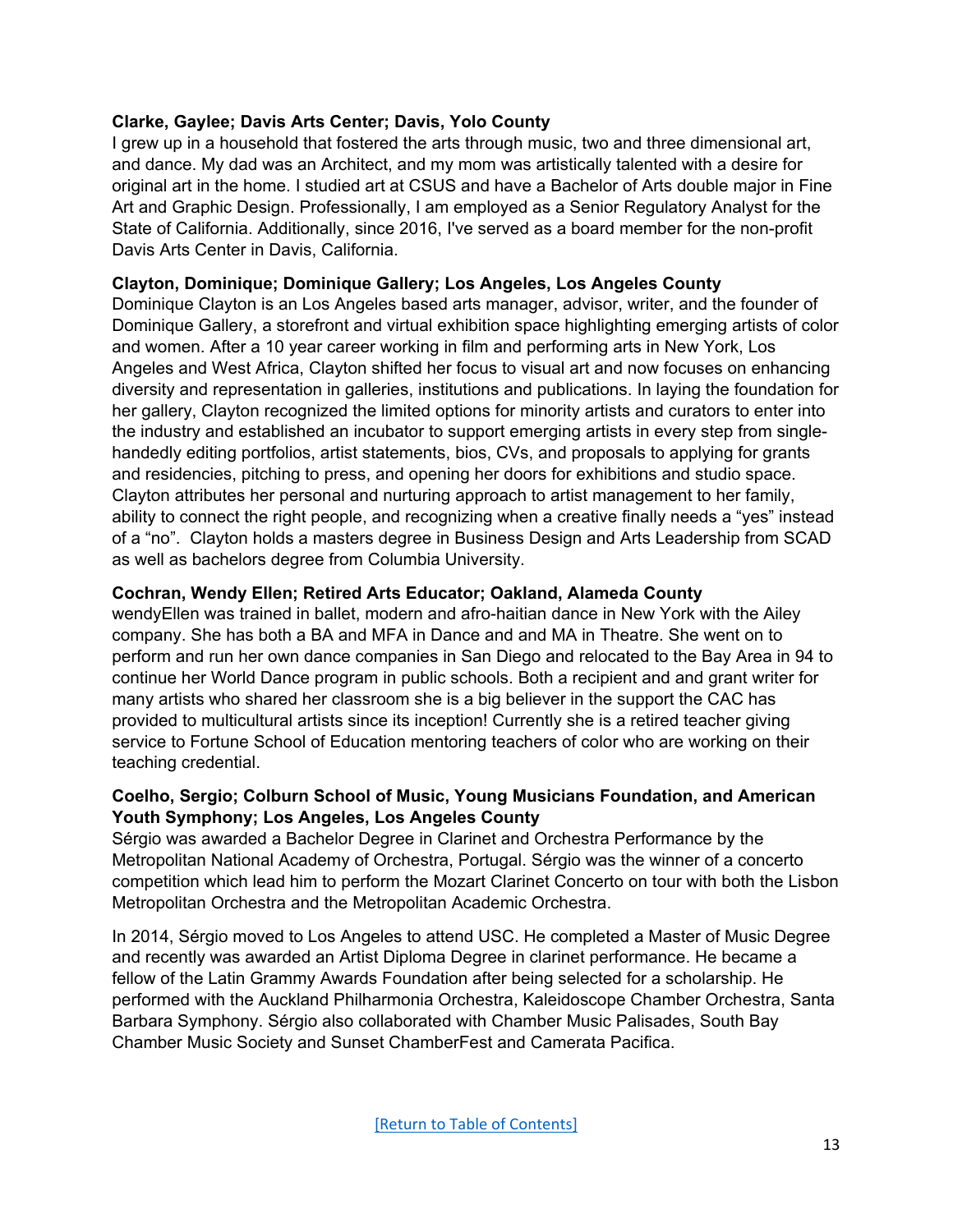**Clarke, Gaylee; Davis Arts Center; Davis, Yolo County**

I grew up in a household that fostered the arts through music, two and three dimensional art, and dance. My dad was an Architect, and my mom was artistically talented with a desire for original art in the home. I studied art at CSUS and have a Bachelor of Arts double major in Fine Art and Graphic Design. Professionally, I am employed as a Senior Regulatory Analyst for the State of California. Additionally, since 2016, I've served as a board member for the non-profit Davis Arts Center in Davis, California.

**Clayton, Dominique; Dominique Gallery; Los Angeles, Los Angeles County**

Dominique Clayton is an Los Angeles based arts manager, advisor, writer, and the founder of Dominique Gallery, a storefront and virtual exhibition space highlighting emerging artists of color and women. After a 10 year career working in film and performing arts in New York, Los Angeles and West Africa, Clayton shifted her focus to visual art and now focuses on enhancing diversity and representation in galleries, institutions and publications. In laying the foundation for her gallery, Clayton recognized the limited options for minority artists and curators to enter into the industry and established an incubator to support emerging artists in every step from single-handedly editing portfolios, artist statements, bios, CVs, and proposals to applying for grants and residencies, pitching to press, and opening her doors for exhibitions and studio space. Clayton attributes her personal and nurturing approach to artist management to her family, ability to connect the right people, and recognizing when a creative finally needs a “yes” instead of a “no”. Clayton holds a masters degree in Business Design and Arts Leadership from SCAD as well as bachelors degree from Columbia University.

**Cochran, Wendy Ellen; Retired Arts Educator; Oakland, Alameda County**

wendyEllen was trained in ballet, modern and afro-haitian dance in New York with the Ailey company. She has both a BA and MFA in Dance and and MA in Theatre. She went on to perform and run her own dance companies in San Diego and relocated to the Bay Area in 94 to continue her World Dance program in public schools. Both a recipient and and grant writer for many artists who shared her classroom she is a big believer in the support the CAC has provided to multicultural artists since its inception! Currently she is a retired teacher giving service to Fortune School of Education mentoring teachers of color who are working on their teaching credential.

**Coelho, Sergio; Colburn School of Music, Young Musicians Foundation, and American Youth Symphony; Los Angeles, Los Angeles County**

Sérgio was awarded a Bachelor Degree in Clarinet and Orchestra Performance by the Metropolitan National Academy of Orchestra, Portugal. Sérgio was the winner of a concerto competition which lead him to perform the Mozart Clarinet Concerto on tour with both the Lisbon Metropolitan Orchestra and the Metropolitan Academic Orchestra.

In 2014, Sérgio moved to Los Angeles to attend USC. He completed a Master of Music Degree and recently was awarded an Artist Diploma Degree in clarinet performance. He became a fellow of the Latin Grammy Awards Foundation after being selected for a scholarship. He performed with the Auckland Philharmonia Orchestra, Kaleidoscope Chamber Orchestra, Santa Barbara Symphony. Sérgio also collaborated with Chamber Music Palisades, South Bay Chamber Music Society and Sunset ChamberFest and Camerata Pacifica.

[Return to Table of Contents]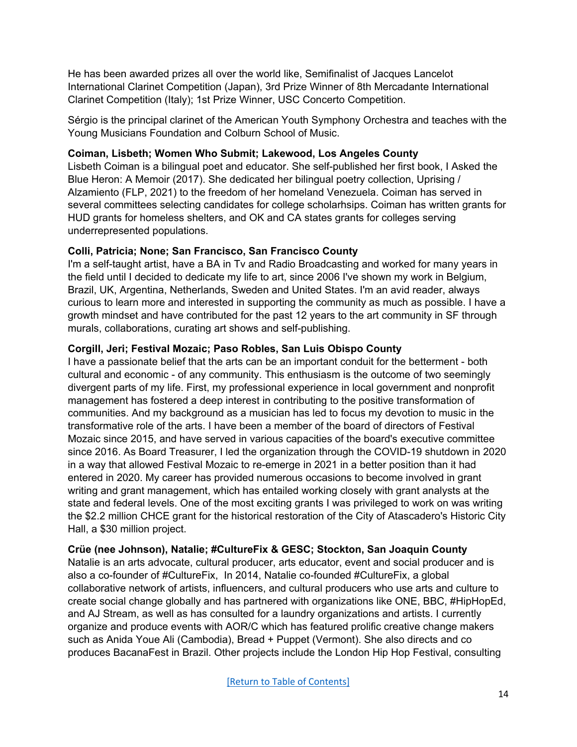He has been awarded prizes all over the world like, Semifinalist of Jacques Lancelot International Clarinet Competition (Japan), 3rd Prize Winner of 8th Mercadante International Clarinet Competition (Italy); 1st Prize Winner, USC Concerto Competition.

Sérgio is the principal clarinet of the American Youth Symphony Orchestra and teaches with the Young Musicians Foundation and Colburn School of Music.

**Coiman, Lisbeth; Women Who Submit; Lakewood, Los Angeles County**
Lisbeth Coiman is a bilingual poet and educator. She self-published her first book, I Asked the Blue Heron: A Memoir (2017). She dedicated her bilingual poetry collection, Uprising / Alzamiento (FLP, 2021) to the freedom of her homeland Venezuela. Coiman has served in several committees selecting candidates for college scholarhsips. Coiman has written grants for HUD grants for homeless shelters, and OK and CA states grants for colleges serving underrepresented populations.

**Colli, Patricia; None; San Francisco, San Francisco County**
I'm a self-taught artist, have a BA in Tv and Radio Broadcasting and worked for many years in the field until I decided to dedicate my life to art, since 2006 I've shown my work in Belgium, Brazil, UK, Argentina, Netherlands, Sweden and United States. I'm an avid reader, always curious to learn more and interested in supporting the community as much as possible. I have a growth mindset and have contributed for the past 12 years to the art community in SF through murals, collaborations, curating art shows and self-publishing.

**Corgill, Jeri; Festival Mozaic; Paso Robles, San Luis Obispo County**
I have a passionate belief that the arts can be an important conduit for the betterment - both cultural and economic - of any community. This enthusiasm is the outcome of two seemingly divergent parts of my life. First, my professional experience in local government and nonprofit management has fostered a deep interest in contributing to the positive transformation of communities. And my background as a musician has led to focus my devotion to music in the transformative role of the arts. I have been a member of the board of directors of Festival Mozaic since 2015, and have served in various capacities of the board's executive committee since 2016. As Board Treasurer, I led the organization through the COVID-19 shutdown in 2020 in a way that allowed Festival Mozaic to re-emerge in 2021 in a better position than it had entered in 2020. My career has provided numerous occasions to become involved in grant writing and grant management, which has entailed working closely with grant analysts at the state and federal levels. One of the most exciting grants I was privileged to work on was writing the $2.2 million CHCE grant for the historical restoration of the City of Atascadero's Historic City Hall, a $30 million project.

**Crüe (nee Johnson), Natalie; #CultureFix & GESC; Stockton, San Joaquin County**
Natalie is an arts advocate, cultural producer, arts educator, event and social producer and is also a co-founder of #CultureFix, In 2014, Natalie co-founded #CultureFix, a global collaborative network of artists, influencers, and cultural producers who use arts and culture to create social change globally and has partnered with organizations like ONE, BBC, #HipHopEd, and AJ Stream, as well as has consulted for a laundry organizations and artists. I currently organize and produce events with AOR/C which has featured prolific creative change makers such as Anida Youe Ali (Cambodia), Bread + Puppet (Vermont). She also directs and co produces BacanaFest in Brazil. Other projects include the London Hip Hop Festival, consulting

[Return to Table of Contents]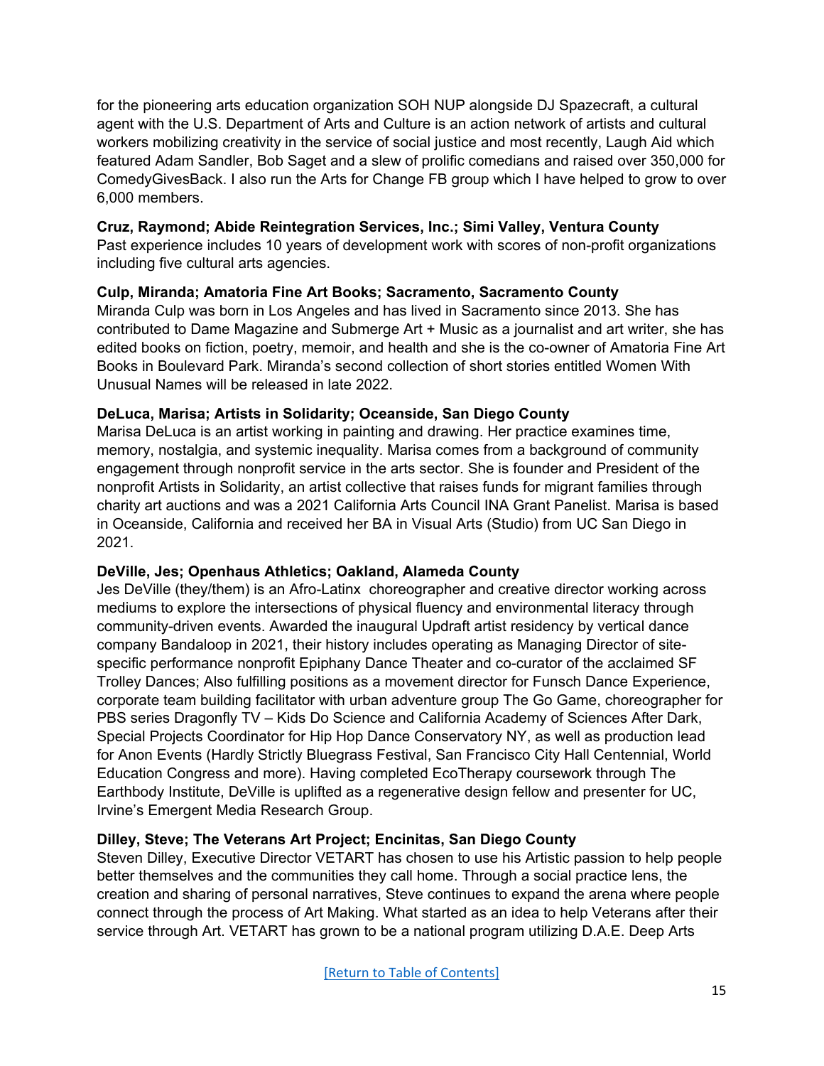for the pioneering arts education organization SOH NUP alongside DJ Spazecraft, a cultural agent with the U.S. Department of Arts and Culture is an action network of artists and cultural workers mobilizing creativity in the service of social justice and most recently, Laugh Aid which featured Adam Sandler, Bob Saget and a slew of prolific comedians and raised over 350,000 for ComedyGivesBack. I also run the Arts for Change FB group which I have helped to grow to over 6,000 members.

**Cruz, Raymond; Abide Reintegration Services, Inc.; Simi Valley, Ventura County**
Past experience includes 10 years of development work with scores of non-profit organizations including five cultural arts agencies.

**Culp, Miranda; Amatoria Fine Art Books; Sacramento, Sacramento County**
Miranda Culp was born in Los Angeles and has lived in Sacramento since 2013. She has contributed to Dame Magazine and Submerge Art + Music as a journalist and art writer, she has edited books on fiction, poetry, memoir, and health and she is the co-owner of Amatoria Fine Art Books in Boulevard Park. Miranda's second collection of short stories entitled Women With Unusual Names will be released in late 2022.

**DeLuca, Marisa; Artists in Solidarity; Oceanside, San Diego County**
Marisa DeLuca is an artist working in painting and drawing. Her practice examines time, memory, nostalgia, and systemic inequality. Marisa comes from a background of community engagement through nonprofit service in the arts sector. She is founder and President of the nonprofit Artists in Solidarity, an artist collective that raises funds for migrant families through charity art auctions and was a 2021 California Arts Council INA Grant Panelist. Marisa is based in Oceanside, California and received her BA in Visual Arts (Studio) from UC San Diego in 2021.

**DeVille, Jes; Openhaus Athletics; Oakland, Alameda County**
Jes DeVille (they/them) is an Afro-Latinx choreographer and creative director working across mediums to explore the intersections of physical fluency and environmental literacy through community-driven events. Awarded the inaugural Updraft artist residency by vertical dance company Bandaloop in 2021, their history includes operating as Managing Director of site-specific performance nonprofit Epiphany Dance Theater and co-curator of the acclaimed SF Trolley Dances; Also fulfilling positions as a movement director for Funsch Dance Experience, corporate team building facilitator with urban adventure group The Go Game, choreographer for PBS series Dragonfly TV – Kids Do Science and California Academy of Sciences After Dark, Special Projects Coordinator for Hip Hop Dance Conservatory NY, as well as production lead for Anon Events (Hardly Strictly Bluegrass Festival, San Francisco City Hall Centennial, World Education Congress and more). Having completed EcoTherapy coursework through The Earthbody Institute, DeVille is uplifted as a regenerative design fellow and presenter for UC, Irvine's Emergent Media Research Group.

**Dilley, Steve; The Veterans Art Project; Encinitas, San Diego County**
Steven Dilley, Executive Director VETART has chosen to use his Artistic passion to help people better themselves and the communities they call home. Through a social practice lens, the creation and sharing of personal narratives, Steve continues to expand the arena where people connect through the process of Art Making. What started as an idea to help Veterans after their service through Art. VETART has grown to be a national program utilizing D.A.E. Deep Arts

[Return to Table of Contents]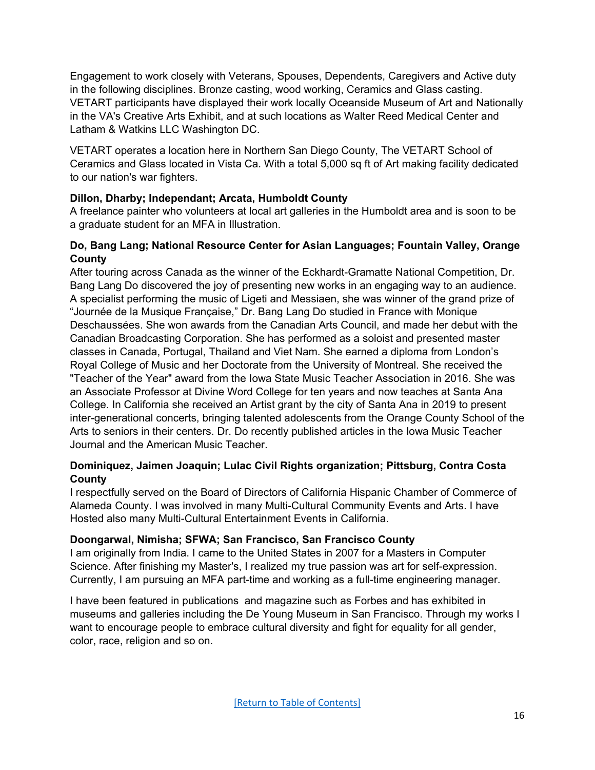Engagement to work closely with Veterans, Spouses, Dependents, Caregivers and Active duty in the following disciplines. Bronze casting, wood working, Ceramics and Glass casting. VETART participants have displayed their work locally Oceanside Museum of Art and Nationally in the VA's Creative Arts Exhibit, and at such locations as Walter Reed Medical Center and Latham & Watkins LLC Washington DC.

VETART operates a location here in Northern San Diego County, The VETART School of Ceramics and Glass located in Vista Ca. With a total 5,000 sq ft of Art making facility dedicated to our nation's war fighters.

**Dillon, Dharby; Independant; Arcata, Humboldt County**
A freelance painter who volunteers at local art galleries in the Humboldt area and is soon to be a graduate student for an MFA in Illustration.

**Do, Bang Lang; National Resource Center for Asian Languages; Fountain Valley, Orange County**
After touring across Canada as the winner of the Eckhardt-Gramatte National Competition, Dr. Bang Lang Do discovered the joy of presenting new works in an engaging way to an audience. A specialist performing the music of Ligeti and Messiaen, she was winner of the grand prize of “Journée de la Musique Française,” Dr. Bang Lang Do studied in France with Monique Deschaussées. She won awards from the Canadian Arts Council, and made her debut with the Canadian Broadcasting Corporation. She has performed as a soloist and presented master classes in Canada, Portugal, Thailand and Viet Nam. She earned a diploma from London’s Royal College of Music and her Doctorate from the University of Montreal. She received the "Teacher of the Year" award from the Iowa State Music Teacher Association in 2016. She was an Associate Professor at Divine Word College for ten years and now teaches at Santa Ana College. In California she received an Artist grant by the city of Santa Ana in 2019 to present inter-generational concerts, bringing talented adolescents from the Orange County School of the Arts to seniors in their centers. Dr. Do recently published articles in the Iowa Music Teacher Journal and the American Music Teacher.

**Dominiquez, Jaimen Joaquin; Lulac Civil Rights organization; Pittsburg, Contra Costa County**
I respectfully served on the Board of Directors of California Hispanic Chamber of Commerce of Alameda County. I was involved in many Multi-Cultural Community Events and Arts. I have Hosted also many Multi-Cultural Entertainment Events in California.

**Doongarwal, Nimisha; SFWA; San Francisco, San Francisco County**
I am originally from India. I came to the United States in 2007 for a Masters in Computer Science. After finishing my Master's, I realized my true passion was art for self-expression. Currently, I am pursuing an MFA part-time and working as a full-time engineering manager.

I have been featured in publications  and magazine such as Forbes and has exhibited in museums and galleries including the De Young Museum in San Francisco. Through my works I want to encourage people to embrace cultural diversity and fight for equality for all gender, color, race, religion and so on.

[Return to Table of Contents]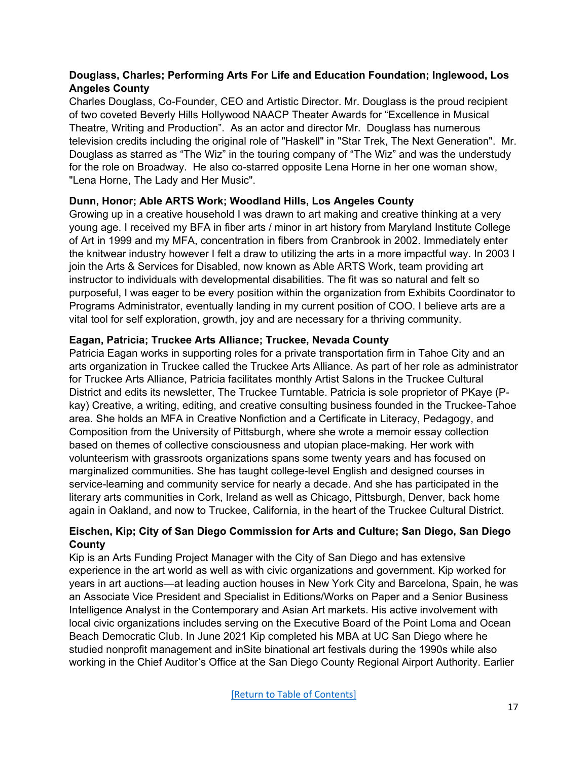**Douglass, Charles; Performing Arts For Life and Education Foundation; Inglewood, Los Angeles County**

Charles Douglass, Co-Founder, CEO and Artistic Director. Mr. Douglass is the proud recipient of two coveted Beverly Hills Hollywood NAACP Theater Awards for "Excellence in Musical Theatre, Writing and Production". As an actor and director Mr. Douglass has numerous television credits including the original role of "Haskell" in "Star Trek, The Next Generation". Mr. Douglass as starred as "The Wiz" in the touring company of "The Wiz" and was the understudy for the role on Broadway. He also co-starred opposite Lena Horne in her one woman show, "Lena Horne, The Lady and Her Music".

**Dunn, Honor; Able ARTS Work; Woodland Hills, Los Angeles County**

Growing up in a creative household I was drawn to art making and creative thinking at a very young age. I received my BFA in fiber arts / minor in art history from Maryland Institute College of Art in 1999 and my MFA, concentration in fibers from Cranbrook in 2002. Immediately enter the knitwear industry however I felt a draw to utilizing the arts in a more impactful way. In 2003 I join the Arts & Services for Disabled, now known as Able ARTS Work, team providing art instructor to individuals with developmental disabilities. The fit was so natural and felt so purposeful, I was eager to be every position within the organization from Exhibits Coordinator to Programs Administrator, eventually landing in my current position of COO. I believe arts are a vital tool for self exploration, growth, joy and are necessary for a thriving community.

**Eagan, Patricia; Truckee Arts Alliance; Truckee, Nevada County**

Patricia Eagan works in supporting roles for a private transportation firm in Tahoe City and an arts organization in Truckee called the Truckee Arts Alliance. As part of her role as administrator for Truckee Arts Alliance, Patricia facilitates monthly Artist Salons in the Truckee Cultural District and edits its newsletter, The Truckee Turntable. Patricia is sole proprietor of PKaye (P-kay) Creative, a writing, editing, and creative consulting business founded in the Truckee-Tahoe area. She holds an MFA in Creative Nonfiction and a Certificate in Literacy, Pedagogy, and Composition from the University of Pittsburgh, where she wrote a memoir essay collection based on themes of collective consciousness and utopian place-making. Her work with volunteerism with grassroots organizations spans some twenty years and has focused on marginalized communities. She has taught college-level English and designed courses in service-learning and community service for nearly a decade. And she has participated in the literary arts communities in Cork, Ireland as well as Chicago, Pittsburgh, Denver, back home again in Oakland, and now to Truckee, California, in the heart of the Truckee Cultural District.

**Eischen, Kip; City of San Diego Commission for Arts and Culture; San Diego, San Diego County**

Kip is an Arts Funding Project Manager with the City of San Diego and has extensive experience in the art world as well as with civic organizations and government. Kip worked for years in art auctions—at leading auction houses in New York City and Barcelona, Spain, he was an Associate Vice President and Specialist in Editions/Works on Paper and a Senior Business Intelligence Analyst in the Contemporary and Asian Art markets. His active involvement with local civic organizations includes serving on the Executive Board of the Point Loma and Ocean Beach Democratic Club. In June 2021 Kip completed his MBA at UC San Diego where he studied nonprofit management and inSite binational art festivals during the 1990s while also working in the Chief Auditor's Office at the San Diego County Regional Airport Authority. Earlier

[Return to Table of Contents]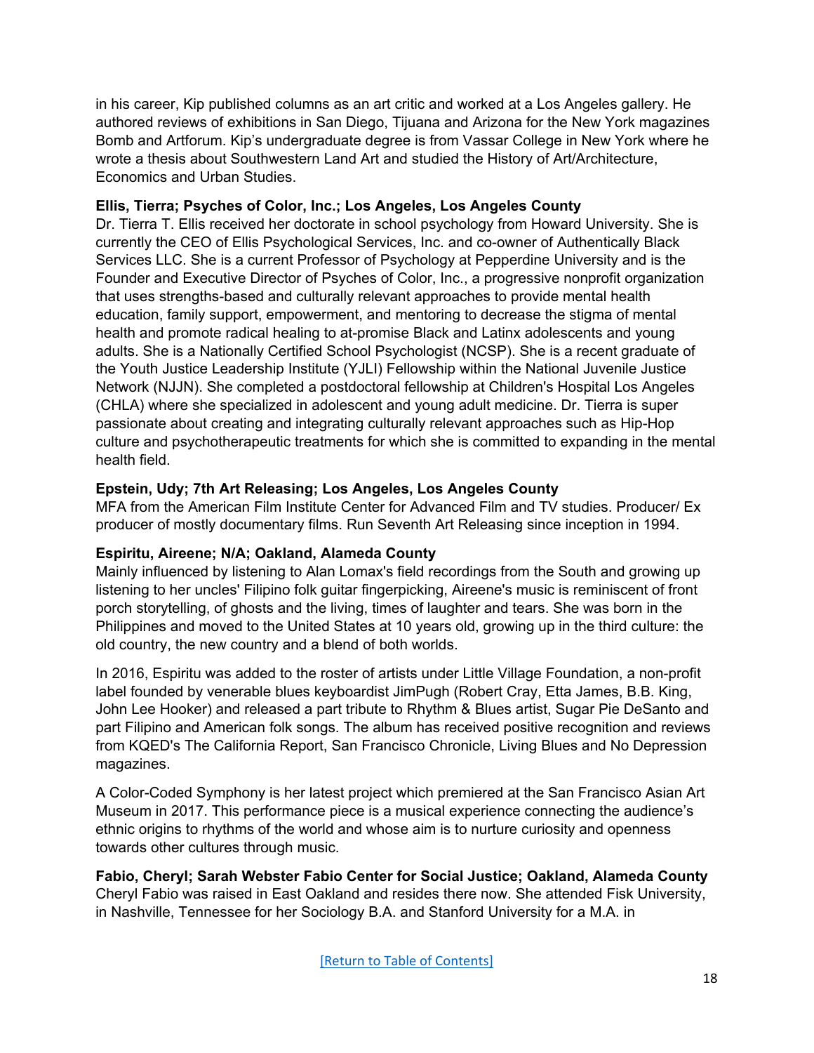in his career, Kip published columns as an art critic and worked at a Los Angeles gallery. He authored reviews of exhibitions in San Diego, Tijuana and Arizona for the New York magazines Bomb and Artforum. Kip's undergraduate degree is from Vassar College in New York where he wrote a thesis about Southwestern Land Art and studied the History of Art/Architecture, Economics and Urban Studies.

**Ellis, Tierra; Psyches of Color, Inc.; Los Angeles, Los Angeles County**

Dr. Tierra T. Ellis received her doctorate in school psychology from Howard University. She is currently the CEO of Ellis Psychological Services, Inc. and co-owner of Authentically Black Services LLC. She is a current Professor of Psychology at Pepperdine University and is the Founder and Executive Director of Psyches of Color, Inc., a progressive nonprofit organization that uses strengths-based and culturally relevant approaches to provide mental health education, family support, empowerment, and mentoring to decrease the stigma of mental health and promote radical healing to at-promise Black and Latinx adolescents and young adults. She is a Nationally Certified School Psychologist (NCSP). She is a recent graduate of the Youth Justice Leadership Institute (YJLI) Fellowship within the National Juvenile Justice Network (NJJN). She completed a postdoctoral fellowship at Children's Hospital Los Angeles (CHLA) where she specialized in adolescent and young adult medicine. Dr. Tierra is super passionate about creating and integrating culturally relevant approaches such as Hip-Hop culture and psychotherapeutic treatments for which she is committed to expanding in the mental health field.

**Epstein, Udy; 7th Art Releasing; Los Angeles, Los Angeles County**

MFA from the American Film Institute Center for Advanced Film and TV studies. Producer/ Ex producer of mostly documentary films. Run Seventh Art Releasing since inception in 1994.

**Espiritu, Aireene; N/A; Oakland, Alameda County**

Mainly influenced by listening to Alan Lomax's field recordings from the South and growing up listening to her uncles' Filipino folk guitar fingerpicking, Aireene's music is reminiscent of front porch storytelling, of ghosts and the living, times of laughter and tears. She was born in the Philippines and moved to the United States at 10 years old, growing up in the third culture: the old country, the new country and a blend of both worlds.

In 2016, Espiritu was added to the roster of artists under Little Village Foundation, a non-profit label founded by venerable blues keyboardist JimPugh (Robert Cray, Etta James, B.B. King, John Lee Hooker) and released a part tribute to Rhythm & Blues artist, Sugar Pie DeSanto and part Filipino and American folk songs. The album has received positive recognition and reviews from KQED's The California Report, San Francisco Chronicle, Living Blues and No Depression magazines.

A Color-Coded Symphony is her latest project which premiered at the San Francisco Asian Art Museum in 2017. This performance piece is a musical experience connecting the audience's ethnic origins to rhythms of the world and whose aim is to nurture curiosity and openness towards other cultures through music.

**Fabio, Cheryl; Sarah Webster Fabio Center for Social Justice; Oakland, Alameda County**

Cheryl Fabio was raised in East Oakland and resides there now. She attended Fisk University, in Nashville, Tennessee for her Sociology B.A. and Stanford University for a M.A. in

[Return to Table of Contents]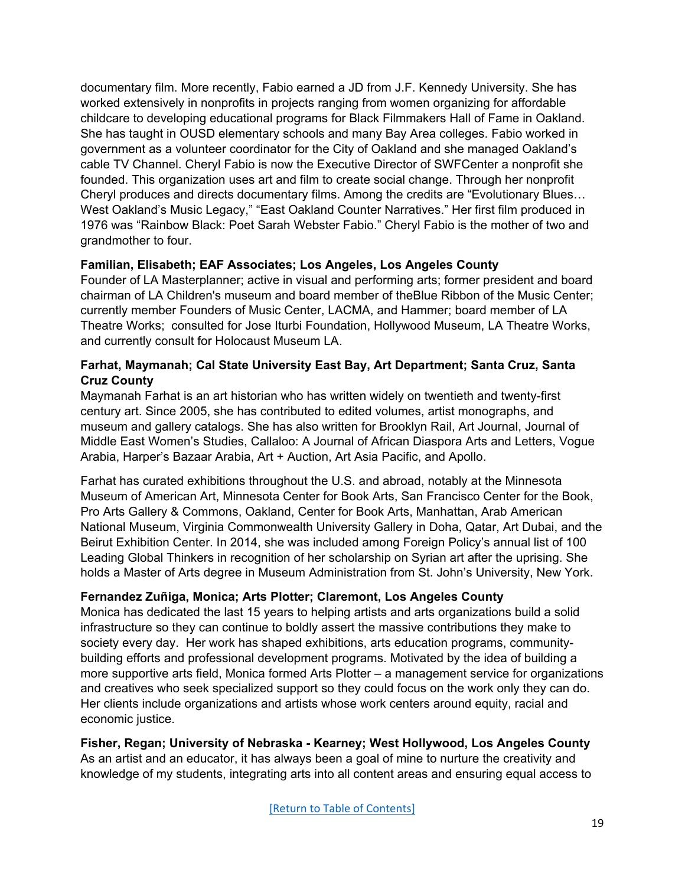documentary film. More recently, Fabio earned a JD from J.F. Kennedy University. She has worked extensively in nonprofits in projects ranging from women organizing for affordable childcare to developing educational programs for Black Filmmakers Hall of Fame in Oakland. She has taught in OUSD elementary schools and many Bay Area colleges. Fabio worked in government as a volunteer coordinator for the City of Oakland and she managed Oakland's cable TV Channel. Cheryl Fabio is now the Executive Director of SWFCenter a nonprofit she founded. This organization uses art and film to create social change. Through her nonprofit Cheryl produces and directs documentary films. Among the credits are "Evolutionary Blues… West Oakland's Music Legacy," "East Oakland Counter Narratives." Her first film produced in 1976 was "Rainbow Black: Poet Sarah Webster Fabio." Cheryl Fabio is the mother of two and grandmother to four.

**Familian, Elisabeth; EAF Associates; Los Angeles, Los Angeles County**
Founder of LA Masterplanner; active in visual and performing arts; former president and board chairman of LA Children's museum and board member of theBlue Ribbon of the Music Center; currently member Founders of Music Center, LACMA, and Hammer; board member of LA Theatre Works; consulted for Jose Iturbi Foundation, Hollywood Museum, LA Theatre Works, and currently consult for Holocaust Museum LA.

**Farhat, Maymanah; Cal State University East Bay, Art Department; Santa Cruz, Santa Cruz County**
Maymanah Farhat is an art historian who has written widely on twentieth and twenty-first century art. Since 2005, she has contributed to edited volumes, artist monographs, and museum and gallery catalogs. She has also written for Brooklyn Rail, Art Journal, Journal of Middle East Women's Studies, Callaloo: A Journal of African Diaspora Arts and Letters, Vogue Arabia, Harper's Bazaar Arabia, Art + Auction, Art Asia Pacific, and Apollo.

Farhat has curated exhibitions throughout the U.S. and abroad, notably at the Minnesota Museum of American Art, Minnesota Center for Book Arts, San Francisco Center for the Book, Pro Arts Gallery & Commons, Oakland, Center for Book Arts, Manhattan, Arab American National Museum, Virginia Commonwealth University Gallery in Doha, Qatar, Art Dubai, and the Beirut Exhibition Center. In 2014, she was included among Foreign Policy's annual list of 100 Leading Global Thinkers in recognition of her scholarship on Syrian art after the uprising. She holds a Master of Arts degree in Museum Administration from St. John's University, New York.

**Fernandez Zuñiga, Monica; Arts Plotter; Claremont, Los Angeles County**
Monica has dedicated the last 15 years to helping artists and arts organizations build a solid infrastructure so they can continue to boldly assert the massive contributions they make to society every day. Her work has shaped exhibitions, arts education programs, community-building efforts and professional development programs. Motivated by the idea of building a more supportive arts field, Monica formed Arts Plotter – a management service for organizations and creatives who seek specialized support so they could focus on the work only they can do. Her clients include organizations and artists whose work centers around equity, racial and economic justice.

**Fisher, Regan; University of Nebraska - Kearney; West Hollywood, Los Angeles County**
As an artist and an educator, it has always been a goal of mine to nurture the creativity and knowledge of my students, integrating arts into all content areas and ensuring equal access to

[Return to Table of Contents]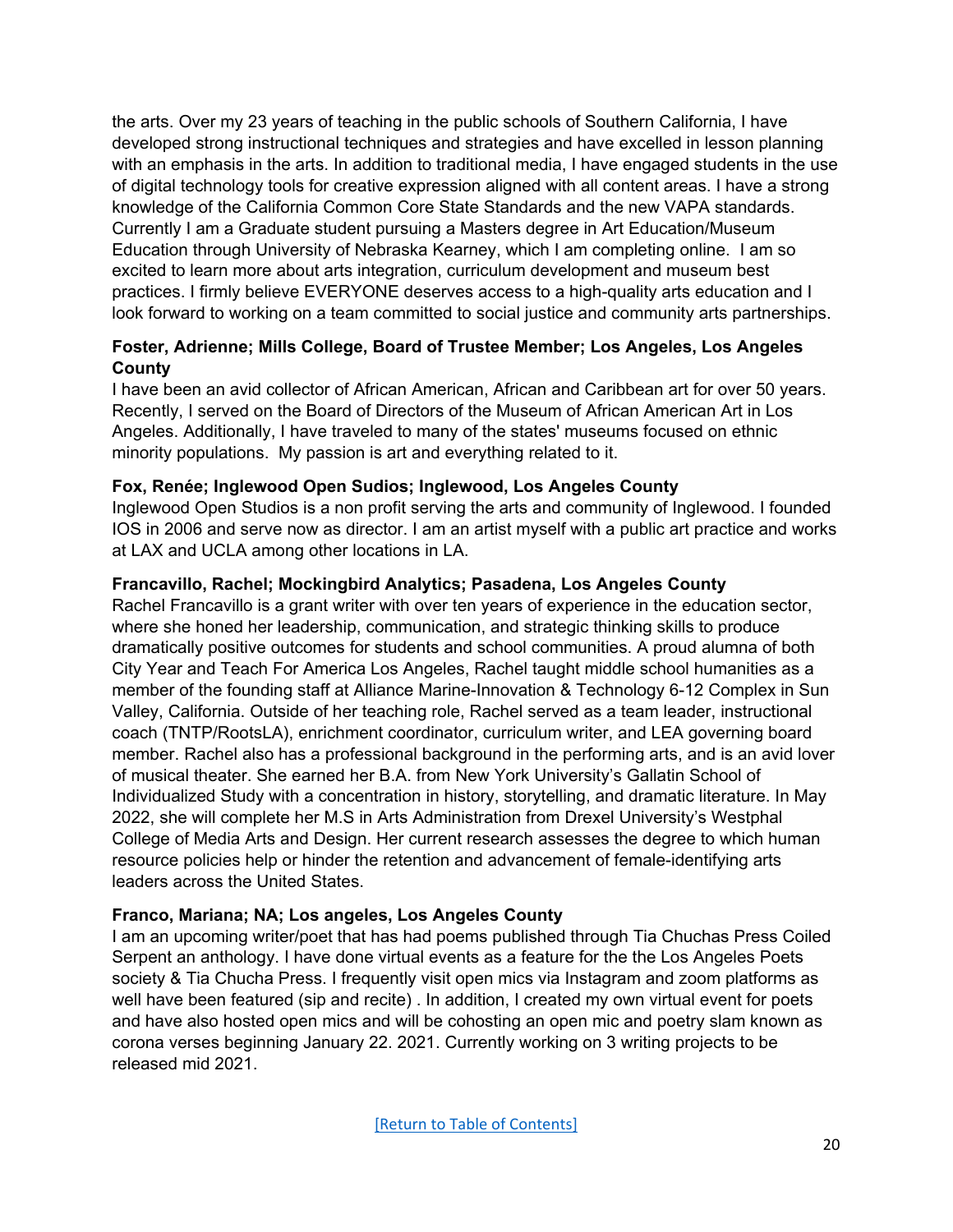the arts. Over my 23 years of teaching in the public schools of Southern California, I have developed strong instructional techniques and strategies and have excelled in lesson planning with an emphasis in the arts. In addition to traditional media, I have engaged students in the use of digital technology tools for creative expression aligned with all content areas. I have a strong knowledge of the California Common Core State Standards and the new VAPA standards. Currently I am a Graduate student pursuing a Masters degree in Art Education/Museum Education through University of Nebraska Kearney, which I am completing online. I am so excited to learn more about arts integration, curriculum development and museum best practices. I firmly believe EVERYONE deserves access to a high-quality arts education and I look forward to working on a team committed to social justice and community arts partnerships.

**Foster, Adrienne; Mills College, Board of Trustee Member; Los Angeles, Los Angeles County**
I have been an avid collector of African American, African and Caribbean art for over 50 years. Recently, I served on the Board of Directors of the Museum of African American Art in Los Angeles. Additionally, I have traveled to many of the states' museums focused on ethnic minority populations. My passion is art and everything related to it.

**Fox, Renée; Inglewood Open Sudios; Inglewood, Los Angeles County**
Inglewood Open Studios is a non profit serving the arts and community of Inglewood. I founded IOS in 2006 and serve now as director. I am an artist myself with a public art practice and works at LAX and UCLA among other locations in LA.

**Francavillo, Rachel; Mockingbird Analytics; Pasadena, Los Angeles County**
Rachel Francavillo is a grant writer with over ten years of experience in the education sector, where she honed her leadership, communication, and strategic thinking skills to produce dramatically positive outcomes for students and school communities. A proud alumna of both City Year and Teach For America Los Angeles, Rachel taught middle school humanities as a member of the founding staff at Alliance Marine-Innovation & Technology 6-12 Complex in Sun Valley, California. Outside of her teaching role, Rachel served as a team leader, instructional coach (TNTP/RootsLA), enrichment coordinator, curriculum writer, and LEA governing board member. Rachel also has a professional background in the performing arts, and is an avid lover of musical theater. She earned her B.A. from New York University's Gallatin School of Individualized Study with a concentration in history, storytelling, and dramatic literature. In May 2022, she will complete her M.S in Arts Administration from Drexel University's Westphal College of Media Arts and Design. Her current research assesses the degree to which human resource policies help or hinder the retention and advancement of female-identifying arts leaders across the United States.

**Franco, Mariana; NA; Los angeles, Los Angeles County**
I am an upcoming writer/poet that has had poems published through Tia Chuchas Press Coiled Serpent an anthology. I have done virtual events as a feature for the the Los Angeles Poets society & Tia Chucha Press. I frequently visit open mics via Instagram and zoom platforms as well have been featured (sip and recite) . In addition, I created my own virtual event for poets and have also hosted open mics and will be cohosting an open mic and poetry slam known as corona verses beginning January 22. 2021. Currently working on 3 writing projects to be released mid 2021.

[Return to Table of Contents]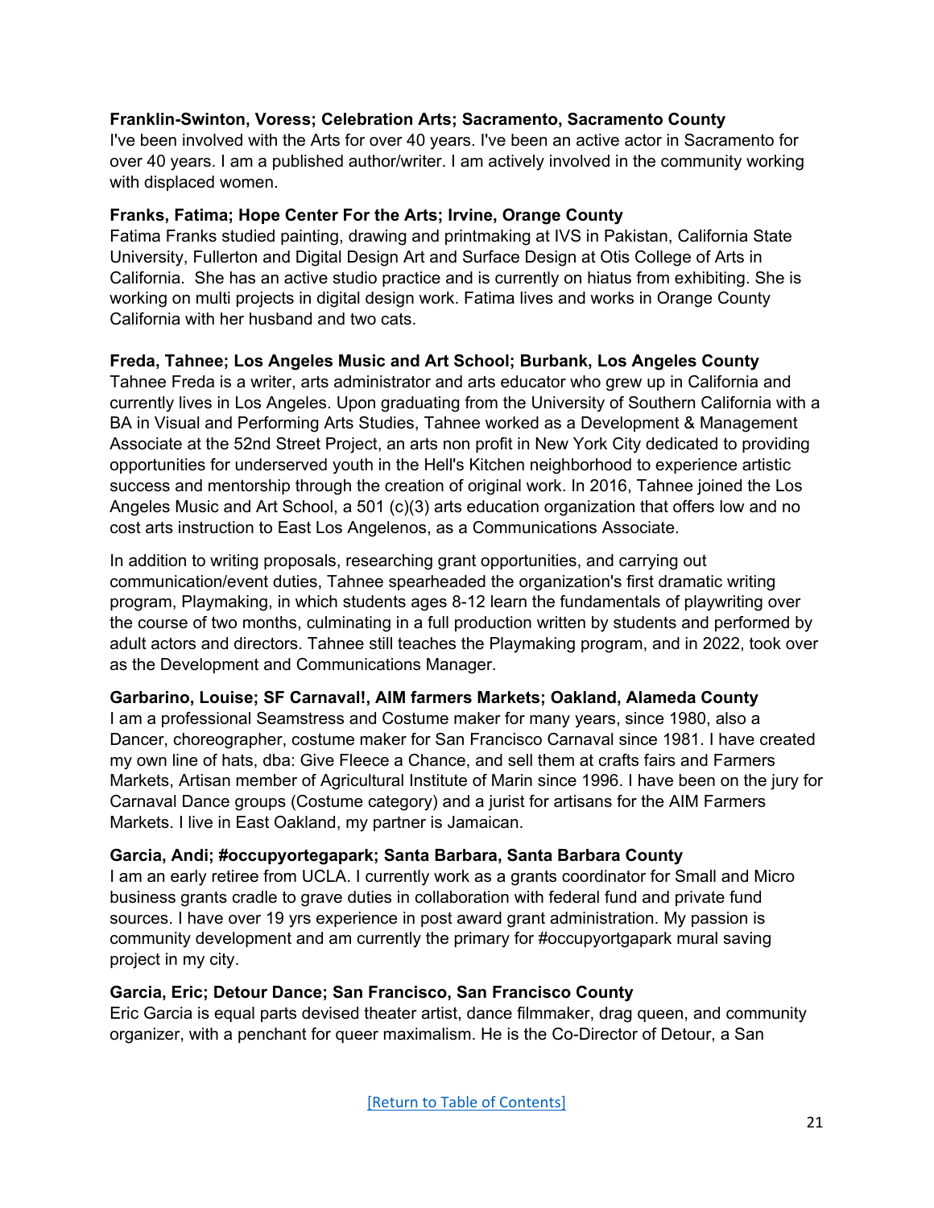**Franklin-Swinton, Voress; Celebration Arts; Sacramento, Sacramento County**
I've been involved with the Arts for over 40 years. I've been an active actor in Sacramento for over 40 years. I am a published author/writer. I am actively involved in the community working with displaced women.

**Franks, Fatima; Hope Center For the Arts; Irvine, Orange County**
Fatima Franks studied painting, drawing and printmaking at IVS in Pakistan, California State University, Fullerton and Digital Design Art and Surface Design at Otis College of Arts in California. She has an active studio practice and is currently on hiatus from exhibiting. She is working on multi projects in digital design work. Fatima lives and works in Orange County California with her husband and two cats.

**Freda, Tahnee; Los Angeles Music and Art School; Burbank, Los Angeles County**
Tahnee Freda is a writer, arts administrator and arts educator who grew up in California and currently lives in Los Angeles. Upon graduating from the University of Southern California with a BA in Visual and Performing Arts Studies, Tahnee worked as a Development & Management Associate at the 52nd Street Project, an arts non profit in New York City dedicated to providing opportunities for underserved youth in the Hell's Kitchen neighborhood to experience artistic success and mentorship through the creation of original work. In 2016, Tahnee joined the Los Angeles Music and Art School, a 501 (c)(3) arts education organization that offers low and no cost arts instruction to East Los Angelenos, as a Communications Associate.

In addition to writing proposals, researching grant opportunities, and carrying out communication/event duties, Tahnee spearheaded the organization's first dramatic writing program, Playmaking, in which students ages 8-12 learn the fundamentals of playwriting over the course of two months, culminating in a full production written by students and performed by adult actors and directors. Tahnee still teaches the Playmaking program, and in 2022, took over as the Development and Communications Manager.

**Garbarino, Louise; SF Carnaval!, AIM farmers Markets; Oakland, Alameda County**
I am a professional Seamstress and Costume maker for many years, since 1980, also a Dancer, choreographer, costume maker for San Francisco Carnaval since 1981. I have created my own line of hats, dba: Give Fleece a Chance, and sell them at crafts fairs and Farmers Markets, Artisan member of Agricultural Institute of Marin since 1996. I have been on the jury for Carnaval Dance groups (Costume category) and a jurist for artisans for the AIM Farmers Markets. I live in East Oakland, my partner is Jamaican.

**Garcia, Andi; #occupyortegapark; Santa Barbara, Santa Barbara County**
I am an early retiree from UCLA. I currently work as a grants coordinator for Small and Micro business grants cradle to grave duties in collaboration with federal fund and private fund sources. I have over 19 yrs experience in post award grant administration. My passion is community development and am currently the primary for #occupyortgapark mural saving project in my city.

**Garcia, Eric; Detour Dance; San Francisco, San Francisco County**
Eric Garcia is equal parts devised theater artist, dance filmmaker, drag queen, and community organizer, with a penchant for queer maximalism. He is the Co-Director of Detour, a San

[Return to Table of Contents]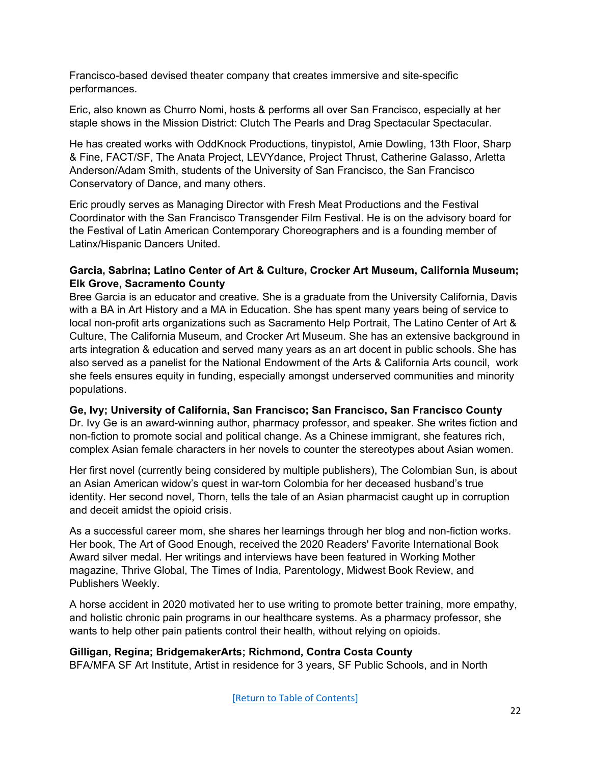Francisco-based devised theater company that creates immersive and site-specific performances.

Eric, also known as Churro Nomi, hosts & performs all over San Francisco, especially at her staple shows in the Mission District: Clutch The Pearls and Drag Spectacular Spectacular.

He has created works with OddKnock Productions, tinypistol, Amie Dowling, 13th Floor, Sharp & Fine, FACT/SF, The Anata Project, LEVYdance, Project Thrust, Catherine Galasso, Arletta Anderson/Adam Smith, students of the University of San Francisco, the San Francisco Conservatory of Dance, and many others.

Eric proudly serves as Managing Director with Fresh Meat Productions and the Festival Coordinator with the San Francisco Transgender Film Festival. He is on the advisory board for the Festival of Latin American Contemporary Choreographers and is a founding member of Latinx/Hispanic Dancers United.

**Garcia, Sabrina; Latino Center of Art & Culture, Crocker Art Museum, California Museum; Elk Grove, Sacramento County**

Bree Garcia is an educator and creative. She is a graduate from the University California, Davis with a BA in Art History and a MA in Education. She has spent many years being of service to local non-profit arts organizations such as Sacramento Help Portrait, The Latino Center of Art & Culture, The California Museum, and Crocker Art Museum. She has an extensive background in arts integration & education and served many years as an art docent in public schools. She has also served as a panelist for the National Endowment of the Arts & California Arts council, work she feels ensures equity in funding, especially amongst underserved communities and minority populations.

**Ge, Ivy; University of California, San Francisco; San Francisco, San Francisco County**

Dr. Ivy Ge is an award-winning author, pharmacy professor, and speaker. She writes fiction and non-fiction to promote social and political change. As a Chinese immigrant, she features rich, complex Asian female characters in her novels to counter the stereotypes about Asian women.

Her first novel (currently being considered by multiple publishers), The Colombian Sun, is about an Asian American widow's quest in war-torn Colombia for her deceased husband's true identity. Her second novel, Thorn, tells the tale of an Asian pharmacist caught up in corruption and deceit amidst the opioid crisis.

As a successful career mom, she shares her learnings through her blog and non-fiction works. Her book, The Art of Good Enough, received the 2020 Readers' Favorite International Book Award silver medal. Her writings and interviews have been featured in Working Mother magazine, Thrive Global, The Times of India, Parentology, Midwest Book Review, and Publishers Weekly.

A horse accident in 2020 motivated her to use writing to promote better training, more empathy, and holistic chronic pain programs in our healthcare systems. As a pharmacy professor, she wants to help other pain patients control their health, without relying on opioids.

**Gilligan, Regina; BridgemakerArts; Richmond, Contra Costa County**

BFA/MFA SF Art Institute, Artist in residence for 3 years, SF Public Schools, and in North

[Return to Table of Contents]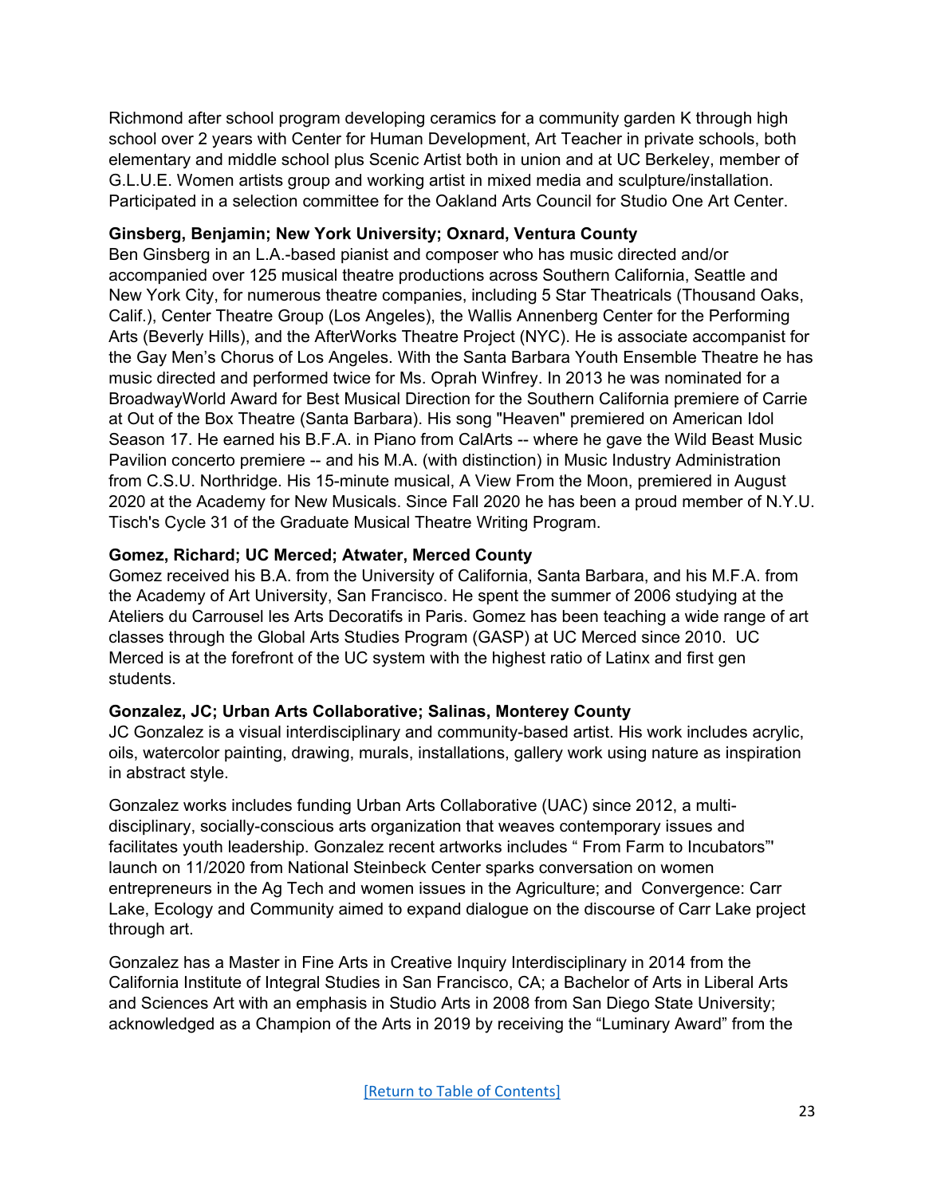Richmond after school program developing ceramics for a community garden K through high school over 2 years with Center for Human Development, Art Teacher in private schools, both elementary and middle school plus Scenic Artist both in union and at UC Berkeley, member of G.L.U.E. Women artists group and working artist in mixed media and sculpture/installation. Participated in a selection committee for the Oakland Arts Council for Studio One Art Center.

**Ginsberg, Benjamin; New York University; Oxnard, Ventura County**

Ben Ginsberg in an L.A.-based pianist and composer who has music directed and/or accompanied over 125 musical theatre productions across Southern California, Seattle and New York City, for numerous theatre companies, including 5 Star Theatricals (Thousand Oaks, Calif.), Center Theatre Group (Los Angeles), the Wallis Annenberg Center for the Performing Arts (Beverly Hills), and the AfterWorks Theatre Project (NYC). He is associate accompanist for the Gay Men's Chorus of Los Angeles. With the Santa Barbara Youth Ensemble Theatre he has music directed and performed twice for Ms. Oprah Winfrey. In 2013 he was nominated for a BroadwayWorld Award for Best Musical Direction for the Southern California premiere of Carrie at Out of the Box Theatre (Santa Barbara). His song "Heaven" premiered on American Idol Season 17. He earned his B.F.A. in Piano from CalArts -- where he gave the Wild Beast Music Pavilion concerto premiere -- and his M.A. (with distinction) in Music Industry Administration from C.S.U. Northridge. His 15-minute musical, A View From the Moon, premiered in August 2020 at the Academy for New Musicals. Since Fall 2020 he has been a proud member of N.Y.U. Tisch's Cycle 31 of the Graduate Musical Theatre Writing Program.

**Gomez, Richard; UC Merced; Atwater, Merced County**

Gomez received his B.A. from the University of California, Santa Barbara, and his M.F.A. from the Academy of Art University, San Francisco. He spent the summer of 2006 studying at the Ateliers du Carrousel les Arts Decoratifs in Paris. Gomez has been teaching a wide range of art classes through the Global Arts Studies Program (GASP) at UC Merced since 2010. UC Merced is at the forefront of the UC system with the highest ratio of Latinx and first gen students.

**Gonzalez, JC; Urban Arts Collaborative; Salinas, Monterey County**

JC Gonzalez is a visual interdisciplinary and community-based artist. His work includes acrylic, oils, watercolor painting, drawing, murals, installations, gallery work using nature as inspiration in abstract style.

Gonzalez works includes funding Urban Arts Collaborative (UAC) since 2012, a multi-disciplinary, socially-conscious arts organization that weaves contemporary issues and facilitates youth leadership. Gonzalez recent artworks includes " From Farm to Incubators"' launch on 11/2020 from National Steinbeck Center sparks conversation on women entrepreneurs in the Ag Tech and women issues in the Agriculture; and Convergence: Carr Lake, Ecology and Community aimed to expand dialogue on the discourse of Carr Lake project through art.

Gonzalez has a Master in Fine Arts in Creative Inquiry Interdisciplinary in 2014 from the California Institute of Integral Studies in San Francisco, CA; a Bachelor of Arts in Liberal Arts and Sciences Art with an emphasis in Studio Arts in 2008 from San Diego State University; acknowledged as a Champion of the Arts in 2019 by receiving the "Luminary Award" from the

[Return to Table of Contents]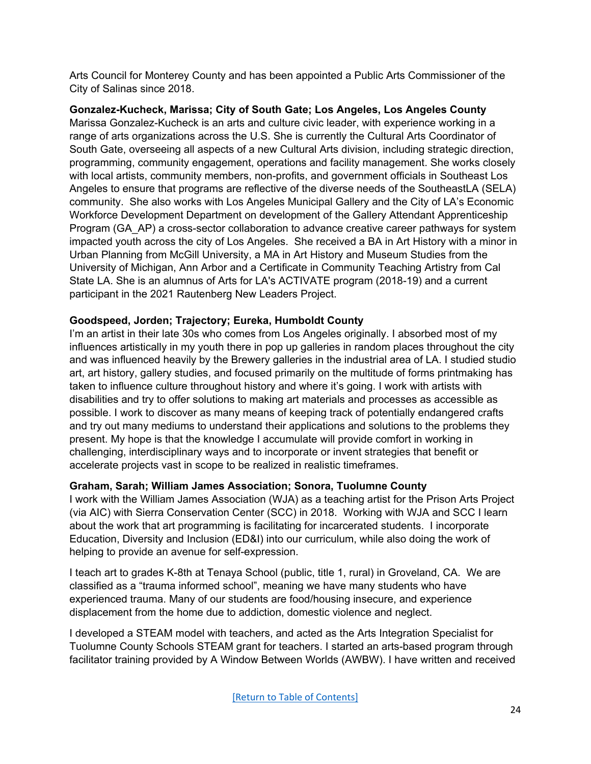Arts Council for Monterey County and has been appointed a Public Arts Commissioner of the City of Salinas since 2018.

**Gonzalez-Kucheck, Marissa; City of South Gate; Los Angeles, Los Angeles County**
Marissa Gonzalez-Kucheck is an arts and culture civic leader, with experience working in a range of arts organizations across the U.S. She is currently the Cultural Arts Coordinator of South Gate, overseeing all aspects of a new Cultural Arts division, including strategic direction, programming, community engagement, operations and facility management. She works closely with local artists, community members, non-profits, and government officials in Southeast Los Angeles to ensure that programs are reflective of the diverse needs of the SoutheastLA (SELA) community. She also works with Los Angeles Municipal Gallery and the City of LA's Economic Workforce Development Department on development of the Gallery Attendant Apprenticeship Program (GA_AP) a cross-sector collaboration to advance creative career pathways for system impacted youth across the city of Los Angeles. She received a BA in Art History with a minor in Urban Planning from McGill University, a MA in Art History and Museum Studies from the University of Michigan, Ann Arbor and a Certificate in Community Teaching Artistry from Cal State LA. She is an alumnus of Arts for LA's ACTIVATE program (2018-19) and a current participant in the 2021 Rautenberg New Leaders Project.

**Goodspeed, Jorden; Trajectory; Eureka, Humboldt County**
I'm an artist in their late 30s who comes from Los Angeles originally. I absorbed most of my influences artistically in my youth there in pop up galleries in random places throughout the city and was influenced heavily by the Brewery galleries in the industrial area of LA. I studied studio art, art history, gallery studies, and focused primarily on the multitude of forms printmaking has taken to influence culture throughout history and where it's going. I work with artists with disabilities and try to offer solutions to making art materials and processes as accessible as possible. I work to discover as many means of keeping track of potentially endangered crafts and try out many mediums to understand their applications and solutions to the problems they present. My hope is that the knowledge I accumulate will provide comfort in working in challenging, interdisciplinary ways and to incorporate or invent strategies that benefit or accelerate projects vast in scope to be realized in realistic timeframes.

**Graham, Sarah; William James Association; Sonora, Tuolumne County**
I work with the William James Association (WJA) as a teaching artist for the Prison Arts Project (via AIC) with Sierra Conservation Center (SCC) in 2018. Working with WJA and SCC I learn about the work that art programming is facilitating for incarcerated students. I incorporate Education, Diversity and Inclusion (ED&I) into our curriculum, while also doing the work of helping to provide an avenue for self-expression.

I teach art to grades K-8th at Tenaya School (public, title 1, rural) in Groveland, CA. We are classified as a "trauma informed school", meaning we have many students who have experienced trauma. Many of our students are food/housing insecure, and experience displacement from the home due to addiction, domestic violence and neglect.

I developed a STEAM model with teachers, and acted as the Arts Integration Specialist for Tuolumne County Schools STEAM grant for teachers. I started an arts-based program through facilitator training provided by A Window Between Worlds (AWBW). I have written and received

[Return to Table of Contents]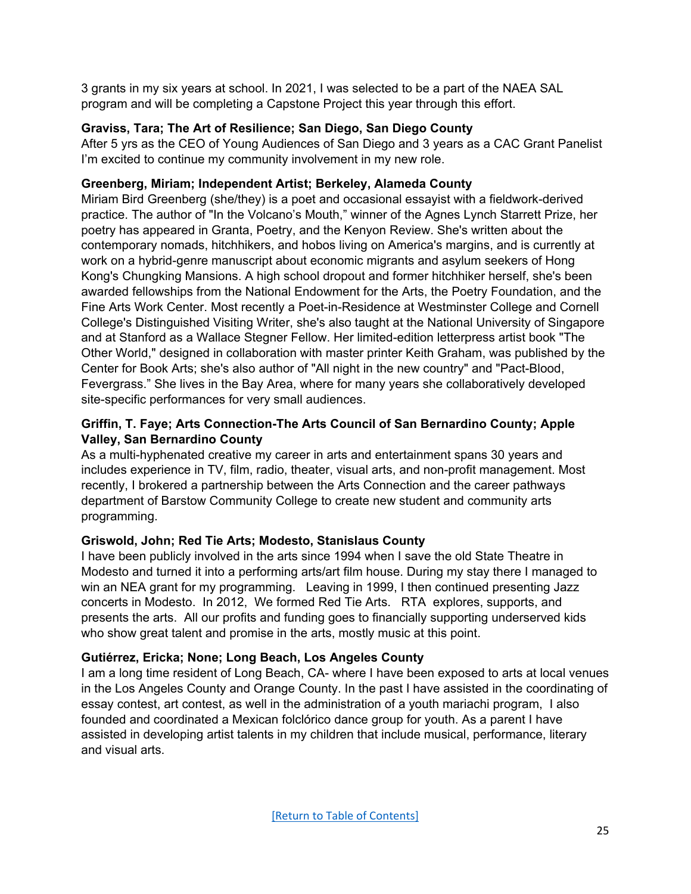3 grants in my six years at school. In 2021, I was selected to be a part of the NAEA SAL program and will be completing a Capstone Project this year through this effort.

**Graviss, Tara; The Art of Resilience; San Diego, San Diego County**
After 5 yrs as the CEO of Young Audiences of San Diego and 3 years as a CAC Grant Panelist I'm excited to continue my community involvement in my new role.

**Greenberg, Miriam; Independent Artist; Berkeley, Alameda County**
Miriam Bird Greenberg (she/they) is a poet and occasional essayist with a fieldwork-derived practice. The author of "In the Volcano's Mouth," winner of the Agnes Lynch Starrett Prize, her poetry has appeared in Granta, Poetry, and the Kenyon Review. She's written about the contemporary nomads, hitchhikers, and hobos living on America's margins, and is currently at work on a hybrid-genre manuscript about economic migrants and asylum seekers of Hong Kong's Chungking Mansions. A high school dropout and former hitchhiker herself, she's been awarded fellowships from the National Endowment for the Arts, the Poetry Foundation, and the Fine Arts Work Center. Most recently a Poet-in-Residence at Westminster College and Cornell College's Distinguished Visiting Writer, she's also taught at the National University of Singapore and at Stanford as a Wallace Stegner Fellow. Her limited-edition letterpress artist book "The Other World," designed in collaboration with master printer Keith Graham, was published by the Center for Book Arts; she's also author of "All night in the new country" and "Pact-Blood, Fevergrass." She lives in the Bay Area, where for many years she collaboratively developed site-specific performances for very small audiences.

**Griffin, T. Faye; Arts Connection-The Arts Council of San Bernardino County; Apple Valley, San Bernardino County**
As a multi-hyphenated creative my career in arts and entertainment spans 30 years and includes experience in TV, film, radio, theater, visual arts, and non-profit management. Most recently, I brokered a partnership between the Arts Connection and the career pathways department of Barstow Community College to create new student and community arts programming.

**Griswold, John; Red Tie Arts; Modesto, Stanislaus County**
I have been publicly involved in the arts since 1994 when I save the old State Theatre in Modesto and turned it into a performing arts/art film house. During my stay there I managed to win an NEA grant for my programming. Leaving in 1999, I then continued presenting Jazz concerts in Modesto. In 2012, We formed Red Tie Arts. RTA explores, supports, and presents the arts. All our profits and funding goes to financially supporting underserved kids who show great talent and promise in the arts, mostly music at this point.

**Gutiérrez, Ericka; None; Long Beach, Los Angeles County**
I am a long time resident of Long Beach, CA- where I have been exposed to arts at local venues in the Los Angeles County and Orange County. In the past I have assisted in the coordinating of essay contest, art contest, as well in the administration of a youth mariachi program, I also founded and coordinated a Mexican folclórico dance group for youth. As a parent I have assisted in developing artist talents in my children that include musical, performance, literary and visual arts.

[Return to Table of Contents]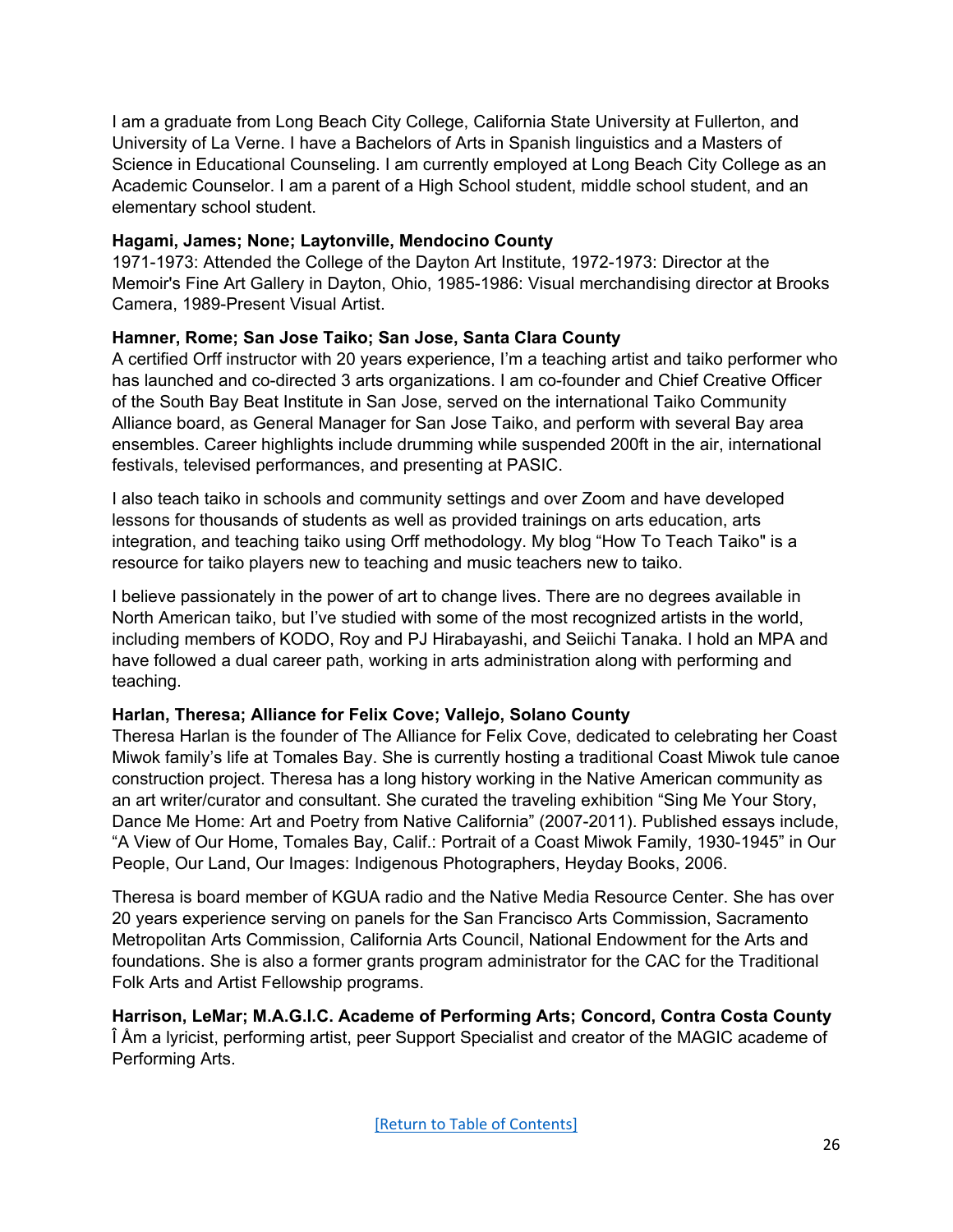I am a graduate from Long Beach City College, California State University at Fullerton, and University of La Verne. I have a Bachelors of Arts in Spanish linguistics and a Masters of Science in Educational Counseling. I am currently employed at Long Beach City College as an Academic Counselor. I am a parent of a High School student, middle school student, and an elementary school student.

**Hagami, James; None; Laytonville, Mendocino County**
1971-1973: Attended the College of the Dayton Art Institute, 1972-1973: Director at the Memoir's Fine Art Gallery in Dayton, Ohio, 1985-1986: Visual merchandising director at Brooks Camera, 1989-Present Visual Artist.

**Hamner, Rome; San Jose Taiko; San Jose, Santa Clara County**
A certified Orff instructor with 20 years experience, I'm a teaching artist and taiko performer who has launched and co-directed 3 arts organizations. I am co-founder and Chief Creative Officer of the South Bay Beat Institute in San Jose, served on the international Taiko Community Alliance board, as General Manager for San Jose Taiko, and perform with several Bay area ensembles. Career highlights include drumming while suspended 200ft in the air, international festivals, televised performances, and presenting at PASIC.

I also teach taiko in schools and community settings and over Zoom and have developed lessons for thousands of students as well as provided trainings on arts education, arts integration, and teaching taiko using Orff methodology. My blog "How To Teach Taiko" is a resource for taiko players new to teaching and music teachers new to taiko.

I believe passionately in the power of art to change lives. There are no degrees available in North American taiko, but I've studied with some of the most recognized artists in the world, including members of KODO, Roy and PJ Hirabayashi, and Seiichi Tanaka. I hold an MPA and have followed a dual career path, working in arts administration along with performing and teaching.

**Harlan, Theresa; Alliance for Felix Cove; Vallejo, Solano County**
Theresa Harlan is the founder of The Alliance for Felix Cove, dedicated to celebrating her Coast Miwok family's life at Tomales Bay. She is currently hosting a traditional Coast Miwok tule canoe construction project. Theresa has a long history working in the Native American community as an art writer/curator and consultant. She curated the traveling exhibition "Sing Me Your Story, Dance Me Home: Art and Poetry from Native California" (2007-2011). Published essays include, "A View of Our Home, Tomales Bay, Calif.: Portrait of a Coast Miwok Family, 1930-1945" in Our People, Our Land, Our Images: Indigenous Photographers, Heyday Books, 2006.

Theresa is board member of KGUA radio and the Native Media Resource Center. She has over 20 years experience serving on panels for the San Francisco Arts Commission, Sacramento Metropolitan Arts Commission, California Arts Council, National Endowment for the Arts and foundations. She is also a former grants program administrator for the CAC for the Traditional Folk Arts and Artist Fellowship programs.

**Harrison, LeMar; M.A.G.I.C. Academe of Performing Arts; Concord, Contra Costa County**
Î Åm a lyricist, performing artist, peer Support Specialist and creator of the MAGIC academe of Performing Arts.

[Return to Table of Contents]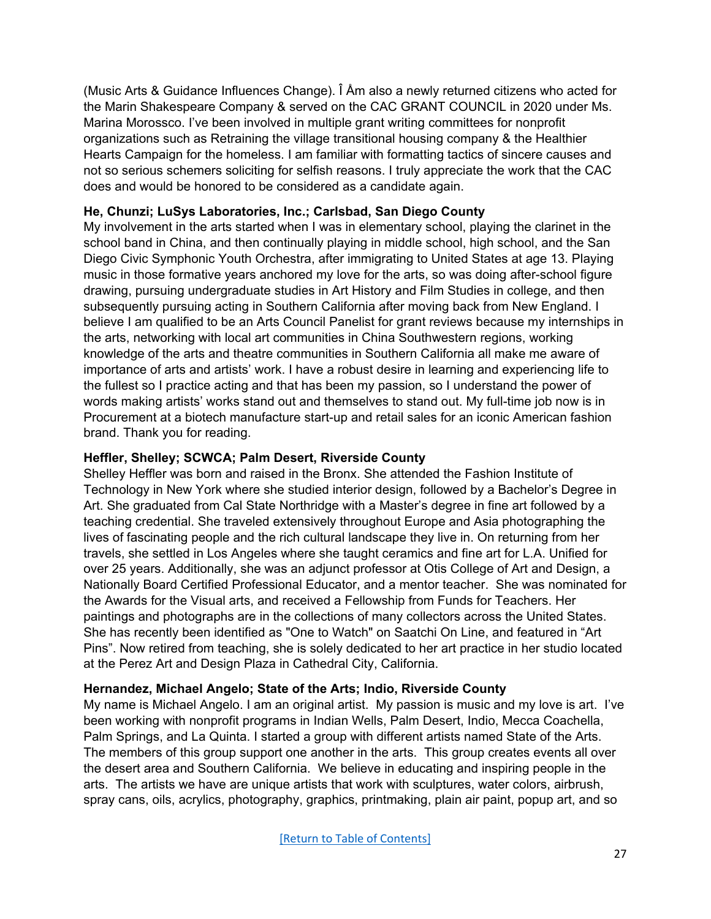(Music Arts & Guidance Influences Change). Î Åm also a newly returned citizens who acted for the Marin Shakespeare Company & served on the CAC GRANT COUNCIL in 2020 under Ms. Marina Morossco. I've been involved in multiple grant writing committees for nonprofit organizations such as Retraining the village transitional housing company & the Healthier Hearts Campaign for the homeless. I am familiar with formatting tactics of sincere causes and not so serious schemers soliciting for selfish reasons. I truly appreciate the work that the CAC does and would be honored to be considered as a candidate again.

**He, Chunzi; LuSys Laboratories, Inc.; Carlsbad, San Diego County**
My involvement in the arts started when I was in elementary school, playing the clarinet in the school band in China, and then continually playing in middle school, high school, and the San Diego Civic Symphonic Youth Orchestra, after immigrating to United States at age 13. Playing music in those formative years anchored my love for the arts, so was doing after-school figure drawing, pursuing undergraduate studies in Art History and Film Studies in college, and then subsequently pursuing acting in Southern California after moving back from New England. I believe I am qualified to be an Arts Council Panelist for grant reviews because my internships in the arts, networking with local art communities in China Southwestern regions, working knowledge of the arts and theatre communities in Southern California all make me aware of importance of arts and artists' work. I have a robust desire in learning and experiencing life to the fullest so I practice acting and that has been my passion, so I understand the power of words making artists' works stand out and themselves to stand out. My full-time job now is in Procurement at a biotech manufacture start-up and retail sales for an iconic American fashion brand. Thank you for reading.

**Heffler, Shelley; SCWCA; Palm Desert, Riverside County**
Shelley Heffler was born and raised in the Bronx. She attended the Fashion Institute of Technology in New York where she studied interior design, followed by a Bachelor's Degree in Art. She graduated from Cal State Northridge with a Master's degree in fine art followed by a teaching credential. She traveled extensively throughout Europe and Asia photographing the lives of fascinating people and the rich cultural landscape they live in. On returning from her travels, she settled in Los Angeles where she taught ceramics and fine art for L.A. Unified for over 25 years. Additionally, she was an adjunct professor at Otis College of Art and Design, a Nationally Board Certified Professional Educator, and a mentor teacher. She was nominated for the Awards for the Visual arts, and received a Fellowship from Funds for Teachers. Her paintings and photographs are in the collections of many collectors across the United States. She has recently been identified as "One to Watch" on Saatchi On Line, and featured in "Art Pins". Now retired from teaching, she is solely dedicated to her art practice in her studio located at the Perez Art and Design Plaza in Cathedral City, California.

**Hernandez, Michael Angelo; State of the Arts; Indio, Riverside County**
My name is Michael Angelo. I am an original artist. My passion is music and my love is art. I've been working with nonprofit programs in Indian Wells, Palm Desert, Indio, Mecca Coachella, Palm Springs, and La Quinta. I started a group with different artists named State of the Arts. The members of this group support one another in the arts. This group creates events all over the desert area and Southern California. We believe in educating and inspiring people in the arts. The artists we have are unique artists that work with sculptures, water colors, airbrush, spray cans, oils, acrylics, photography, graphics, printmaking, plain air paint, popup art, and so

[Return to Table of Contents]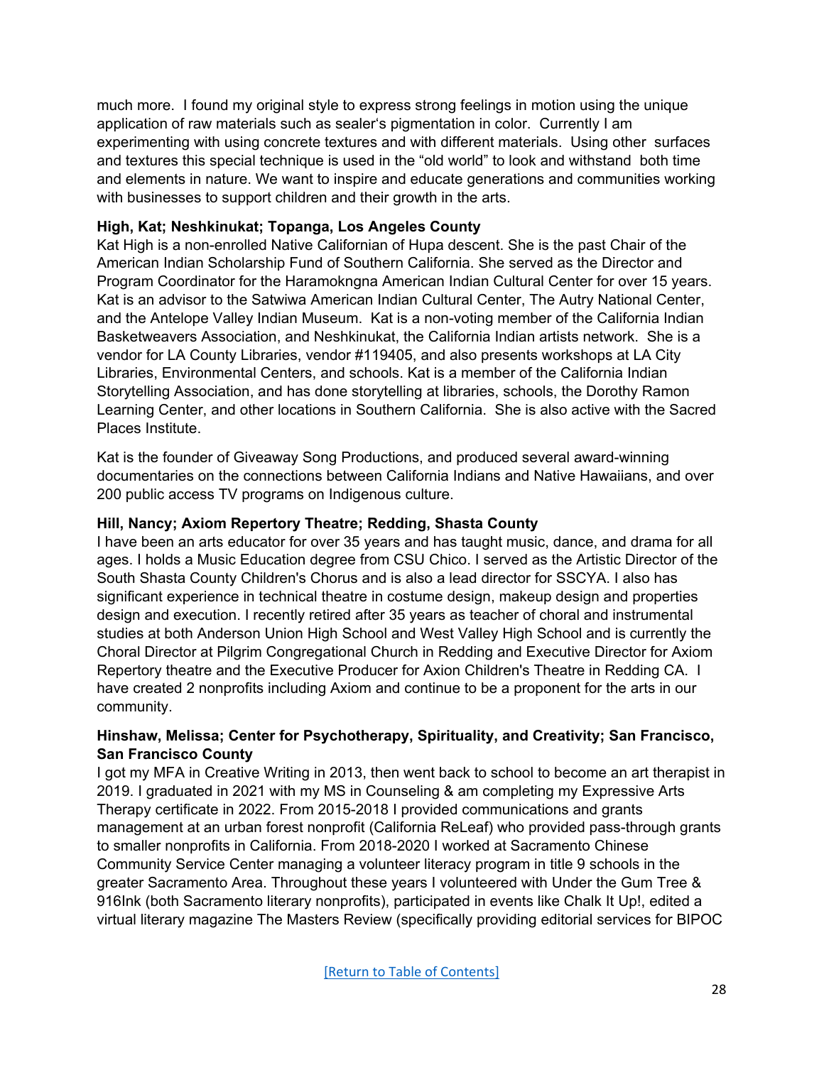much more.  I found my original style to express strong feelings in motion using the unique application of raw materials such as sealer's pigmentation in color.  Currently I am experimenting with using concrete textures and with different materials.  Using other  surfaces and textures this special technique is used in the "old world" to look and withstand  both time and elements in nature. We want to inspire and educate generations and communities working with businesses to support children and their growth in the arts.

**High, Kat; Neshkinukat; Topanga, Los Angeles County**

Kat High is a non-enrolled Native Californian of Hupa descent. She is the past Chair of the American Indian Scholarship Fund of Southern California. She served as the Director and Program Coordinator for the Haramokngna American Indian Cultural Center for over 15 years. Kat is an advisor to the Satwiwa American Indian Cultural Center, The Autry National Center, and the Antelope Valley Indian Museum.  Kat is a non-voting member of the California Indian Basketweavers Association, and Neshkinukat, the California Indian artists network.  She is a vendor for LA County Libraries, vendor #119405, and also presents workshops at LA City Libraries, Environmental Centers, and schools. Kat is a member of the California Indian Storytelling Association, and has done storytelling at libraries, schools, the Dorothy Ramon Learning Center, and other locations in Southern California.  She is also active with the Sacred Places Institute.

Kat is the founder of Giveaway Song Productions, and produced several award-winning documentaries on the connections between California Indians and Native Hawaiians, and over 200 public access TV programs on Indigenous culture.

**Hill, Nancy; Axiom Repertory Theatre; Redding, Shasta County**

I have been an arts educator for over 35 years and has taught music, dance, and drama for all ages. I holds a Music Education degree from CSU Chico. I served as the Artistic Director of the South Shasta County Children's Chorus and is also a lead director for SSCYA. I also has significant experience in technical theatre in costume design, makeup design and properties design and execution. I recently retired after 35 years as teacher of choral and instrumental studies at both Anderson Union High School and West Valley High School and is currently the Choral Director at Pilgrim Congregational Church in Redding and Executive Director for Axiom Repertory theatre and the Executive Producer for Axion Children's Theatre in Redding CA.  I have created 2 nonprofits including Axiom and continue to be a proponent for the arts in our community.

**Hinshaw, Melissa; Center for Psychotherapy, Spirituality, and Creativity; San Francisco, San Francisco County**

I got my MFA in Creative Writing in 2013, then went back to school to become an art therapist in 2019. I graduated in 2021 with my MS in Counseling & am completing my Expressive Arts Therapy certificate in 2022. From 2015-2018 I provided communications and grants management at an urban forest nonprofit (California ReLeaf) who provided pass-through grants to smaller nonprofits in California. From 2018-2020 I worked at Sacramento Chinese Community Service Center managing a volunteer literacy program in title 9 schools in the greater Sacramento Area. Throughout these years I volunteered with Under the Gum Tree & 916Ink (both Sacramento literary nonprofits), participated in events like Chalk It Up!, edited a virtual literary magazine The Masters Review (specifically providing editorial services for BIPOC

[Return to Table of Contents]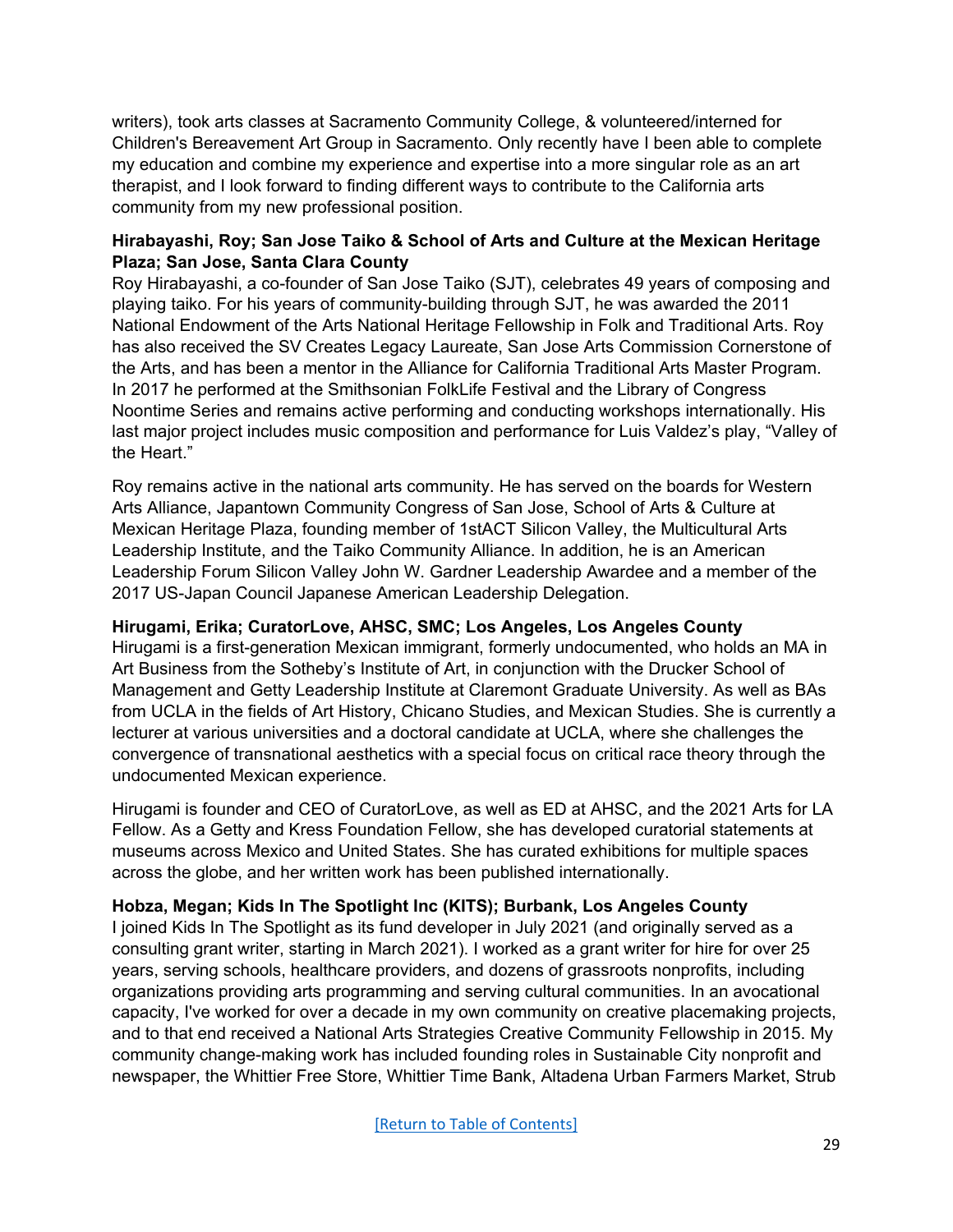writers), took arts classes at Sacramento Community College, & volunteered/interned for Children's Bereavement Art Group in Sacramento. Only recently have I been able to complete my education and combine my experience and expertise into a more singular role as an art therapist, and I look forward to finding different ways to contribute to the California arts community from my new professional position.

**Hirabayashi, Roy; San Jose Taiko & School of Arts and Culture at the Mexican Heritage Plaza; San Jose, Santa Clara County**

Roy Hirabayashi, a co-founder of San Jose Taiko (SJT), celebrates 49 years of composing and playing taiko. For his years of community-building through SJT, he was awarded the 2011 National Endowment of the Arts National Heritage Fellowship in Folk and Traditional Arts. Roy has also received the SV Creates Legacy Laureate, San Jose Arts Commission Cornerstone of the Arts, and has been a mentor in the Alliance for California Traditional Arts Master Program. In 2017 he performed at the Smithsonian FolkLife Festival and the Library of Congress Noontime Series and remains active performing and conducting workshops internationally. His last major project includes music composition and performance for Luis Valdez's play, "Valley of the Heart."

Roy remains active in the national arts community. He has served on the boards for Western Arts Alliance, Japantown Community Congress of San Jose, School of Arts & Culture at Mexican Heritage Plaza, founding member of 1stACT Silicon Valley, the Multicultural Arts Leadership Institute, and the Taiko Community Alliance. In addition, he is an American Leadership Forum Silicon Valley John W. Gardner Leadership Awardee and a member of the 2017 US-Japan Council Japanese American Leadership Delegation.

**Hirugami, Erika; CuratorLove, AHSC, SMC; Los Angeles, Los Angeles County**

Hirugami is a first-generation Mexican immigrant, formerly undocumented, who holds an MA in Art Business from the Sotheby's Institute of Art, in conjunction with the Drucker School of Management and Getty Leadership Institute at Claremont Graduate University. As well as BAs from UCLA in the fields of Art History, Chicano Studies, and Mexican Studies. She is currently a lecturer at various universities and a doctoral candidate at UCLA, where she challenges the convergence of transnational aesthetics with a special focus on critical race theory through the undocumented Mexican experience.

Hirugami is founder and CEO of CuratorLove, as well as ED at AHSC, and the 2021 Arts for LA Fellow. As a Getty and Kress Foundation Fellow, she has developed curatorial statements at museums across Mexico and United States. She has curated exhibitions for multiple spaces across the globe, and her written work has been published internationally.

**Hobza, Megan; Kids In The Spotlight Inc (KITS); Burbank, Los Angeles County**

I joined Kids In The Spotlight as its fund developer in July 2021 (and originally served as a consulting grant writer, starting in March 2021). I worked as a grant writer for hire for over 25 years, serving schools, healthcare providers, and dozens of grassroots nonprofits, including organizations providing arts programming and serving cultural communities. In an avocational capacity, I've worked for over a decade in my own community on creative placemaking projects, and to that end received a National Arts Strategies Creative Community Fellowship in 2015. My community change-making work has included founding roles in Sustainable City nonprofit and newspaper, the Whittier Free Store, Whittier Time Bank, Altadena Urban Farmers Market, Strub

[Return to Table of Contents]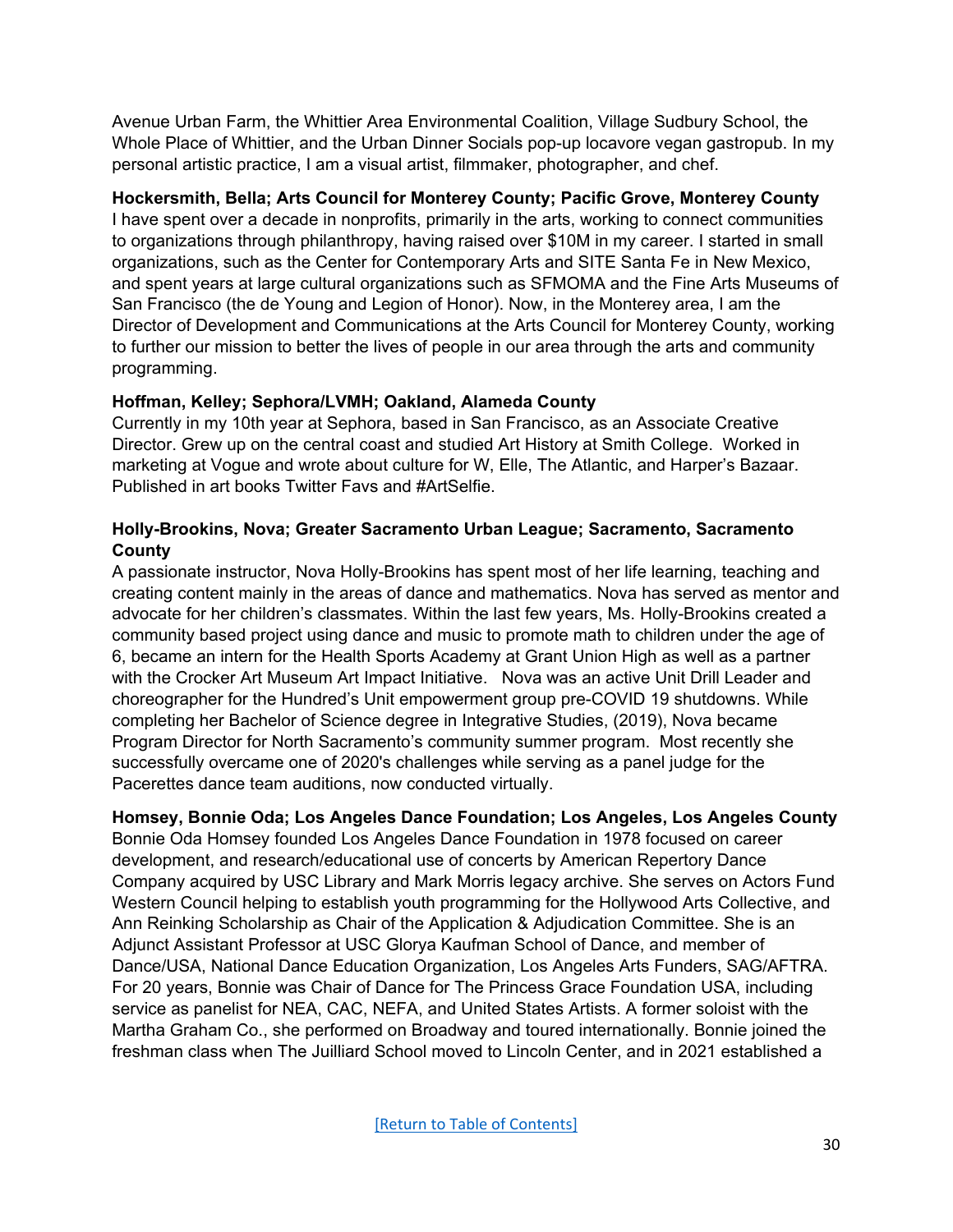Avenue Urban Farm, the Whittier Area Environmental Coalition, Village Sudbury School, the Whole Place of Whittier, and the Urban Dinner Socials pop-up locavore vegan gastropub. In my personal artistic practice, I am a visual artist, filmmaker, photographer, and chef.

**Hockersmith, Bella; Arts Council for Monterey County; Pacific Grove, Monterey County**
I have spent over a decade in nonprofits, primarily in the arts, working to connect communities to organizations through philanthropy, having raised over $10M in my career. I started in small organizations, such as the Center for Contemporary Arts and SITE Santa Fe in New Mexico, and spent years at large cultural organizations such as SFMOMA and the Fine Arts Museums of San Francisco (the de Young and Legion of Honor). Now, in the Monterey area, I am the Director of Development and Communications at the Arts Council for Monterey County, working to further our mission to better the lives of people in our area through the arts and community programming.

**Hoffman, Kelley; Sephora/LVMH; Oakland, Alameda County**
Currently in my 10th year at Sephora, based in San Francisco, as an Associate Creative Director. Grew up on the central coast and studied Art History at Smith College. Worked in marketing at Vogue and wrote about culture for W, Elle, The Atlantic, and Harper's Bazaar. Published in art books Twitter Favs and #ArtSelfie.

**Holly-Brookins, Nova; Greater Sacramento Urban League; Sacramento, Sacramento County**
A passionate instructor, Nova Holly-Brookins has spent most of her life learning, teaching and creating content mainly in the areas of dance and mathematics. Nova has served as mentor and advocate for her children's classmates. Within the last few years, Ms. Holly-Brookins created a community based project using dance and music to promote math to children under the age of 6, became an intern for the Health Sports Academy at Grant Union High as well as a partner with the Crocker Art Museum Art Impact Initiative. Nova was an active Unit Drill Leader and choreographer for the Hundred's Unit empowerment group pre-COVID 19 shutdowns. While completing her Bachelor of Science degree in Integrative Studies, (2019), Nova became Program Director for North Sacramento's community summer program. Most recently she successfully overcame one of 2020's challenges while serving as a panel judge for the Pacerettes dance team auditions, now conducted virtually.

**Homsey, Bonnie Oda; Los Angeles Dance Foundation; Los Angeles, Los Angeles County**
Bonnie Oda Homsey founded Los Angeles Dance Foundation in 1978 focused on career development, and research/educational use of concerts by American Repertory Dance Company acquired by USC Library and Mark Morris legacy archive. She serves on Actors Fund Western Council helping to establish youth programming for the Hollywood Arts Collective, and Ann Reinking Scholarship as Chair of the Application & Adjudication Committee. She is an Adjunct Assistant Professor at USC Glorya Kaufman School of Dance, and member of Dance/USA, National Dance Education Organization, Los Angeles Arts Funders, SAG/AFTRA. For 20 years, Bonnie was Chair of Dance for The Princess Grace Foundation USA, including service as panelist for NEA, CAC, NEFA, and United States Artists. A former soloist with the Martha Graham Co., she performed on Broadway and toured internationally. Bonnie joined the freshman class when The Juilliard School moved to Lincoln Center, and in 2021 established a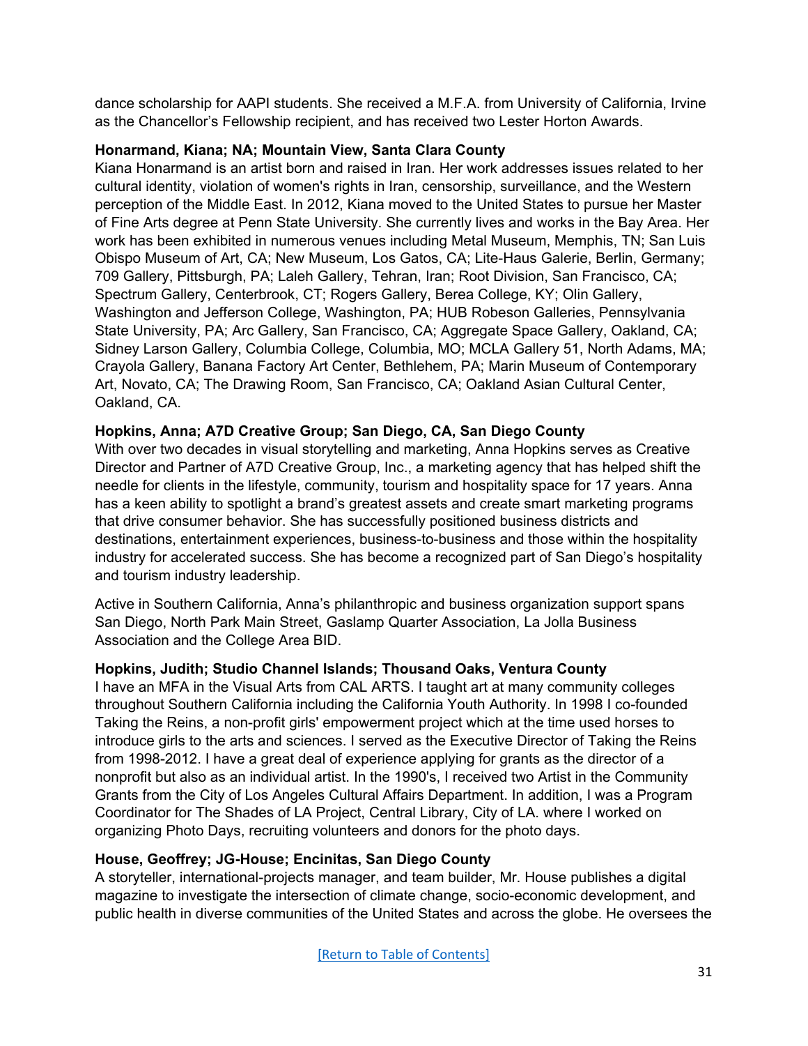dance scholarship for AAPI students. She received a M.F.A. from University of California, Irvine as the Chancellor's Fellowship recipient, and has received two Lester Horton Awards.

**Honarmand, Kiana; NA; Mountain View, Santa Clara County**

Kiana Honarmand is an artist born and raised in Iran. Her work addresses issues related to her cultural identity, violation of women's rights in Iran, censorship, surveillance, and the Western perception of the Middle East. In 2012, Kiana moved to the United States to pursue her Master of Fine Arts degree at Penn State University. She currently lives and works in the Bay Area. Her work has been exhibited in numerous venues including Metal Museum, Memphis, TN; San Luis Obispo Museum of Art, CA; New Museum, Los Gatos, CA; Lite-Haus Galerie, Berlin, Germany; 709 Gallery, Pittsburgh, PA; Laleh Gallery, Tehran, Iran; Root Division, San Francisco, CA; Spectrum Gallery, Centerbrook, CT; Rogers Gallery, Berea College, KY; Olin Gallery, Washington and Jefferson College, Washington, PA; HUB Robeson Galleries, Pennsylvania State University, PA; Arc Gallery, San Francisco, CA; Aggregate Space Gallery, Oakland, CA; Sidney Larson Gallery, Columbia College, Columbia, MO; MCLA Gallery 51, North Adams, MA; Crayola Gallery, Banana Factory Art Center, Bethlehem, PA; Marin Museum of Contemporary Art, Novato, CA; The Drawing Room, San Francisco, CA; Oakland Asian Cultural Center, Oakland, CA.

**Hopkins, Anna; A7D Creative Group; San Diego, CA, San Diego County**

With over two decades in visual storytelling and marketing, Anna Hopkins serves as Creative Director and Partner of A7D Creative Group, Inc., a marketing agency that has helped shift the needle for clients in the lifestyle, community, tourism and hospitality space for 17 years. Anna has a keen ability to spotlight a brand's greatest assets and create smart marketing programs that drive consumer behavior. She has successfully positioned business districts and destinations, entertainment experiences, business-to-business and those within the hospitality industry for accelerated success. She has become a recognized part of San Diego's hospitality and tourism industry leadership.

Active in Southern California, Anna's philanthropic and business organization support spans San Diego, North Park Main Street, Gaslamp Quarter Association, La Jolla Business Association and the College Area BID.

**Hopkins, Judith; Studio Channel Islands; Thousand Oaks, Ventura County**

I have an MFA in the Visual Arts from CAL ARTS. I taught art at many community colleges throughout Southern California including the California Youth Authority. In 1998 I co-founded Taking the Reins, a non-profit girls' empowerment project which at the time used horses to introduce girls to the arts and sciences. I served as the Executive Director of Taking the Reins from 1998-2012. I have a great deal of experience applying for grants as the director of a nonprofit but also as an individual artist. In the 1990's, I received two Artist in the Community Grants from the City of Los Angeles Cultural Affairs Department. In addition, I was a Program Coordinator for The Shades of LA Project, Central Library, City of LA. where I worked on organizing Photo Days, recruiting volunteers and donors for the photo days.

**House, Geoffrey; JG-House; Encinitas, San Diego County**

A storyteller, international-projects manager, and team builder, Mr. House publishes a digital magazine to investigate the intersection of climate change, socio-economic development, and public health in diverse communities of the United States and across the globe. He oversees the

[Return to Table of Contents]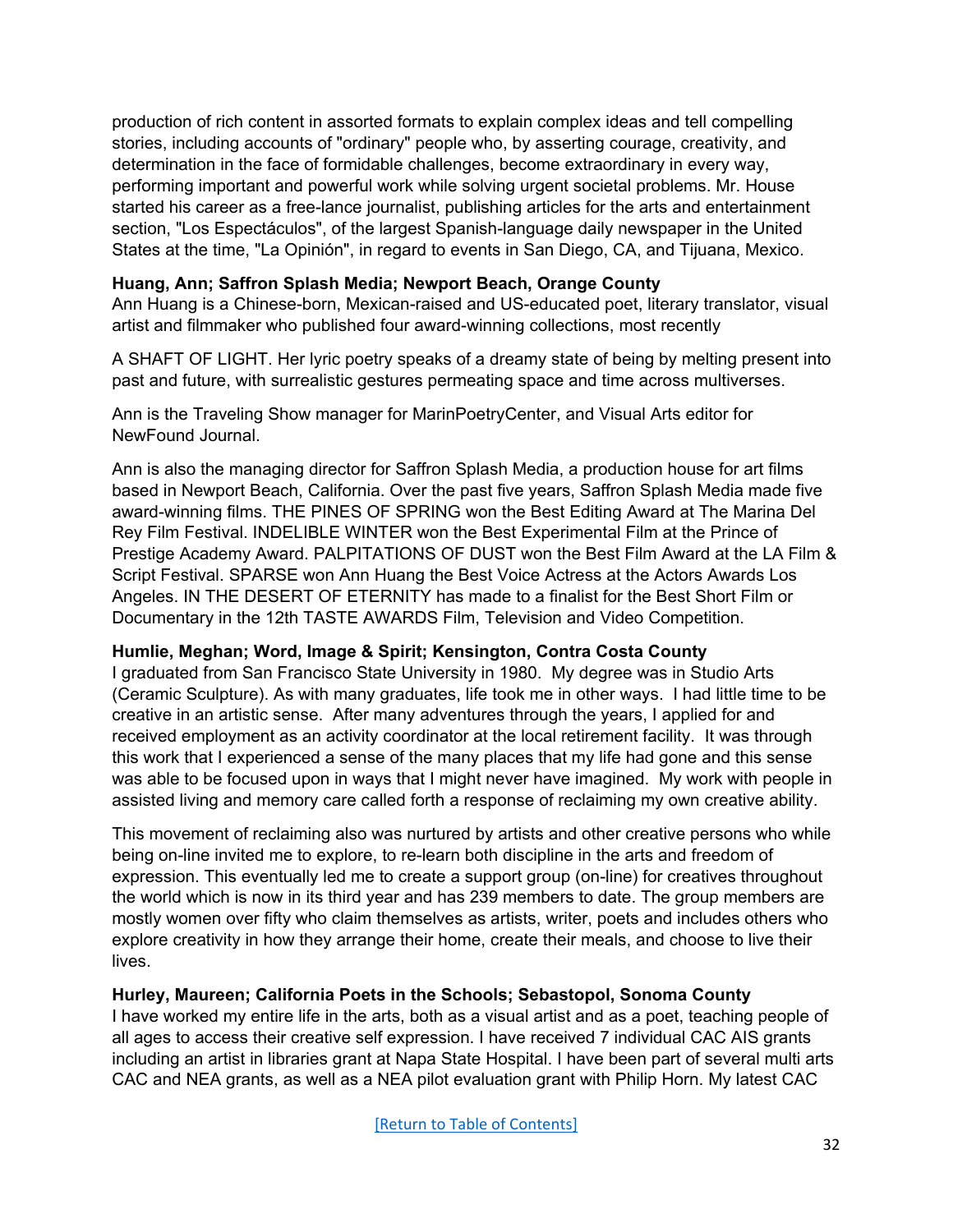production of rich content in assorted formats to explain complex ideas and tell compelling stories, including accounts of "ordinary" people who, by asserting courage, creativity, and determination in the face of formidable challenges, become extraordinary in every way, performing important and powerful work while solving urgent societal problems. Mr. House started his career as a free-lance journalist, publishing articles for the arts and entertainment section, "Los Espectáculos", of the largest Spanish-language daily newspaper in the United States at the time, "La Opinión", in regard to events in San Diego, CA, and Tijuana, Mexico.

**Huang, Ann; Saffron Splash Media; Newport Beach, Orange County**
Ann Huang is a Chinese-born, Mexican-raised and US-educated poet, literary translator, visual artist and filmmaker who published four award-winning collections, most recently

A SHAFT OF LIGHT. Her lyric poetry speaks of a dreamy state of being by melting present into past and future, with surrealistic gestures permeating space and time across multiverses.

Ann is the Traveling Show manager for MarinPoetryCenter, and Visual Arts editor for NewFound Journal.

Ann is also the managing director for Saffron Splash Media, a production house for art films based in Newport Beach, California. Over the past five years, Saffron Splash Media made five award-winning films. THE PINES OF SPRING won the Best Editing Award at The Marina Del Rey Film Festival. INDELIBLE WINTER won the Best Experimental Film at the Prince of Prestige Academy Award. PALPITATIONS OF DUST won the Best Film Award at the LA Film & Script Festival. SPARSE won Ann Huang the Best Voice Actress at the Actors Awards Los Angeles. IN THE DESERT OF ETERNITY has made to a finalist for the Best Short Film or Documentary in the 12th TASTE AWARDS Film, Television and Video Competition.

**Humlie, Meghan; Word, Image & Spirit; Kensington, Contra Costa County**
I graduated from San Francisco State University in 1980. My degree was in Studio Arts (Ceramic Sculpture). As with many graduates, life took me in other ways. I had little time to be creative in an artistic sense. After many adventures through the years, I applied for and received employment as an activity coordinator at the local retirement facility. It was through this work that I experienced a sense of the many places that my life had gone and this sense was able to be focused upon in ways that I might never have imagined. My work with people in assisted living and memory care called forth a response of reclaiming my own creative ability.

This movement of reclaiming also was nurtured by artists and other creative persons who while being on-line invited me to explore, to re-learn both discipline in the arts and freedom of expression. This eventually led me to create a support group (on-line) for creatives throughout the world which is now in its third year and has 239 members to date. The group members are mostly women over fifty who claim themselves as artists, writer, poets and includes others who explore creativity in how they arrange their home, create their meals, and choose to live their lives.

**Hurley, Maureen; California Poets in the Schools; Sebastopol, Sonoma County**
I have worked my entire life in the arts, both as a visual artist and as a poet, teaching people of all ages to access their creative self expression. I have received 7 individual CAC AIS grants including an artist in libraries grant at Napa State Hospital. I have been part of several multi arts CAC and NEA grants, as well as a NEA pilot evaluation grant with Philip Horn. My latest CAC

[Return to Table of Contents]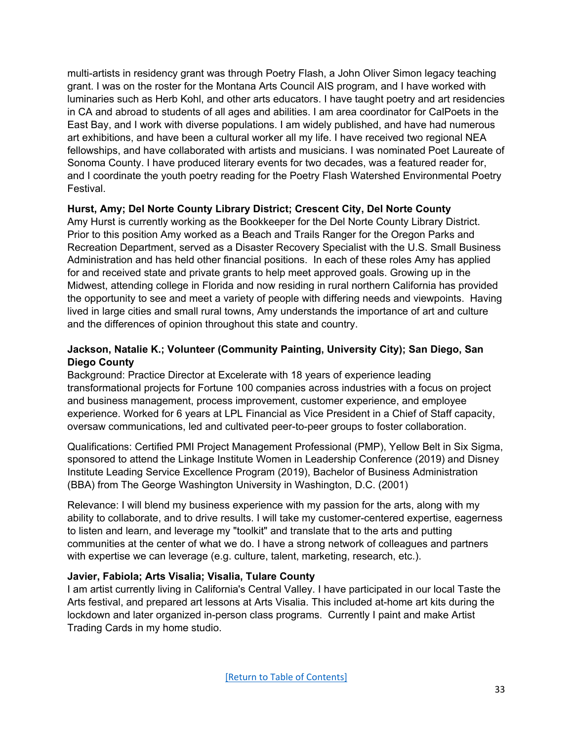multi-artists in residency grant was through Poetry Flash, a John Oliver Simon legacy teaching grant. I was on the roster for the Montana Arts Council AIS program, and I have worked with luminaries such as Herb Kohl, and other arts educators. I have taught poetry and art residencies in CA and abroad to students of all ages and abilities. I am area coordinator for CalPoets in the East Bay, and I work with diverse populations. I am widely published, and have had numerous art exhibitions, and have been a cultural worker all my life. I have received two regional NEA fellowships, and have collaborated with artists and musicians. I was nominated Poet Laureate of Sonoma County. I have produced literary events for two decades, was a featured reader for, and I coordinate the youth poetry reading for the Poetry Flash Watershed Environmental Poetry Festival.

**Hurst, Amy; Del Norte County Library District; Crescent City, Del Norte County**

Amy Hurst is currently working as the Bookkeeper for the Del Norte County Library District. Prior to this position Amy worked as a Beach and Trails Ranger for the Oregon Parks and Recreation Department, served as a Disaster Recovery Specialist with the U.S. Small Business Administration and has held other financial positions. In each of these roles Amy has applied for and received state and private grants to help meet approved goals. Growing up in the Midwest, attending college in Florida and now residing in rural northern California has provided the opportunity to see and meet a variety of people with differing needs and viewpoints. Having lived in large cities and small rural towns, Amy understands the importance of art and culture and the differences of opinion throughout this state and country.

**Jackson, Natalie K.; Volunteer (Community Painting, University City); San Diego, San Diego County**

Background: Practice Director at Excelerate with 18 years of experience leading transformational projects for Fortune 100 companies across industries with a focus on project and business management, process improvement, customer experience, and employee experience. Worked for 6 years at LPL Financial as Vice President in a Chief of Staff capacity, oversaw communications, led and cultivated peer-to-peer groups to foster collaboration.

Qualifications: Certified PMI Project Management Professional (PMP), Yellow Belt in Six Sigma, sponsored to attend the Linkage Institute Women in Leadership Conference (2019) and Disney Institute Leading Service Excellence Program (2019), Bachelor of Business Administration (BBA) from The George Washington University in Washington, D.C. (2001)

Relevance: I will blend my business experience with my passion for the arts, along with my ability to collaborate, and to drive results. I will take my customer-centered expertise, eagerness to listen and learn, and leverage my "toolkit" and translate that to the arts and putting communities at the center of what we do. I have a strong network of colleagues and partners with expertise we can leverage (e.g. culture, talent, marketing, research, etc.).

**Javier, Fabiola; Arts Visalia; Visalia, Tulare County**

I am artist currently living in California's Central Valley. I have participated in our local Taste the Arts festival, and prepared art lessons at Arts Visalia. This included at-home art kits during the lockdown and later organized in-person class programs. Currently I paint and make Artist Trading Cards in my home studio.

[Return to Table of Contents]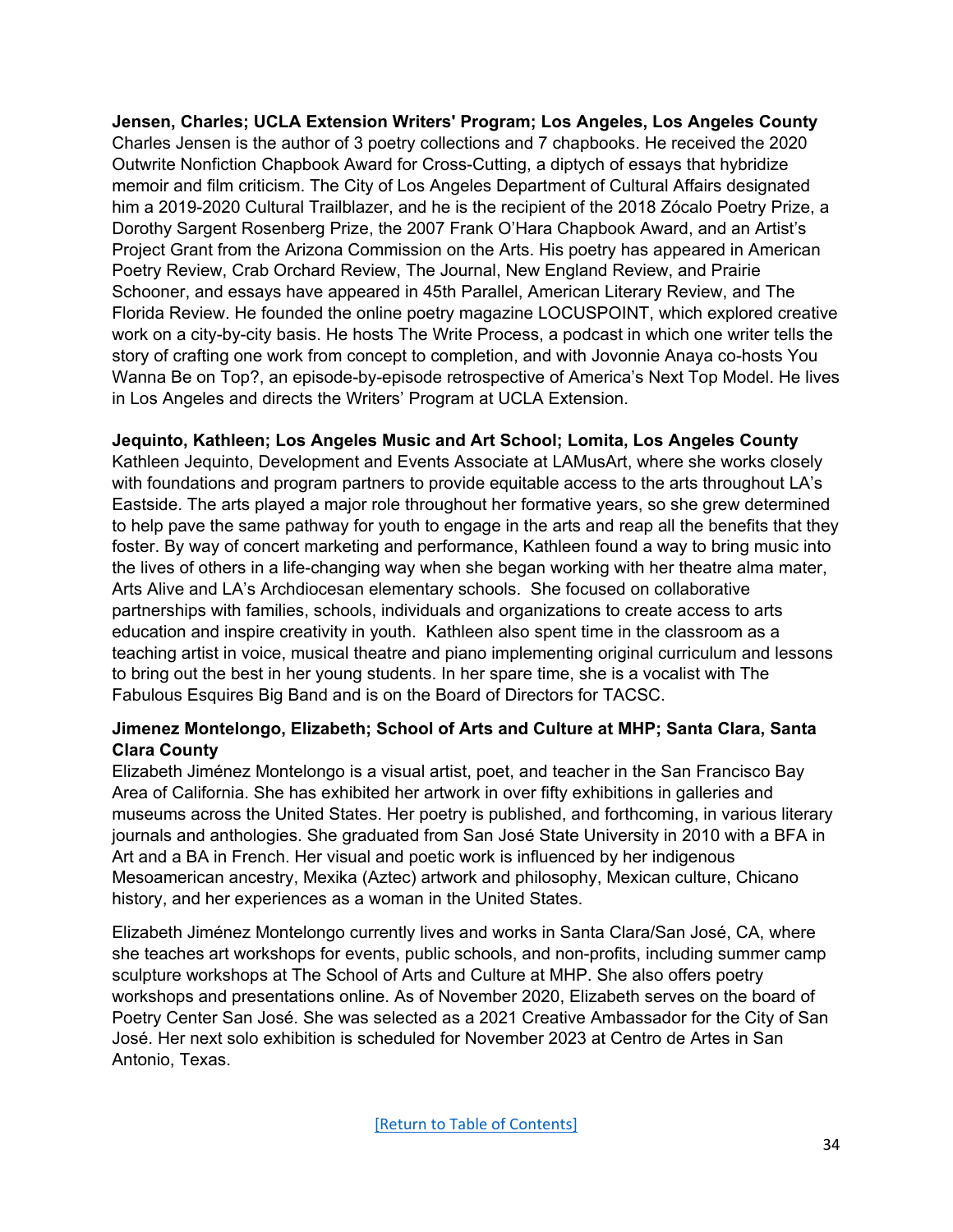**Jensen, Charles; UCLA Extension Writers' Program; Los Angeles, Los Angeles County**
Charles Jensen is the author of 3 poetry collections and 7 chapbooks. He received the 2020 Outwrite Nonfiction Chapbook Award for Cross-Cutting, a diptych of essays that hybridize memoir and film criticism. The City of Los Angeles Department of Cultural Affairs designated him a 2019-2020 Cultural Trailblazer, and he is the recipient of the 2018 Zócalo Poetry Prize, a Dorothy Sargent Rosenberg Prize, the 2007 Frank O'Hara Chapbook Award, and an Artist's Project Grant from the Arizona Commission on the Arts. His poetry has appeared in American Poetry Review, Crab Orchard Review, The Journal, New England Review, and Prairie Schooner, and essays have appeared in 45th Parallel, American Literary Review, and The Florida Review. He founded the online poetry magazine LOCUSPOINT, which explored creative work on a city-by-city basis. He hosts The Write Process, a podcast in which one writer tells the story of crafting one work from concept to completion, and with Jovonnie Anaya co-hosts You Wanna Be on Top?, an episode-by-episode retrospective of America's Next Top Model. He lives in Los Angeles and directs the Writers' Program at UCLA Extension.

**Jequinto, Kathleen; Los Angeles Music and Art School; Lomita, Los Angeles County**
Kathleen Jequinto, Development and Events Associate at LAMusArt, where she works closely with foundations and program partners to provide equitable access to the arts throughout LA's Eastside. The arts played a major role throughout her formative years, so she grew determined to help pave the same pathway for youth to engage in the arts and reap all the benefits that they foster. By way of concert marketing and performance, Kathleen found a way to bring music into the lives of others in a life-changing way when she began working with her theatre alma mater, Arts Alive and LA's Archdiocesan elementary schools. She focused on collaborative partnerships with families, schools, individuals and organizations to create access to arts education and inspire creativity in youth. Kathleen also spent time in the classroom as a teaching artist in voice, musical theatre and piano implementing original curriculum and lessons to bring out the best in her young students. In her spare time, she is a vocalist with The Fabulous Esquires Big Band and is on the Board of Directors for TACSC.

**Jimenez Montelongo, Elizabeth; School of Arts and Culture at MHP; Santa Clara, Santa Clara County**
Elizabeth Jiménez Montelongo is a visual artist, poet, and teacher in the San Francisco Bay Area of California. She has exhibited her artwork in over fifty exhibitions in galleries and museums across the United States. Her poetry is published, and forthcoming, in various literary journals and anthologies. She graduated from San José State University in 2010 with a BFA in Art and a BA in French. Her visual and poetic work is influenced by her indigenous Mesoamerican ancestry, Mexika (Aztec) artwork and philosophy, Mexican culture, Chicano history, and her experiences as a woman in the United States.

Elizabeth Jiménez Montelongo currently lives and works in Santa Clara/San José, CA, where she teaches art workshops for events, public schools, and non-profits, including summer camp sculpture workshops at The School of Arts and Culture at MHP. She also offers poetry workshops and presentations online. As of November 2020, Elizabeth serves on the board of Poetry Center San José. She was selected as a 2021 Creative Ambassador for the City of San José. Her next solo exhibition is scheduled for November 2023 at Centro de Artes in San Antonio, Texas.

[Return to Table of Contents]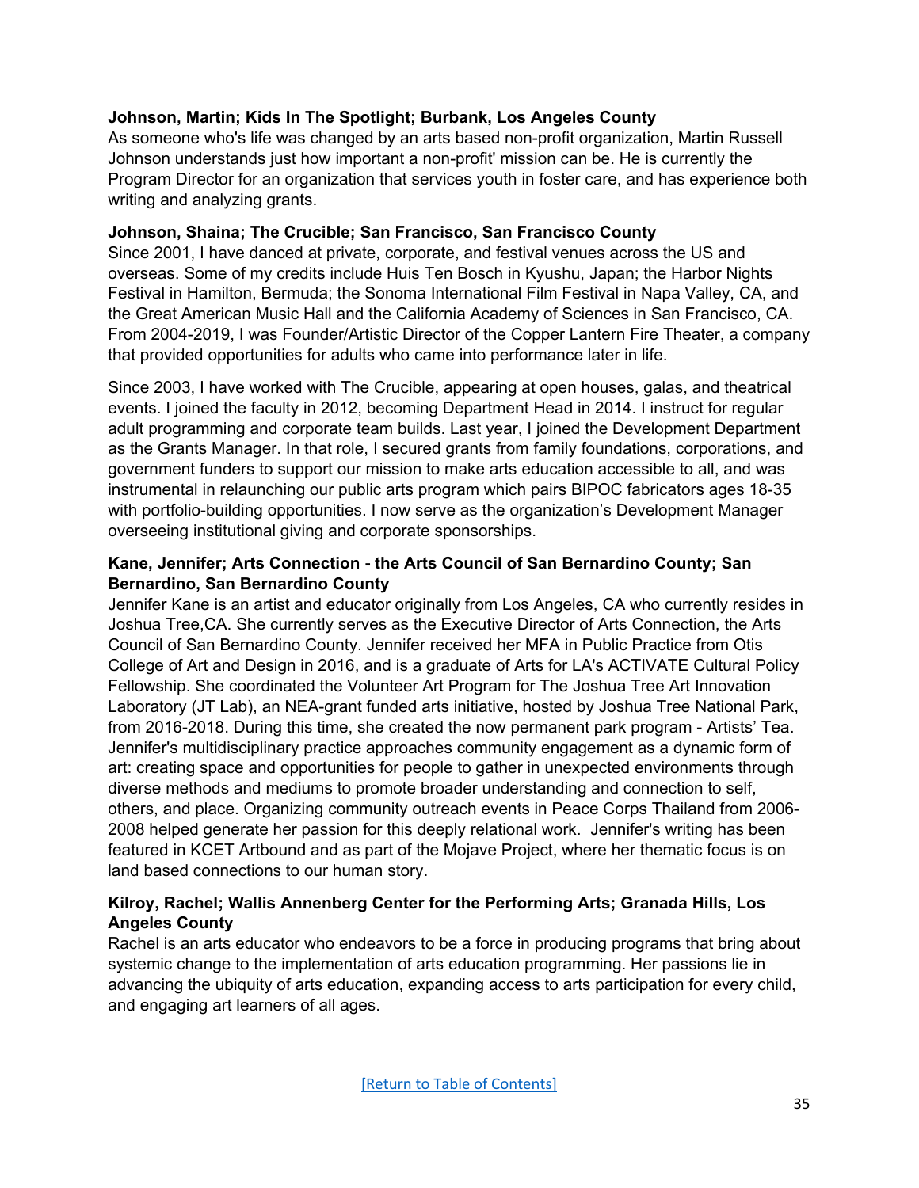**Johnson, Martin; Kids In The Spotlight; Burbank, Los Angeles County**
As someone who's life was changed by an arts based non-profit organization, Martin Russell Johnson understands just how important a non-profit' mission can be. He is currently the Program Director for an organization that services youth in foster care, and has experience both writing and analyzing grants.

**Johnson, Shaina; The Crucible; San Francisco, San Francisco County**
Since 2001, I have danced at private, corporate, and festival venues across the US and overseas. Some of my credits include Huis Ten Bosch in Kyushu, Japan; the Harbor Nights Festival in Hamilton, Bermuda; the Sonoma International Film Festival in Napa Valley, CA, and the Great American Music Hall and the California Academy of Sciences in San Francisco, CA. From 2004-2019, I was Founder/Artistic Director of the Copper Lantern Fire Theater, a company that provided opportunities for adults who came into performance later in life.

Since 2003, I have worked with The Crucible, appearing at open houses, galas, and theatrical events. I joined the faculty in 2012, becoming Department Head in 2014. I instruct for regular adult programming and corporate team builds. Last year, I joined the Development Department as the Grants Manager. In that role, I secured grants from family foundations, corporations, and government funders to support our mission to make arts education accessible to all, and was instrumental in relaunching our public arts program which pairs BIPOC fabricators ages 18-35 with portfolio-building opportunities. I now serve as the organization's Development Manager overseeing institutional giving and corporate sponsorships.

**Kane, Jennifer; Arts Connection - the Arts Council of San Bernardino County; San Bernardino, San Bernardino County**
Jennifer Kane is an artist and educator originally from Los Angeles, CA who currently resides in Joshua Tree,CA. She currently serves as the Executive Director of Arts Connection, the Arts Council of San Bernardino County. Jennifer received her MFA in Public Practice from Otis College of Art and Design in 2016, and is a graduate of Arts for LA's ACTIVATE Cultural Policy Fellowship. She coordinated the Volunteer Art Program for The Joshua Tree Art Innovation Laboratory (JT Lab), an NEA-grant funded arts initiative, hosted by Joshua Tree National Park, from 2016-2018. During this time, she created the now permanent park program - Artists' Tea. Jennifer's multidisciplinary practice approaches community engagement as a dynamic form of art: creating space and opportunities for people to gather in unexpected environments through diverse methods and mediums to promote broader understanding and connection to self, others, and place. Organizing community outreach events in Peace Corps Thailand from 2006-2008 helped generate her passion for this deeply relational work. Jennifer's writing has been featured in KCET Artbound and as part of the Mojave Project, where her thematic focus is on land based connections to our human story.

**Kilroy, Rachel; Wallis Annenberg Center for the Performing Arts; Granada Hills, Los Angeles County**
Rachel is an arts educator who endeavors to be a force in producing programs that bring about systemic change to the implementation of arts education programming. Her passions lie in advancing the ubiquity of arts education, expanding access to arts participation for every child, and engaging art learners of all ages.

[Return to Table of Contents]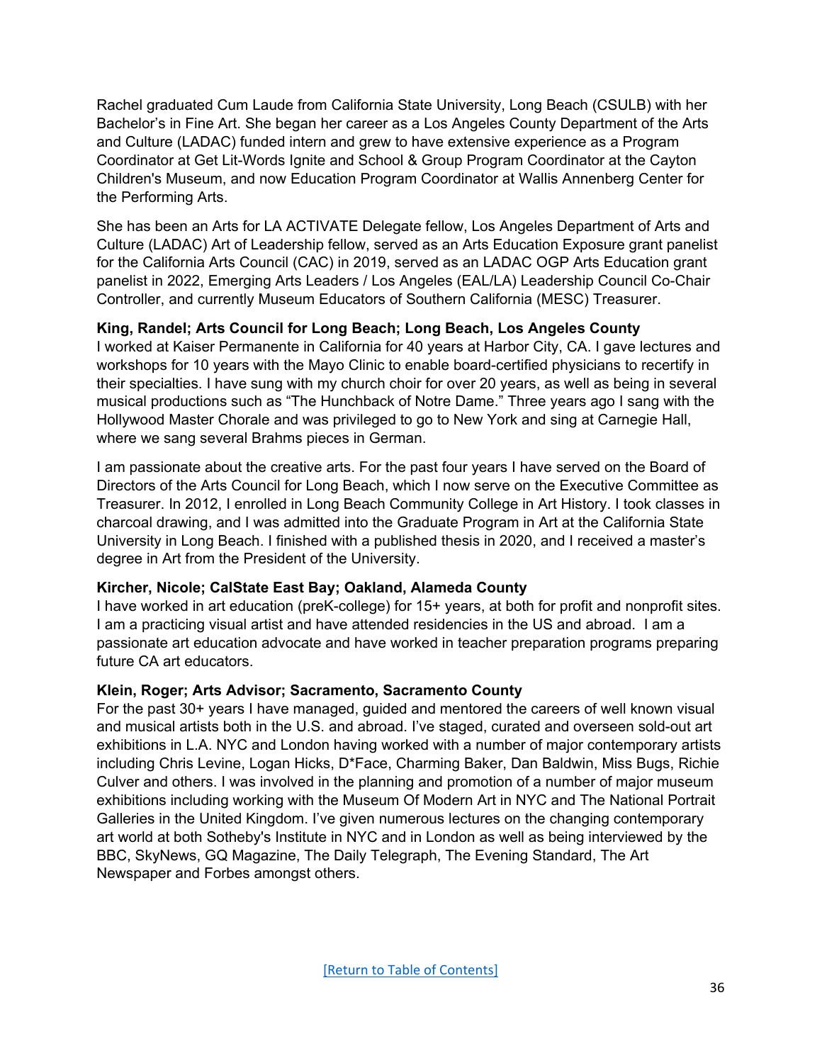Rachel graduated Cum Laude from California State University, Long Beach (CSULB) with her Bachelor's in Fine Art. She began her career as a Los Angeles County Department of the Arts and Culture (LADAC) funded intern and grew to have extensive experience as a Program Coordinator at Get Lit-Words Ignite and School & Group Program Coordinator at the Cayton Children's Museum, and now Education Program Coordinator at Wallis Annenberg Center for the Performing Arts.

She has been an Arts for LA ACTIVATE Delegate fellow, Los Angeles Department of Arts and Culture (LADAC) Art of Leadership fellow, served as an Arts Education Exposure grant panelist for the California Arts Council (CAC) in 2019, served as an LADAC OGP Arts Education grant panelist in 2022, Emerging Arts Leaders / Los Angeles (EAL/LA) Leadership Council Co-Chair Controller, and currently Museum Educators of Southern California (MESC) Treasurer.

**King, Randel; Arts Council for Long Beach; Long Beach, Los Angeles County**

I worked at Kaiser Permanente in California for 40 years at Harbor City, CA. I gave lectures and workshops for 10 years with the Mayo Clinic to enable board-certified physicians to recertify in their specialties. I have sung with my church choir for over 20 years, as well as being in several musical productions such as "The Hunchback of Notre Dame." Three years ago I sang with the Hollywood Master Chorale and was privileged to go to New York and sing at Carnegie Hall, where we sang several Brahms pieces in German.

I am passionate about the creative arts. For the past four years I have served on the Board of Directors of the Arts Council for Long Beach, which I now serve on the Executive Committee as Treasurer. In 2012, I enrolled in Long Beach Community College in Art History. I took classes in charcoal drawing, and I was admitted into the Graduate Program in Art at the California State University in Long Beach. I finished with a published thesis in 2020, and I received a master's degree in Art from the President of the University.

**Kircher, Nicole; CalState East Bay; Oakland, Alameda County**

I have worked in art education (preK-college) for 15+ years, at both for profit and nonprofit sites. I am a practicing visual artist and have attended residencies in the US and abroad. I am a passionate art education advocate and have worked in teacher preparation programs preparing future CA art educators.

**Klein, Roger; Arts Advisor; Sacramento, Sacramento County**

For the past 30+ years I have managed, guided and mentored the careers of well known visual and musical artists both in the U.S. and abroad. I've staged, curated and overseen sold-out art exhibitions in L.A. NYC and London having worked with a number of major contemporary artists including Chris Levine, Logan Hicks, D*Face, Charming Baker, Dan Baldwin, Miss Bugs, Richie Culver and others. I was involved in the planning and promotion of a number of major museum exhibitions including working with the Museum Of Modern Art in NYC and The National Portrait Galleries in the United Kingdom. I've given numerous lectures on the changing contemporary art world at both Sotheby's Institute in NYC and in London as well as being interviewed by the BBC, SkyNews, GQ Magazine, The Daily Telegraph, The Evening Standard, The Art Newspaper and Forbes amongst others.

[Return to Table of Contents]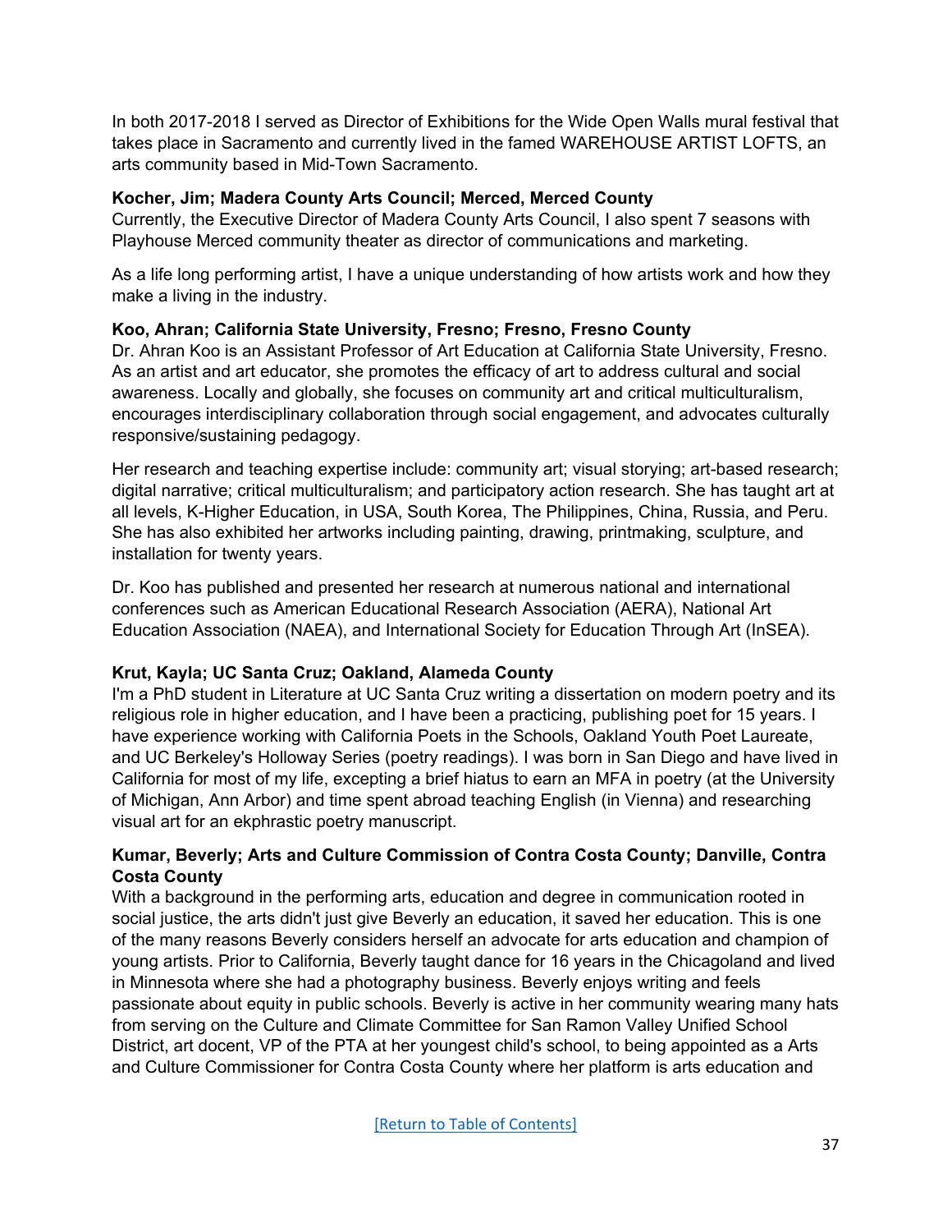In both 2017-2018 I served as Director of Exhibitions for the Wide Open Walls mural festival that takes place in Sacramento and currently lived in the famed WAREHOUSE ARTIST LOFTS, an arts community based in Mid-Town Sacramento.

**Kocher, Jim; Madera County Arts Council; Merced, Merced County**
Currently, the Executive Director of Madera County Arts Council, I also spent 7 seasons with Playhouse Merced community theater as director of communications and marketing.

As a life long performing artist, I have a unique understanding of how artists work and how they make a living in the industry.

**Koo, Ahran; California State University, Fresno; Fresno, Fresno County**
Dr. Ahran Koo is an Assistant Professor of Art Education at California State University, Fresno. As an artist and art educator, she promotes the efficacy of art to address cultural and social awareness. Locally and globally, she focuses on community art and critical multiculturalism, encourages interdisciplinary collaboration through social engagement, and advocates culturally responsive/sustaining pedagogy.

Her research and teaching expertise include: community art; visual storying; art-based research; digital narrative; critical multiculturalism; and participatory action research. She has taught art at all levels, K-Higher Education, in USA, South Korea, The Philippines, China, Russia, and Peru. She has also exhibited her artworks including painting, drawing, printmaking, sculpture, and installation for twenty years.

Dr. Koo has published and presented her research at numerous national and international conferences such as American Educational Research Association (AERA), National Art Education Association (NAEA), and International Society for Education Through Art (InSEA).

**Krut, Kayla; UC Santa Cruz; Oakland, Alameda County**
I'm a PhD student in Literature at UC Santa Cruz writing a dissertation on modern poetry and its religious role in higher education, and I have been a practicing, publishing poet for 15 years. I have experience working with California Poets in the Schools, Oakland Youth Poet Laureate, and UC Berkeley's Holloway Series (poetry readings). I was born in San Diego and have lived in California for most of my life, excepting a brief hiatus to earn an MFA in poetry (at the University of Michigan, Ann Arbor) and time spent abroad teaching English (in Vienna) and researching visual art for an ekphrastic poetry manuscript.

**Kumar, Beverly; Arts and Culture Commission of Contra Costa County; Danville, Contra Costa County**
With a background in the performing arts, education and degree in communication rooted in social justice, the arts didn't just give Beverly an education, it saved her education. This is one of the many reasons Beverly considers herself an advocate for arts education and champion of young artists. Prior to California, Beverly taught dance for 16 years in the Chicagoland and lived in Minnesota where she had a photography business. Beverly enjoys writing and feels passionate about equity in public schools. Beverly is active in her community wearing many hats from serving on the Culture and Climate Committee for San Ramon Valley Unified School District, art docent, VP of the PTA at her youngest child's school, to being appointed as a Arts and Culture Commissioner for Contra Costa County where her platform is arts education and

[Return to Table of Contents]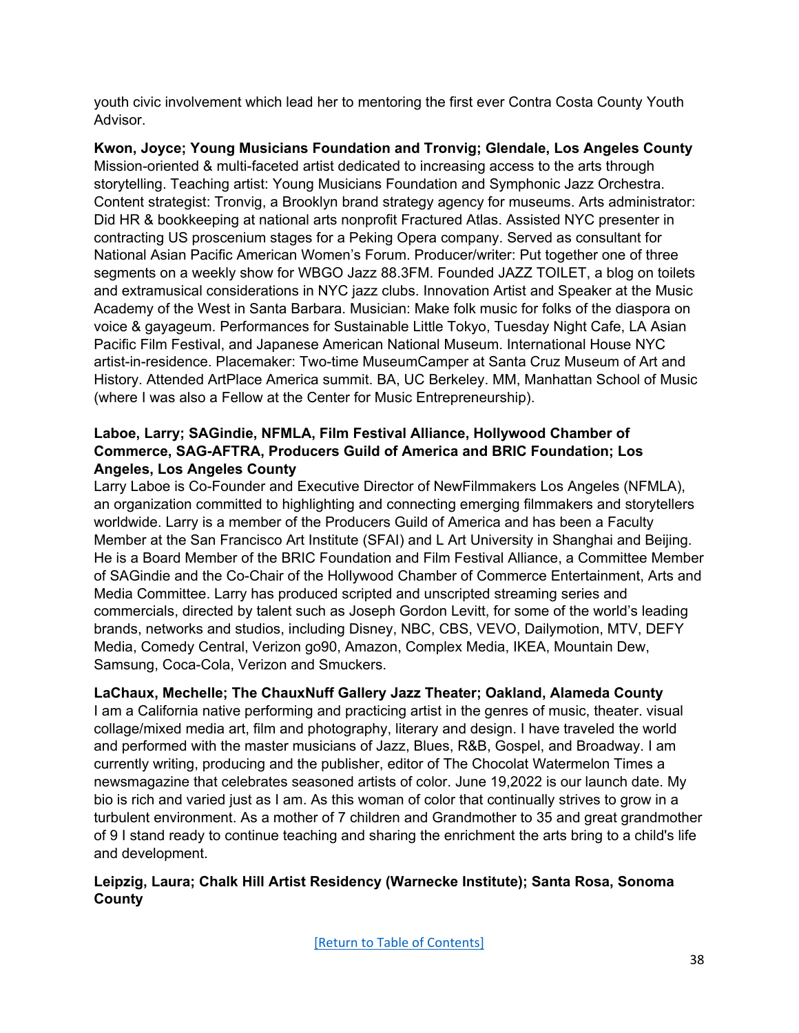youth civic involvement which lead her to mentoring the first ever Contra Costa County Youth Advisor.

**Kwon, Joyce; Young Musicians Foundation and Tronvig; Glendale, Los Angeles County**
Mission-oriented & multi-faceted artist dedicated to increasing access to the arts through storytelling. Teaching artist: Young Musicians Foundation and Symphonic Jazz Orchestra. Content strategist: Tronvig, a Brooklyn brand strategy agency for museums. Arts administrator: Did HR & bookkeeping at national arts nonprofit Fractured Atlas. Assisted NYC presenter in contracting US proscenium stages for a Peking Opera company. Served as consultant for National Asian Pacific American Women's Forum. Producer/writer: Put together one of three segments on a weekly show for WBGO Jazz 88.3FM. Founded JAZZ TOILET, a blog on toilets and extramusical considerations in NYC jazz clubs. Innovation Artist and Speaker at the Music Academy of the West in Santa Barbara. Musician: Make folk music for folks of the diaspora on voice & gayageum. Performances for Sustainable Little Tokyo, Tuesday Night Cafe, LA Asian Pacific Film Festival, and Japanese American National Museum. International House NYC artist-in-residence. Placemaker: Two-time MuseumCamper at Santa Cruz Museum of Art and History. Attended ArtPlace America summit. BA, UC Berkeley. MM, Manhattan School of Music (where I was also a Fellow at the Center for Music Entrepreneurship).

**Laboe, Larry; SAGindie, NFMLA, Film Festival Alliance, Hollywood Chamber of Commerce, SAG-AFTRA, Producers Guild of America and BRIC Foundation; Los Angeles, Los Angeles County**
Larry Laboe is Co-Founder and Executive Director of NewFilmmakers Los Angeles (NFMLA), an organization committed to highlighting and connecting emerging filmmakers and storytellers worldwide. Larry is a member of the Producers Guild of America and has been a Faculty Member at the San Francisco Art Institute (SFAI) and L Art University in Shanghai and Beijing. He is a Board Member of the BRIC Foundation and Film Festival Alliance, a Committee Member of SAGindie and the Co-Chair of the Hollywood Chamber of Commerce Entertainment, Arts and Media Committee. Larry has produced scripted and unscripted streaming series and commercials, directed by talent such as Joseph Gordon Levitt, for some of the world's leading brands, networks and studios, including Disney, NBC, CBS, VEVO, Dailymotion, MTV, DEFY Media, Comedy Central, Verizon go90, Amazon, Complex Media, IKEA, Mountain Dew, Samsung, Coca-Cola, Verizon and Smuckers.

**LaChaux, Mechelle; The ChauxNuff Gallery Jazz Theater; Oakland, Alameda County**
I am a California native performing and practicing artist in the genres of music, theater. visual collage/mixed media art, film and photography, literary and design. I have traveled the world and performed with the master musicians of Jazz, Blues, R&B, Gospel, and Broadway. I am currently writing, producing and the publisher, editor of The Chocolat Watermelon Times a newsmagazine that celebrates seasoned artists of color. June 19,2022 is our launch date. My bio is rich and varied just as I am. As this woman of color that continually strives to grow in a turbulent environment. As a mother of 7 children and Grandmother to 35 and great grandmother of 9 I stand ready to continue teaching and sharing the enrichment the arts bring to a child's life and development.

**Leipzig, Laura; Chalk Hill Artist Residency (Warnecke Institute); Santa Rosa, Sonoma County**

[Return to Table of Contents]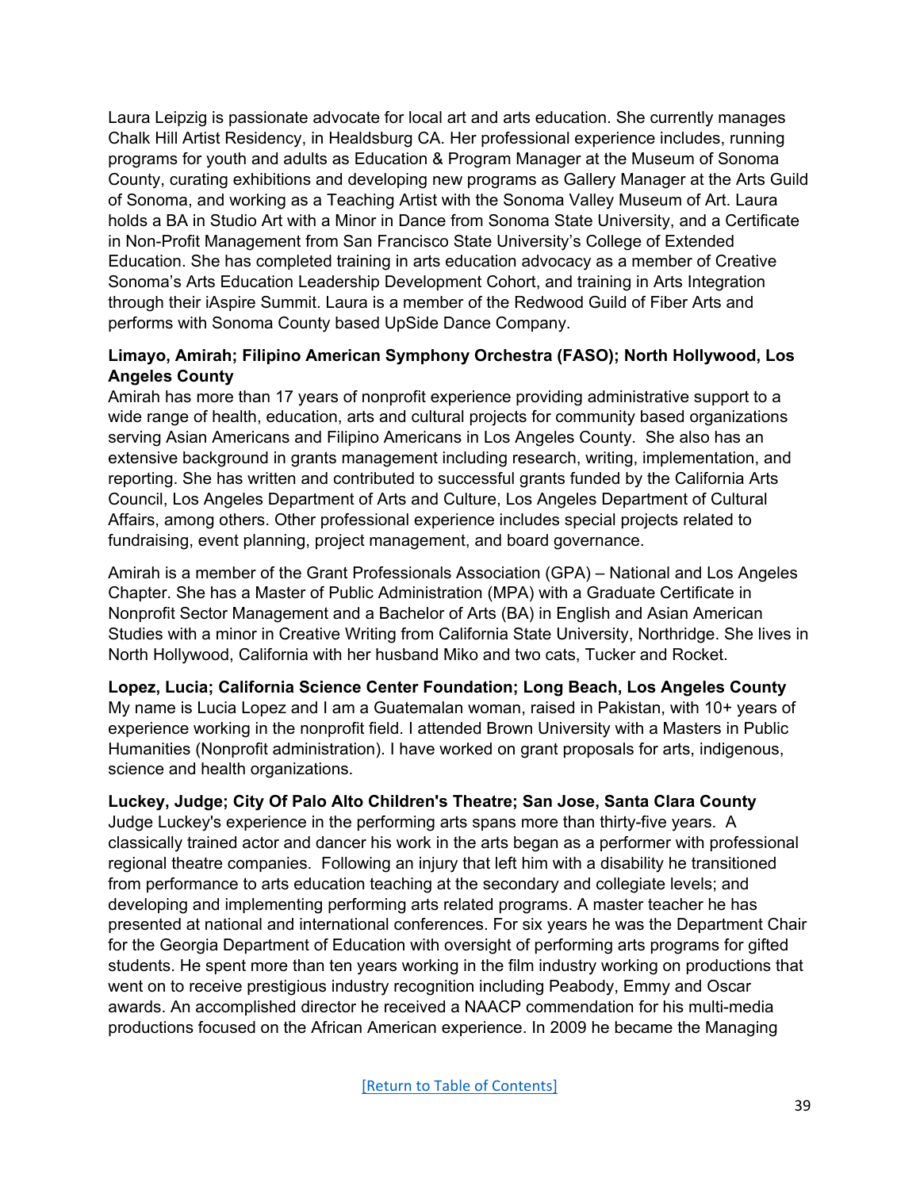Laura Leipzig is passionate advocate for local art and arts education. She currently manages Chalk Hill Artist Residency, in Healdsburg CA. Her professional experience includes, running programs for youth and adults as Education & Program Manager at the Museum of Sonoma County, curating exhibitions and developing new programs as Gallery Manager at the Arts Guild of Sonoma, and working as a Teaching Artist with the Sonoma Valley Museum of Art. Laura holds a BA in Studio Art with a Minor in Dance from Sonoma State University, and a Certificate in Non-Profit Management from San Francisco State University's College of Extended Education. She has completed training in arts education advocacy as a member of Creative Sonoma's Arts Education Leadership Development Cohort, and training in Arts Integration through their iAspire Summit. Laura is a member of the Redwood Guild of Fiber Arts and performs with Sonoma County based UpSide Dance Company.

**Limayo, Amirah; Filipino American Symphony Orchestra (FASO); North Hollywood, Los Angeles County**
Amirah has more than 17 years of nonprofit experience providing administrative support to a wide range of health, education, arts and cultural projects for community based organizations serving Asian Americans and Filipino Americans in Los Angeles County. She also has an extensive background in grants management including research, writing, implementation, and reporting. She has written and contributed to successful grants funded by the California Arts Council, Los Angeles Department of Arts and Culture, Los Angeles Department of Cultural Affairs, among others. Other professional experience includes special projects related to fundraising, event planning, project management, and board governance.

Amirah is a member of the Grant Professionals Association (GPA) – National and Los Angeles Chapter. She has a Master of Public Administration (MPA) with a Graduate Certificate in Nonprofit Sector Management and a Bachelor of Arts (BA) in English and Asian American Studies with a minor in Creative Writing from California State University, Northridge. She lives in North Hollywood, California with her husband Miko and two cats, Tucker and Rocket.

**Lopez, Lucia; California Science Center Foundation; Long Beach, Los Angeles County**
My name is Lucia Lopez and I am a Guatemalan woman, raised in Pakistan, with 10+ years of experience working in the nonprofit field. I attended Brown University with a Masters in Public Humanities (Nonprofit administration). I have worked on grant proposals for arts, indigenous, science and health organizations.

**Luckey, Judge; City Of Palo Alto Children's Theatre; San Jose, Santa Clara County**
Judge Luckey's experience in the performing arts spans more than thirty-five years. A classically trained actor and dancer his work in the arts began as a performer with professional regional theatre companies. Following an injury that left him with a disability he transitioned from performance to arts education teaching at the secondary and collegiate levels; and developing and implementing performing arts related programs. A master teacher he has presented at national and international conferences. For six years he was the Department Chair for the Georgia Department of Education with oversight of performing arts programs for gifted students. He spent more than ten years working in the film industry working on productions that went on to receive prestigious industry recognition including Peabody, Emmy and Oscar awards. An accomplished director he received a NAACP commendation for his multi-media productions focused on the African American experience. In 2009 he became the Managing

[Return to Table of Contents]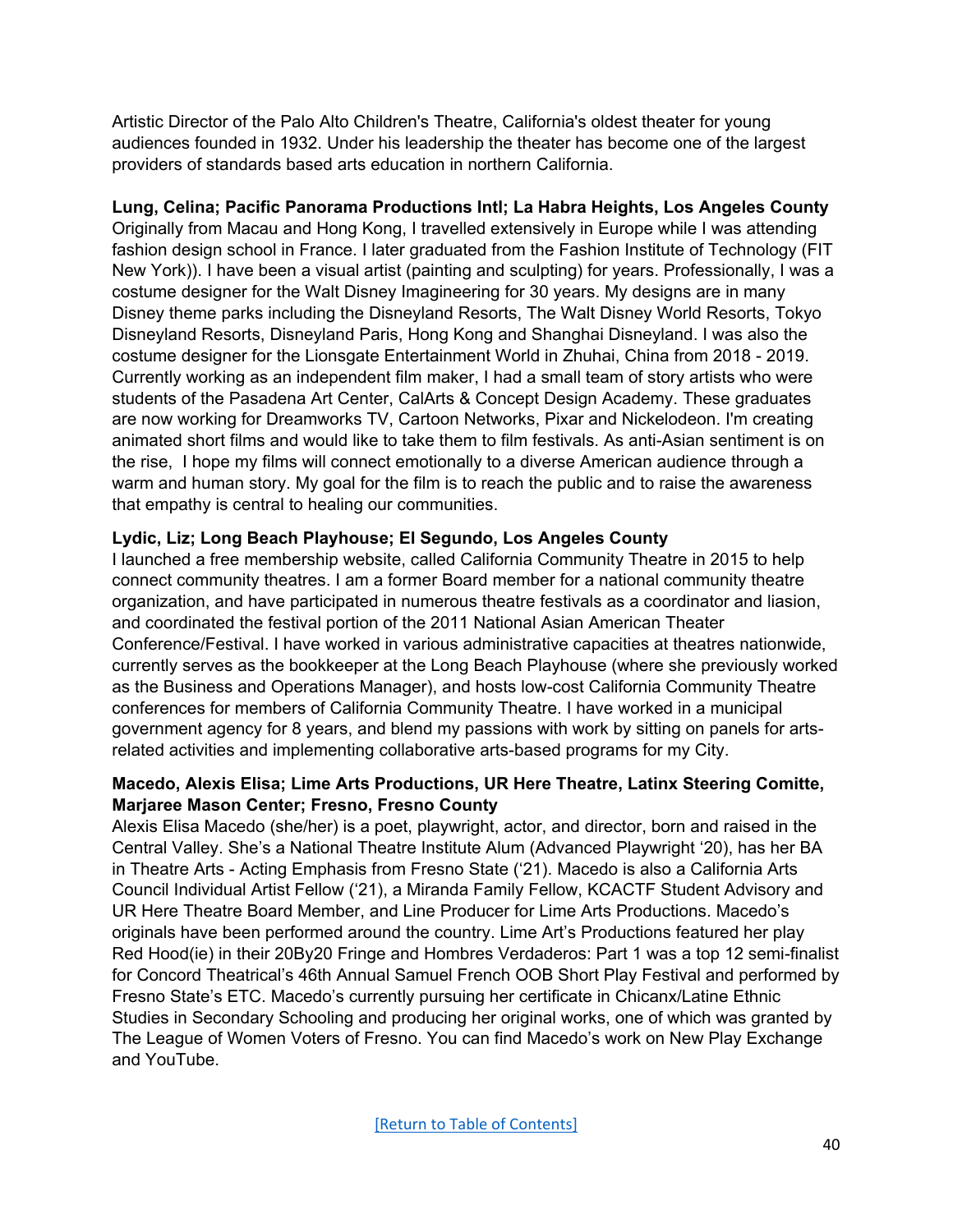Artistic Director of the Palo Alto Children's Theatre, California's oldest theater for young audiences founded in 1932. Under his leadership the theater has become one of the largest providers of standards based arts education in northern California.

**Lung, Celina; Pacific Panorama Productions Intl; La Habra Heights, Los Angeles County**
Originally from Macau and Hong Kong, I travelled extensively in Europe while I was attending fashion design school in France. I later graduated from the Fashion Institute of Technology (FIT New York)). I have been a visual artist (painting and sculpting) for years. Professionally, I was a costume designer for the Walt Disney Imagineering for 30 years. My designs are in many Disney theme parks including the Disneyland Resorts, The Walt Disney World Resorts, Tokyo Disneyland Resorts, Disneyland Paris, Hong Kong and Shanghai Disneyland. I was also the costume designer for the Lionsgate Entertainment World in Zhuhai, China from 2018 - 2019. Currently working as an independent film maker, I had a small team of story artists who were students of the Pasadena Art Center, CalArts & Concept Design Academy. These graduates are now working for Dreamworks TV, Cartoon Networks, Pixar and Nickelodeon. I'm creating animated short films and would like to take them to film festivals. As anti-Asian sentiment is on the rise, I hope my films will connect emotionally to a diverse American audience through a warm and human story. My goal for the film is to reach the public and to raise the awareness that empathy is central to healing our communities.

**Lydic, Liz; Long Beach Playhouse; El Segundo, Los Angeles County**
I launched a free membership website, called California Community Theatre in 2015 to help connect community theatres. I am a former Board member for a national community theatre organization, and have participated in numerous theatre festivals as a coordinator and liasion, and coordinated the festival portion of the 2011 National Asian American Theater Conference/Festival. I have worked in various administrative capacities at theatres nationwide, currently serves as the bookkeeper at the Long Beach Playhouse (where she previously worked as the Business and Operations Manager), and hosts low-cost California Community Theatre conferences for members of California Community Theatre. I have worked in a municipal government agency for 8 years, and blend my passions with work by sitting on panels for arts-related activities and implementing collaborative arts-based programs for my City.

**Macedo, Alexis Elisa; Lime Arts Productions, UR Here Theatre, Latinx Steering Comitte, Marjaree Mason Center; Fresno, Fresno County**
Alexis Elisa Macedo (she/her) is a poet, playwright, actor, and director, born and raised in the Central Valley. She's a National Theatre Institute Alum (Advanced Playwright '20), has her BA in Theatre Arts - Acting Emphasis from Fresno State ('21). Macedo is also a California Arts Council Individual Artist Fellow ('21), a Miranda Family Fellow, KCACTF Student Advisory and UR Here Theatre Board Member, and Line Producer for Lime Arts Productions. Macedo's originals have been performed around the country. Lime Art's Productions featured her play Red Hood(ie) in their 20By20 Fringe and Hombres Verdaderos: Part 1 was a top 12 semi-finalist for Concord Theatrical's 46th Annual Samuel French OOB Short Play Festival and performed by Fresno State's ETC. Macedo's currently pursuing her certificate in Chicanx/Latine Ethnic Studies in Secondary Schooling and producing her original works, one of which was granted by The League of Women Voters of Fresno. You can find Macedo's work on New Play Exchange and YouTube.

[Return to Table of Contents]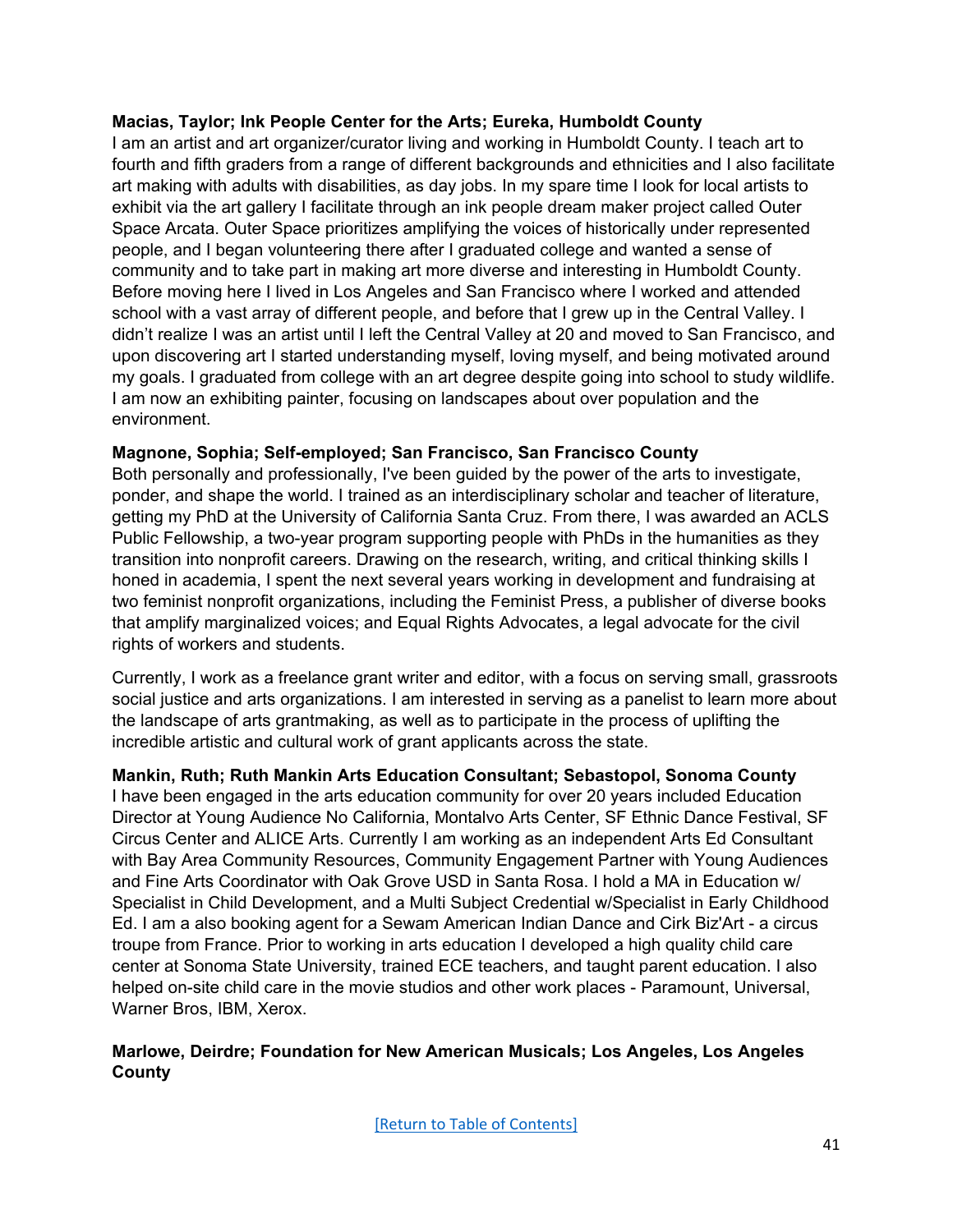**Macias, Taylor; Ink People Center for the Arts; Eureka, Humboldt County**
I am an artist and art organizer/curator living and working in Humboldt County. I teach art to fourth and fifth graders from a range of different backgrounds and ethnicities and I also facilitate art making with adults with disabilities, as day jobs. In my spare time I look for local artists to exhibit via the art gallery I facilitate through an ink people dream maker project called Outer Space Arcata. Outer Space prioritizes amplifying the voices of historically under represented people, and I began volunteering there after I graduated college and wanted a sense of community and to take part in making art more diverse and interesting in Humboldt County. Before moving here I lived in Los Angeles and San Francisco where I worked and attended school with a vast array of different people, and before that I grew up in the Central Valley. I didn't realize I was an artist until I left the Central Valley at 20 and moved to San Francisco, and upon discovering art I started understanding myself, loving myself, and being motivated around my goals. I graduated from college with an art degree despite going into school to study wildlife. I am now an exhibiting painter, focusing on landscapes about over population and the environment.

**Magnone, Sophia; Self-employed; San Francisco, San Francisco County**
Both personally and professionally, I've been guided by the power of the arts to investigate, ponder, and shape the world. I trained as an interdisciplinary scholar and teacher of literature, getting my PhD at the University of California Santa Cruz. From there, I was awarded an ACLS Public Fellowship, a two-year program supporting people with PhDs in the humanities as they transition into nonprofit careers. Drawing on the research, writing, and critical thinking skills I honed in academia, I spent the next several years working in development and fundraising at two feminist nonprofit organizations, including the Feminist Press, a publisher of diverse books that amplify marginalized voices; and Equal Rights Advocates, a legal advocate for the civil rights of workers and students.

Currently, I work as a freelance grant writer and editor, with a focus on serving small, grassroots social justice and arts organizations. I am interested in serving as a panelist to learn more about the landscape of arts grantmaking, as well as to participate in the process of uplifting the incredible artistic and cultural work of grant applicants across the state.

**Mankin, Ruth; Ruth Mankin Arts Education Consultant; Sebastopol, Sonoma County**
I have been engaged in the arts education community for over 20 years included Education Director at Young Audience No California, Montalvo Arts Center, SF Ethnic Dance Festival, SF Circus Center and ALICE Arts. Currently I am working as an independent Arts Ed Consultant with Bay Area Community Resources, Community Engagement Partner with Young Audiences and Fine Arts Coordinator with Oak Grove USD in Santa Rosa. I hold a MA in Education w/ Specialist in Child Development, and a Multi Subject Credential w/Specialist in Early Childhood Ed. I am a also booking agent for a Sewam American Indian Dance and Cirk Biz'Art - a circus troupe from France. Prior to working in arts education I developed a high quality child care center at Sonoma State University, trained ECE teachers, and taught parent education. I also helped on-site child care in the movie studios and other work places - Paramount, Universal, Warner Bros, IBM, Xerox.

**Marlowe, Deirdre; Foundation for New American Musicals; Los Angeles, Los Angeles County**

[Return to Table of Contents]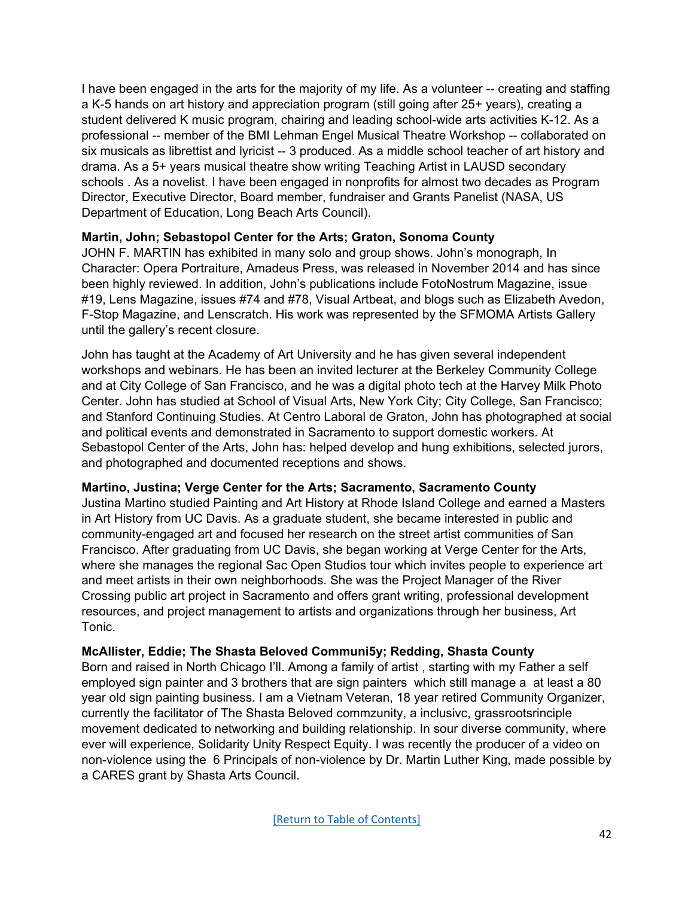I have been engaged in the arts for the majority of my life. As a volunteer -- creating and staffing a K-5 hands on art history and appreciation program (still going after 25+ years), creating a student delivered K music program, chairing and leading school-wide arts activities K-12. As a professional -- member of the BMI Lehman Engel Musical Theatre Workshop -- collaborated on six musicals as librettist and lyricist -- 3 produced. As a middle school teacher of art history and drama. As a 5+ years musical theatre show writing Teaching Artist in LAUSD secondary schools . As a novelist. I have been engaged in nonprofits for almost two decades as Program Director, Executive Director, Board member, fundraiser and Grants Panelist (NASA, US Department of Education, Long Beach Arts Council).

**Martin, John; Sebastopol Center for the Arts; Graton, Sonoma County**

JOHN F. MARTIN has exhibited in many solo and group shows. John's monograph, In Character: Opera Portraiture, Amadeus Press, was released in November 2014 and has since been highly reviewed. In addition, John's publications include FotoNostrum Magazine, issue #19, Lens Magazine, issues #74 and #78, Visual Artbeat, and blogs such as Elizabeth Avedon, F-Stop Magazine, and Lenscratch. His work was represented by the SFMOMA Artists Gallery until the gallery's recent closure.

John has taught at the Academy of Art University and he has given several independent workshops and webinars. He has been an invited lecturer at the Berkeley Community College and at City College of San Francisco, and he was a digital photo tech at the Harvey Milk Photo Center. John has studied at School of Visual Arts, New York City; City College, San Francisco; and Stanford Continuing Studies. At Centro Laboral de Graton, John has photographed at social and political events and demonstrated in Sacramento to support domestic workers. At Sebastopol Center of the Arts, John has: helped develop and hung exhibitions, selected jurors, and photographed and documented receptions and shows.

**Martino, Justina; Verge Center for the Arts; Sacramento, Sacramento County**

Justina Martino studied Painting and Art History at Rhode Island College and earned a Masters in Art History from UC Davis. As a graduate student, she became interested in public and community-engaged art and focused her research on the street artist communities of San Francisco. After graduating from UC Davis, she began working at Verge Center for the Arts, where she manages the regional Sac Open Studios tour which invites people to experience art and meet artists in their own neighborhoods. She was the Project Manager of the River Crossing public art project in Sacramento and offers grant writing, professional development resources, and project management to artists and organizations through her business, Art Tonic.

**McAllister, Eddie; The Shasta Beloved Communi5y; Redding, Shasta County**

Born and raised in North Chicago I'll. Among a family of artist , starting with my Father a self employed sign painter and 3 brothers that are sign painters which still manage a at least a 80 year old sign painting business. I am a Vietnam Veteran, 18 year retired Community Organizer, currently the facilitator of The Shasta Beloved commzunity, a inclusivc, grassrootsrinciple movement dedicated to networking and building relationship. In sour diverse community, where ever will experience, Solidarity Unity Respect Equity. I was recently the producer of a video on non-violence using the 6 Principals of non-violence by Dr. Martin Luther King, made possible by a CARES grant by Shasta Arts Council.

[Return to Table of Contents]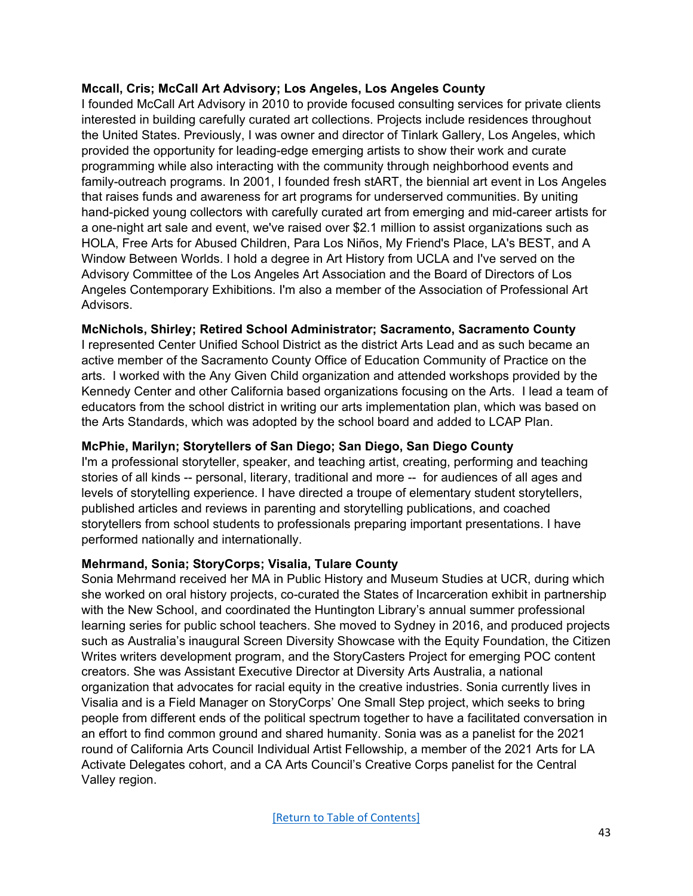**Mccall, Cris; McCall Art Advisory; Los Angeles, Los Angeles County**

I founded McCall Art Advisory in 2010 to provide focused consulting services for private clients interested in building carefully curated art collections. Projects include residences throughout the United States. Previously, I was owner and director of Tinlark Gallery, Los Angeles, which provided the opportunity for leading-edge emerging artists to show their work and curate programming while also interacting with the community through neighborhood events and family-outreach programs. In 2001, I founded fresh stART, the biennial art event in Los Angeles that raises funds and awareness for art programs for underserved communities. By uniting hand-picked young collectors with carefully curated art from emerging and mid-career artists for a one-night art sale and event, we've raised over $2.1 million to assist organizations such as HOLA, Free Arts for Abused Children, Para Los Niños, My Friend's Place, LA's BEST, and A Window Between Worlds. I hold a degree in Art History from UCLA and I've served on the Advisory Committee of the Los Angeles Art Association and the Board of Directors of Los Angeles Contemporary Exhibitions. I'm also a member of the Association of Professional Art Advisors.

**McNichols, Shirley; Retired School Administrator; Sacramento, Sacramento County**

I represented Center Unified School District as the district Arts Lead and as such became an active member of the Sacramento County Office of Education Community of Practice on the arts. I worked with the Any Given Child organization and attended workshops provided by the Kennedy Center and other California based organizations focusing on the Arts. I lead a team of educators from the school district in writing our arts implementation plan, which was based on the Arts Standards, which was adopted by the school board and added to LCAP Plan.

**McPhie, Marilyn; Storytellers of San Diego; San Diego, San Diego County**

I'm a professional storyteller, speaker, and teaching artist, creating, performing and teaching stories of all kinds -- personal, literary, traditional and more -- for audiences of all ages and levels of storytelling experience. I have directed a troupe of elementary student storytellers, published articles and reviews in parenting and storytelling publications, and coached storytellers from school students to professionals preparing important presentations. I have performed nationally and internationally.

**Mehrmand, Sonia; StoryCorps; Visalia, Tulare County**

Sonia Mehrmand received her MA in Public History and Museum Studies at UCR, during which she worked on oral history projects, co-curated the States of Incarceration exhibit in partnership with the New School, and coordinated the Huntington Library's annual summer professional learning series for public school teachers. She moved to Sydney in 2016, and produced projects such as Australia's inaugural Screen Diversity Showcase with the Equity Foundation, the Citizen Writes writers development program, and the StoryCasters Project for emerging POC content creators. She was Assistant Executive Director at Diversity Arts Australia, a national organization that advocates for racial equity in the creative industries. Sonia currently lives in Visalia and is a Field Manager on StoryCorps' One Small Step project, which seeks to bring people from different ends of the political spectrum together to have a facilitated conversation in an effort to find common ground and shared humanity. Sonia was as a panelist for the 2021 round of California Arts Council Individual Artist Fellowship, a member of the 2021 Arts for LA Activate Delegates cohort, and a CA Arts Council's Creative Corps panelist for the Central Valley region.

[Return to Table of Contents]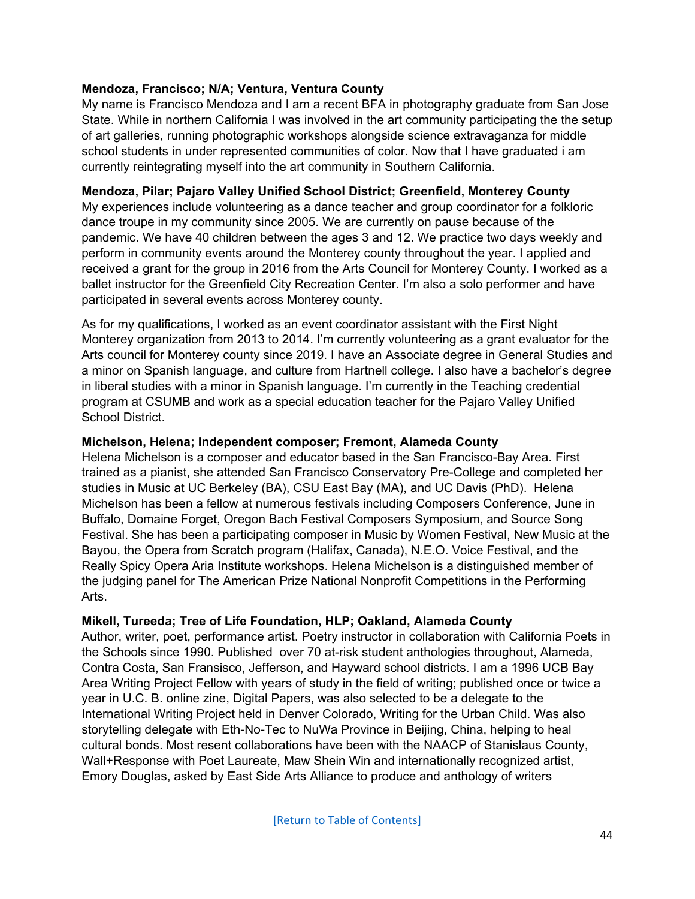**Mendoza, Francisco; N/A; Ventura, Ventura County**
My name is Francisco Mendoza and I am a recent BFA in photography graduate from San Jose State. While in northern California I was involved in the art community participating the the setup of art galleries, running photographic workshops alongside science extravaganza for middle school students in under represented communities of color. Now that I have graduated i am currently reintegrating myself into the art community in Southern California.

**Mendoza, Pilar; Pajaro Valley Unified School District; Greenfield, Monterey County**
My experiences include volunteering as a dance teacher and group coordinator for a folkloric dance troupe in my community since 2005. We are currently on pause because of the pandemic. We have 40 children between the ages 3 and 12. We practice two days weekly and perform in community events around the Monterey county throughout the year. I applied and received a grant for the group in 2016 from the Arts Council for Monterey County. I worked as a ballet instructor for the Greenfield City Recreation Center. I'm also a solo performer and have participated in several events across Monterey county.

As for my qualifications, I worked as an event coordinator assistant with the First Night Monterey organization from 2013 to 2014. I'm currently volunteering as a grant evaluator for the Arts council for Monterey county since 2019. I have an Associate degree in General Studies and a minor on Spanish language, and culture from Hartnell college. I also have a bachelor's degree in liberal studies with a minor in Spanish language. I'm currently in the Teaching credential program at CSUMB and work as a special education teacher for the Pajaro Valley Unified School District.

**Michelson, Helena; Independent composer; Fremont, Alameda County**
Helena Michelson is a composer and educator based in the San Francisco-Bay Area. First trained as a pianist, she attended San Francisco Conservatory Pre-College and completed her studies in Music at UC Berkeley (BA), CSU East Bay (MA), and UC Davis (PhD). Helena Michelson has been a fellow at numerous festivals including Composers Conference, June in Buffalo, Domaine Forget, Oregon Bach Festival Composers Symposium, and Source Song Festival. She has been a participating composer in Music by Women Festival, New Music at the Bayou, the Opera from Scratch program (Halifax, Canada), N.E.O. Voice Festival, and the Really Spicy Opera Aria Institute workshops. Helena Michelson is a distinguished member of the judging panel for The American Prize National Nonprofit Competitions in the Performing Arts.

**Mikell, Tureeda; Tree of Life Foundation, HLP; Oakland, Alameda County**
Author, writer, poet, performance artist. Poetry instructor in collaboration with California Poets in the Schools since 1990. Published over 70 at-risk student anthologies throughout, Alameda, Contra Costa, San Fransisco, Jefferson, and Hayward school districts. I am a 1996 UCB Bay Area Writing Project Fellow with years of study in the field of writing; published once or twice a year in U.C. B. online zine, Digital Papers, was also selected to be a delegate to the International Writing Project held in Denver Colorado, Writing for the Urban Child. Was also storytelling delegate with Eth-No-Tec to NuWa Province in Beijing, China, helping to heal cultural bonds. Most resent collaborations have been with the NAACP of Stanislaus County, Wall+Response with Poet Laureate, Maw Shein Win and internationally recognized artist, Emory Douglas, asked by East Side Arts Alliance to produce and anthology of writers

[Return to Table of Contents]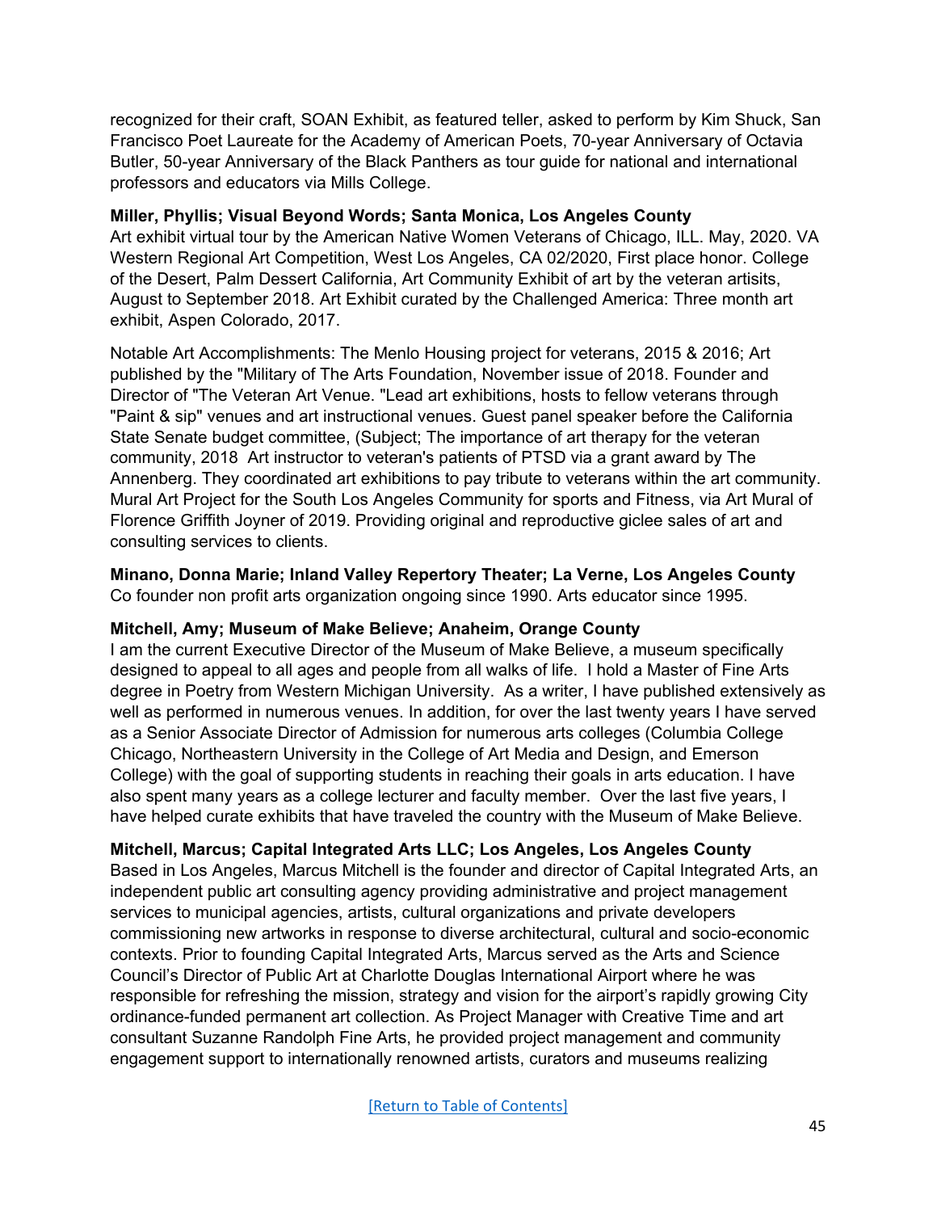recognized for their craft, SOAN Exhibit, as featured teller, asked to perform by Kim Shuck, San Francisco Poet Laureate for the Academy of American Poets, 70-year Anniversary of Octavia Butler, 50-year Anniversary of the Black Panthers as tour guide for national and international professors and educators via Mills College.

**Miller, Phyllis; Visual Beyond Words; Santa Monica, Los Angeles County**
Art exhibit virtual tour by the American Native Women Veterans of Chicago, ILL. May, 2020. VA Western Regional Art Competition, West Los Angeles, CA 02/2020, First place honor. College of the Desert, Palm Dessert California, Art Community Exhibit of art by the veteran artisits, August to September 2018. Art Exhibit curated by the Challenged America: Three month art exhibit, Aspen Colorado, 2017.

Notable Art Accomplishments: The Menlo Housing project for veterans, 2015 & 2016; Art published by the "Military of The Arts Foundation, November issue of 2018. Founder and Director of "The Veteran Art Venue. "Lead art exhibitions, hosts to fellow veterans through "Paint & sip" venues and art instructional venues. Guest panel speaker before the California State Senate budget committee, (Subject; The importance of art therapy for the veteran community, 2018 Art instructor to veteran's patients of PTSD via a grant award by The Annenberg. They coordinated art exhibitions to pay tribute to veterans within the art community. Mural Art Project for the South Los Angeles Community for sports and Fitness, via Art Mural of Florence Griffith Joyner of 2019. Providing original and reproductive giclee sales of art and consulting services to clients.

**Minano, Donna Marie; Inland Valley Repertory Theater; La Verne, Los Angeles County**
Co founder non profit arts organization ongoing since 1990. Arts educator since 1995.

**Mitchell, Amy; Museum of Make Believe; Anaheim, Orange County**
I am the current Executive Director of the Museum of Make Believe, a museum specifically designed to appeal to all ages and people from all walks of life. I hold a Master of Fine Arts degree in Poetry from Western Michigan University. As a writer, I have published extensively as well as performed in numerous venues. In addition, for over the last twenty years I have served as a Senior Associate Director of Admission for numerous arts colleges (Columbia College Chicago, Northeastern University in the College of Art Media and Design, and Emerson College) with the goal of supporting students in reaching their goals in arts education. I have also spent many years as a college lecturer and faculty member. Over the last five years, I have helped curate exhibits that have traveled the country with the Museum of Make Believe.

**Mitchell, Marcus; Capital Integrated Arts LLC; Los Angeles, Los Angeles County**
Based in Los Angeles, Marcus Mitchell is the founder and director of Capital Integrated Arts, an independent public art consulting agency providing administrative and project management services to municipal agencies, artists, cultural organizations and private developers commissioning new artworks in response to diverse architectural, cultural and socio-economic contexts. Prior to founding Capital Integrated Arts, Marcus served as the Arts and Science Council's Director of Public Art at Charlotte Douglas International Airport where he was responsible for refreshing the mission, strategy and vision for the airport's rapidly growing City ordinance-funded permanent art collection. As Project Manager with Creative Time and art consultant Suzanne Randolph Fine Arts, he provided project management and community engagement support to internationally renowned artists, curators and museums realizing

[Return to Table of Contents]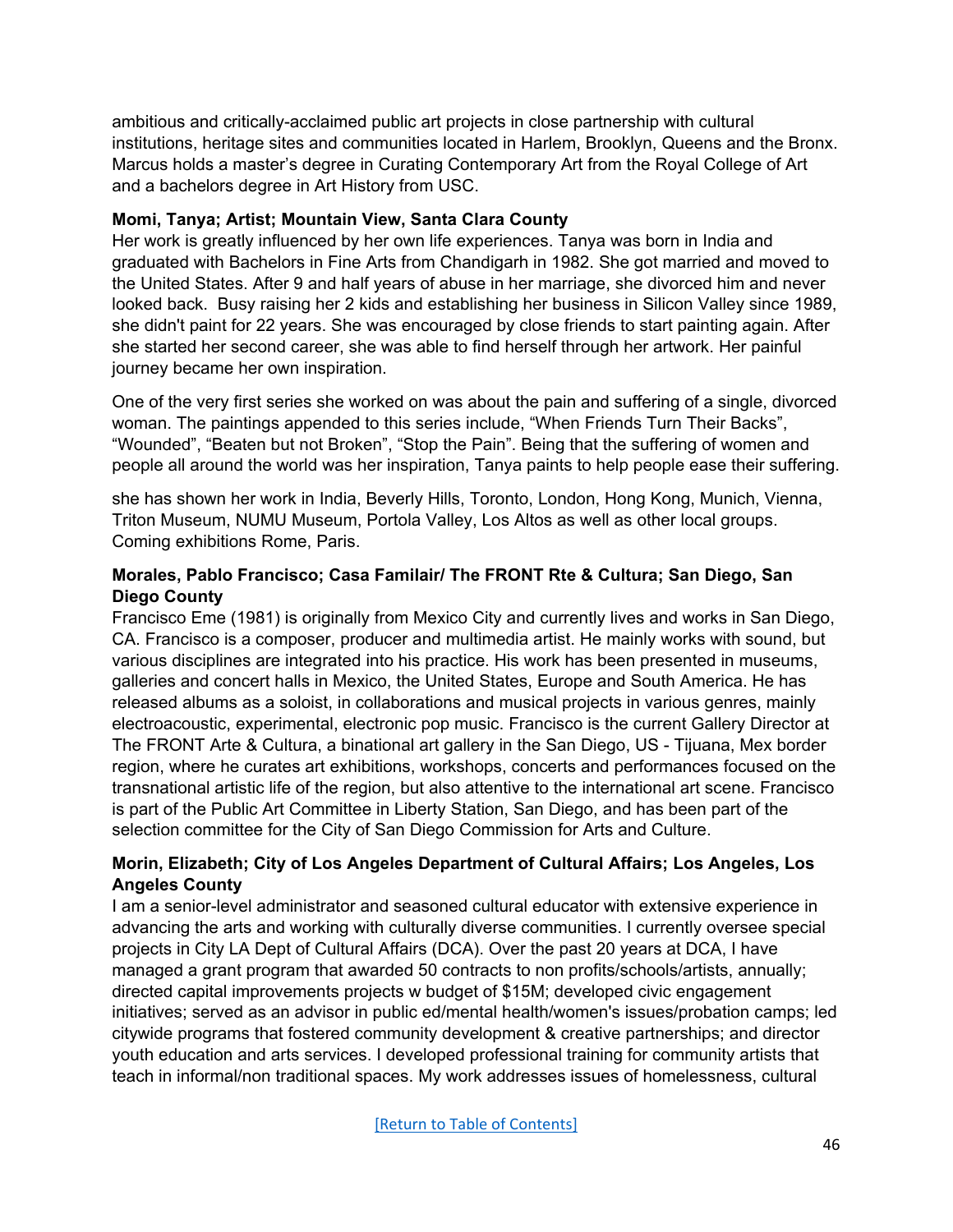ambitious and critically-acclaimed public art projects in close partnership with cultural institutions, heritage sites and communities located in Harlem, Brooklyn, Queens and the Bronx. Marcus holds a master's degree in Curating Contemporary Art from the Royal College of Art and a bachelors degree in Art History from USC.

**Momi, Tanya; Artist; Mountain View, Santa Clara County**

Her work is greatly influenced by her own life experiences. Tanya was born in India and graduated with Bachelors in Fine Arts from Chandigarh in 1982. She got married and moved to the United States. After 9 and half years of abuse in her marriage, she divorced him and never looked back. Busy raising her 2 kids and establishing her business in Silicon Valley since 1989, she didn't paint for 22 years. She was encouraged by close friends to start painting again. After she started her second career, she was able to find herself through her artwork. Her painful journey became her own inspiration.

One of the very first series she worked on was about the pain and suffering of a single, divorced woman. The paintings appended to this series include, "When Friends Turn Their Backs", "Wounded", "Beaten but not Broken", "Stop the Pain". Being that the suffering of women and people all around the world was her inspiration, Tanya paints to help people ease their suffering.

she has shown her work in India, Beverly Hills, Toronto, London, Hong Kong, Munich, Vienna, Triton Museum, NUMU Museum, Portola Valley, Los Altos as well as other local groups. Coming exhibitions Rome, Paris.

**Morales, Pablo Francisco; Casa Familair/ The FRONT Rte & Cultura; San Diego, San Diego County**

Francisco Eme (1981) is originally from Mexico City and currently lives and works in San Diego, CA. Francisco is a composer, producer and multimedia artist. He mainly works with sound, but various disciplines are integrated into his practice. His work has been presented in museums, galleries and concert halls in Mexico, the United States, Europe and South America. He has released albums as a soloist, in collaborations and musical projects in various genres, mainly electroacoustic, experimental, electronic pop music. Francisco is the current Gallery Director at The FRONT Arte & Cultura, a binational art gallery in the San Diego, US - Tijuana, Mex border region, where he curates art exhibitions, workshops, concerts and performances focused on the transnational artistic life of the region, but also attentive to the international art scene. Francisco is part of the Public Art Committee in Liberty Station, San Diego, and has been part of the selection committee for the City of San Diego Commission for Arts and Culture.

**Morin, Elizabeth; City of Los Angeles Department of Cultural Affairs; Los Angeles, Los Angeles County**

I am a senior-level administrator and seasoned cultural educator with extensive experience in advancing the arts and working with culturally diverse communities. I currently oversee special projects in City LA Dept of Cultural Affairs (DCA). Over the past 20 years at DCA, I have managed a grant program that awarded 50 contracts to non profits/schools/artists, annually; directed capital improvements projects w budget of $15M; developed civic engagement initiatives; served as an advisor in public ed/mental health/women's issues/probation camps; led citywide programs that fostered community development & creative partnerships; and director youth education and arts services. I developed professional training for community artists that teach in informal/non traditional spaces. My work addresses issues of homelessness, cultural

[Return to Table of Contents]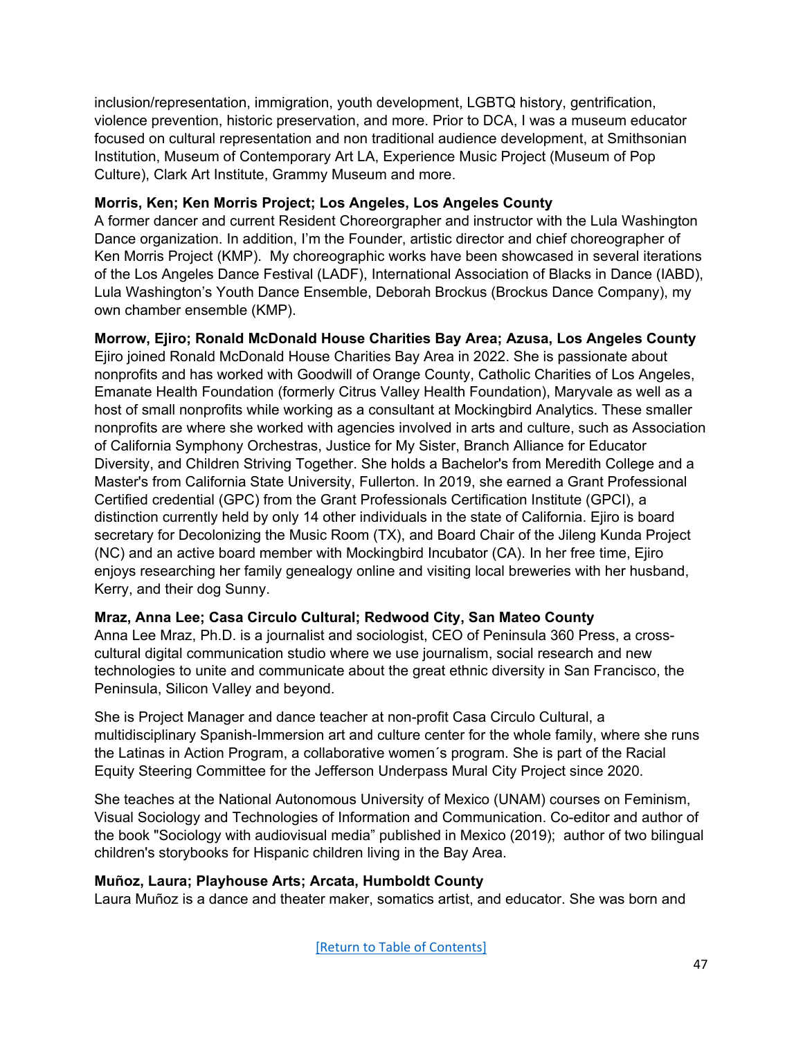inclusion/representation, immigration, youth development, LGBTQ history, gentrification, violence prevention, historic preservation, and more. Prior to DCA, I was a museum educator focused on cultural representation and non traditional audience development, at Smithsonian Institution, Museum of Contemporary Art LA, Experience Music Project (Museum of Pop Culture), Clark Art Institute, Grammy Museum and more.

**Morris, Ken; Ken Morris Project; Los Angeles, Los Angeles County**
A former dancer and current Resident Choreorgrapher and instructor with the Lula Washington Dance organization. In addition, I'm the Founder, artistic director and chief choreographer of Ken Morris Project (KMP). My choreographic works have been showcased in several iterations of the Los Angeles Dance Festival (LADF), International Association of Blacks in Dance (IABD), Lula Washington's Youth Dance Ensemble, Deborah Brockus (Brockus Dance Company), my own chamber ensemble (KMP).

**Morrow, Ejiro; Ronald McDonald House Charities Bay Area; Azusa, Los Angeles County**
Ejiro joined Ronald McDonald House Charities Bay Area in 2022. She is passionate about nonprofits and has worked with Goodwill of Orange County, Catholic Charities of Los Angeles, Emanate Health Foundation (formerly Citrus Valley Health Foundation), Maryvale as well as a host of small nonprofits while working as a consultant at Mockingbird Analytics. These smaller nonprofits are where she worked with agencies involved in arts and culture, such as Association of California Symphony Orchestras, Justice for My Sister, Branch Alliance for Educator Diversity, and Children Striving Together. She holds a Bachelor's from Meredith College and a Master's from California State University, Fullerton. In 2019, she earned a Grant Professional Certified credential (GPC) from the Grant Professionals Certification Institute (GPCI), a distinction currently held by only 14 other individuals in the state of California. Ejiro is board secretary for Decolonizing the Music Room (TX), and Board Chair of the Jileng Kunda Project (NC) and an active board member with Mockingbird Incubator (CA). In her free time, Ejiro enjoys researching her family genealogy online and visiting local breweries with her husband, Kerry, and their dog Sunny.

**Mraz, Anna Lee; Casa Circulo Cultural; Redwood City, San Mateo County**
Anna Lee Mraz, Ph.D. is a journalist and sociologist, CEO of Peninsula 360 Press, a cross-cultural digital communication studio where we use journalism, social research and new technologies to unite and communicate about the great ethnic diversity in San Francisco, the Peninsula, Silicon Valley and beyond.

She is Project Manager and dance teacher at non-profit Casa Circulo Cultural, a multidisciplinary Spanish-Immersion art and culture center for the whole family, where she runs the Latinas in Action Program, a collaborative women´s program. She is part of the Racial Equity Steering Committee for the Jefferson Underpass Mural City Project since 2020.

She teaches at the National Autonomous University of Mexico (UNAM) courses on Feminism, Visual Sociology and Technologies of Information and Communication. Co-editor and author of the book "Sociology with audiovisual media" published in Mexico (2019); author of two bilingual children's storybooks for Hispanic children living in the Bay Area.

**Muñoz, Laura; Playhouse Arts; Arcata, Humboldt County**
Laura Muñoz is a dance and theater maker, somatics artist, and educator. She was born and

[Return to Table of Contents]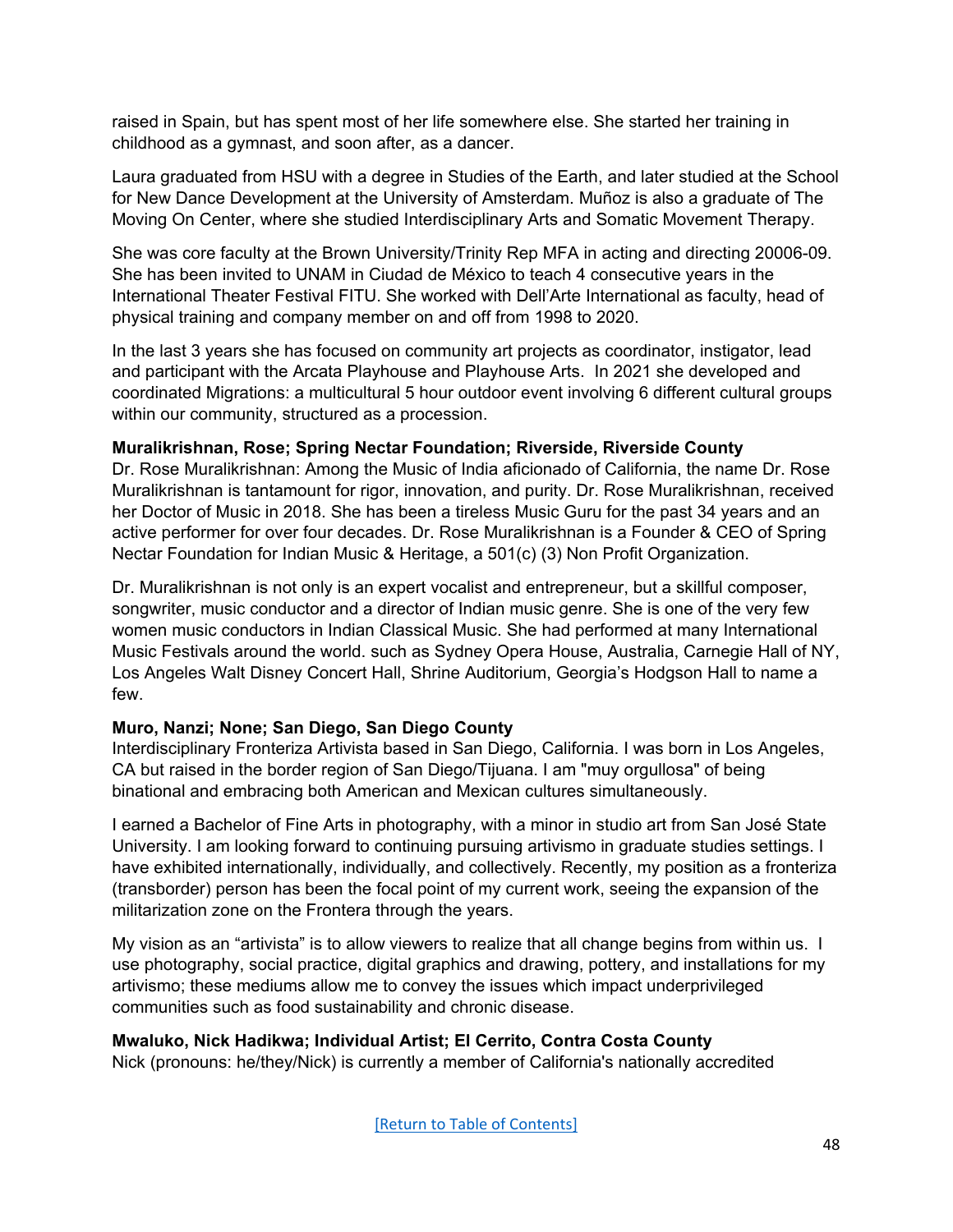raised in Spain, but has spent most of her life somewhere else. She started her training in childhood as a gymnast, and soon after, as a dancer.

Laura graduated from HSU with a degree in Studies of the Earth, and later studied at the School for New Dance Development at the University of Amsterdam. Muñoz is also a graduate of The Moving On Center, where she studied Interdisciplinary Arts and Somatic Movement Therapy.

She was core faculty at the Brown University/Trinity Rep MFA in acting and directing 20006-09. She has been invited to UNAM in Ciudad de México to teach 4 consecutive years in the International Theater Festival FITU. She worked with Dell'Arte International as faculty, head of physical training and company member on and off from 1998 to 2020.

In the last 3 years she has focused on community art projects as coordinator, instigator, lead and participant with the Arcata Playhouse and Playhouse Arts. In 2021 she developed and coordinated Migrations: a multicultural 5 hour outdoor event involving 6 different cultural groups within our community, structured as a procession.

**Muralikrishnan, Rose; Spring Nectar Foundation; Riverside, Riverside County**
Dr. Rose Muralikrishnan: Among the Music of India aficionado of California, the name Dr. Rose Muralikrishnan is tantamount for rigor, innovation, and purity. Dr. Rose Muralikrishnan, received her Doctor of Music in 2018. She has been a tireless Music Guru for the past 34 years and an active performer for over four decades. Dr. Rose Muralikrishnan is a Founder & CEO of Spring Nectar Foundation for Indian Music & Heritage, a 501(c) (3) Non Profit Organization.

Dr. Muralikrishnan is not only is an expert vocalist and entrepreneur, but a skillful composer, songwriter, music conductor and a director of Indian music genre. She is one of the very few women music conductors in Indian Classical Music. She had performed at many International Music Festivals around the world. such as Sydney Opera House, Australia, Carnegie Hall of NY, Los Angeles Walt Disney Concert Hall, Shrine Auditorium, Georgia's Hodgson Hall to name a few.

**Muro, Nanzi; None; San Diego, San Diego County**
Interdisciplinary Fronteriza Artivista based in San Diego, California. I was born in Los Angeles, CA but raised in the border region of San Diego/Tijuana. I am "muy orgullosa" of being binational and embracing both American and Mexican cultures simultaneously.

I earned a Bachelor of Fine Arts in photography, with a minor in studio art from San José State University. I am looking forward to continuing pursuing artivismo in graduate studies settings. I have exhibited internationally, individually, and collectively. Recently, my position as a fronteriza (transborder) person has been the focal point of my current work, seeing the expansion of the militarization zone on the Frontera through the years.

My vision as an "artivista" is to allow viewers to realize that all change begins from within us. I use photography, social practice, digital graphics and drawing, pottery, and installations for my artivismo; these mediums allow me to convey the issues which impact underprivileged communities such as food sustainability and chronic disease.

**Mwaluko, Nick Hadikwa; Individual Artist; El Cerrito, Contra Costa County**
Nick (pronouns: he/they/Nick) is currently a member of California's nationally accredited

[Return to Table of Contents]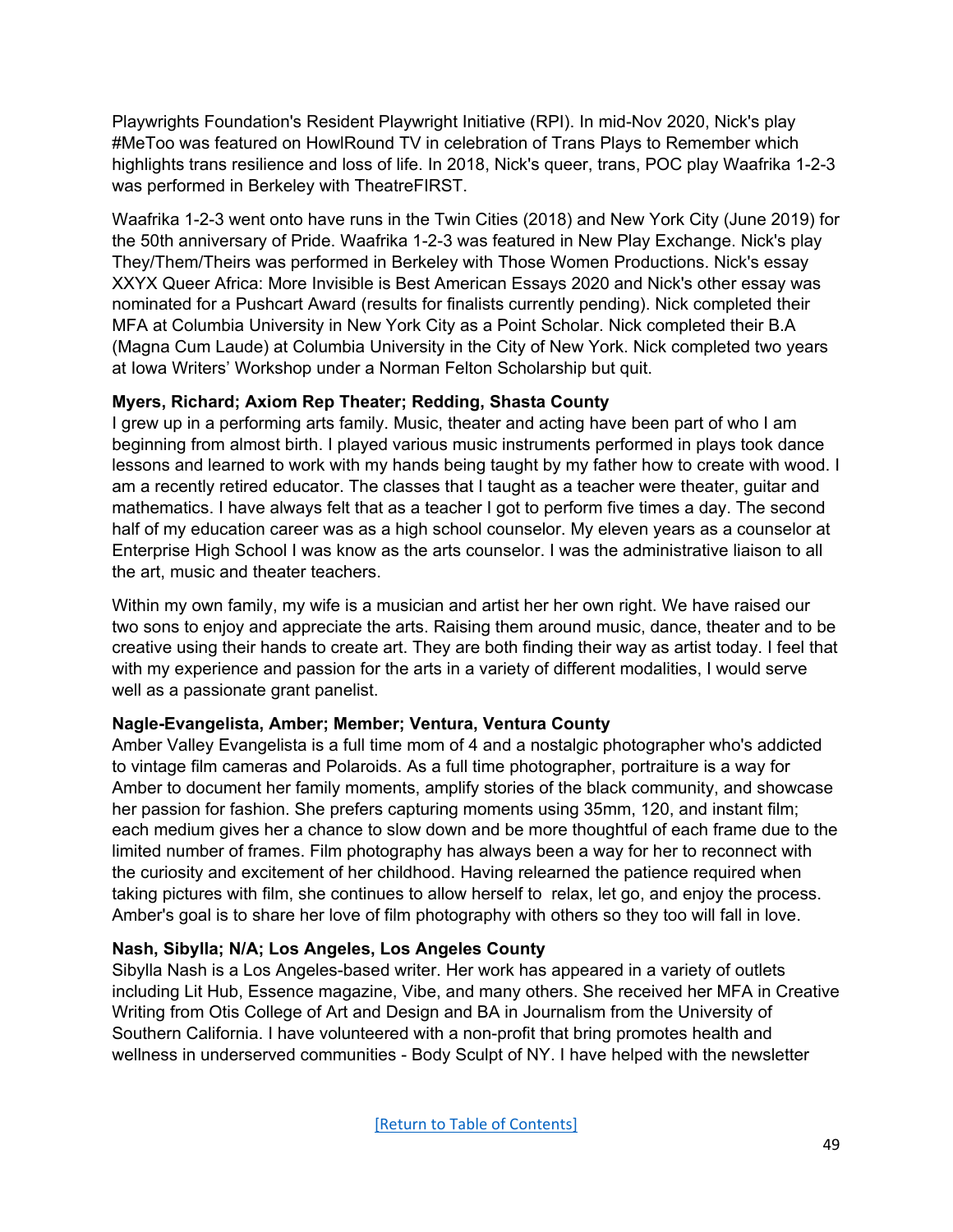Playwrights Foundation's Resident Playwright Initiative (RPI). In mid-Nov 2020, Nick's play #MeToo was featured on HowlRound TV in celebration of Trans Plays to Remember which highlights trans resilience and loss of life. In 2018, Nick's queer, trans, POC play Waafrika 1-2-3 was performed in Berkeley with TheatreFIRST.

Waafrika 1-2-3 went onto have runs in the Twin Cities (2018) and New York City (June 2019) for the 50th anniversary of Pride. Waafrika 1-2-3 was featured in New Play Exchange. Nick's play They/Them/Theirs was performed in Berkeley with Those Women Productions. Nick's essay XXYX Queer Africa: More Invisible is Best American Essays 2020 and Nick's other essay was nominated for a Pushcart Award (results for finalists currently pending). Nick completed their MFA at Columbia University in New York City as a Point Scholar. Nick completed their B.A (Magna Cum Laude) at Columbia University in the City of New York. Nick completed two years at Iowa Writers' Workshop under a Norman Felton Scholarship but quit.

**Myers, Richard; Axiom Rep Theater; Redding, Shasta County**
I grew up in a performing arts family. Music, theater and acting have been part of who I am beginning from almost birth. I played various music instruments performed in plays took dance lessons and learned to work with my hands being taught by my father how to create with wood. I am a recently retired educator. The classes that I taught as a teacher were theater, guitar and mathematics. I have always felt that as a teacher I got to perform five times a day. The second half of my education career was as a high school counselor. My eleven years as a counselor at Enterprise High School I was know as the arts counselor. I was the administrative liaison to all the art, music and theater teachers.

Within my own family, my wife is a musician and artist her her own right. We have raised our two sons to enjoy and appreciate the arts. Raising them around music, dance, theater and to be creative using their hands to create art. They are both finding their way as artist today. I feel that with my experience and passion for the arts in a variety of different modalities, I would serve well as a passionate grant panelist.

**Nagle-Evangelista, Amber; Member; Ventura, Ventura County**
Amber Valley Evangelista is a full time mom of 4 and a nostalgic photographer who's addicted to vintage film cameras and Polaroids. As a full time photographer, portraiture is a way for Amber to document her family moments, amplify stories of the black community, and showcase her passion for fashion. She prefers capturing moments using 35mm, 120, and instant film; each medium gives her a chance to slow down and be more thoughtful of each frame due to the limited number of frames. Film photography has always been a way for her to reconnect with the curiosity and excitement of her childhood. Having relearned the patience required when taking pictures with film, she continues to allow herself to relax, let go, and enjoy the process. Amber's goal is to share her love of film photography with others so they too will fall in love.

**Nash, Sibylla; N/A; Los Angeles, Los Angeles County**
Sibylla Nash is a Los Angeles-based writer. Her work has appeared in a variety of outlets including Lit Hub, Essence magazine, Vibe, and many others. She received her MFA in Creative Writing from Otis College of Art and Design and BA in Journalism from the University of Southern California. I have volunteered with a non-profit that bring promotes health and wellness in underserved communities - Body Sculpt of NY. I have helped with the newsletter

[Return to Table of Contents]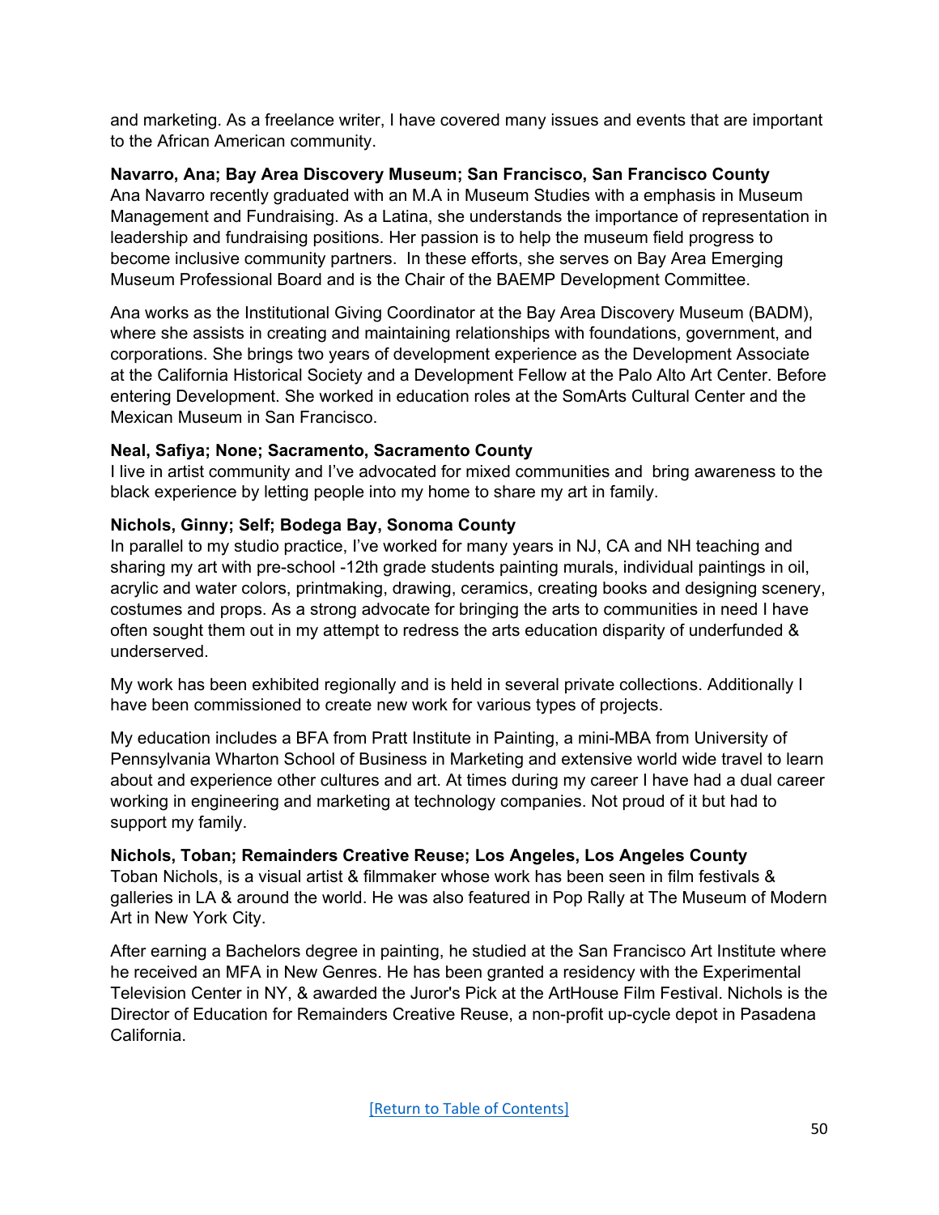and marketing. As a freelance writer, I have covered many issues and events that are important to the African American community.

**Navarro, Ana; Bay Area Discovery Museum; San Francisco, San Francisco County**
Ana Navarro recently graduated with an M.A in Museum Studies with a emphasis in Museum Management and Fundraising. As a Latina, she understands the importance of representation in leadership and fundraising positions. Her passion is to help the museum field progress to become inclusive community partners. In these efforts, she serves on Bay Area Emerging Museum Professional Board and is the Chair of the BAEMP Development Committee.

Ana works as the Institutional Giving Coordinator at the Bay Area Discovery Museum (BADM), where she assists in creating and maintaining relationships with foundations, government, and corporations. She brings two years of development experience as the Development Associate at the California Historical Society and a Development Fellow at the Palo Alto Art Center. Before entering Development. She worked in education roles at the SomArts Cultural Center and the Mexican Museum in San Francisco.

**Neal, Safiya; None; Sacramento, Sacramento County**
I live in artist community and I've advocated for mixed communities and bring awareness to the black experience by letting people into my home to share my art in family.

**Nichols, Ginny; Self; Bodega Bay, Sonoma County**
In parallel to my studio practice, I've worked for many years in NJ, CA and NH teaching and sharing my art with pre-school -12th grade students painting murals, individual paintings in oil, acrylic and water colors, printmaking, drawing, ceramics, creating books and designing scenery, costumes and props. As a strong advocate for bringing the arts to communities in need I have often sought them out in my attempt to redress the arts education disparity of underfunded & underserved.

My work has been exhibited regionally and is held in several private collections. Additionally I have been commissioned to create new work for various types of projects.

My education includes a BFA from Pratt Institute in Painting, a mini-MBA from University of Pennsylvania Wharton School of Business in Marketing and extensive world wide travel to learn about and experience other cultures and art. At times during my career I have had a dual career working in engineering and marketing at technology companies. Not proud of it but had to support my family.

**Nichols, Toban; Remainders Creative Reuse; Los Angeles, Los Angeles County**
Toban Nichols, is a visual artist & filmmaker whose work has been seen in film festivals & galleries in LA & around the world. He was also featured in Pop Rally at The Museum of Modern Art in New York City.

After earning a Bachelors degree in painting, he studied at the San Francisco Art Institute where he received an MFA in New Genres. He has been granted a residency with the Experimental Television Center in NY, & awarded the Juror's Pick at the ArtHouse Film Festival. Nichols is the Director of Education for Remainders Creative Reuse, a non-profit up-cycle depot in Pasadena California.

[Return to Table of Contents]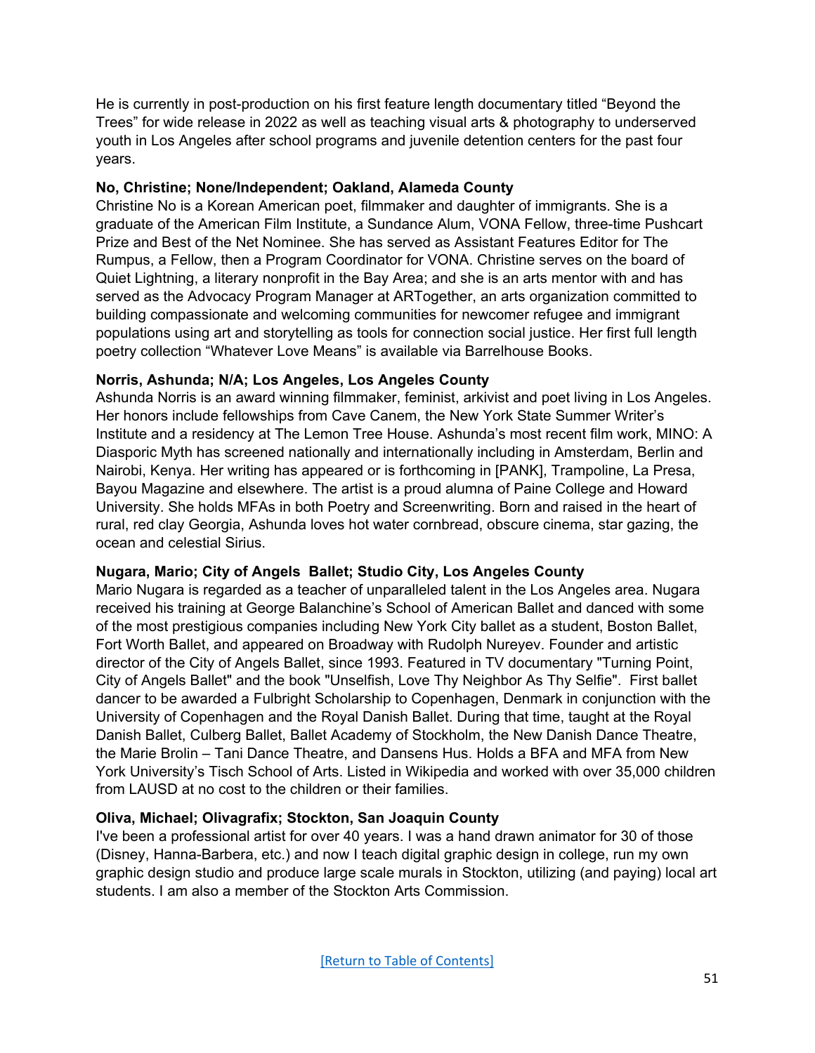He is currently in post-production on his first feature length documentary titled "Beyond the Trees" for wide release in 2022 as well as teaching visual arts & photography to underserved youth in Los Angeles after school programs and juvenile detention centers for the past four years.

**No, Christine; None/Independent; Oakland, Alameda County**

Christine No is a Korean American poet, filmmaker and daughter of immigrants. She is a graduate of the American Film Institute, a Sundance Alum, VONA Fellow, three-time Pushcart Prize and Best of the Net Nominee. She has served as Assistant Features Editor for The Rumpus, a Fellow, then a Program Coordinator for VONA. Christine serves on the board of Quiet Lightning, a literary nonprofit in the Bay Area; and she is an arts mentor with and has served as the Advocacy Program Manager at ARTogether, an arts organization committed to building compassionate and welcoming communities for newcomer refugee and immigrant populations using art and storytelling as tools for connection social justice. Her first full length poetry collection "Whatever Love Means" is available via Barrelhouse Books.

**Norris, Ashunda; N/A; Los Angeles, Los Angeles County**

Ashunda Norris is an award winning filmmaker, feminist, arkivist and poet living in Los Angeles. Her honors include fellowships from Cave Canem, the New York State Summer Writer's Institute and a residency at The Lemon Tree House. Ashunda's most recent film work, MINO: A Diasporic Myth has screened nationally and internationally including in Amsterdam, Berlin and Nairobi, Kenya. Her writing has appeared or is forthcoming in [PANK], Trampoline, La Presa, Bayou Magazine and elsewhere. The artist is a proud alumna of Paine College and Howard University. She holds MFAs in both Poetry and Screenwriting. Born and raised in the heart of rural, red clay Georgia, Ashunda loves hot water cornbread, obscure cinema, star gazing, the ocean and celestial Sirius.

**Nugara, Mario; City of Angels Ballet; Studio City, Los Angeles County**

Mario Nugara is regarded as a teacher of unparalleled talent in the Los Angeles area. Nugara received his training at George Balanchine's School of American Ballet and danced with some of the most prestigious companies including New York City ballet as a student, Boston Ballet, Fort Worth Ballet, and appeared on Broadway with Rudolph Nureyev. Founder and artistic director of the City of Angels Ballet, since 1993. Featured in TV documentary "Turning Point, City of Angels Ballet" and the book "Unselfish, Love Thy Neighbor As Thy Selfie". First ballet dancer to be awarded a Fulbright Scholarship to Copenhagen, Denmark in conjunction with the University of Copenhagen and the Royal Danish Ballet. During that time, taught at the Royal Danish Ballet, Culberg Ballet, Ballet Academy of Stockholm, the New Danish Dance Theatre, the Marie Brolin – Tani Dance Theatre, and Dansens Hus. Holds a BFA and MFA from New York University's Tisch School of Arts. Listed in Wikipedia and worked with over 35,000 children from LAUSD at no cost to the children or their families.

**Oliva, Michael; Olivagrafix; Stockton, San Joaquin County**

I've been a professional artist for over 40 years. I was a hand drawn animator for 30 of those (Disney, Hanna-Barbera, etc.) and now I teach digital graphic design in college, run my own graphic design studio and produce large scale murals in Stockton, utilizing (and paying) local art students. I am also a member of the Stockton Arts Commission.

[Return to Table of Contents]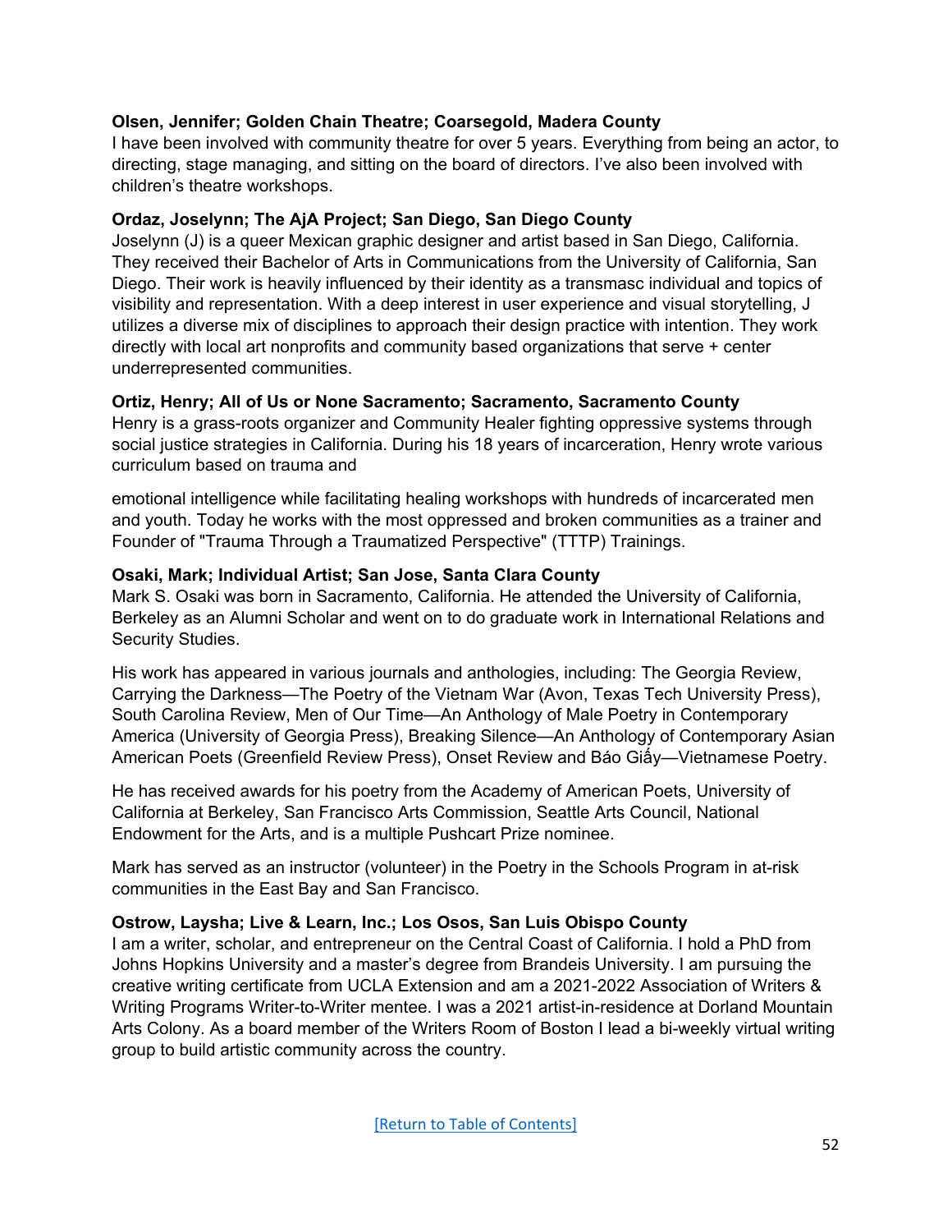**Olsen, Jennifer; Golden Chain Theatre; Coarsegold, Madera County**
I have been involved with community theatre for over 5 years. Everything from being an actor, to directing, stage managing, and sitting on the board of directors. I've also been involved with children's theatre workshops.

**Ordaz, Joselynn; The AjA Project; San Diego, San Diego County**
Joselynn (J) is a queer Mexican graphic designer and artist based in San Diego, California. They received their Bachelor of Arts in Communications from the University of California, San Diego. Their work is heavily influenced by their identity as a transmasc individual and topics of visibility and representation. With a deep interest in user experience and visual storytelling, J utilizes a diverse mix of disciplines to approach their design practice with intention. They work directly with local art nonprofits and community based organizations that serve + center underrepresented communities.

**Ortiz, Henry; All of Us or None Sacramento; Sacramento, Sacramento County**
Henry is a grass-roots organizer and Community Healer fighting oppressive systems through social justice strategies in California. During his 18 years of incarceration, Henry wrote various curriculum based on trauma and emotional intelligence while facilitating healing workshops with hundreds of incarcerated men and youth. Today he works with the most oppressed and broken communities as a trainer and Founder of "Trauma Through a Traumatized Perspective" (TTTP) Trainings.

**Osaki, Mark; Individual Artist; San Jose, Santa Clara County**
Mark S. Osaki was born in Sacramento, California. He attended the University of California, Berkeley as an Alumni Scholar and went on to do graduate work in International Relations and Security Studies.

His work has appeared in various journals and anthologies, including: The Georgia Review, Carrying the Darkness—The Poetry of the Vietnam War (Avon, Texas Tech University Press), South Carolina Review, Men of Our Time—An Anthology of Male Poetry in Contemporary America (University of Georgia Press), Breaking Silence—An Anthology of Contemporary Asian American Poets (Greenfield Review Press), Onset Review and Báo Giấy—Vietnamese Poetry.

He has received awards for his poetry from the Academy of American Poets, University of California at Berkeley, San Francisco Arts Commission, Seattle Arts Council, National Endowment for the Arts, and is a multiple Pushcart Prize nominee.

Mark has served as an instructor (volunteer) in the Poetry in the Schools Program in at-risk communities in the East Bay and San Francisco.

**Ostrow, Laysha; Live & Learn, Inc.; Los Osos, San Luis Obispo County**
I am a writer, scholar, and entrepreneur on the Central Coast of California. I hold a PhD from Johns Hopkins University and a master's degree from Brandeis University. I am pursuing the creative writing certificate from UCLA Extension and am a 2021-2022 Association of Writers & Writing Programs Writer-to-Writer mentee. I was a 2021 artist-in-residence at Dorland Mountain Arts Colony. As a board member of the Writers Room of Boston I lead a bi-weekly virtual writing group to build artistic community across the country.

[Return to Table of Contents]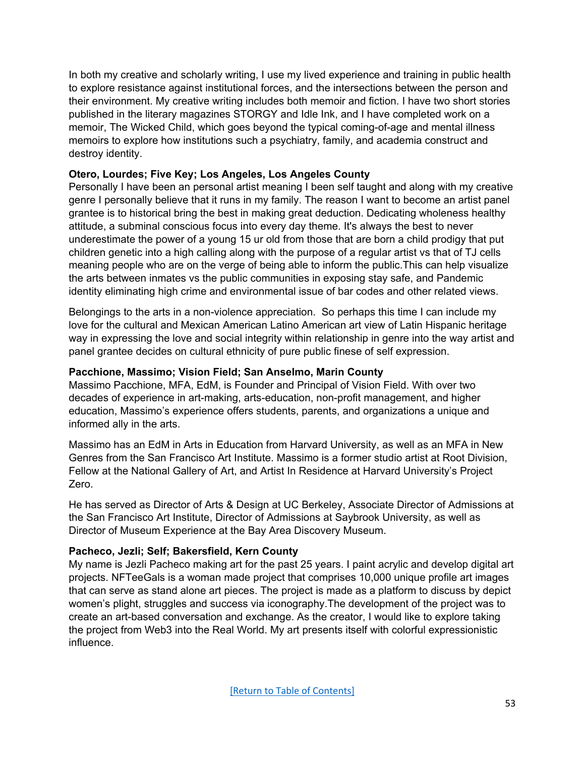In both my creative and scholarly writing, I use my lived experience and training in public health to explore resistance against institutional forces, and the intersections between the person and their environment. My creative writing includes both memoir and fiction. I have two short stories published in the literary magazines STORGY and Idle Ink, and I have completed work on a memoir, The Wicked Child, which goes beyond the typical coming-of-age and mental illness memoirs to explore how institutions such a psychiatry, family, and academia construct and destroy identity.

**Otero, Lourdes; Five Key; Los Angeles, Los Angeles County**

Personally I have been an personal artist meaning I been self taught and along with my creative genre I personally believe that it runs in my family. The reason I want to become an artist panel grantee is to historical bring the best in making great deduction. Dedicating wholeness healthy attitude, a subminal conscious focus into every day theme. It's always the best to never underestimate the power of a young 15 ur old from those that are born a child prodigy that put children genetic into a high calling along with the purpose of a regular artist vs that of TJ cells meaning people who are on the verge of being able to inform the public.This can help visualize the arts between inmates vs the public communities in exposing stay safe, and Pandemic identity eliminating high crime and environmental issue of bar codes and other related views.

Belongings to the arts in a non-violence appreciation.  So perhaps this time I can include my love for the cultural and Mexican American Latino American art view of Latin Hispanic heritage way in expressing the love and social integrity within relationship in genre into the way artist and panel grantee decides on cultural ethnicity of pure public finese of self expression.

**Pacchione, Massimo; Vision Field; San Anselmo, Marin County**

Massimo Pacchione, MFA, EdM, is Founder and Principal of Vision Field. With over two decades of experience in art-making, arts-education, non-profit management, and higher education, Massimo's experience offers students, parents, and organizations a unique and informed ally in the arts.

Massimo has an EdM in Arts in Education from Harvard University, as well as an MFA in New Genres from the San Francisco Art Institute. Massimo is a former studio artist at Root Division, Fellow at the National Gallery of Art, and Artist In Residence at Harvard University's Project Zero.

He has served as Director of Arts & Design at UC Berkeley, Associate Director of Admissions at the San Francisco Art Institute, Director of Admissions at Saybrook University, as well as Director of Museum Experience at the Bay Area Discovery Museum.

**Pacheco, Jezli; Self; Bakersfield, Kern County**

My name is Jezli Pacheco making art for the past 25 years. I paint acrylic and develop digital art projects. NFTeeGals is a woman made project that comprises 10,000 unique profile art images that can serve as stand alone art pieces. The project is made as a platform to discuss by depict women's plight, struggles and success via iconography.The development of the project was to create an art-based conversation and exchange. As the creator, I would like to explore taking the project from Web3 into the Real World. My art presents itself with colorful expressionistic influence.

[Return to Table of Contents]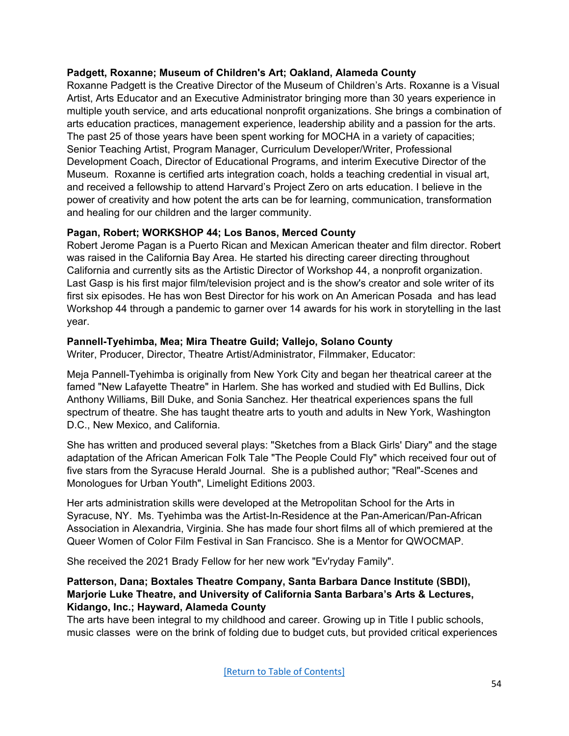**Padgett, Roxanne; Museum of Children's Art; Oakland, Alameda County**

Roxanne Padgett is the Creative Director of the Museum of Children's Arts. Roxanne is a Visual Artist, Arts Educator and an Executive Administrator bringing more than 30 years experience in multiple youth service, and arts educational nonprofit organizations. She brings a combination of arts education practices, management experience, leadership ability and a passion for the arts. The past 25 of those years have been spent working for MOCHA in a variety of capacities; Senior Teaching Artist, Program Manager, Curriculum Developer/Writer, Professional Development Coach, Director of Educational Programs, and interim Executive Director of the Museum. Roxanne is certified arts integration coach, holds a teaching credential in visual art, and received a fellowship to attend Harvard's Project Zero on arts education. I believe in the power of creativity and how potent the arts can be for learning, communication, transformation and healing for our children and the larger community.

**Pagan, Robert; WORKSHOP 44; Los Banos, Merced County**

Robert Jerome Pagan is a Puerto Rican and Mexican American theater and film director. Robert was raised in the California Bay Area. He started his directing career directing throughout California and currently sits as the Artistic Director of Workshop 44, a nonprofit organization. Last Gasp is his first major film/television project and is the show's creator and sole writer of its first six episodes. He has won Best Director for his work on An American Posada and has lead Workshop 44 through a pandemic to garner over 14 awards for his work in storytelling in the last year.

**Pannell-Tyehimba, Mea; Mira Theatre Guild; Vallejo, Solano County**

Writer, Producer, Director, Theatre Artist/Administrator, Filmmaker, Educator:

Meja Pannell-Tyehimba is originally from New York City and began her theatrical career at the famed "New Lafayette Theatre" in Harlem. She has worked and studied with Ed Bullins, Dick Anthony Williams, Bill Duke, and Sonia Sanchez. Her theatrical experiences spans the full spectrum of theatre. She has taught theatre arts to youth and adults in New York, Washington D.C., New Mexico, and California.

She has written and produced several plays: "Sketches from a Black Girls' Diary" and the stage adaptation of the African American Folk Tale "The People Could Fly" which received four out of five stars from the Syracuse Herald Journal. She is a published author; "Real"-Scenes and Monologues for Urban Youth", Limelight Editions 2003.

Her arts administration skills were developed at the Metropolitan School for the Arts in Syracuse, NY. Ms. Tyehimba was the Artist-In-Residence at the Pan-American/Pan-African Association in Alexandria, Virginia. She has made four short films all of which premiered at the Queer Women of Color Film Festival in San Francisco. She is a Mentor for QWOCMAP.

She received the 2021 Brady Fellow for her new work "Ev'ryday Family".

**Patterson, Dana; Boxtales Theatre Company, Santa Barbara Dance Institute (SBDI), Marjorie Luke Theatre, and University of California Santa Barbara's Arts & Lectures, Kidango, Inc.; Hayward, Alameda County**

The arts have been integral to my childhood and career. Growing up in Title I public schools, music classes were on the brink of folding due to budget cuts, but provided critical experiences

[Return to Table of Contents]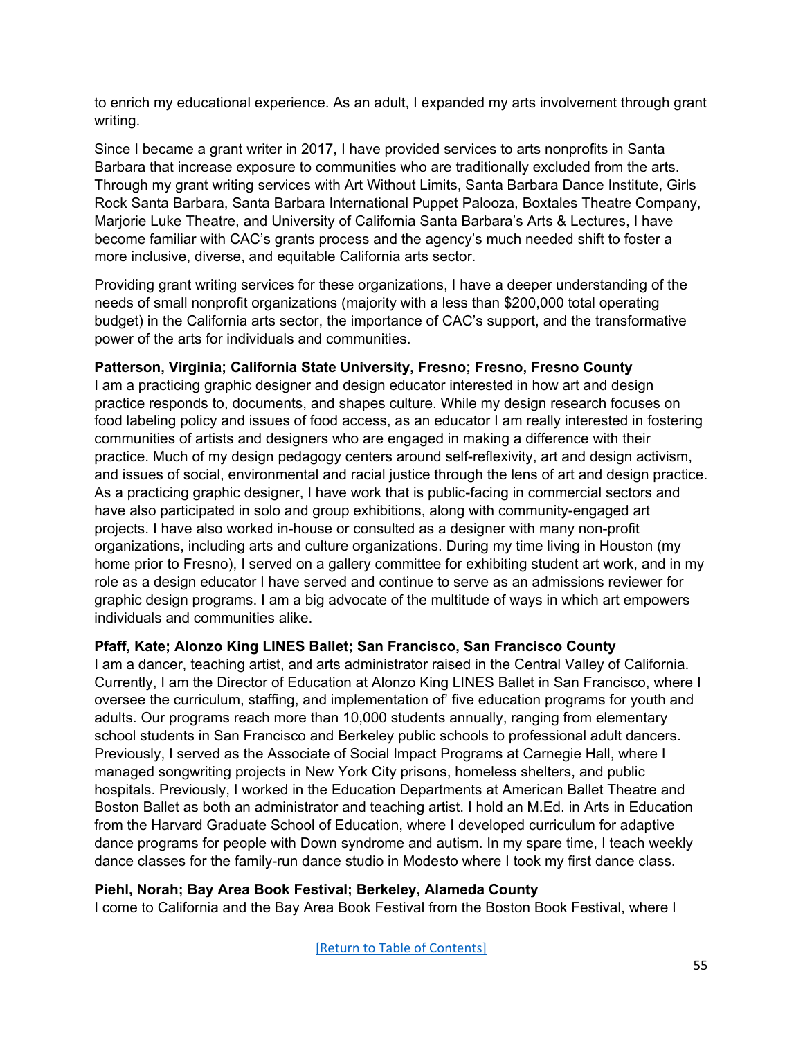to enrich my educational experience. As an adult, I expanded my arts involvement through grant writing.

Since I became a grant writer in 2017, I have provided services to arts nonprofits in Santa Barbara that increase exposure to communities who are traditionally excluded from the arts. Through my grant writing services with Art Without Limits, Santa Barbara Dance Institute, Girls Rock Santa Barbara, Santa Barbara International Puppet Palooza, Boxtales Theatre Company, Marjorie Luke Theatre, and University of California Santa Barbara's Arts & Lectures, I have become familiar with CAC's grants process and the agency's much needed shift to foster a more inclusive, diverse, and equitable California arts sector.

Providing grant writing services for these organizations, I have a deeper understanding of the needs of small nonprofit organizations (majority with a less than $200,000 total operating budget) in the California arts sector, the importance of CAC's support, and the transformative power of the arts for individuals and communities.

**Patterson, Virginia; California State University, Fresno; Fresno, Fresno County**
I am a practicing graphic designer and design educator interested in how art and design practice responds to, documents, and shapes culture. While my design research focuses on food labeling policy and issues of food access, as an educator I am really interested in fostering communities of artists and designers who are engaged in making a difference with their practice. Much of my design pedagogy centers around self-reflexivity, art and design activism, and issues of social, environmental and racial justice through the lens of art and design practice. As a practicing graphic designer, I have work that is public-facing in commercial sectors and have also participated in solo and group exhibitions, along with community-engaged art projects. I have also worked in-house or consulted as a designer with many non-profit organizations, including arts and culture organizations. During my time living in Houston (my home prior to Fresno), I served on a gallery committee for exhibiting student art work, and in my role as a design educator I have served and continue to serve as an admissions reviewer for graphic design programs. I am a big advocate of the multitude of ways in which art empowers individuals and communities alike.

**Pfaff, Kate; Alonzo King LINES Ballet; San Francisco, San Francisco County**
I am a dancer, teaching artist, and arts administrator raised in the Central Valley of California. Currently, I am the Director of Education at Alonzo King LINES Ballet in San Francisco, where I oversee the curriculum, staffing, and implementation of' five education programs for youth and adults. Our programs reach more than 10,000 students annually, ranging from elementary school students in San Francisco and Berkeley public schools to professional adult dancers. Previously, I served as the Associate of Social Impact Programs at Carnegie Hall, where I managed songwriting projects in New York City prisons, homeless shelters, and public hospitals. Previously, I worked in the Education Departments at American Ballet Theatre and Boston Ballet as both an administrator and teaching artist. I hold an M.Ed. in Arts in Education from the Harvard Graduate School of Education, where I developed curriculum for adaptive dance programs for people with Down syndrome and autism. In my spare time, I teach weekly dance classes for the family-run dance studio in Modesto where I took my first dance class.

**Piehl, Norah; Bay Area Book Festival; Berkeley, Alameda County**
I come to California and the Bay Area Book Festival from the Boston Book Festival, where I

[Return to Table of Contents]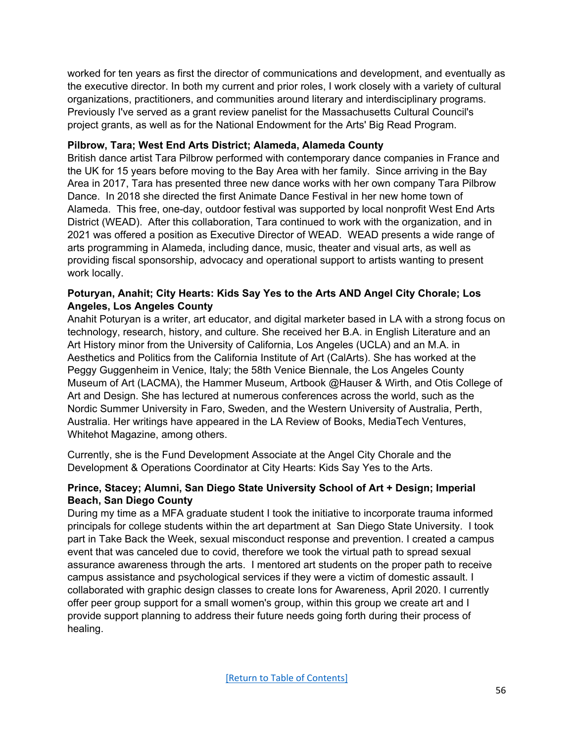worked for ten years as first the director of communications and development, and eventually as the executive director. In both my current and prior roles, I work closely with a variety of cultural organizations, practitioners, and communities around literary and interdisciplinary programs. Previously I've served as a grant review panelist for the Massachusetts Cultural Council's project grants, as well as for the National Endowment for the Arts' Big Read Program.

**Pilbrow, Tara; West End Arts District; Alameda, Alameda County**

British dance artist Tara Pilbrow performed with contemporary dance companies in France and the UK for 15 years before moving to the Bay Area with her family. Since arriving in the Bay Area in 2017, Tara has presented three new dance works with her own company Tara Pilbrow Dance. In 2018 she directed the first Animate Dance Festival in her new home town of Alameda. This free, one-day, outdoor festival was supported by local nonprofit West End Arts District (WEAD). After this collaboration, Tara continued to work with the organization, and in 2021 was offered a position as Executive Director of WEAD. WEAD presents a wide range of arts programming in Alameda, including dance, music, theater and visual arts, as well as providing fiscal sponsorship, advocacy and operational support to artists wanting to present work locally.

**Poturyan, Anahit; City Hearts: Kids Say Yes to the Arts AND Angel City Chorale; Los Angeles, Los Angeles County**

Anahit Poturyan is a writer, art educator, and digital marketer based in LA with a strong focus on technology, research, history, and culture. She received her B.A. in English Literature and an Art History minor from the University of California, Los Angeles (UCLA) and an M.A. in Aesthetics and Politics from the California Institute of Art (CalArts). She has worked at the Peggy Guggenheim in Venice, Italy; the 58th Venice Biennale, the Los Angeles County Museum of Art (LACMA), the Hammer Museum, Artbook @Hauser & Wirth, and Otis College of Art and Design. She has lectured at numerous conferences across the world, such as the Nordic Summer University in Faro, Sweden, and the Western University of Australia, Perth, Australia. Her writings have appeared in the LA Review of Books, MediaTech Ventures, Whitehot Magazine, among others.

Currently, she is the Fund Development Associate at the Angel City Chorale and the Development & Operations Coordinator at City Hearts: Kids Say Yes to the Arts.

**Prince, Stacey; Alumni, San Diego State University School of Art + Design; Imperial Beach, San Diego County**

During my time as a MFA graduate student I took the initiative to incorporate trauma informed principals for college students within the art department at San Diego State University. I took part in Take Back the Week, sexual misconduct response and prevention. I created a campus event that was canceled due to covid, therefore we took the virtual path to spread sexual assurance awareness through the arts. I mentored art students on the proper path to receive campus assistance and psychological services if they were a victim of domestic assault. I collaborated with graphic design classes to create Ions for Awareness, April 2020. I currently offer peer group support for a small women's group, within this group we create art and I provide support planning to address their future needs going forth during their process of healing.

[Return to Table of Contents]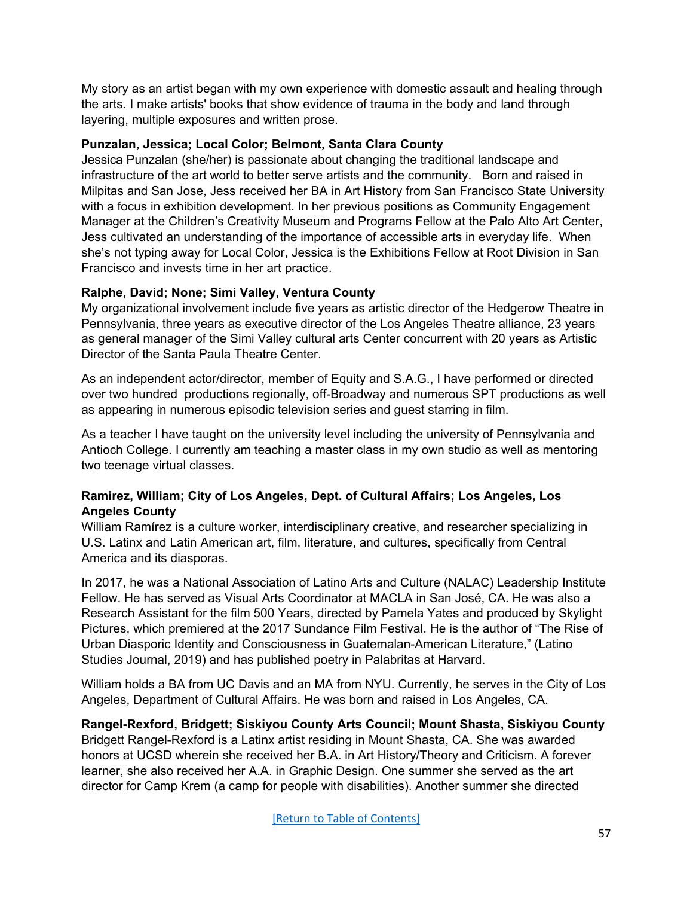My story as an artist began with my own experience with domestic assault and healing through the arts. I make artists' books that show evidence of trauma in the body and land through layering, multiple exposures and written prose.

**Punzalan, Jessica; Local Color; Belmont, Santa Clara County**

Jessica Punzalan (she/her) is passionate about changing the traditional landscape and infrastructure of the art world to better serve artists and the community. Born and raised in Milpitas and San Jose, Jess received her BA in Art History from San Francisco State University with a focus in exhibition development. In her previous positions as Community Engagement Manager at the Children's Creativity Museum and Programs Fellow at the Palo Alto Art Center, Jess cultivated an understanding of the importance of accessible arts in everyday life. When she's not typing away for Local Color, Jessica is the Exhibitions Fellow at Root Division in San Francisco and invests time in her art practice.

**Ralphe, David; None; Simi Valley, Ventura County**

My organizational involvement include five years as artistic director of the Hedgerow Theatre in Pennsylvania, three years as executive director of the Los Angeles Theatre alliance, 23 years as general manager of the Simi Valley cultural arts Center concurrent with 20 years as Artistic Director of the Santa Paula Theatre Center.

As an independent actor/director, member of Equity and S.A.G., I have performed or directed over two hundred productions regionally, off-Broadway and numerous SPT productions as well as appearing in numerous episodic television series and guest starring in film.

As a teacher I have taught on the university level including the university of Pennsylvania and Antioch College. I currently am teaching a master class in my own studio as well as mentoring two teenage virtual classes.

**Ramirez, William; City of Los Angeles, Dept. of Cultural Affairs; Los Angeles, Los Angeles County**

William Ramírez is a culture worker, interdisciplinary creative, and researcher specializing in U.S. Latinx and Latin American art, film, literature, and cultures, specifically from Central America and its diasporas.

In 2017, he was a National Association of Latino Arts and Culture (NALAC) Leadership Institute Fellow. He has served as Visual Arts Coordinator at MACLA in San José, CA. He was also a Research Assistant for the film 500 Years, directed by Pamela Yates and produced by Skylight Pictures, which premiered at the 2017 Sundance Film Festival. He is the author of "The Rise of Urban Diasporic Identity and Consciousness in Guatemalan-American Literature," (Latino Studies Journal, 2019) and has published poetry in Palabritas at Harvard.

William holds a BA from UC Davis and an MA from NYU. Currently, he serves in the City of Los Angeles, Department of Cultural Affairs. He was born and raised in Los Angeles, CA.

**Rangel-Rexford, Bridgett; Siskiyou County Arts Council; Mount Shasta, Siskiyou County**

Bridgett Rangel-Rexford is a Latinx artist residing in Mount Shasta, CA. She was awarded honors at UCSD wherein she received her B.A. in Art History/Theory and Criticism. A forever learner, she also received her A.A. in Graphic Design. One summer she served as the art director for Camp Krem (a camp for people with disabilities). Another summer she directed

[Return to Table of Contents]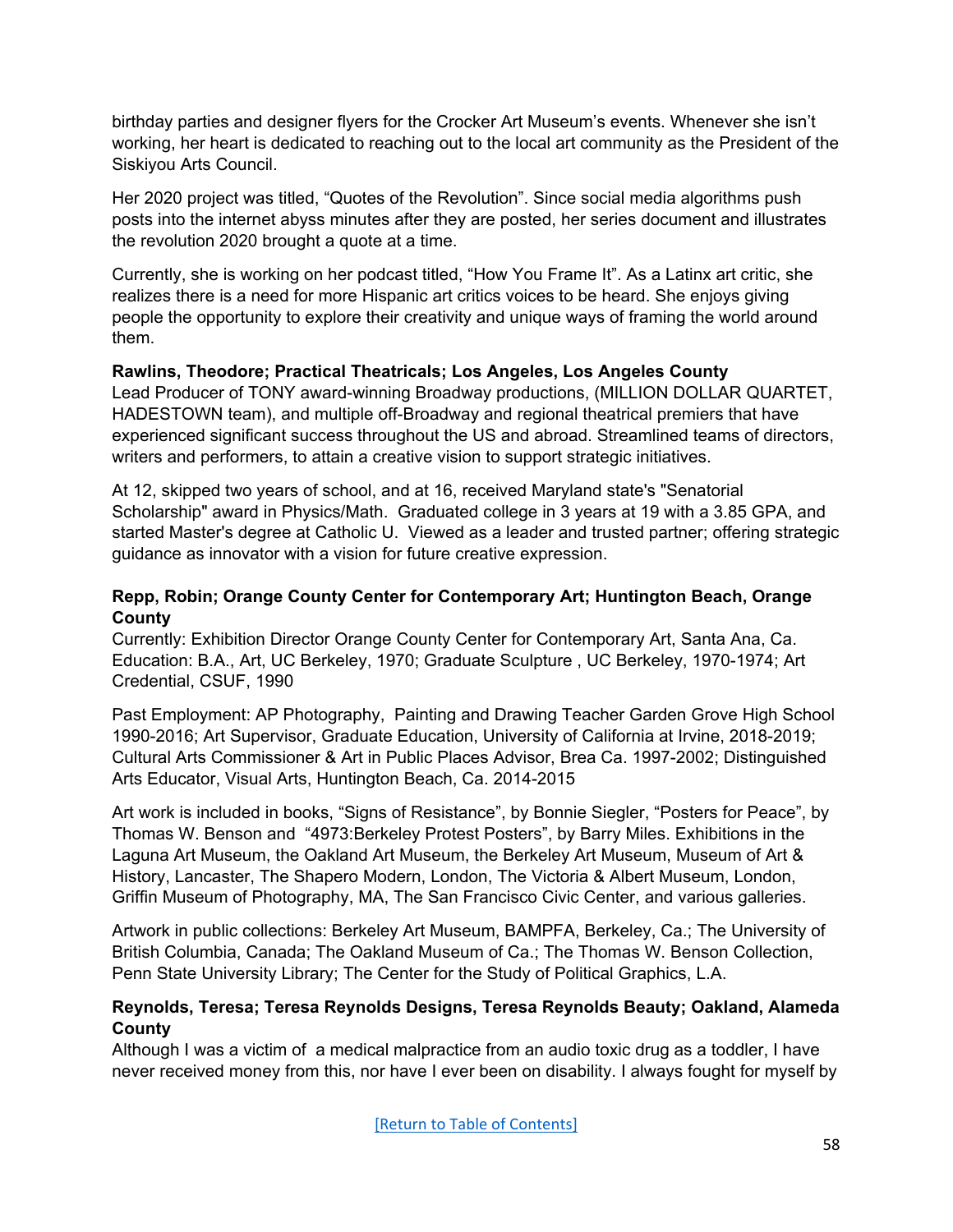birthday parties and designer flyers for the Crocker Art Museum's events. Whenever she isn't working, her heart is dedicated to reaching out to the local art community as the President of the Siskiyou Arts Council.

Her 2020 project was titled, "Quotes of the Revolution". Since social media algorithms push posts into the internet abyss minutes after they are posted, her series document and illustrates the revolution 2020 brought a quote at a time.

Currently, she is working on her podcast titled, "How You Frame It". As a Latinx art critic, she realizes there is a need for more Hispanic art critics voices to be heard. She enjoys giving people the opportunity to explore their creativity and unique ways of framing the world around them.

**Rawlins, Theodore; Practical Theatricals; Los Angeles, Los Angeles County**
Lead Producer of TONY award-winning Broadway productions, (MILLION DOLLAR QUARTET, HADESTOWN team), and multiple off-Broadway and regional theatrical premiers that have experienced significant success throughout the US and abroad. Streamlined teams of directors, writers and performers, to attain a creative vision to support strategic initiatives.

At 12, skipped two years of school, and at 16, received Maryland state's "Senatorial Scholarship" award in Physics/Math. Graduated college in 3 years at 19 with a 3.85 GPA, and started Master's degree at Catholic U. Viewed as a leader and trusted partner; offering strategic guidance as innovator with a vision for future creative expression.

**Repp, Robin; Orange County Center for Contemporary Art; Huntington Beach, Orange County**
Currently: Exhibition Director Orange County Center for Contemporary Art, Santa Ana, Ca.
Education: B.A., Art, UC Berkeley, 1970; Graduate Sculpture , UC Berkeley, 1970-1974; Art Credential, CSUF, 1990

Past Employment: AP Photography, Painting and Drawing Teacher Garden Grove High School 1990-2016; Art Supervisor, Graduate Education, University of California at Irvine, 2018-2019; Cultural Arts Commissioner & Art in Public Places Advisor, Brea Ca. 1997-2002; Distinguished Arts Educator, Visual Arts, Huntington Beach, Ca. 2014-2015

Art work is included in books, "Signs of Resistance", by Bonnie Siegler, "Posters for Peace", by Thomas W. Benson and "4973:Berkeley Protest Posters", by Barry Miles. Exhibitions in the Laguna Art Museum, the Oakland Art Museum, the Berkeley Art Museum, Museum of Art & History, Lancaster, The Shapero Modern, London, The Victoria & Albert Museum, London, Griffin Museum of Photography, MA, The San Francisco Civic Center, and various galleries.

Artwork in public collections: Berkeley Art Museum, BAMPFA, Berkeley, Ca.; The University of British Columbia, Canada; The Oakland Museum of Ca.; The Thomas W. Benson Collection, Penn State University Library; The Center for the Study of Political Graphics, L.A.

**Reynolds, Teresa; Teresa Reynolds Designs, Teresa Reynolds Beauty; Oakland, Alameda County**
Although I was a victim of a medical malpractice from an audio toxic drug as a toddler, I have never received money from this, nor have I ever been on disability. I always fought for myself by

[Return to Table of Contents]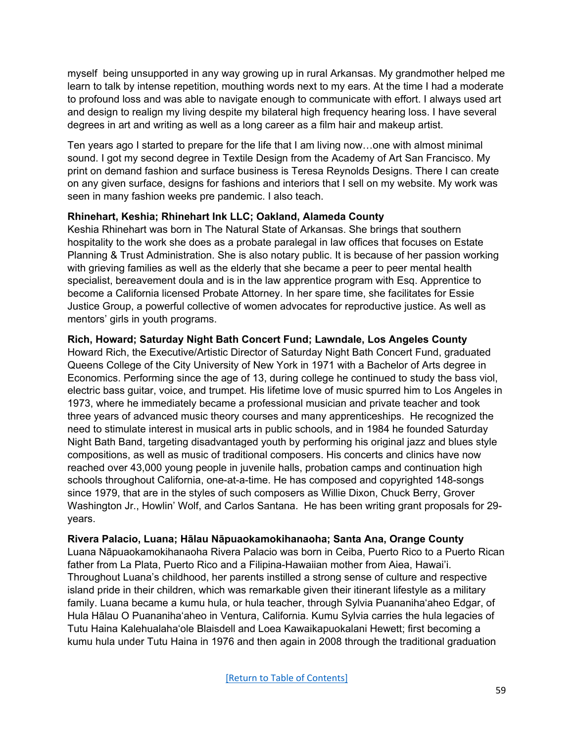myself  being unsupported in any way growing up in rural Arkansas. My grandmother helped me learn to talk by intense repetition, mouthing words next to my ears. At the time I had a moderate to profound loss and was able to navigate enough to communicate with effort. I always used art and design to realign my living despite my bilateral high frequency hearing loss. I have several degrees in art and writing as well as a long career as a film hair and makeup artist.

Ten years ago I started to prepare for the life that I am living now…one with almost minimal sound. I got my second degree in Textile Design from the Academy of Art San Francisco. My print on demand fashion and surface business is Teresa Reynolds Designs. There I can create on any given surface, designs for fashions and interiors that I sell on my website. My work was seen in many fashion weeks pre pandemic. I also teach.

**Rhinehart, Keshia; Rhinehart Ink LLC; Oakland, Alameda County**
Keshia Rhinehart was born in The Natural State of Arkansas. She brings that southern hospitality to the work she does as a probate paralegal in law offices that focuses on Estate Planning & Trust Administration. She is also notary public. It is because of her passion working with grieving families as well as the elderly that she became a peer to peer mental health specialist, bereavement doula and is in the law apprentice program with Esq. Apprentice to become a California licensed Probate Attorney. In her spare time, she facilitates for Essie Justice Group, a powerful collective of women advocates for reproductive justice. As well as mentors' girls in youth programs.

**Rich, Howard; Saturday Night Bath Concert Fund; Lawndale, Los Angeles County**
Howard Rich, the Executive/Artistic Director of Saturday Night Bath Concert Fund, graduated Queens College of the City University of New York in 1971 with a Bachelor of Arts degree in Economics. Performing since the age of 13, during college he continued to study the bass viol, electric bass guitar, voice, and trumpet. His lifetime love of music spurred him to Los Angeles in 1973, where he immediately became a professional musician and private teacher and took three years of advanced music theory courses and many apprenticeships.  He recognized the need to stimulate interest in musical arts in public schools, and in 1984 he founded Saturday Night Bath Band, targeting disadvantaged youth by performing his original jazz and blues style compositions, as well as music of traditional composers. His concerts and clinics have now reached over 43,000 young people in juvenile halls, probation camps and continuation high schools throughout California, one-at-a-time. He has composed and copyrighted 148-songs since 1979, that are in the styles of such composers as Willie Dixon, Chuck Berry, Grover Washington Jr., Howlin' Wolf, and Carlos Santana.  He has been writing grant proposals for 29-years.

**Rivera Palacio, Luana; Hālau Nāpuaokamokihanaoha; Santa Ana, Orange County**
Luana Nāpuaokamokihanaoha Rivera Palacio was born in Ceiba, Puerto Rico to a Puerto Rican father from La Plata, Puerto Rico and a Filipina-Hawaiian mother from Aiea, Hawai'i. Throughout Luana's childhood, her parents instilled a strong sense of culture and respective island pride in their children, which was remarkable given their itinerant lifestyle as a military family. Luana became a kumu hula, or hula teacher, through Sylvia Puananiha'aheo Edgar, of Hula Hālau O Puananiha'aheo in Ventura, California. Kumu Sylvia carries the hula legacies of Tutu Haina Kalehualaha'ole Blaisdell and Loea Kawaikapuokalani Hewett; first becoming a kumu hula under Tutu Haina in 1976 and then again in 2008 through the traditional graduation

[Return to Table of Contents]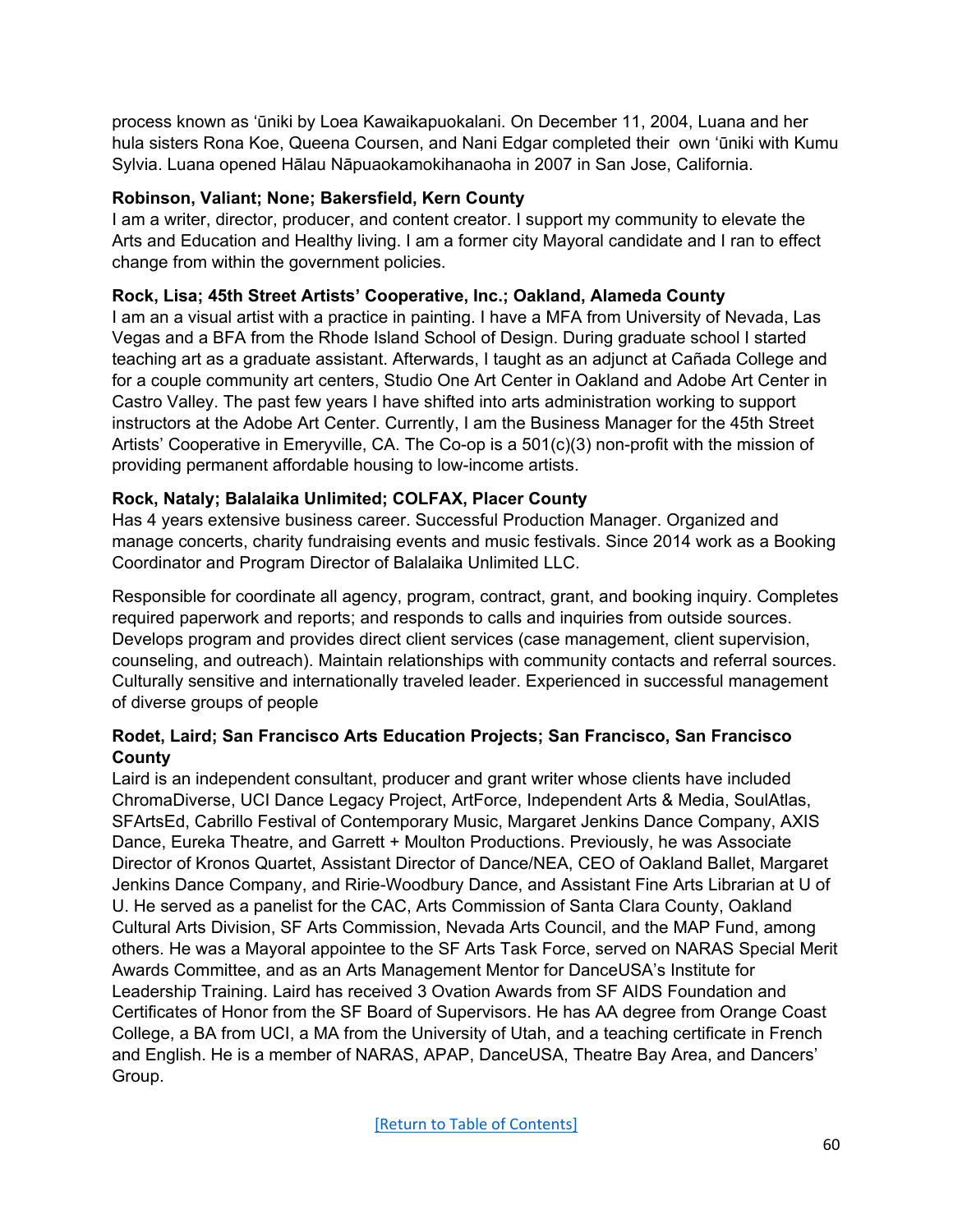process known as ʻūniki by Loea Kawaikapuokalani. On December 11, 2004, Luana and her hula sisters Rona Koe, Queena Coursen, and Nani Edgar completed their own ʻūniki with Kumu Sylvia. Luana opened Hālau Nāpuaokamokihanaoha in 2007 in San Jose, California.

**Robinson, Valiant; None; Bakersfield, Kern County**
I am a writer, director, producer, and content creator. I support my community to elevate the Arts and Education and Healthy living. I am a former city Mayoral candidate and I ran to effect change from within the government policies.

**Rock, Lisa; 45th Street Artists' Cooperative, Inc.; Oakland, Alameda County**
I am an a visual artist with a practice in painting. I have a MFA from University of Nevada, Las Vegas and a BFA from the Rhode Island School of Design. During graduate school I started teaching art as a graduate assistant. Afterwards, I taught as an adjunct at Cañada College and for a couple community art centers, Studio One Art Center in Oakland and Adobe Art Center in Castro Valley. The past few years I have shifted into arts administration working to support instructors at the Adobe Art Center. Currently, I am the Business Manager for the 45th Street Artists' Cooperative in Emeryville, CA. The Co-op is a 501(c)(3) non-profit with the mission of providing permanent affordable housing to low-income artists.

**Rock, Nataly; Balalaika Unlimited; COLFAX, Placer County**
Has 4 years extensive business career. Successful Production Manager. Organized and manage concerts, charity fundraising events and music festivals. Since 2014 work as a Booking Coordinator and Program Director of Balalaika Unlimited LLC.

Responsible for coordinate all agency, program, contract, grant, and booking inquiry. Completes required paperwork and reports; and responds to calls and inquiries from outside sources. Develops program and provides direct client services (case management, client supervision, counseling, and outreach). Maintain relationships with community contacts and referral sources. Culturally sensitive and internationally traveled leader. Experienced in successful management of diverse groups of people

**Rodet, Laird; San Francisco Arts Education Projects; San Francisco, San Francisco County**
Laird is an independent consultant, producer and grant writer whose clients have included ChromaDiverse, UCI Dance Legacy Project, ArtForce, Independent Arts & Media, SoulAtlas, SFArtsEd, Cabrillo Festival of Contemporary Music, Margaret Jenkins Dance Company, AXIS Dance, Eureka Theatre, and Garrett + Moulton Productions. Previously, he was Associate Director of Kronos Quartet, Assistant Director of Dance/NEA, CEO of Oakland Ballet, Margaret Jenkins Dance Company, and Ririe-Woodbury Dance, and Assistant Fine Arts Librarian at U of U. He served as a panelist for the CAC, Arts Commission of Santa Clara County, Oakland Cultural Arts Division, SF Arts Commission, Nevada Arts Council, and the MAP Fund, among others. He was a Mayoral appointee to the SF Arts Task Force, served on NARAS Special Merit Awards Committee, and as an Arts Management Mentor for DanceUSA's Institute for Leadership Training. Laird has received 3 Ovation Awards from SF AIDS Foundation and Certificates of Honor from the SF Board of Supervisors. He has AA degree from Orange Coast College, a BA from UCI, a MA from the University of Utah, and a teaching certificate in French and English. He is a member of NARAS, APAP, DanceUSA, Theatre Bay Area, and Dancers' Group.

[Return to Table of Contents]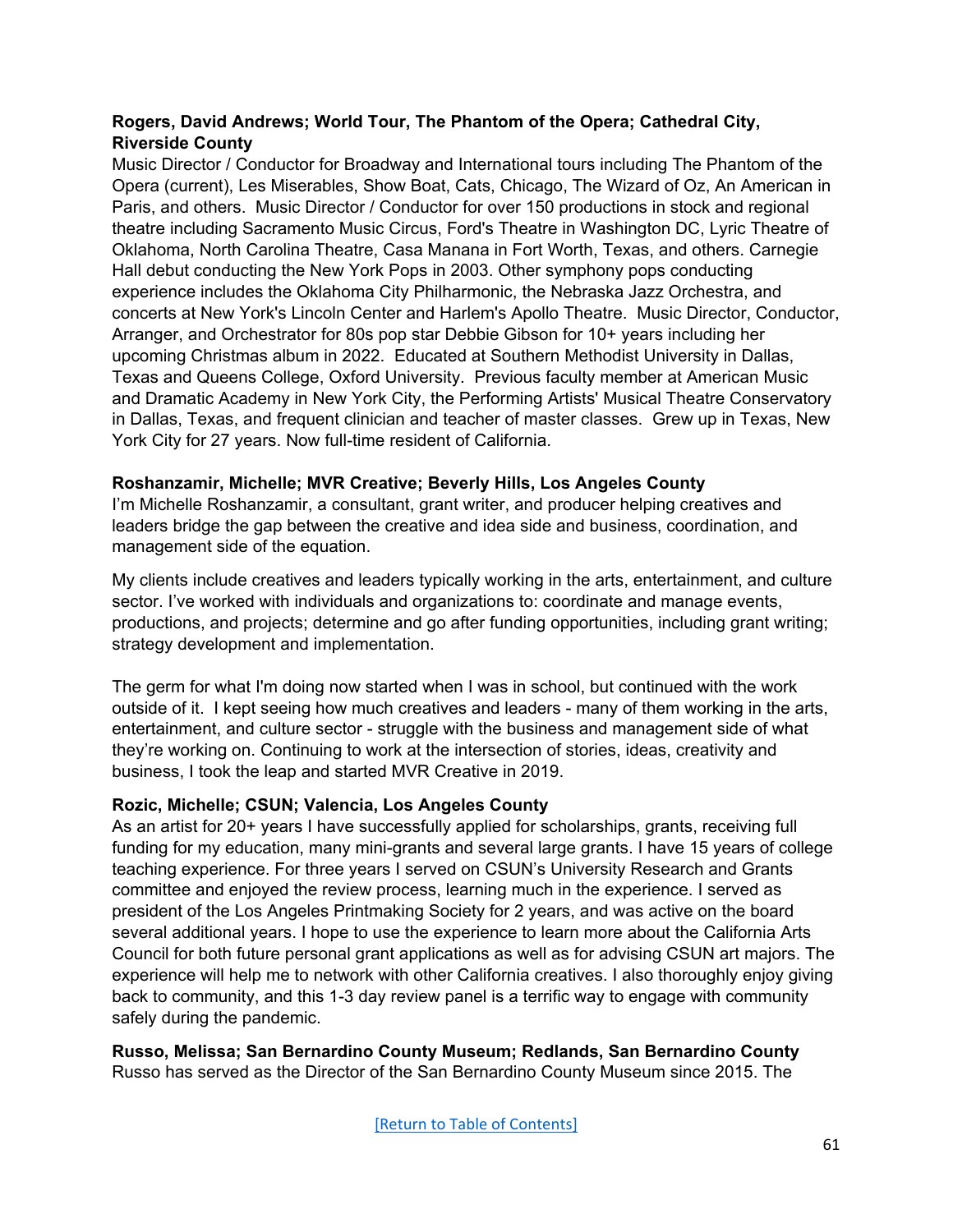**Rogers, David Andrews; World Tour, The Phantom of the Opera; Cathedral City, Riverside County**

Music Director / Conductor for Broadway and International tours including The Phantom of the Opera (current), Les Miserables, Show Boat, Cats, Chicago, The Wizard of Oz, An American in Paris, and others. Music Director / Conductor for over 150 productions in stock and regional theatre including Sacramento Music Circus, Ford's Theatre in Washington DC, Lyric Theatre of Oklahoma, North Carolina Theatre, Casa Manana in Fort Worth, Texas, and others. Carnegie Hall debut conducting the New York Pops in 2003. Other symphony pops conducting experience includes the Oklahoma City Philharmonic, the Nebraska Jazz Orchestra, and concerts at New York's Lincoln Center and Harlem's Apollo Theatre. Music Director, Conductor, Arranger, and Orchestrator for 80s pop star Debbie Gibson for 10+ years including her upcoming Christmas album in 2022. Educated at Southern Methodist University in Dallas, Texas and Queens College, Oxford University. Previous faculty member at American Music and Dramatic Academy in New York City, the Performing Artists' Musical Theatre Conservatory in Dallas, Texas, and frequent clinician and teacher of master classes. Grew up in Texas, New York City for 27 years. Now full-time resident of California.

**Roshanzamir, Michelle; MVR Creative; Beverly Hills, Los Angeles County**

I'm Michelle Roshanzamir, a consultant, grant writer, and producer helping creatives and leaders bridge the gap between the creative and idea side and business, coordination, and management side of the equation.

My clients include creatives and leaders typically working in the arts, entertainment, and culture sector. I've worked with individuals and organizations to: coordinate and manage events, productions, and projects; determine and go after funding opportunities, including grant writing; strategy development and implementation.

The germ for what I'm doing now started when I was in school, but continued with the work outside of it. I kept seeing how much creatives and leaders - many of them working in the arts, entertainment, and culture sector - struggle with the business and management side of what they're working on. Continuing to work at the intersection of stories, ideas, creativity and business, I took the leap and started MVR Creative in 2019.

**Rozic, Michelle; CSUN; Valencia, Los Angeles County**

As an artist for 20+ years I have successfully applied for scholarships, grants, receiving full funding for my education, many mini-grants and several large grants. I have 15 years of college teaching experience. For three years I served on CSUN's University Research and Grants committee and enjoyed the review process, learning much in the experience. I served as president of the Los Angeles Printmaking Society for 2 years, and was active on the board several additional years. I hope to use the experience to learn more about the California Arts Council for both future personal grant applications as well as for advising CSUN art majors. The experience will help me to network with other California creatives. I also thoroughly enjoy giving back to community, and this 1-3 day review panel is a terrific way to engage with community safely during the pandemic.

**Russo, Melissa; San Bernardino County Museum; Redlands, San Bernardino County**

Russo has served as the Director of the San Bernardino County Museum since 2015. The

[Return to Table of Contents]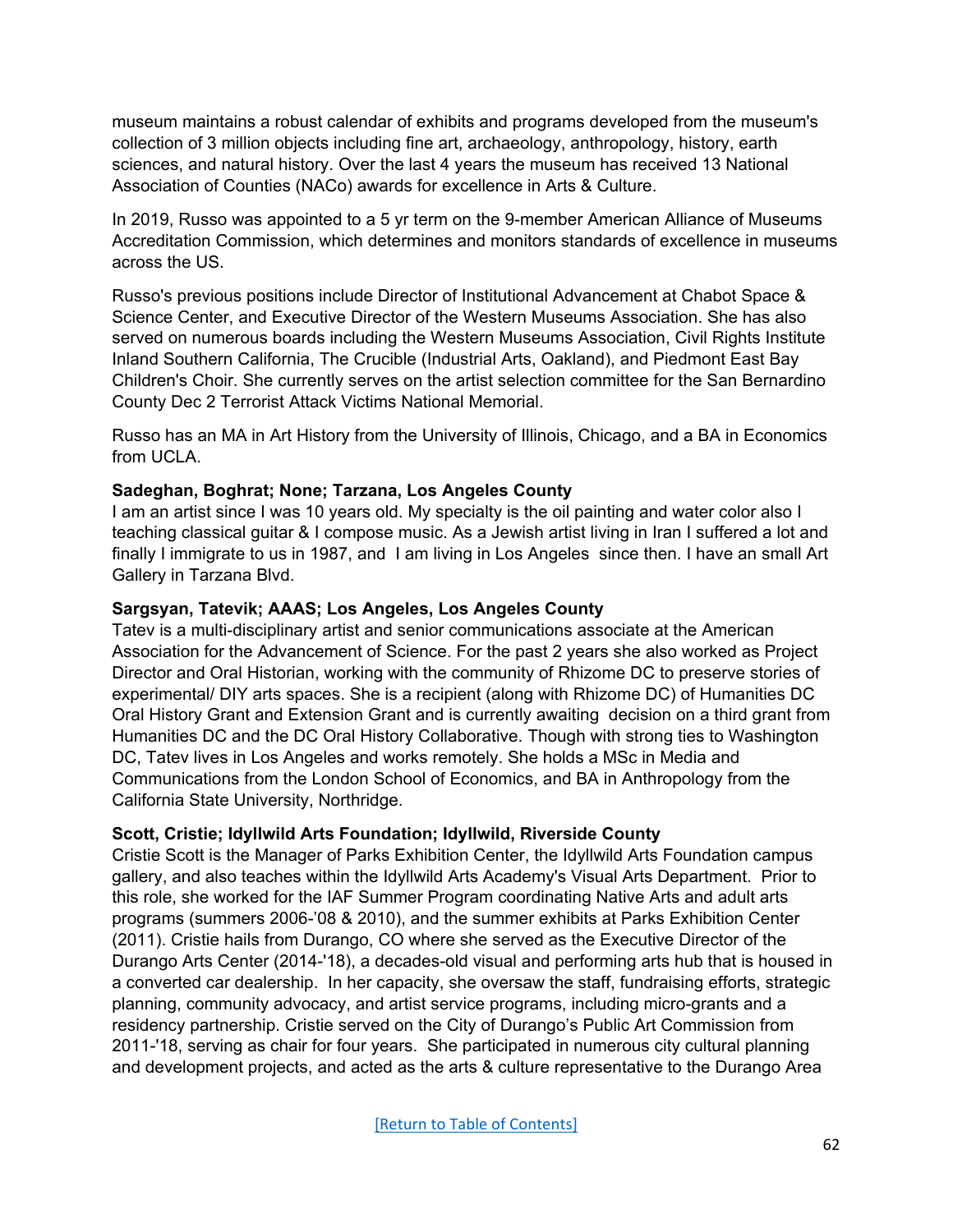museum maintains a robust calendar of exhibits and programs developed from the museum's collection of 3 million objects including fine art, archaeology, anthropology, history, earth sciences, and natural history. Over the last 4 years the museum has received 13 National Association of Counties (NACo) awards for excellence in Arts & Culture.

In 2019, Russo was appointed to a 5 yr term on the 9-member American Alliance of Museums Accreditation Commission, which determines and monitors standards of excellence in museums across the US.

Russo's previous positions include Director of Institutional Advancement at Chabot Space & Science Center, and Executive Director of the Western Museums Association. She has also served on numerous boards including the Western Museums Association, Civil Rights Institute Inland Southern California, The Crucible (Industrial Arts, Oakland), and Piedmont East Bay Children's Choir. She currently serves on the artist selection committee for the San Bernardino County Dec 2 Terrorist Attack Victims National Memorial.

Russo has an MA in Art History from the University of Illinois, Chicago, and a BA in Economics from UCLA.

**Sadeghan, Boghrat; None; Tarzana, Los Angeles County**
I am an artist since I was 10 years old. My specialty is the oil painting and water color also I teaching classical guitar & I compose music. As a Jewish artist living in Iran I suffered a lot and finally I immigrate to us in 1987, and I am living in Los Angeles since then. I have an small Art Gallery in Tarzana Blvd.

**Sargsyan, Tatevik; AAAS; Los Angeles, Los Angeles County**
Tatev is a multi-disciplinary artist and senior communications associate at the American Association for the Advancement of Science. For the past 2 years she also worked as Project Director and Oral Historian, working with the community of Rhizome DC to preserve stories of experimental/ DIY arts spaces. She is a recipient (along with Rhizome DC) of Humanities DC Oral History Grant and Extension Grant and is currently awaiting decision on a third grant from Humanities DC and the DC Oral History Collaborative. Though with strong ties to Washington DC, Tatev lives in Los Angeles and works remotely. She holds a MSc in Media and Communications from the London School of Economics, and BA in Anthropology from the California State University, Northridge.

**Scott, Cristie; Idyllwild Arts Foundation; Idyllwild, Riverside County**
Cristie Scott is the Manager of Parks Exhibition Center, the Idyllwild Arts Foundation campus gallery, and also teaches within the Idyllwild Arts Academy's Visual Arts Department. Prior to this role, she worked for the IAF Summer Program coordinating Native Arts and adult arts programs (summers 2006-'08 & 2010), and the summer exhibits at Parks Exhibition Center (2011). Cristie hails from Durango, CO where she served as the Executive Director of the Durango Arts Center (2014-'18), a decades-old visual and performing arts hub that is housed in a converted car dealership. In her capacity, she oversaw the staff, fundraising efforts, strategic planning, community advocacy, and artist service programs, including micro-grants and a residency partnership. Cristie served on the City of Durango's Public Art Commission from 2011-'18, serving as chair for four years. She participated in numerous city cultural planning and development projects, and acted as the arts & culture representative to the Durango Area

[Return to Table of Contents]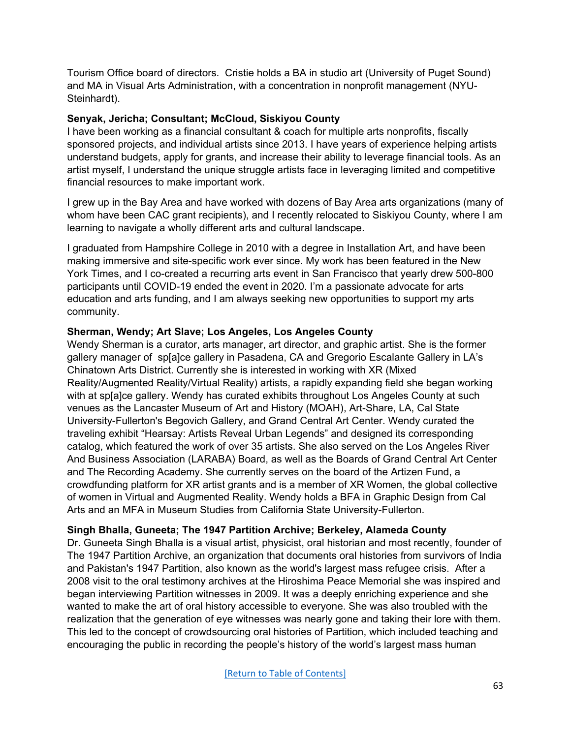Tourism Office board of directors. Cristie holds a BA in studio art (University of Puget Sound) and MA in Visual Arts Administration, with a concentration in nonprofit management (NYU-Steinhardt).

**Senyak, Jericha; Consultant; McCloud, Siskiyou County**

I have been working as a financial consultant & coach for multiple arts nonprofits, fiscally sponsored projects, and individual artists since 2013. I have years of experience helping artists understand budgets, apply for grants, and increase their ability to leverage financial tools. As an artist myself, I understand the unique struggle artists face in leveraging limited and competitive financial resources to make important work.

I grew up in the Bay Area and have worked with dozens of Bay Area arts organizations (many of whom have been CAC grant recipients), and I recently relocated to Siskiyou County, where I am learning to navigate a wholly different arts and cultural landscape.

I graduated from Hampshire College in 2010 with a degree in Installation Art, and have been making immersive and site-specific work ever since. My work has been featured in the New York Times, and I co-created a recurring arts event in San Francisco that yearly drew 500-800 participants until COVID-19 ended the event in 2020. I'm a passionate advocate for arts education and arts funding, and I am always seeking new opportunities to support my arts community.

**Sherman, Wendy; Art Slave; Los Angeles, Los Angeles County**

Wendy Sherman is a curator, arts manager, art director, and graphic artist. She is the former gallery manager of sp[a]ce gallery in Pasadena, CA and Gregorio Escalante Gallery in LA's Chinatown Arts District. Currently she is interested in working with XR (Mixed Reality/Augmented Reality/Virtual Reality) artists, a rapidly expanding field she began working with at sp[a]ce gallery. Wendy has curated exhibits throughout Los Angeles County at such venues as the Lancaster Museum of Art and History (MOAH), Art-Share, LA, Cal State University-Fullerton's Begovich Gallery, and Grand Central Art Center. Wendy curated the traveling exhibit "Hearsay: Artists Reveal Urban Legends" and designed its corresponding catalog, which featured the work of over 35 artists. She also served on the Los Angeles River And Business Association (LARABA) Board, as well as the Boards of Grand Central Art Center and The Recording Academy. She currently serves on the board of the Artizen Fund, a crowdfunding platform for XR artist grants and is a member of XR Women, the global collective of women in Virtual and Augmented Reality. Wendy holds a BFA in Graphic Design from Cal Arts and an MFA in Museum Studies from California State University-Fullerton.

**Singh Bhalla, Guneeta; The 1947 Partition Archive; Berkeley, Alameda County**

Dr. Guneeta Singh Bhalla is a visual artist, physicist, oral historian and most recently, founder of The 1947 Partition Archive, an organization that documents oral histories from survivors of India and Pakistan's 1947 Partition, also known as the world's largest mass refugee crisis. After a 2008 visit to the oral testimony archives at the Hiroshima Peace Memorial she was inspired and began interviewing Partition witnesses in 2009. It was a deeply enriching experience and she wanted to make the art of oral history accessible to everyone. She was also troubled with the realization that the generation of eye witnesses was nearly gone and taking their lore with them. This led to the concept of crowdsourcing oral histories of Partition, which included teaching and encouraging the public in recording the people's history of the world's largest mass human

[Return to Table of Contents]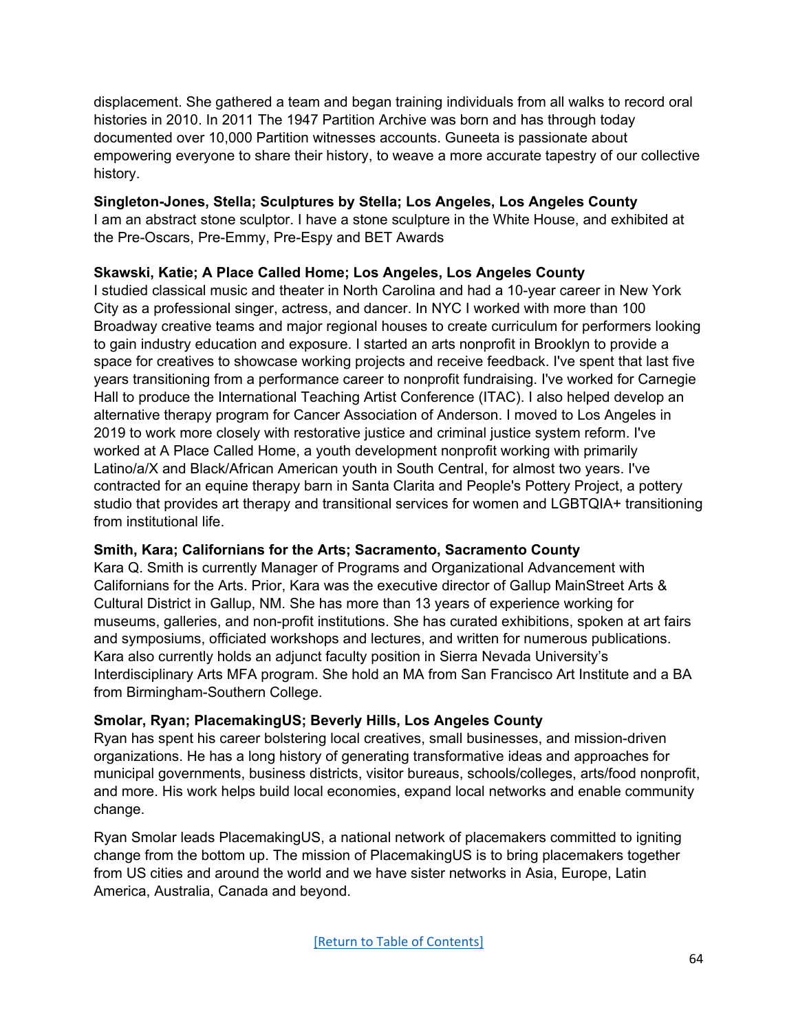displacement. She gathered a team and began training individuals from all walks to record oral histories in 2010. In 2011 The 1947 Partition Archive was born and has through today documented over 10,000 Partition witnesses accounts. Guneeta is passionate about empowering everyone to share their history, to weave a more accurate tapestry of our collective history.

**Singleton-Jones, Stella; Sculptures by Stella; Los Angeles, Los Angeles County**
I am an abstract stone sculptor. I have a stone sculpture in the White House, and exhibited at the Pre-Oscars, Pre-Emmy, Pre-Espy and BET Awards

**Skawski, Katie; A Place Called Home; Los Angeles, Los Angeles County**
I studied classical music and theater in North Carolina and had a 10-year career in New York City as a professional singer, actress, and dancer. In NYC I worked with more than 100 Broadway creative teams and major regional houses to create curriculum for performers looking to gain industry education and exposure. I started an arts nonprofit in Brooklyn to provide a space for creatives to showcase working projects and receive feedback. I've spent that last five years transitioning from a performance career to nonprofit fundraising. I've worked for Carnegie Hall to produce the International Teaching Artist Conference (ITAC). I also helped develop an alternative therapy program for Cancer Association of Anderson. I moved to Los Angeles in 2019 to work more closely with restorative justice and criminal justice system reform. I've worked at A Place Called Home, a youth development nonprofit working with primarily Latino/a/X and Black/African American youth in South Central, for almost two years. I've contracted for an equine therapy barn in Santa Clarita and People's Pottery Project, a pottery studio that provides art therapy and transitional services for women and LGBTQIA+ transitioning from institutional life.

**Smith, Kara; Californians for the Arts; Sacramento, Sacramento County**
Kara Q. Smith is currently Manager of Programs and Organizational Advancement with Californians for the Arts. Prior, Kara was the executive director of Gallup MainStreet Arts & Cultural District in Gallup, NM. She has more than 13 years of experience working for museums, galleries, and non-profit institutions. She has curated exhibitions, spoken at art fairs and symposiums, officiated workshops and lectures, and written for numerous publications. Kara also currently holds an adjunct faculty position in Sierra Nevada University's Interdisciplinary Arts MFA program. She hold an MA from San Francisco Art Institute and a BA from Birmingham-Southern College.

**Smolar, Ryan; PlacemakingUS; Beverly Hills, Los Angeles County**
Ryan has spent his career bolstering local creatives, small businesses, and mission-driven organizations. He has a long history of generating transformative ideas and approaches for municipal governments, business districts, visitor bureaus, schools/colleges, arts/food nonprofit, and more. His work helps build local economies, expand local networks and enable community change.

Ryan Smolar leads PlacemakingUS, a national network of placemakers committed to igniting change from the bottom up. The mission of PlacemakingUS is to bring placemakers together from US cities and around the world and we have sister networks in Asia, Europe, Latin America, Australia, Canada and beyond.

[Return to Table of Contents]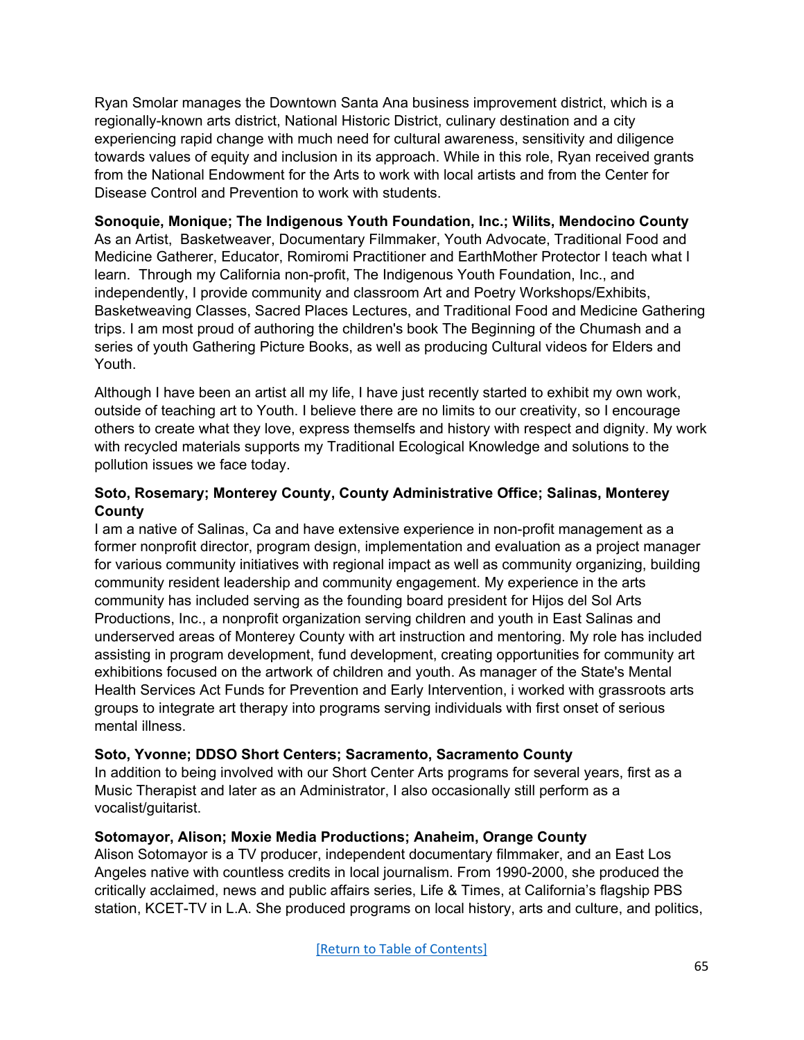Ryan Smolar manages the Downtown Santa Ana business improvement district, which is a regionally-known arts district, National Historic District, culinary destination and a city experiencing rapid change with much need for cultural awareness, sensitivity and diligence towards values of equity and inclusion in its approach. While in this role, Ryan received grants from the National Endowment for the Arts to work with local artists and from the Center for Disease Control and Prevention to work with students.

**Sonoquie, Monique; The Indigenous Youth Foundation, Inc.; Wilits, Mendocino County**
As an Artist, Basketweaver, Documentary Filmmaker, Youth Advocate, Traditional Food and Medicine Gatherer, Educator, Romiromi Practitioner and EarthMother Protector I teach what I learn. Through my California non-profit, The Indigenous Youth Foundation, Inc., and independently, I provide community and classroom Art and Poetry Workshops/Exhibits, Basketweaving Classes, Sacred Places Lectures, and Traditional Food and Medicine Gathering trips. I am most proud of authoring the children's book The Beginning of the Chumash and a series of youth Gathering Picture Books, as well as producing Cultural videos for Elders and Youth.

Although I have been an artist all my life, I have just recently started to exhibit my own work, outside of teaching art to Youth. I believe there are no limits to our creativity, so I encourage others to create what they love, express themselfs and history with respect and dignity. My work with recycled materials supports my Traditional Ecological Knowledge and solutions to the pollution issues we face today.

**Soto, Rosemary; Monterey County, County Administrative Office; Salinas, Monterey County**
I am a native of Salinas, Ca and have extensive experience in non-profit management as a former nonprofit director, program design, implementation and evaluation as a project manager for various community initiatives with regional impact as well as community organizing, building community resident leadership and community engagement. My experience in the arts community has included serving as the founding board president for Hijos del Sol Arts Productions, Inc., a nonprofit organization serving children and youth in East Salinas and underserved areas of Monterey County with art instruction and mentoring. My role has included assisting in program development, fund development, creating opportunities for community art exhibitions focused on the artwork of children and youth. As manager of the State's Mental Health Services Act Funds for Prevention and Early Intervention, i worked with grassroots arts groups to integrate art therapy into programs serving individuals with first onset of serious mental illness.

**Soto, Yvonne; DDSO Short Centers; Sacramento, Sacramento County**
In addition to being involved with our Short Center Arts programs for several years, first as a Music Therapist and later as an Administrator, I also occasionally still perform as a vocalist/guitarist.

**Sotomayor, Alison; Moxie Media Productions; Anaheim, Orange County**
Alison Sotomayor is a TV producer, independent documentary filmmaker, and an East Los Angeles native with countless credits in local journalism. From 1990-2000, she produced the critically acclaimed, news and public affairs series, Life & Times, at California's flagship PBS station, KCET-TV in L.A. She produced programs on local history, arts and culture, and politics,

[Return to Table of Contents]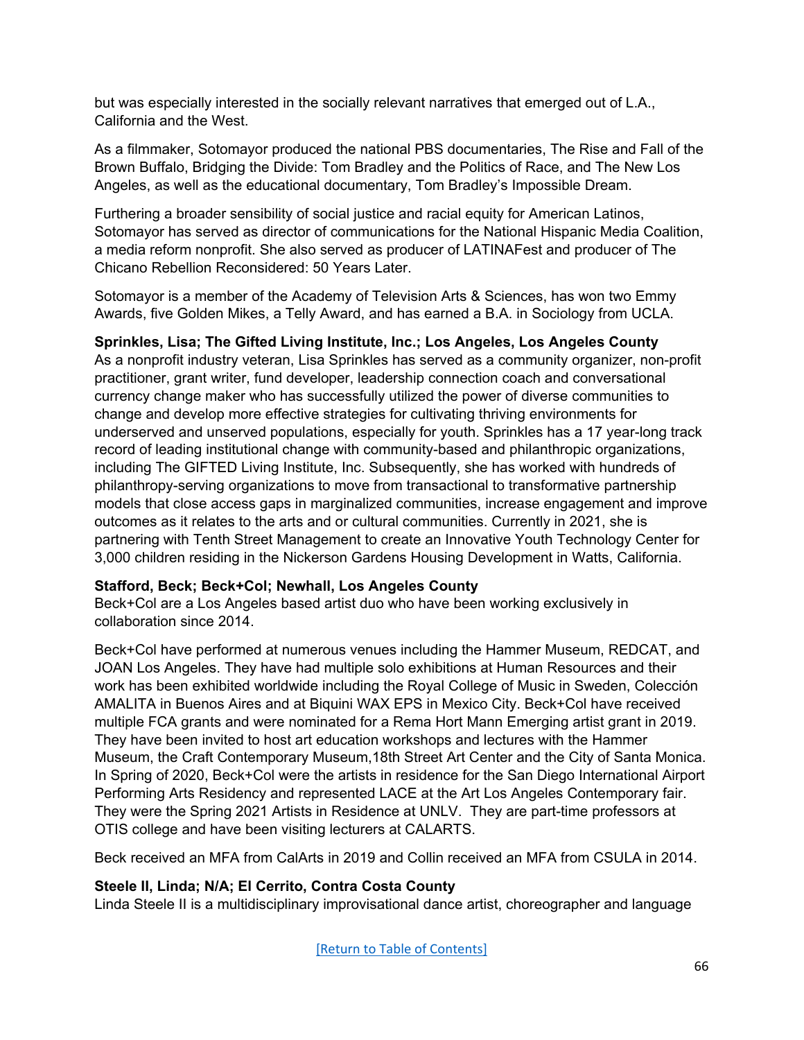but was especially interested in the socially relevant narratives that emerged out of L.A., California and the West.

As a filmmaker, Sotomayor produced the national PBS documentaries, The Rise and Fall of the Brown Buffalo, Bridging the Divide: Tom Bradley and the Politics of Race, and The New Los Angeles, as well as the educational documentary, Tom Bradley's Impossible Dream.

Furthering a broader sensibility of social justice and racial equity for American Latinos, Sotomayor has served as director of communications for the National Hispanic Media Coalition, a media reform nonprofit. She also served as producer of LATINAFest and producer of The Chicano Rebellion Reconsidered: 50 Years Later.

Sotomayor is a member of the Academy of Television Arts & Sciences, has won two Emmy Awards, five Golden Mikes, a Telly Award, and has earned a B.A. in Sociology from UCLA.

**Sprinkles, Lisa; The Gifted Living Institute, Inc.; Los Angeles, Los Angeles County**
As a nonprofit industry veteran, Lisa Sprinkles has served as a community organizer, non-profit practitioner, grant writer, fund developer, leadership connection coach and conversational currency change maker who has successfully utilized the power of diverse communities to change and develop more effective strategies for cultivating thriving environments for underserved and unserved populations, especially for youth. Sprinkles has a 17 year-long track record of leading institutional change with community-based and philanthropic organizations, including The GIFTED Living Institute, Inc. Subsequently, she has worked with hundreds of philanthropy-serving organizations to move from transactional to transformative partnership models that close access gaps in marginalized communities, increase engagement and improve outcomes as it relates to the arts and or cultural communities. Currently in 2021, she is partnering with Tenth Street Management to create an Innovative Youth Technology Center for 3,000 children residing in the Nickerson Gardens Housing Development in Watts, California.

**Stafford, Beck; Beck+Col; Newhall, Los Angeles County**
Beck+Col are a Los Angeles based artist duo who have been working exclusively in collaboration since 2014.

Beck+Col have performed at numerous venues including the Hammer Museum, REDCAT, and JOAN Los Angeles. They have had multiple solo exhibitions at Human Resources and their work has been exhibited worldwide including the Royal College of Music in Sweden, Colección AMALITA in Buenos Aires and at Biquini WAX EPS in Mexico City. Beck+Col have received multiple FCA grants and were nominated for a Rema Hort Mann Emerging artist grant in 2019. They have been invited to host art education workshops and lectures with the Hammer Museum, the Craft Contemporary Museum,18th Street Art Center and the City of Santa Monica. In Spring of 2020, Beck+Col were the artists in residence for the San Diego International Airport Performing Arts Residency and represented LACE at the Art Los Angeles Contemporary fair. They were the Spring 2021 Artists in Residence at UNLV. They are part-time professors at OTIS college and have been visiting lecturers at CALARTS.

Beck received an MFA from CalArts in 2019 and Collin received an MFA from CSULA in 2014.

**Steele II, Linda; N/A; El Cerrito, Contra Costa County**
Linda Steele II is a multidisciplinary improvisational dance artist, choreographer and language

[Return to Table of Contents]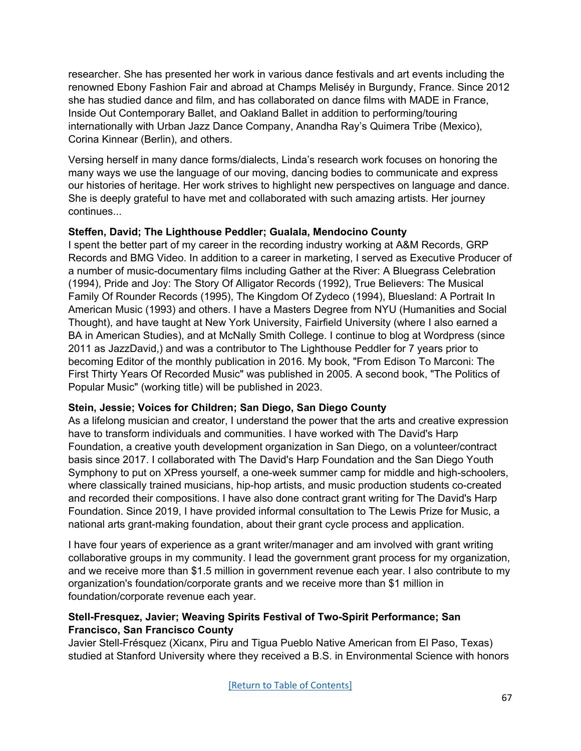researcher. She has presented her work in various dance festivals and art events including the renowned Ebony Fashion Fair and abroad at Champs Meliséy in Burgundy, France. Since 2012 she has studied dance and film, and has collaborated on dance films with MADE in France, Inside Out Contemporary Ballet, and Oakland Ballet in addition to performing/touring internationally with Urban Jazz Dance Company, Anandha Ray's Quimera Tribe (Mexico), Corina Kinnear (Berlin), and others.

Versing herself in many dance forms/dialects, Linda's research work focuses on honoring the many ways we use the language of our moving, dancing bodies to communicate and express our histories of heritage. Her work strives to highlight new perspectives on language and dance. She is deeply grateful to have met and collaborated with such amazing artists. Her journey continues...

**Steffen, David; The Lighthouse Peddler; Gualala, Mendocino County**

I spent the better part of my career in the recording industry working at A&M Records, GRP Records and BMG Video. In addition to a career in marketing, I served as Executive Producer of a number of music-documentary films including Gather at the River: A Bluegrass Celebration (1994), Pride and Joy: The Story Of Alligator Records (1992), True Believers: The Musical Family Of Rounder Records (1995), The Kingdom Of Zydeco (1994), Bluesland: A Portrait In American Music (1993) and others. I have a Masters Degree from NYU (Humanities and Social Thought), and have taught at New York University, Fairfield University (where I also earned a BA in American Studies), and at McNally Smith College. I continue to blog at Wordpress (since 2011 as JazzDavid,) and was a contributor to The Lighthouse Peddler for 7 years prior to becoming Editor of the monthly publication in 2016. My book, "From Edison To Marconi: The First Thirty Years Of Recorded Music" was published in 2005. A second book, "The Politics of Popular Music" (working title) will be published in 2023.

**Stein, Jessie; Voices for Children; San Diego, San Diego County**

As a lifelong musician and creator, I understand the power that the arts and creative expression have to transform individuals and communities. I have worked with The David's Harp Foundation, a creative youth development organization in San Diego, on a volunteer/contract basis since 2017. I collaborated with The David's Harp Foundation and the San Diego Youth Symphony to put on XPress yourself, a one-week summer camp for middle and high-schoolers, where classically trained musicians, hip-hop artists, and music production students co-created and recorded their compositions. I have also done contract grant writing for The David's Harp Foundation. Since 2019, I have provided informal consultation to The Lewis Prize for Music, a national arts grant-making foundation, about their grant cycle process and application.

I have four years of experience as a grant writer/manager and am involved with grant writing collaborative groups in my community. I lead the government grant process for my organization, and we receive more than $1.5 million in government revenue each year. I also contribute to my organization's foundation/corporate grants and we receive more than $1 million in foundation/corporate revenue each year.

**Stell-Fresquez, Javier; Weaving Spirits Festival of Two-Spirit Performance; San Francisco, San Francisco County**

Javier Stell-Frésquez (Xicanx, Piru and Tigua Pueblo Native American from El Paso, Texas) studied at Stanford University where they received a B.S. in Environmental Science with honors

[Return to Table of Contents]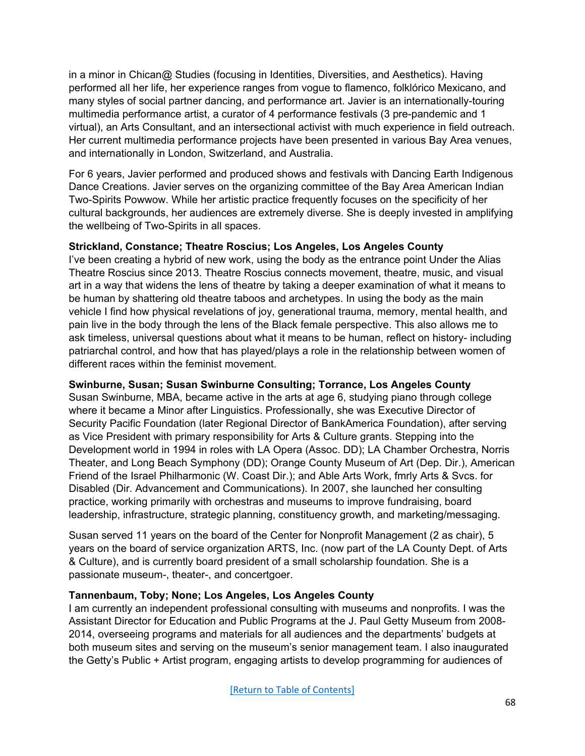in a minor in Chican@ Studies (focusing in Identities, Diversities, and Aesthetics). Having performed all her life, her experience ranges from vogue to flamenco, folklórico Mexicano, and many styles of social partner dancing, and performance art. Javier is an internationally-touring multimedia performance artist, a curator of 4 performance festivals (3 pre-pandemic and 1 virtual), an Arts Consultant, and an intersectional activist with much experience in field outreach. Her current multimedia performance projects have been presented in various Bay Area venues, and internationally in London, Switzerland, and Australia.

For 6 years, Javier performed and produced shows and festivals with Dancing Earth Indigenous Dance Creations. Javier serves on the organizing committee of the Bay Area American Indian Two-Spirits Powwow. While her artistic practice frequently focuses on the specificity of her cultural backgrounds, her audiences are extremely diverse. She is deeply invested in amplifying the wellbeing of Two-Spirits in all spaces.

**Strickland, Constance; Theatre Roscius; Los Angeles, Los Angeles County**
I've been creating a hybrid of new work, using the body as the entrance point Under the Alias Theatre Roscius since 2013. Theatre Roscius connects movement, theatre, music, and visual art in a way that widens the lens of theatre by taking a deeper examination of what it means to be human by shattering old theatre taboos and archetypes. In using the body as the main vehicle I find how physical revelations of joy, generational trauma, memory, mental health, and pain live in the body through the lens of the Black female perspective. This also allows me to ask timeless, universal questions about what it means to be human, reflect on history- including patriarchal control, and how that has played/plays a role in the relationship between women of different races within the feminist movement.

**Swinburne, Susan; Susan Swinburne Consulting; Torrance, Los Angeles County**
Susan Swinburne, MBA, became active in the arts at age 6, studying piano through college where it became a Minor after Linguistics. Professionally, she was Executive Director of Security Pacific Foundation (later Regional Director of BankAmerica Foundation), after serving as Vice President with primary responsibility for Arts & Culture grants. Stepping into the Development world in 1994 in roles with LA Opera (Assoc. DD); LA Chamber Orchestra, Norris Theater, and Long Beach Symphony (DD); Orange County Museum of Art (Dep. Dir.), American Friend of the Israel Philharmonic (W. Coast Dir.); and Able Arts Work, fmrly Arts & Svcs. for Disabled (Dir. Advancement and Communications). In 2007, she launched her consulting practice, working primarily with orchestras and museums to improve fundraising, board leadership, infrastructure, strategic planning, constituency growth, and marketing/messaging.

Susan served 11 years on the board of the Center for Nonprofit Management (2 as chair), 5 years on the board of service organization ARTS, Inc. (now part of the LA County Dept. of Arts & Culture), and is currently board president of a small scholarship foundation. She is a passionate museum-, theater-, and concertgoer.

**Tannenbaum, Toby; None; Los Angeles, Los Angeles County**
I am currently an independent professional consulting with museums and nonprofits. I was the Assistant Director for Education and Public Programs at the J. Paul Getty Museum from 2008-2014, overseeing programs and materials for all audiences and the departments' budgets at both museum sites and serving on the museum's senior management team. I also inaugurated the Getty's Public + Artist program, engaging artists to develop programming for audiences of

[Return to Table of Contents]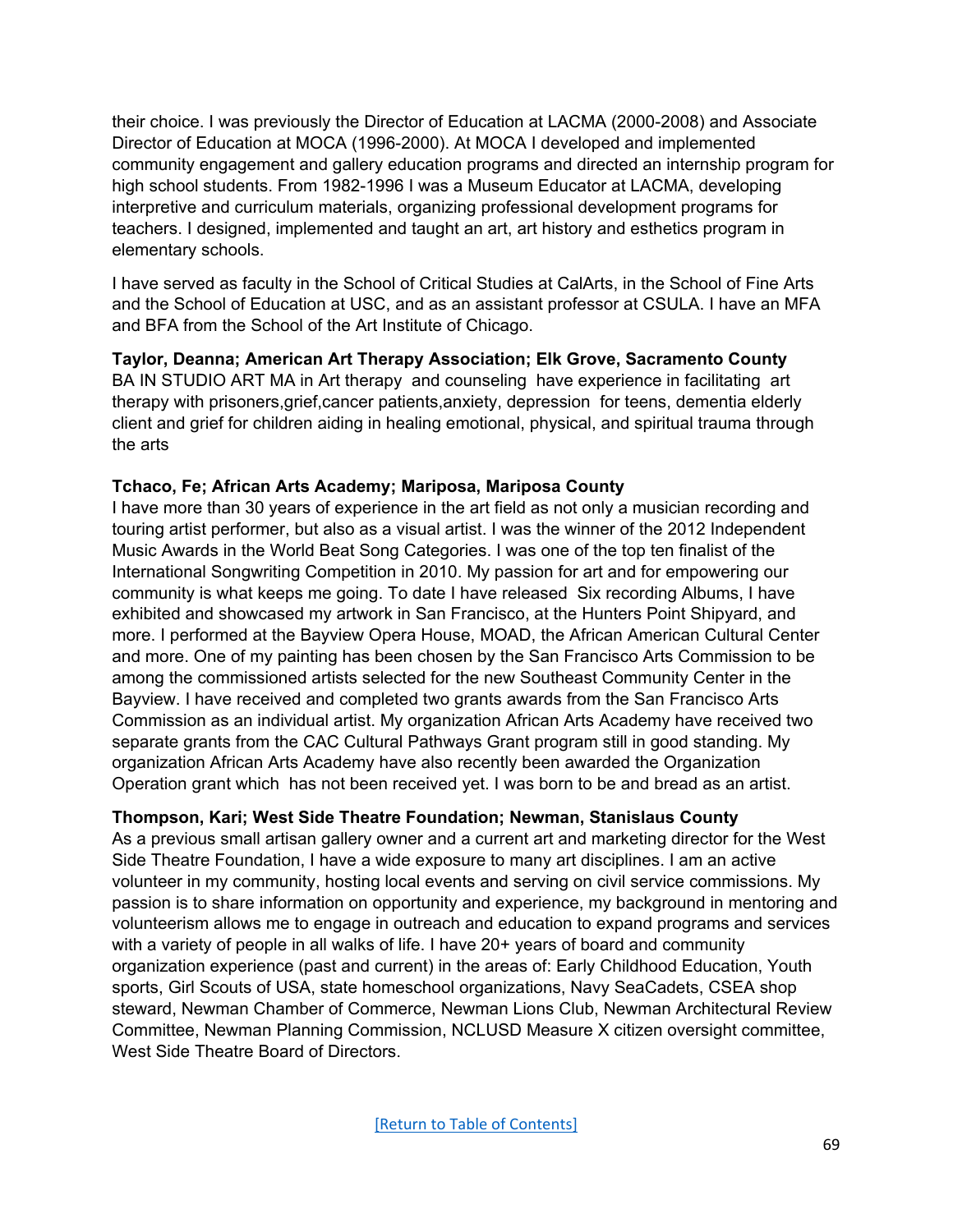their choice. I was previously the Director of Education at LACMA (2000-2008) and Associate Director of Education at MOCA (1996-2000). At MOCA I developed and implemented community engagement and gallery education programs and directed an internship program for high school students. From 1982-1996 I was a Museum Educator at LACMA, developing interpretive and curriculum materials, organizing professional development programs for teachers. I designed, implemented and taught an art, art history and esthetics program in elementary schools.

I have served as faculty in the School of Critical Studies at CalArts, in the School of Fine Arts and the School of Education at USC, and as an assistant professor at CSULA. I have an MFA and BFA from the School of the Art Institute of Chicago.

**Taylor, Deanna; American Art Therapy Association; Elk Grove, Sacramento County**
BA IN STUDIO ART MA in Art therapy and counseling have experience in facilitating art therapy with prisoners,grief,cancer patients,anxiety, depression for teens, dementia elderly client and grief for children aiding in healing emotional, physical, and spiritual trauma through the arts

**Tchaco, Fe; African Arts Academy; Mariposa, Mariposa County**
I have more than 30 years of experience in the art field as not only a musician recording and touring artist performer, but also as a visual artist. I was the winner of the 2012 Independent Music Awards in the World Beat Song Categories. I was one of the top ten finalist of the International Songwriting Competition in 2010. My passion for art and for empowering our community is what keeps me going. To date I have released Six recording Albums, I have exhibited and showcased my artwork in San Francisco, at the Hunters Point Shipyard, and more. I performed at the Bayview Opera House, MOAD, the African American Cultural Center and more. One of my painting has been chosen by the San Francisco Arts Commission to be among the commissioned artists selected for the new Southeast Community Center in the Bayview. I have received and completed two grants awards from the San Francisco Arts Commission as an individual artist. My organization African Arts Academy have received two separate grants from the CAC Cultural Pathways Grant program still in good standing. My organization African Arts Academy have also recently been awarded the Organization Operation grant which has not been received yet. I was born to be and bread as an artist.

**Thompson, Kari; West Side Theatre Foundation; Newman, Stanislaus County**
As a previous small artisan gallery owner and a current art and marketing director for the West Side Theatre Foundation, I have a wide exposure to many art disciplines. I am an active volunteer in my community, hosting local events and serving on civil service commissions. My passion is to share information on opportunity and experience, my background in mentoring and volunteerism allows me to engage in outreach and education to expand programs and services with a variety of people in all walks of life. I have 20+ years of board and community organization experience (past and current) in the areas of: Early Childhood Education, Youth sports, Girl Scouts of USA, state homeschool organizations, Navy SeaCadets, CSEA shop steward, Newman Chamber of Commerce, Newman Lions Club, Newman Architectural Review Committee, Newman Planning Commission, NCLUSD Measure X citizen oversight committee, West Side Theatre Board of Directors.

[Return to Table of Contents]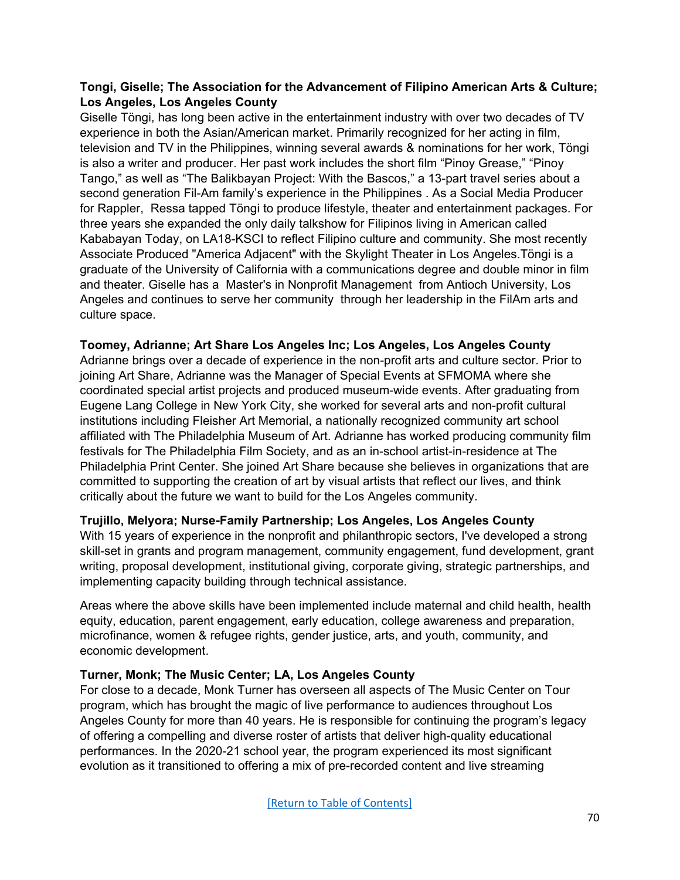**Tongi, Giselle; The Association for the Advancement of Filipino American Arts & Culture; Los Angeles, Los Angeles County**
Giselle Töngi, has long been active in the entertainment industry with over two decades of TV experience in both the Asian/American market. Primarily recognized for her acting in film, television and TV in the Philippines, winning several awards & nominations for her work, Töngi is also a writer and producer. Her past work includes the short film "Pinoy Grease," "Pinoy Tango," as well as "The Balikbayan Project: With the Bascos," a 13-part travel series about a second generation Fil-Am family's experience in the Philippines . As a Social Media Producer for Rappler, Ressa tapped Töngi to produce lifestyle, theater and entertainment packages. For three years she expanded the only daily talkshow for Filipinos living in American called Kababayan Today, on LA18-KSCI to reflect Filipino culture and community. She most recently Associate Produced "America Adjacent" with the Skylight Theater in Los Angeles.Töngi is a graduate of the University of California with a communications degree and double minor in film and theater. Giselle has a Master's in Nonprofit Management from Antioch University, Los Angeles and continues to serve her community through her leadership in the FilAm arts and culture space.

**Toomey, Adrianne; Art Share Los Angeles Inc; Los Angeles, Los Angeles County**
Adrianne brings over a decade of experience in the non-profit arts and culture sector. Prior to joining Art Share, Adrianne was the Manager of Special Events at SFMOMA where she coordinated special artist projects and produced museum-wide events. After graduating from Eugene Lang College in New York City, she worked for several arts and non-profit cultural institutions including Fleisher Art Memorial, a nationally recognized community art school affiliated with The Philadelphia Museum of Art. Adrianne has worked producing community film festivals for The Philadelphia Film Society, and as an in-school artist-in-residence at The Philadelphia Print Center. She joined Art Share because she believes in organizations that are committed to supporting the creation of art by visual artists that reflect our lives, and think critically about the future we want to build for the Los Angeles community.

**Trujillo, Melyora; Nurse-Family Partnership; Los Angeles, Los Angeles County**
With 15 years of experience in the nonprofit and philanthropic sectors, I've developed a strong skill-set in grants and program management, community engagement, fund development, grant writing, proposal development, institutional giving, corporate giving, strategic partnerships, and implementing capacity building through technical assistance.

Areas where the above skills have been implemented include maternal and child health, health equity, education, parent engagement, early education, college awareness and preparation, microfinance, women & refugee rights, gender justice, arts, and youth, community, and economic development.

**Turner, Monk; The Music Center; LA, Los Angeles County**
For close to a decade, Monk Turner has overseen all aspects of The Music Center on Tour program, which has brought the magic of live performance to audiences throughout Los Angeles County for more than 40 years. He is responsible for continuing the program's legacy of offering a compelling and diverse roster of artists that deliver high-quality educational performances. In the 2020-21 school year, the program experienced its most significant evolution as it transitioned to offering a mix of pre-recorded content and live streaming

[Return to Table of Contents]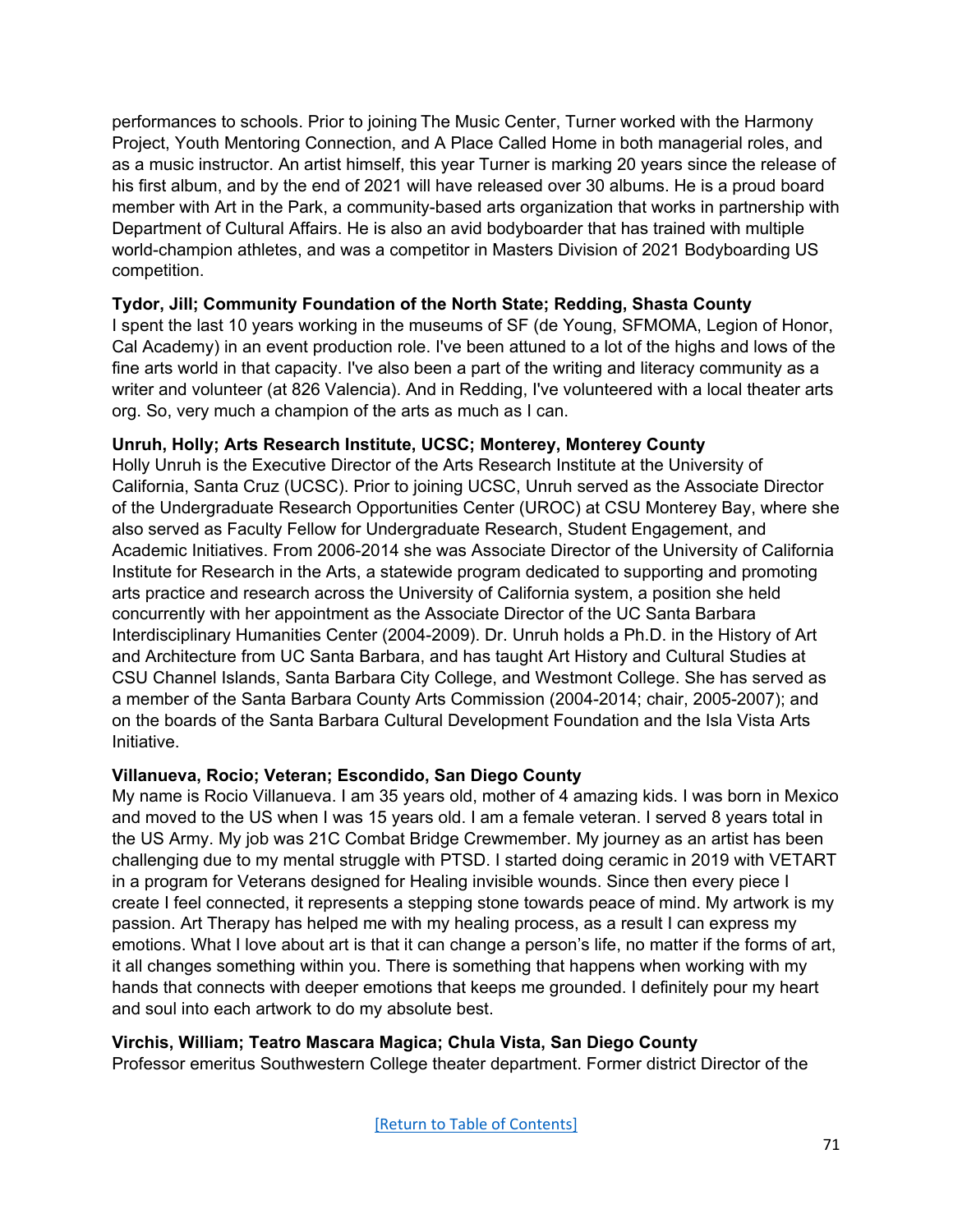performances to schools. Prior to joining The Music Center, Turner worked with the Harmony Project, Youth Mentoring Connection, and A Place Called Home in both managerial roles, and as a music instructor. An artist himself, this year Turner is marking 20 years since the release of his first album, and by the end of 2021 will have released over 30 albums. He is a proud board member with Art in the Park, a community-based arts organization that works in partnership with Department of Cultural Affairs. He is also an avid bodyboarder that has trained with multiple world-champion athletes, and was a competitor in Masters Division of 2021 Bodyboarding US competition.

**Tydor, Jill; Community Foundation of the North State; Redding, Shasta County**
I spent the last 10 years working in the museums of SF (de Young, SFMOMA, Legion of Honor, Cal Academy) in an event production role. I've been attuned to a lot of the highs and lows of the fine arts world in that capacity. I've also been a part of the writing and literacy community as a writer and volunteer (at 826 Valencia). And in Redding, I've volunteered with a local theater arts org. So, very much a champion of the arts as much as I can.

**Unruh, Holly; Arts Research Institute, UCSC; Monterey, Monterey County**
Holly Unruh is the Executive Director of the Arts Research Institute at the University of California, Santa Cruz (UCSC). Prior to joining UCSC, Unruh served as the Associate Director of the Undergraduate Research Opportunities Center (UROC) at CSU Monterey Bay, where she also served as Faculty Fellow for Undergraduate Research, Student Engagement, and Academic Initiatives. From 2006-2014 she was Associate Director of the University of California Institute for Research in the Arts, a statewide program dedicated to supporting and promoting arts practice and research across the University of California system, a position she held concurrently with her appointment as the Associate Director of the UC Santa Barbara Interdisciplinary Humanities Center (2004-2009). Dr. Unruh holds a Ph.D. in the History of Art and Architecture from UC Santa Barbara, and has taught Art History and Cultural Studies at CSU Channel Islands, Santa Barbara City College, and Westmont College. She has served as a member of the Santa Barbara County Arts Commission (2004-2014; chair, 2005-2007); and on the boards of the Santa Barbara Cultural Development Foundation and the Isla Vista Arts Initiative.

**Villanueva, Rocio; Veteran; Escondido, San Diego County**
My name is Rocio Villanueva. I am 35 years old, mother of 4 amazing kids. I was born in Mexico and moved to the US when I was 15 years old. I am a female veteran. I served 8 years total in the US Army. My job was 21C Combat Bridge Crewmember. My journey as an artist has been challenging due to my mental struggle with PTSD. I started doing ceramic in 2019 with VETART in a program for Veterans designed for Healing invisible wounds. Since then every piece I create I feel connected, it represents a stepping stone towards peace of mind. My artwork is my passion. Art Therapy has helped me with my healing process, as a result I can express my emotions. What I love about art is that it can change a person's life, no matter if the forms of art, it all changes something within you. There is something that happens when working with my hands that connects with deeper emotions that keeps me grounded. I definitely pour my heart and soul into each artwork to do my absolute best.

**Virchis, William; Teatro Mascara Magica; Chula Vista, San Diego County**
Professor emeritus Southwestern College theater department. Former district Director of the

[Return to Table of Contents]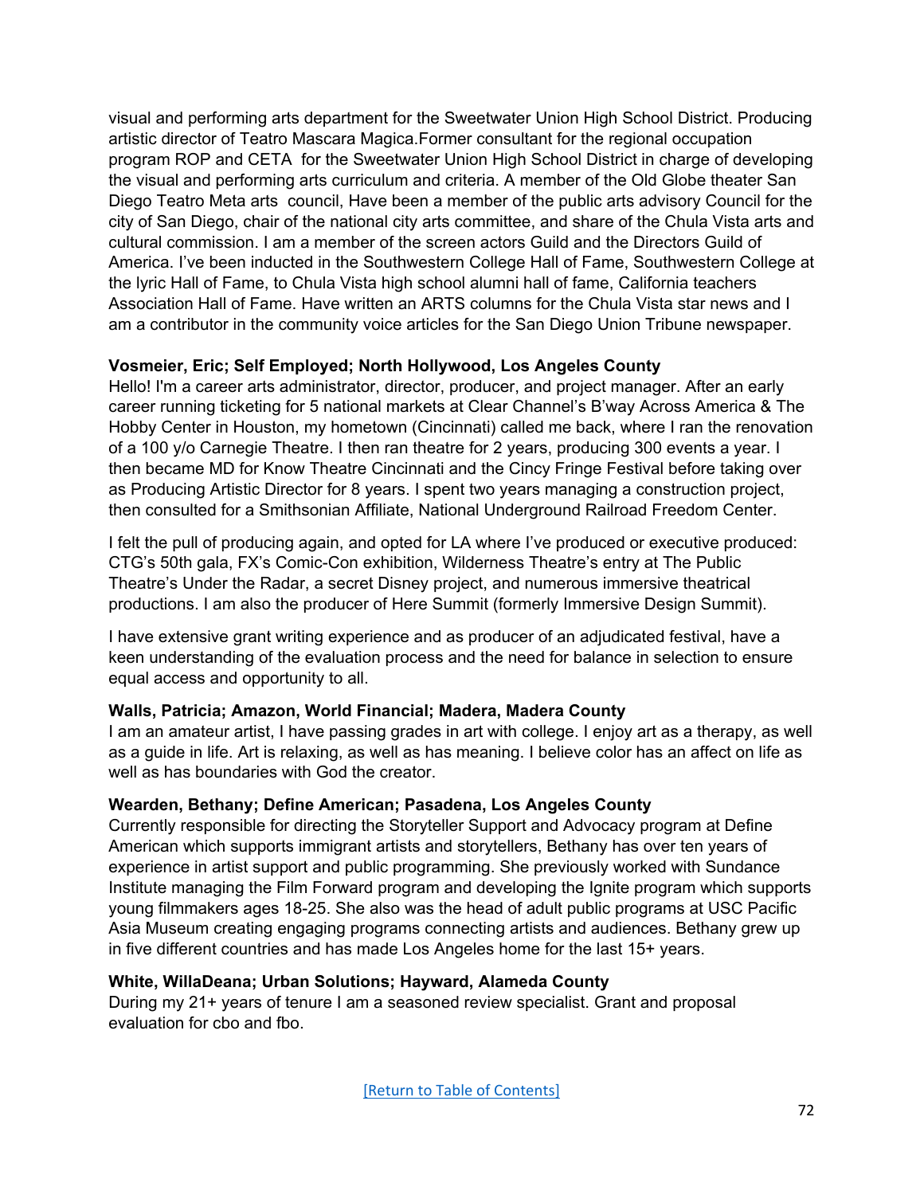visual and performing arts department for the Sweetwater Union High School District. Producing artistic director of Teatro Mascara Magica.Former consultant for the regional occupation program ROP and CETA for the Sweetwater Union High School District in charge of developing the visual and performing arts curriculum and criteria. A member of the Old Globe theater San Diego Teatro Meta arts council, Have been a member of the public arts advisory Council for the city of San Diego, chair of the national city arts committee, and share of the Chula Vista arts and cultural commission. I am a member of the screen actors Guild and the Directors Guild of America. I've been inducted in the Southwestern College Hall of Fame, Southwestern College at the lyric Hall of Fame, to Chula Vista high school alumni hall of fame, California teachers Association Hall of Fame. Have written an ARTS columns for the Chula Vista star news and I am a contributor in the community voice articles for the San Diego Union Tribune newspaper.

**Vosmeier, Eric; Self Employed; North Hollywood, Los Angeles County**

Hello! I'm a career arts administrator, director, producer, and project manager. After an early career running ticketing for 5 national markets at Clear Channel's B'way Across America & The Hobby Center in Houston, my hometown (Cincinnati) called me back, where I ran the renovation of a 100 y/o Carnegie Theatre. I then ran theatre for 2 years, producing 300 events a year. I then became MD for Know Theatre Cincinnati and the Cincy Fringe Festival before taking over as Producing Artistic Director for 8 years. I spent two years managing a construction project, then consulted for a Smithsonian Affiliate, National Underground Railroad Freedom Center.

I felt the pull of producing again, and opted for LA where I've produced or executive produced: CTG's 50th gala, FX's Comic-Con exhibition, Wilderness Theatre's entry at The Public Theatre's Under the Radar, a secret Disney project, and numerous immersive theatrical productions. I am also the producer of Here Summit (formerly Immersive Design Summit).

I have extensive grant writing experience and as producer of an adjudicated festival, have a keen understanding of the evaluation process and the need for balance in selection to ensure equal access and opportunity to all.

**Walls, Patricia; Amazon, World Financial; Madera, Madera County**

I am an amateur artist, I have passing grades in art with college. I enjoy art as a therapy, as well as a guide in life. Art is relaxing, as well as has meaning. I believe color has an affect on life as well as has boundaries with God the creator.

**Wearden, Bethany; Define American; Pasadena, Los Angeles County**

Currently responsible for directing the Storyteller Support and Advocacy program at Define American which supports immigrant artists and storytellers, Bethany has over ten years of experience in artist support and public programming. She previously worked with Sundance Institute managing the Film Forward program and developing the Ignite program which supports young filmmakers ages 18-25. She also was the head of adult public programs at USC Pacific Asia Museum creating engaging programs connecting artists and audiences. Bethany grew up in five different countries and has made Los Angeles home for the last 15+ years.

**White, WillaDeana; Urban Solutions; Hayward, Alameda County**

During my 21+ years of tenure I am a seasoned review specialist. Grant and proposal evaluation for cbo and fbo.

[Return to Table of Contents]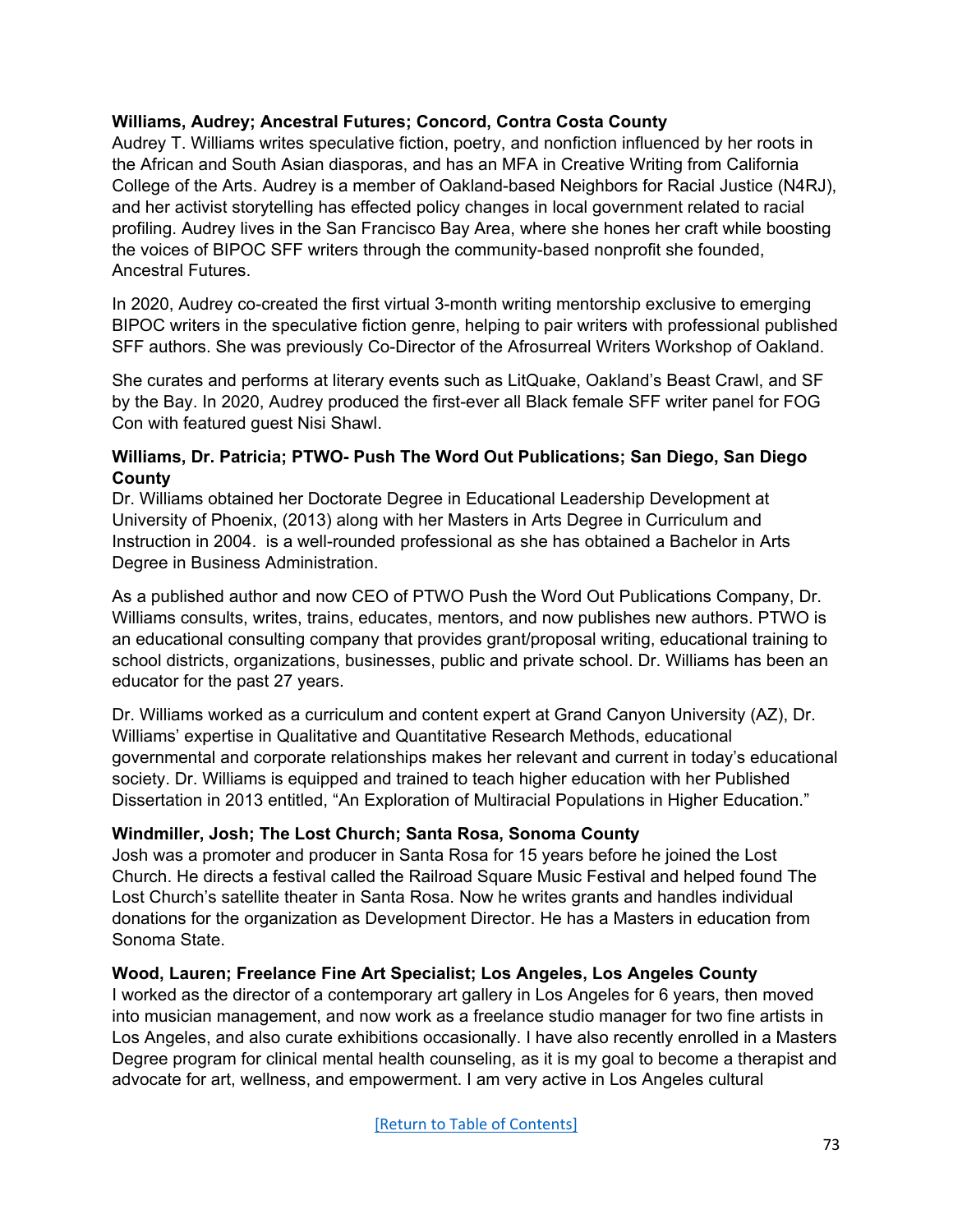**Williams, Audrey; Ancestral Futures; Concord, Contra Costa County**
Audrey T. Williams writes speculative fiction, poetry, and nonfiction influenced by her roots in the African and South Asian diasporas, and has an MFA in Creative Writing from California College of the Arts. Audrey is a member of Oakland-based Neighbors for Racial Justice (N4RJ), and her activist storytelling has effected policy changes in local government related to racial profiling. Audrey lives in the San Francisco Bay Area, where she hones her craft while boosting the voices of BIPOC SFF writers through the community-based nonprofit she founded, Ancestral Futures.

In 2020, Audrey co-created the first virtual 3-month writing mentorship exclusive to emerging BIPOC writers in the speculative fiction genre, helping to pair writers with professional published SFF authors. She was previously Co-Director of the Afrosurreal Writers Workshop of Oakland.

She curates and performs at literary events such as LitQuake, Oakland's Beast Crawl, and SF by the Bay. In 2020, Audrey produced the first-ever all Black female SFF writer panel for FOG Con with featured guest Nisi Shawl.

**Williams, Dr. Patricia; PTWO- Push The Word Out Publications; San Diego, San Diego County**
Dr. Williams obtained her Doctorate Degree in Educational Leadership Development at University of Phoenix, (2013) along with her Masters in Arts Degree in Curriculum and Instruction in 2004. is a well-rounded professional as she has obtained a Bachelor in Arts Degree in Business Administration.

As a published author and now CEO of PTWO Push the Word Out Publications Company, Dr. Williams consults, writes, trains, educates, mentors, and now publishes new authors. PTWO is an educational consulting company that provides grant/proposal writing, educational training to school districts, organizations, businesses, public and private school. Dr. Williams has been an educator for the past 27 years.

Dr. Williams worked as a curriculum and content expert at Grand Canyon University (AZ), Dr. Williams' expertise in Qualitative and Quantitative Research Methods, educational governmental and corporate relationships makes her relevant and current in today's educational society. Dr. Williams is equipped and trained to teach higher education with her Published Dissertation in 2013 entitled, "An Exploration of Multiracial Populations in Higher Education."

**Windmiller, Josh; The Lost Church; Santa Rosa, Sonoma County**
Josh was a promoter and producer in Santa Rosa for 15 years before he joined the Lost Church. He directs a festival called the Railroad Square Music Festival and helped found The Lost Church's satellite theater in Santa Rosa. Now he writes grants and handles individual donations for the organization as Development Director. He has a Masters in education from Sonoma State.

**Wood, Lauren; Freelance Fine Art Specialist; Los Angeles, Los Angeles County**
I worked as the director of a contemporary art gallery in Los Angeles for 6 years, then moved into musician management, and now work as a freelance studio manager for two fine artists in Los Angeles, and also curate exhibitions occasionally. I have also recently enrolled in a Masters Degree program for clinical mental health counseling, as it is my goal to become a therapist and advocate for art, wellness, and empowerment. I am very active in Los Angeles cultural

[Return to Table of Contents]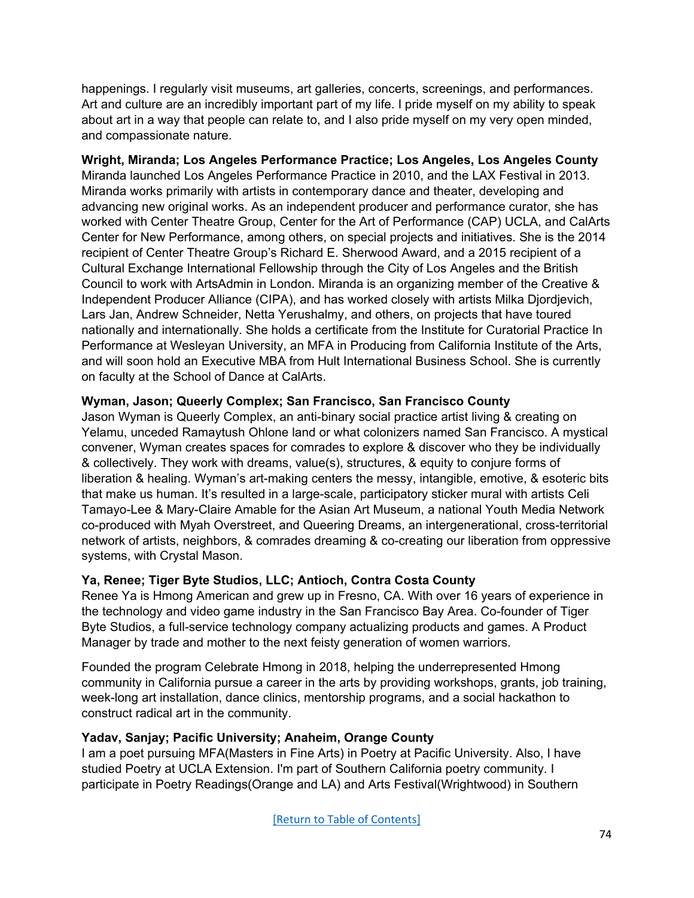happenings. I regularly visit museums, art galleries, concerts, screenings, and performances. Art and culture are an incredibly important part of my life. I pride myself on my ability to speak about art in a way that people can relate to, and I also pride myself on my very open minded, and compassionate nature.

**Wright, Miranda; Los Angeles Performance Practice; Los Angeles, Los Angeles County**
Miranda launched Los Angeles Performance Practice in 2010, and the LAX Festival in 2013. Miranda works primarily with artists in contemporary dance and theater, developing and advancing new original works. As an independent producer and performance curator, she has worked with Center Theatre Group, Center for the Art of Performance (CAP) UCLA, and CalArts Center for New Performance, among others, on special projects and initiatives. She is the 2014 recipient of Center Theatre Group's Richard E. Sherwood Award, and a 2015 recipient of a Cultural Exchange International Fellowship through the City of Los Angeles and the British Council to work with ArtsAdmin in London. Miranda is an organizing member of the Creative & Independent Producer Alliance (CIPA), and has worked closely with artists Milka Djordjevich, Lars Jan, Andrew Schneider, Netta Yerushalmy, and others, on projects that have toured nationally and internationally. She holds a certificate from the Institute for Curatorial Practice In Performance at Wesleyan University, an MFA in Producing from California Institute of the Arts, and will soon hold an Executive MBA from Hult International Business School. She is currently on faculty at the School of Dance at CalArts.

**Wyman, Jason; Queerly Complex; San Francisco, San Francisco County**
Jason Wyman is Queerly Complex, an anti-binary social practice artist living & creating on Yelamu, unceded Ramaytush Ohlone land or what colonizers named San Francisco. A mystical convener, Wyman creates spaces for comrades to explore & discover who they be individually & collectively. They work with dreams, value(s), structures, & equity to conjure forms of liberation & healing. Wyman's art-making centers the messy, intangible, emotive, & esoteric bits that make us human. It's resulted in a large-scale, participatory sticker mural with artists Celi Tamayo-Lee & Mary-Claire Amable for the Asian Art Museum, a national Youth Media Network co-produced with Myah Overstreet, and Queering Dreams, an intergenerational, cross-territorial network of artists, neighbors, & comrades dreaming & co-creating our liberation from oppressive systems, with Crystal Mason.

**Ya, Renee; Tiger Byte Studios, LLC; Antioch, Contra Costa County**
Renee Ya is Hmong American and grew up in Fresno, CA. With over 16 years of experience in the technology and video game industry in the San Francisco Bay Area. Co-founder of Tiger Byte Studios, a full-service technology company actualizing products and games. A Product Manager by trade and mother to the next feisty generation of women warriors.

Founded the program Celebrate Hmong in 2018, helping the underrepresented Hmong community in California pursue a career in the arts by providing workshops, grants, job training, week-long art installation, dance clinics, mentorship programs, and a social hackathon to construct radical art in the community.

**Yadav, Sanjay; Pacific University; Anaheim, Orange County**
I am a poet pursuing MFA(Masters in Fine Arts) in Poetry at Pacific University. Also, I have studied Poetry at UCLA Extension. I'm part of Southern California poetry community. I participate in Poetry Readings(Orange and LA) and Arts Festival(Wrightwood) in Southern

[Return to Table of Contents]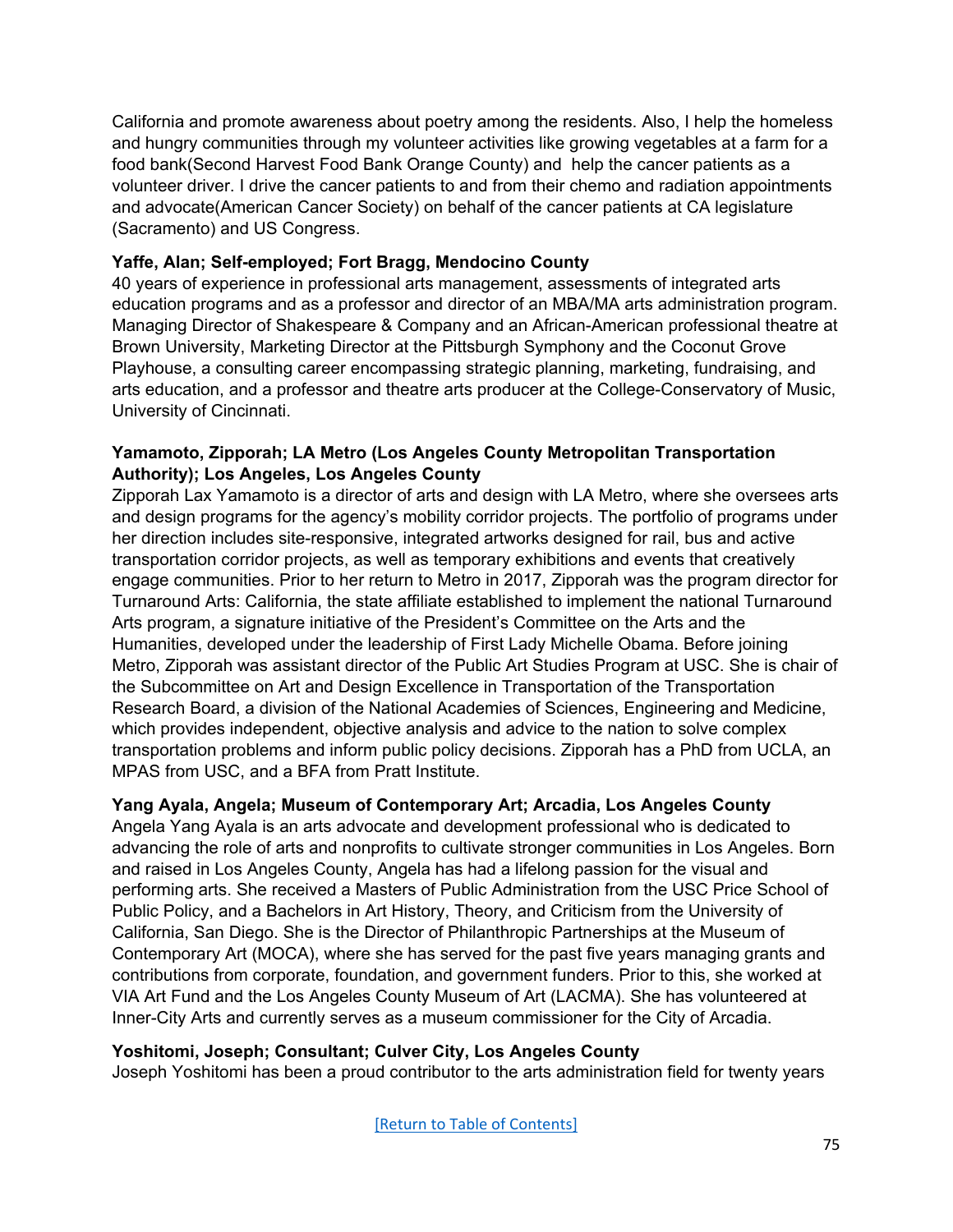California and promote awareness about poetry among the residents. Also, I help the homeless and hungry communities through my volunteer activities like growing vegetables at a farm for a food bank(Second Harvest Food Bank Orange County) and  help the cancer patients as a volunteer driver. I drive the cancer patients to and from their chemo and radiation appointments and advocate(American Cancer Society) on behalf of the cancer patients at CA legislature (Sacramento) and US Congress.

**Yaffe, Alan; Self-employed; Fort Bragg, Mendocino County**

40 years of experience in professional arts management, assessments of integrated arts education programs and as a professor and director of an MBA/MA arts administration program. Managing Director of Shakespeare & Company and an African-American professional theatre at Brown University, Marketing Director at the Pittsburgh Symphony and the Coconut Grove Playhouse, a consulting career encompassing strategic planning, marketing, fundraising, and arts education, and a professor and theatre arts producer at the College-Conservatory of Music, University of Cincinnati.

**Yamamoto, Zipporah; LA Metro (Los Angeles County Metropolitan Transportation Authority); Los Angeles, Los Angeles County**

Zipporah Lax Yamamoto is a director of arts and design with LA Metro, where she oversees arts and design programs for the agency's mobility corridor projects. The portfolio of programs under her direction includes site-responsive, integrated artworks designed for rail, bus and active transportation corridor projects, as well as temporary exhibitions and events that creatively engage communities. Prior to her return to Metro in 2017, Zipporah was the program director for Turnaround Arts: California, the state affiliate established to implement the national Turnaround Arts program, a signature initiative of the President's Committee on the Arts and the Humanities, developed under the leadership of First Lady Michelle Obama. Before joining Metro, Zipporah was assistant director of the Public Art Studies Program at USC. She is chair of the Subcommittee on Art and Design Excellence in Transportation of the Transportation Research Board, a division of the National Academies of Sciences, Engineering and Medicine, which provides independent, objective analysis and advice to the nation to solve complex transportation problems and inform public policy decisions. Zipporah has a PhD from UCLA, an MPAS from USC, and a BFA from Pratt Institute.

**Yang Ayala, Angela; Museum of Contemporary Art; Arcadia, Los Angeles County**

Angela Yang Ayala is an arts advocate and development professional who is dedicated to advancing the role of arts and nonprofits to cultivate stronger communities in Los Angeles. Born and raised in Los Angeles County, Angela has had a lifelong passion for the visual and performing arts. She received a Masters of Public Administration from the USC Price School of Public Policy, and a Bachelors in Art History, Theory, and Criticism from the University of California, San Diego. She is the Director of Philanthropic Partnerships at the Museum of Contemporary Art (MOCA), where she has served for the past five years managing grants and contributions from corporate, foundation, and government funders. Prior to this, she worked at VIA Art Fund and the Los Angeles County Museum of Art (LACMA). She has volunteered at Inner-City Arts and currently serves as a museum commissioner for the City of Arcadia.

**Yoshitomi, Joseph; Consultant; Culver City, Los Angeles County**

Joseph Yoshitomi has been a proud contributor to the arts administration field for twenty years

[Return to Table of Contents]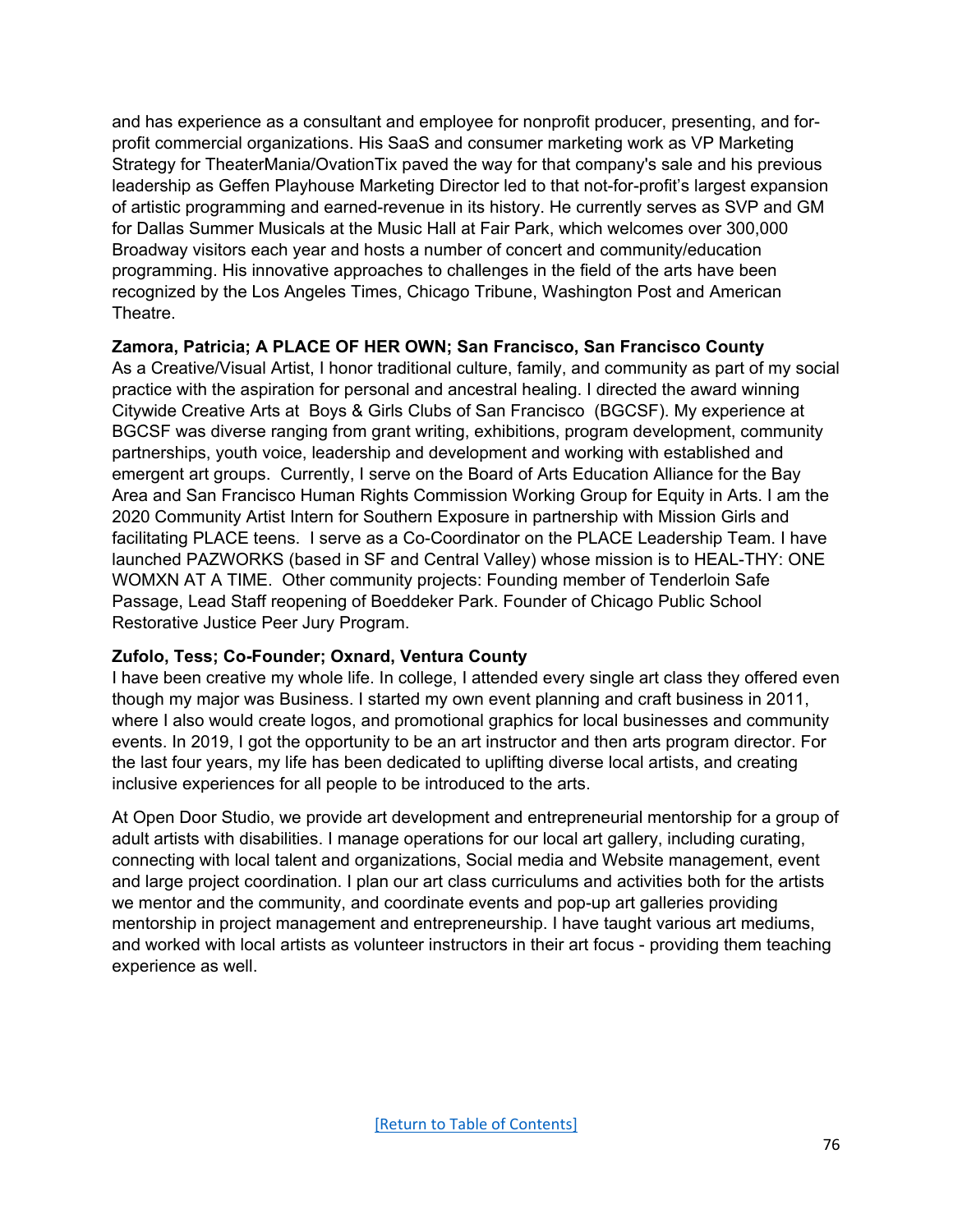and has experience as a consultant and employee for nonprofit producer, presenting, and for-profit commercial organizations. His SaaS and consumer marketing work as VP Marketing Strategy for TheaterMania/OvationTix paved the way for that company's sale and his previous leadership as Geffen Playhouse Marketing Director led to that not-for-profit's largest expansion of artistic programming and earned-revenue in its history. He currently serves as SVP and GM for Dallas Summer Musicals at the Music Hall at Fair Park, which welcomes over 300,000 Broadway visitors each year and hosts a number of concert and community/education programming. His innovative approaches to challenges in the field of the arts have been recognized by the Los Angeles Times, Chicago Tribune, Washington Post and American Theatre.

**Zamora, Patricia; A PLACE OF HER OWN; San Francisco, San Francisco County**
As a Creative/Visual Artist, I honor traditional culture, family, and community as part of my social practice with the aspiration for personal and ancestral healing. I directed the award winning Citywide Creative Arts at Boys & Girls Clubs of San Francisco (BGCSF). My experience at BGCSF was diverse ranging from grant writing, exhibitions, program development, community partnerships, youth voice, leadership and development and working with established and emergent art groups. Currently, I serve on the Board of Arts Education Alliance for the Bay Area and San Francisco Human Rights Commission Working Group for Equity in Arts. I am the 2020 Community Artist Intern for Southern Exposure in partnership with Mission Girls and facilitating PLACE teens. I serve as a Co-Coordinator on the PLACE Leadership Team. I have launched PAZWORKS (based in SF and Central Valley) whose mission is to HEAL-THY: ONE WOMXN AT A TIME. Other community projects: Founding member of Tenderloin Safe Passage, Lead Staff reopening of Boeddeker Park. Founder of Chicago Public School Restorative Justice Peer Jury Program.

**Zufolo, Tess; Co-Founder; Oxnard, Ventura County**
I have been creative my whole life. In college, I attended every single art class they offered even though my major was Business. I started my own event planning and craft business in 2011, where I also would create logos, and promotional graphics for local businesses and community events. In 2019, I got the opportunity to be an art instructor and then arts program director. For the last four years, my life has been dedicated to uplifting diverse local artists, and creating inclusive experiences for all people to be introduced to the arts.

At Open Door Studio, we provide art development and entrepreneurial mentorship for a group of adult artists with disabilities. I manage operations for our local art gallery, including curating, connecting with local talent and organizations, Social media and Website management, event and large project coordination. I plan our art class curriculums and activities both for the artists we mentor and the community, and coordinate events and pop-up art galleries providing mentorship in project management and entrepreneurship. I have taught various art mediums, and worked with local artists as volunteer instructors in their art focus - providing them teaching experience as well.

[Return to Table of Contents]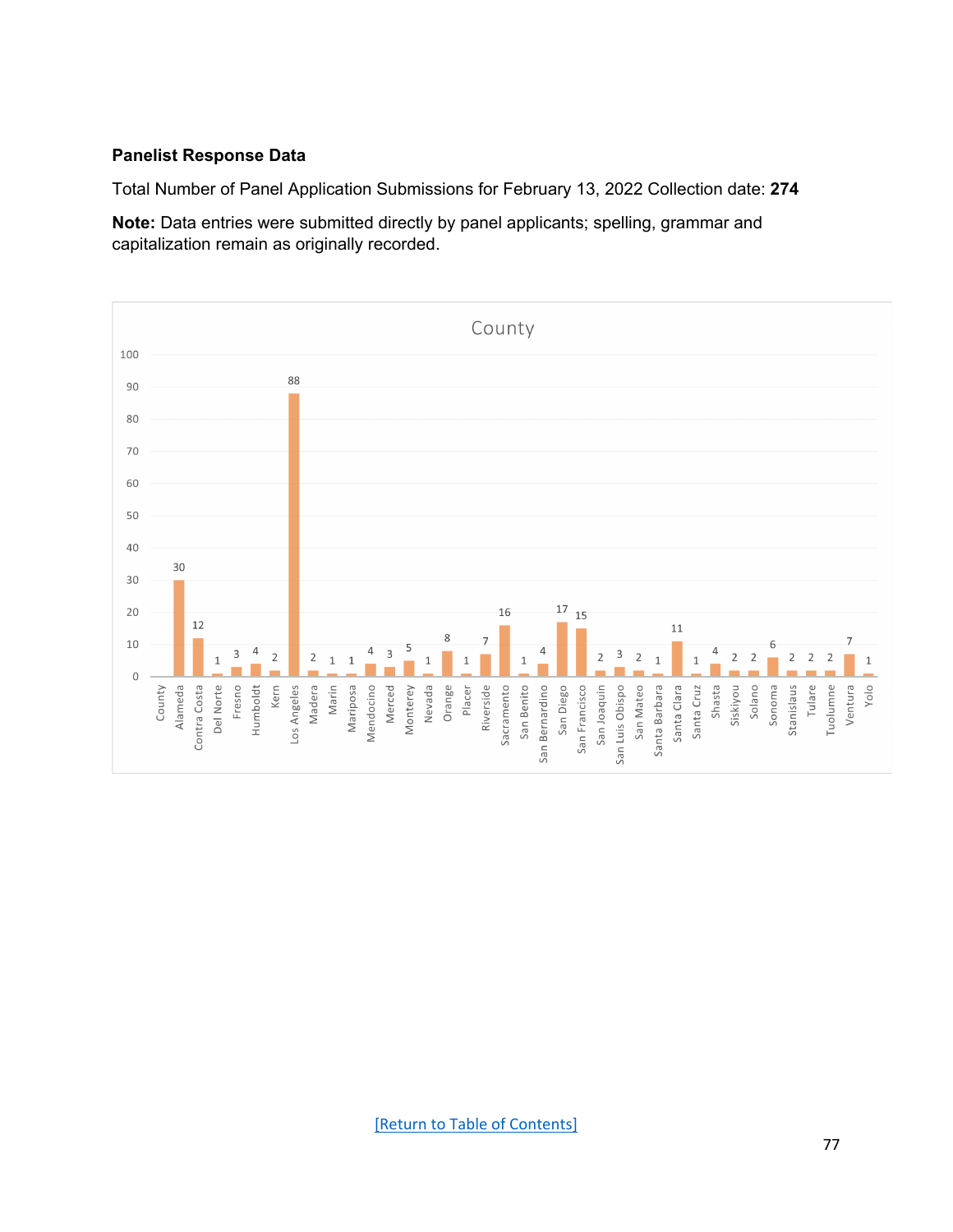**Panelist Response Data**

Total Number of Panel Application Submissions for February 13, 2022 Collection date: **274**

**Note:** Data entries were submitted directly by panel applicants; spelling, grammar and capitalization remain as originally recorded.

County

| County | Count |
|---|---|
| County | |
| Alameda | 30 |
| Contra Costa | 12 |
| Del Norte | 1 |
| Fresno | 3 |
| Humboldt | 4 |
| Kern | 2 |
| Los Angeles | 88 |
| Madera | 2 |
| Marin | 1 |
| Mariposa | 1 |
| Mendocino | 4 |
| Merced | 3 |
| Monterey | 5 |
| Nevada | 1 |
| Orange | 8 |
| Placer | 1 |
| Riverside | 7 |
| Sacramento | 16 |
| San Benito | 1 |
| San Bernardino | 4 |
| San Diego | 17 |
| San Francisco | 15 |
| San Joaquin | 2 |
| San Luis Obispo | 3 |
| San Mateo | 2 |
| Santa Barbara | 1 |
| Santa Clara | 11 |
| Santa Cruz | 1 |
| Shasta | 4 |
| Siskiyou | 2 |
| Solano | 2 |
| Sonoma | 6 |
| Stanislaus | 2 |
| Tulare | 2 |
| Tuolumne | 2 |
| Ventura | 7 |
| Yolo | 1 |

[Return to Table of Contents]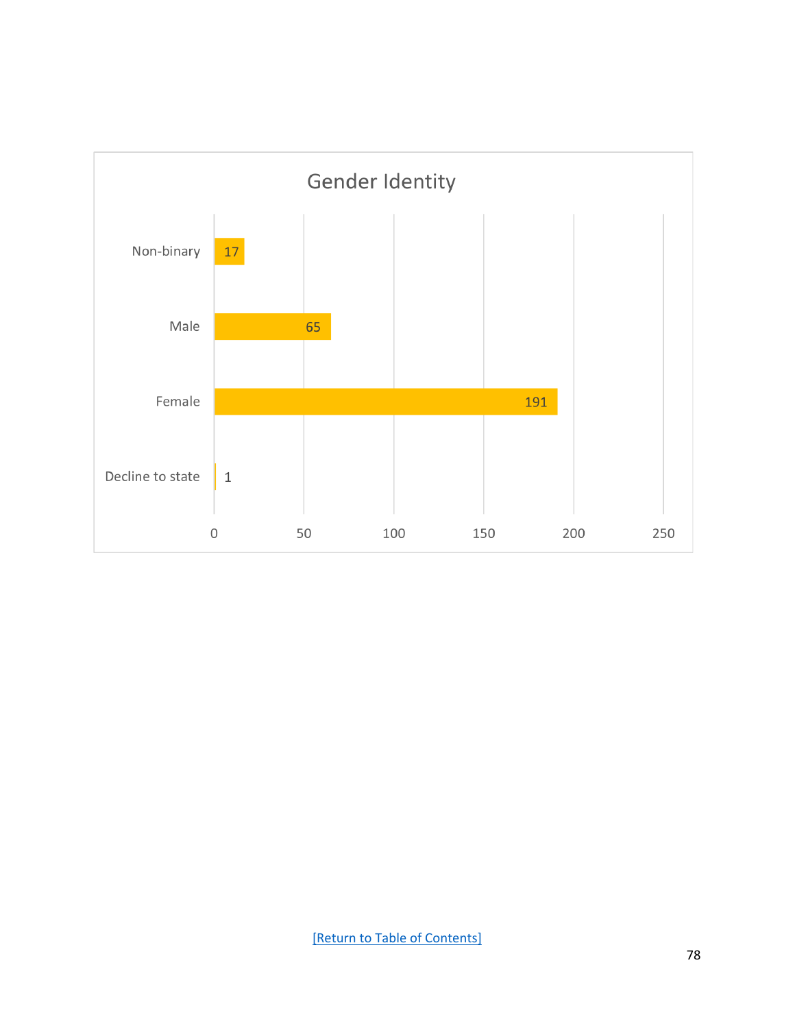## Gender Identity

| Gender Identity | Count |
|---|---|
| Non-binary | 17 |
| Male | 65 |
| Female | 191 |
| Decline to state | 1 |

[Return to Table of Contents]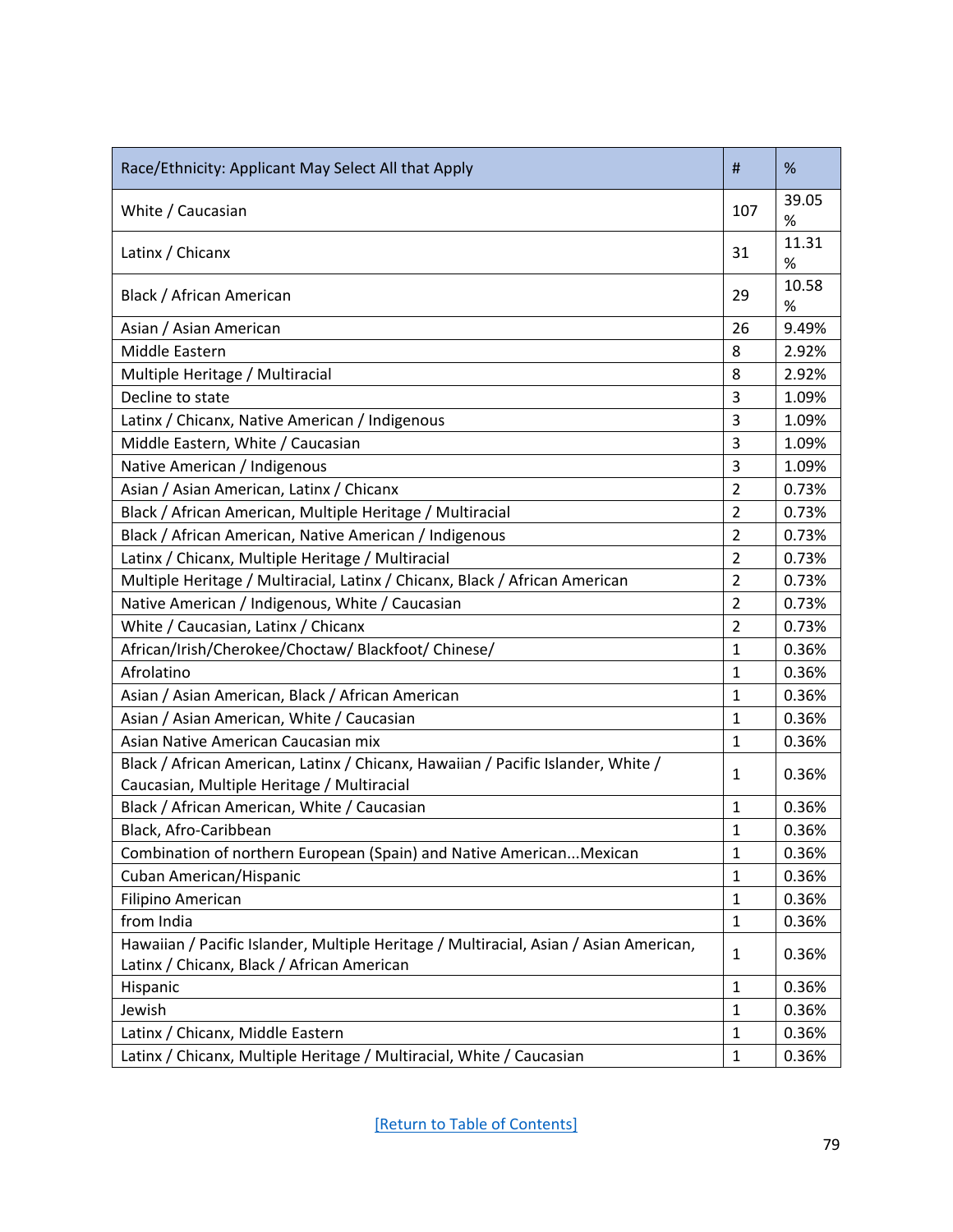| Race/Ethnicity: Applicant May Select All that Apply | # | % |
|---|---|---|
| White / Caucasian | 107 | 39.05 % |
| Latinx / Chicanx | 31 | 11.31 % |
| Black / African American | 29 | 10.58 % |
| Asian / Asian American | 26 | 9.49% |
| Middle Eastern | 8 | 2.92% |
| Multiple Heritage / Multiracial | 8 | 2.92% |
| Decline to state | 3 | 1.09% |
| Latinx / Chicanx, Native American / Indigenous | 3 | 1.09% |
| Middle Eastern, White / Caucasian | 3 | 1.09% |
| Native American / Indigenous | 3 | 1.09% |
| Asian / Asian American, Latinx / Chicanx | 2 | 0.73% |
| Black / African American, Multiple Heritage / Multiracial | 2 | 0.73% |
| Black / African American, Native American / Indigenous | 2 | 0.73% |
| Latinx / Chicanx, Multiple Heritage / Multiracial | 2 | 0.73% |
| Multiple Heritage / Multiracial, Latinx / Chicanx, Black / African American | 2 | 0.73% |
| Native American / Indigenous, White / Caucasian | 2 | 0.73% |
| White / Caucasian, Latinx / Chicanx | 2 | 0.73% |
| African/Irish/Cherokee/Choctaw/ Blackfoot/ Chinese/ | 1 | 0.36% |
| Afrolatino | 1 | 0.36% |
| Asian / Asian American, Black / African American | 1 | 0.36% |
| Asian / Asian American, White / Caucasian | 1 | 0.36% |
| Asian Native American Caucasian mix | 1 | 0.36% |
| Black / African American, Latinx / Chicanx, Hawaiian / Pacific Islander, White / Caucasian, Multiple Heritage / Multiracial | 1 | 0.36% |
| Black / African American, White / Caucasian | 1 | 0.36% |
| Black, Afro-Caribbean | 1 | 0.36% |
| Combination of northern European (Spain) and Native American...Mexican | 1 | 0.36% |
| Cuban American/Hispanic | 1 | 0.36% |
| Filipino American | 1 | 0.36% |
| from India | 1 | 0.36% |
| Hawaiian / Pacific Islander, Multiple Heritage / Multiracial, Asian / Asian American, Latinx / Chicanx, Black / African American | 1 | 0.36% |
| Hispanic | 1 | 0.36% |
| Jewish | 1 | 0.36% |
| Latinx / Chicanx, Middle Eastern | 1 | 0.36% |
| Latinx / Chicanx, Multiple Heritage / Multiracial, White / Caucasian | 1 | 0.36% |

[Return to Table of Contents]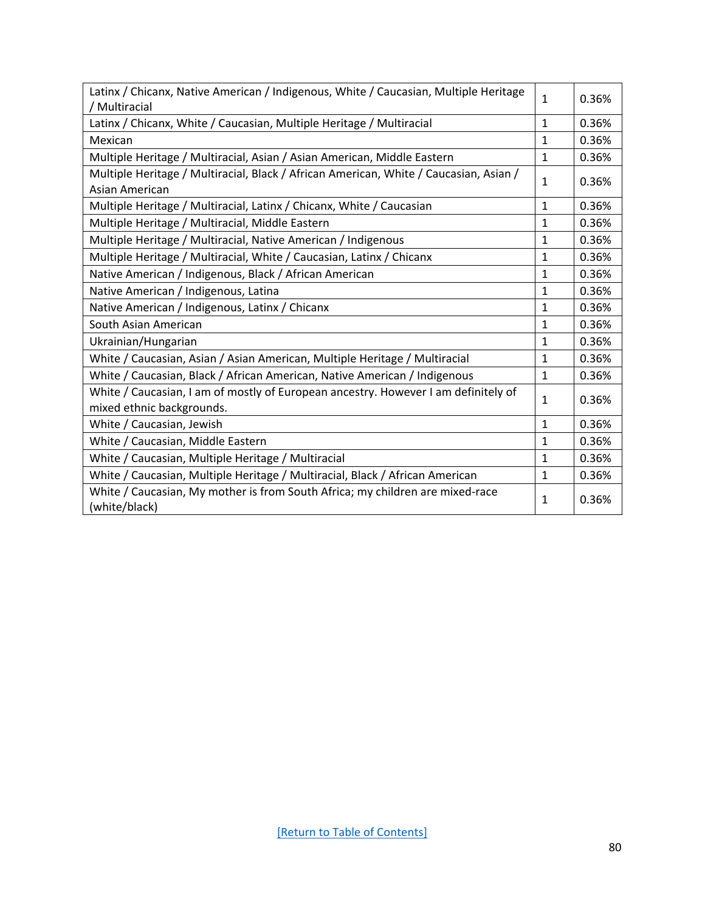| | | |
|---|---|---|
| Latinx / Chicanx, Native American / Indigenous, White / Caucasian, Multiple Heritage / Multiracial | 1 | 0.36% |
| Latinx / Chicanx, White / Caucasian, Multiple Heritage / Multiracial | 1 | 0.36% |
| Mexican | 1 | 0.36% |
| Multiple Heritage / Multiracial, Asian / Asian American, Middle Eastern | 1 | 0.36% |
| Multiple Heritage / Multiracial, Black / African American, White / Caucasian, Asian / Asian American | 1 | 0.36% |
| Multiple Heritage / Multiracial, Latinx / Chicanx, White / Caucasian | 1 | 0.36% |
| Multiple Heritage / Multiracial, Middle Eastern | 1 | 0.36% |
| Multiple Heritage / Multiracial, Native American / Indigenous | 1 | 0.36% |
| Multiple Heritage / Multiracial, White / Caucasian, Latinx / Chicanx | 1 | 0.36% |
| Native American / Indigenous, Black / African American | 1 | 0.36% |
| Native American / Indigenous, Latina | 1 | 0.36% |
| Native American / Indigenous, Latinx / Chicanx | 1 | 0.36% |
| South Asian American | 1 | 0.36% |
| Ukrainian/Hungarian | 1 | 0.36% |
| White / Caucasian, Asian / Asian American, Multiple Heritage / Multiracial | 1 | 0.36% |
| White / Caucasian, Black / African American, Native American / Indigenous | 1 | 0.36% |
| White / Caucasian, I am of mostly of European ancestry. However I am definitely of mixed ethnic backgrounds. | 1 | 0.36% |
| White / Caucasian, Jewish | 1 | 0.36% |
| White / Caucasian, Middle Eastern | 1 | 0.36% |
| White / Caucasian, Multiple Heritage / Multiracial | 1 | 0.36% |
| White / Caucasian, Multiple Heritage / Multiracial, Black / African American | 1 | 0.36% |
| White / Caucasian, My mother is from South Africa; my children are mixed-race (white/black) | 1 | 0.36% |

[Return to Table of Contents]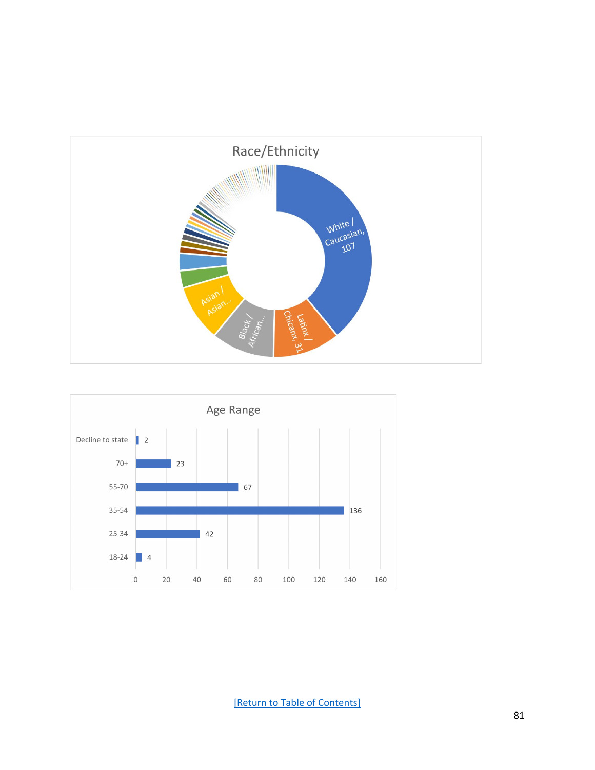## Race/Ethnicity

| Race/Ethnicity | Count |
|---|---|
| White / Caucasian | 107 |
| Latinx / Chicanx | 31 |
| Black / African... | |
| Asian / Asian... | |

## Age Range

| Age Range | Count |
|---|---|
| Decline to state | 2 |
| 70+ | 23 |
| 55-70 | 67 |
| 35-54 | 136 |
| 25-34 | 42 |
| 18-24 | 4 |

[Return to Table of Contents]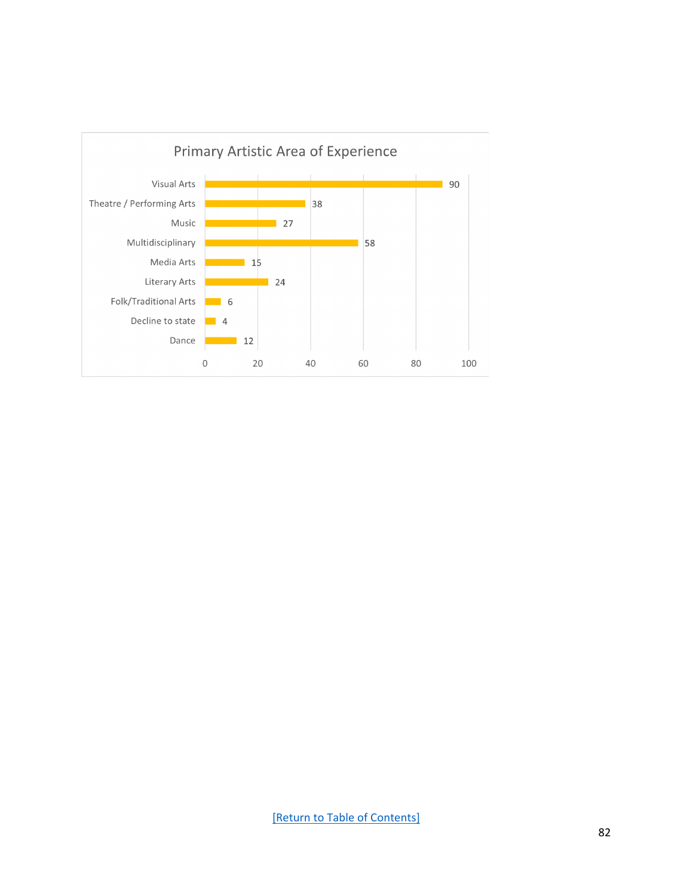Primary Artistic Area of Experience

Visual Arts 90

Theatre / Performing Arts 38

Music 27

Multidisciplinary 58

Media Arts 15

Literary Arts 24

Folk/Traditional Arts 6

Decline to state 4

Dance 12

0 20 40 60 80 100

[Return to Table of Contents]